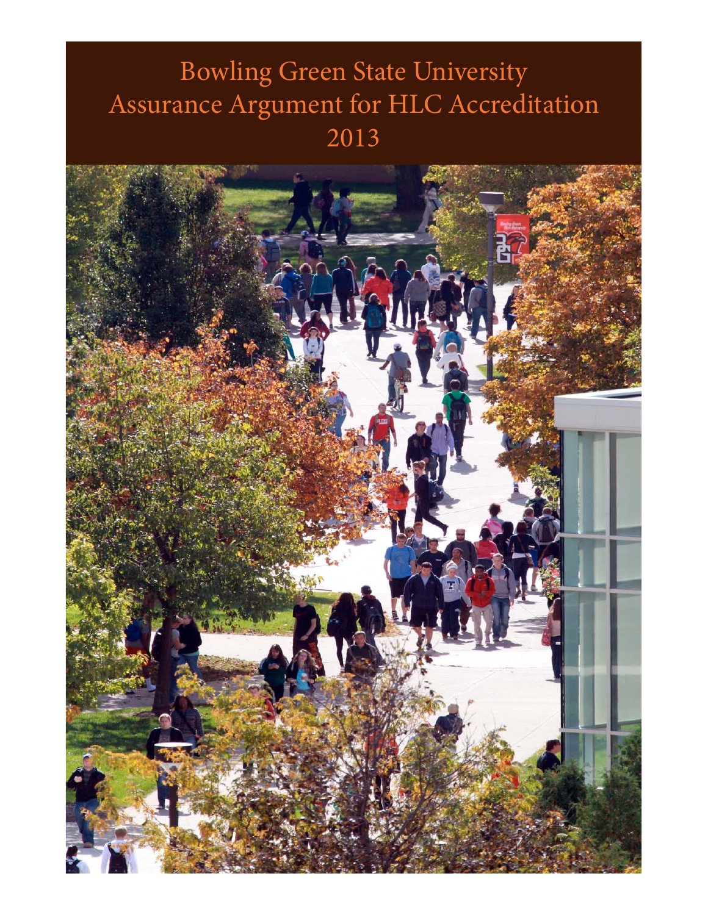# Bowling Green State University
# Assurance Argument for HLC Accreditation
# 2013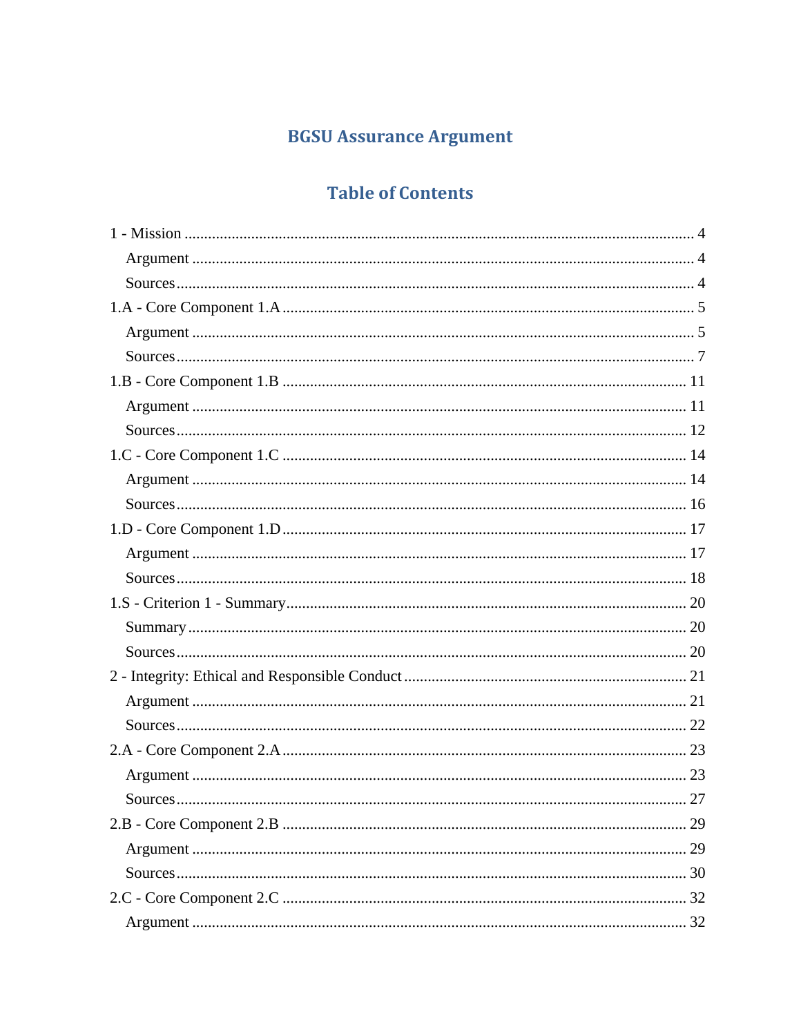# BGSU Assurance Argument

## Table of Contents

1 - Mission ........................................................................................................ 4
- Argument ........................................................................................................ 4
- Sources ........................................................................................................ 4

1.A - Core Component 1.A ........................................................................................................ 5
- Argument ........................................................................................................ 5
- Sources ........................................................................................................ 7

1.B - Core Component 1.B ........................................................................................................ 11
- Argument ........................................................................................................ 11
- Sources ........................................................................................................ 12

1.C - Core Component 1.C ........................................................................................................ 14
- Argument ........................................................................................................ 14
- Sources ........................................................................................................ 16

1.D - Core Component 1.D ........................................................................................................ 17
- Argument ........................................................................................................ 17
- Sources ........................................................................................................ 18

1.S - Criterion 1 - Summary ........................................................................................................ 20
- Summary ........................................................................................................ 20
- Sources ........................................................................................................ 20

2 - Integrity: Ethical and Responsible Conduct ........................................................................................................ 21
- Argument ........................................................................................................ 21
- Sources ........................................................................................................ 22

2.A - Core Component 2.A ........................................................................................................ 23
- Argument ........................................................................................................ 23
- Sources ........................................................................................................ 27

2.B - Core Component 2.B ........................................................................................................ 29
- Argument ........................................................................................................ 29
- Sources ........................................................................................................ 30

2.C - Core Component 2.C ........................................................................................................ 32
- Argument ........................................................................................................ 32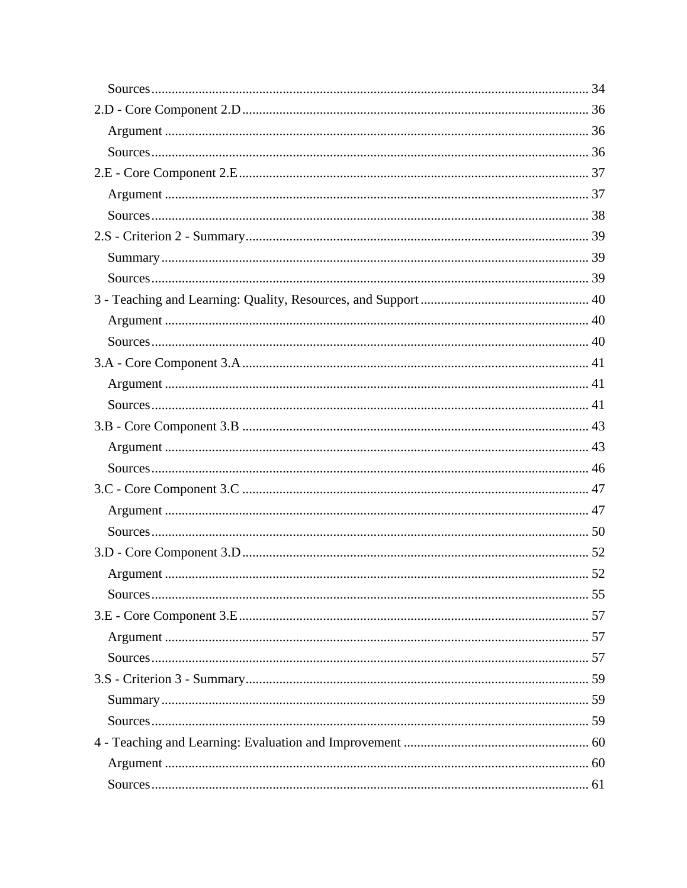Sources ........ 34
2.D - Core Component 2.D ........ 36
Argument ........ 36
Sources ........ 36
2.E - Core Component 2.E ........ 37
Argument ........ 37
Sources ........ 38
2.S - Criterion 2 - Summary ........ 39
Summary ........ 39
Sources ........ 39
3 - Teaching and Learning: Quality, Resources, and Support ........ 40
Argument ........ 40
Sources ........ 40
3.A - Core Component 3.A ........ 41
Argument ........ 41
Sources ........ 41
3.B - Core Component 3.B ........ 43
Argument ........ 43
Sources ........ 46
3.C - Core Component 3.C ........ 47
Argument ........ 47
Sources ........ 50
3.D - Core Component 3.D ........ 52
Argument ........ 52
Sources ........ 55
3.E - Core Component 3.E ........ 57
Argument ........ 57
Sources ........ 57
3.S - Criterion 3 - Summary ........ 59
Summary ........ 59
Sources ........ 59
4 - Teaching and Learning: Evaluation and Improvement ........ 60
Argument ........ 60
Sources ........ 61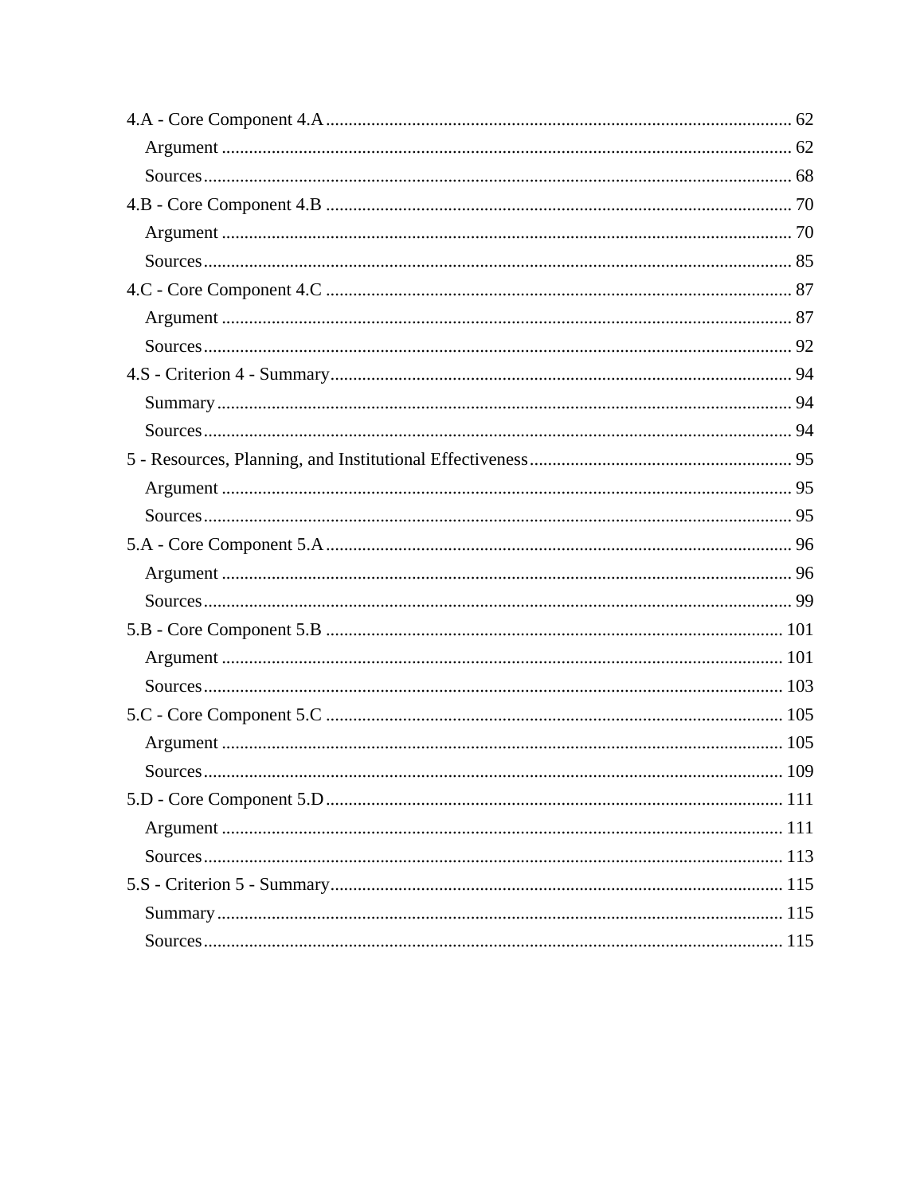4.A - Core Component 4.A ..... 62
- Argument ..... 62
- Sources ..... 68

4.B - Core Component 4.B ..... 70
- Argument ..... 70
- Sources ..... 85

4.C - Core Component 4.C ..... 87
- Argument ..... 87
- Sources ..... 92

4.S - Criterion 4 - Summary ..... 94
- Summary ..... 94
- Sources ..... 94

5 - Resources, Planning, and Institutional Effectiveness ..... 95
- Argument ..... 95
- Sources ..... 95

5.A - Core Component 5.A ..... 96
- Argument ..... 96
- Sources ..... 99

5.B - Core Component 5.B ..... 101
- Argument ..... 101
- Sources ..... 103

5.C - Core Component 5.C ..... 105
- Argument ..... 105
- Sources ..... 109

5.D - Core Component 5.D ..... 111
- Argument ..... 111
- Sources ..... 113

5.S - Criterion 5 - Summary ..... 115
- Summary ..... 115
- Sources ..... 115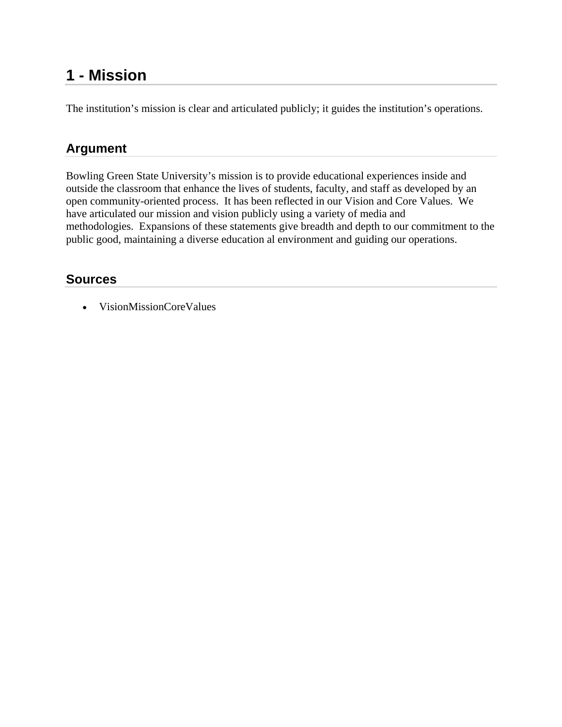# 1 - Mission

The institution's mission is clear and articulated publicly; it guides the institution's operations.

## Argument

Bowling Green State University's mission is to provide educational experiences inside and outside the classroom that enhance the lives of students, faculty, and staff as developed by an open community-oriented process. It has been reflected in our Vision and Core Values. We have articulated our mission and vision publicly using a variety of media and methodologies. Expansions of these statements give breadth and depth to our commitment to the public good, maintaining a diverse education al environment and guiding our operations.

## Sources

- VisionMissionCoreValues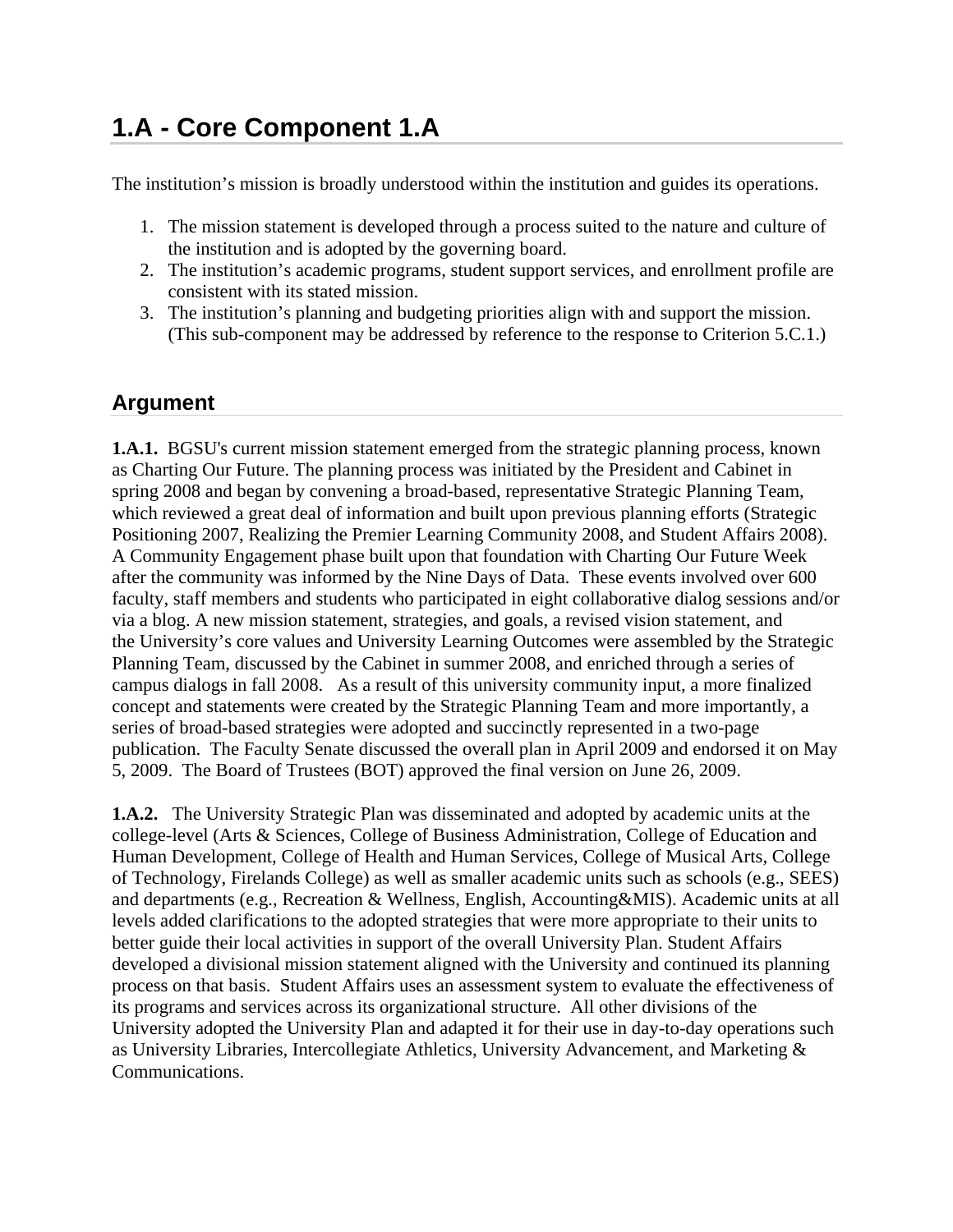# 1.A - Core Component 1.A

The institution's mission is broadly understood within the institution and guides its operations.

1. The mission statement is developed through a process suited to the nature and culture of the institution and is adopted by the governing board.
2. The institution's academic programs, student support services, and enrollment profile are consistent with its stated mission.
3. The institution's planning and budgeting priorities align with and support the mission. (This sub-component may be addressed by reference to the response to Criterion 5.C.1.)

## Argument

**1.A.1.** BGSU's current mission statement emerged from the strategic planning process, known as Charting Our Future. The planning process was initiated by the President and Cabinet in spring 2008 and began by convening a broad-based, representative Strategic Planning Team, which reviewed a great deal of information and built upon previous planning efforts (Strategic Positioning 2007, Realizing the Premier Learning Community 2008, and Student Affairs 2008). A Community Engagement phase built upon that foundation with Charting Our Future Week after the community was informed by the Nine Days of Data. These events involved over 600 faculty, staff members and students who participated in eight collaborative dialog sessions and/or via a blog. A new mission statement, strategies, and goals, a revised vision statement, and the University's core values and University Learning Outcomes were assembled by the Strategic Planning Team, discussed by the Cabinet in summer 2008, and enriched through a series of campus dialogs in fall 2008. As a result of this university community input, a more finalized concept and statements were created by the Strategic Planning Team and more importantly, a series of broad-based strategies were adopted and succinctly represented in a two-page publication. The Faculty Senate discussed the overall plan in April 2009 and endorsed it on May 5, 2009. The Board of Trustees (BOT) approved the final version on June 26, 2009.

**1.A.2.** The University Strategic Plan was disseminated and adopted by academic units at the college-level (Arts & Sciences, College of Business Administration, College of Education and Human Development, College of Health and Human Services, College of Musical Arts, College of Technology, Firelands College) as well as smaller academic units such as schools (e.g., SEES) and departments (e.g., Recreation & Wellness, English, Accounting&MIS). Academic units at all levels added clarifications to the adopted strategies that were more appropriate to their units to better guide their local activities in support of the overall University Plan. Student Affairs developed a divisional mission statement aligned with the University and continued its planning process on that basis. Student Affairs uses an assessment system to evaluate the effectiveness of its programs and services across its organizational structure. All other divisions of the University adopted the University Plan and adapted it for their use in day-to-day operations such as University Libraries, Intercollegiate Athletics, University Advancement, and Marketing & Communications.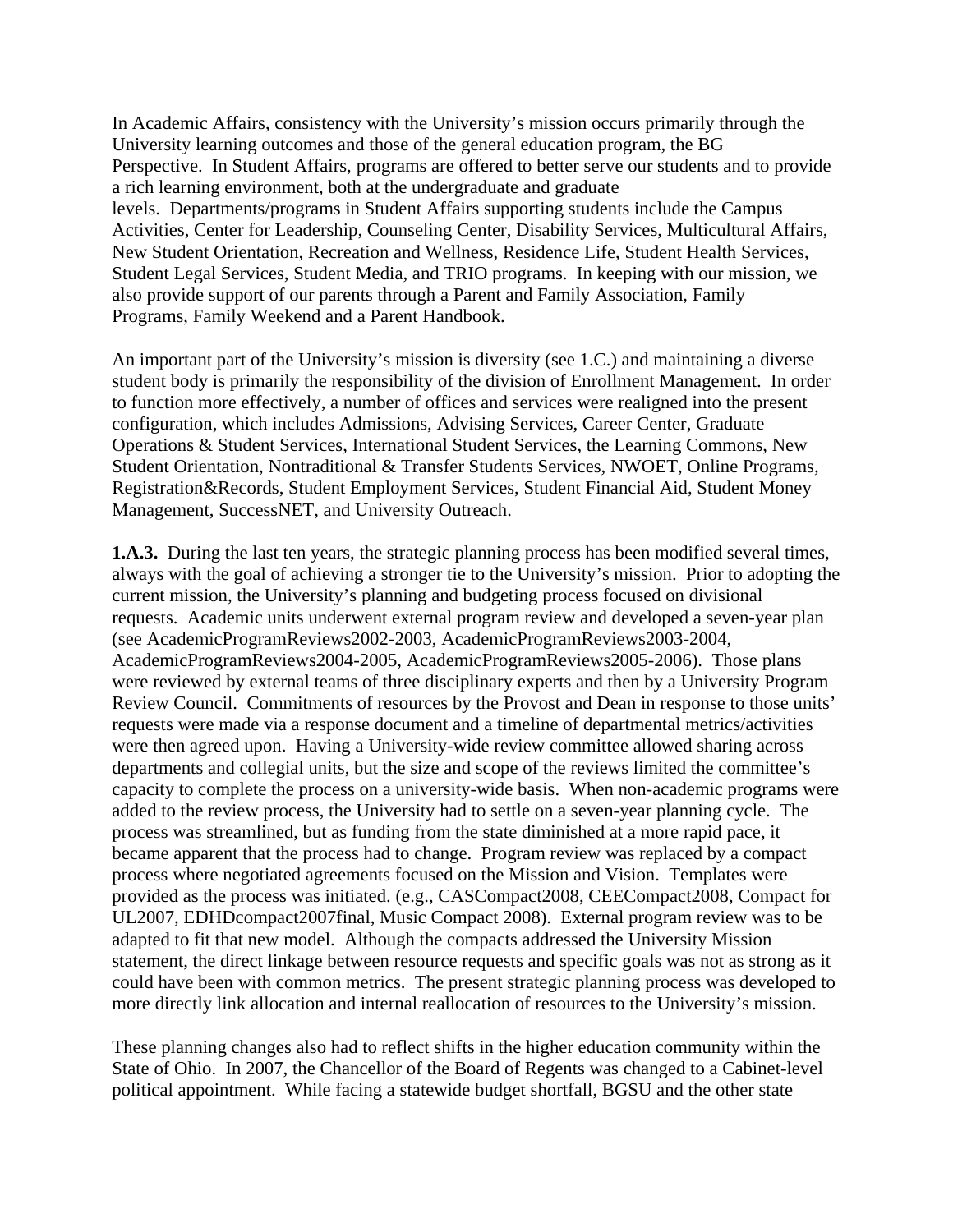In Academic Affairs, consistency with the University's mission occurs primarily through the University learning outcomes and those of the general education program, the BG Perspective.  In Student Affairs, programs are offered to better serve our students and to provide a rich learning environment, both at the undergraduate and graduate levels.  Departments/programs in Student Affairs supporting students include the Campus Activities, Center for Leadership, Counseling Center, Disability Services, Multicultural Affairs, New Student Orientation, Recreation and Wellness, Residence Life, Student Health Services, Student Legal Services, Student Media, and TRIO programs.  In keeping with our mission, we also provide support of our parents through a Parent and Family Association, Family Programs, Family Weekend and a Parent Handbook.

An important part of the University's mission is diversity (see 1.C.) and maintaining a diverse student body is primarily the responsibility of the division of Enrollment Management.  In order to function more effectively, a number of offices and services were realigned into the present configuration, which includes Admissions, Advising Services, Career Center, Graduate Operations & Student Services, International Student Services, the Learning Commons, New Student Orientation, Nontraditional & Transfer Students Services, NWOET, Online Programs, Registration&Records, Student Employment Services, Student Financial Aid, Student Money Management, SuccessNET, and University Outreach.

**1.A.3.**  During the last ten years, the strategic planning process has been modified several times, always with the goal of achieving a stronger tie to the University's mission.  Prior to adopting the current mission, the University's planning and budgeting process focused on divisional requests.  Academic units underwent external program review and developed a seven-year plan (see AcademicProgramReviews2002-2003, AcademicProgramReviews2003-2004, AcademicProgramReviews2004-2005, AcademicProgramReviews2005-2006).  Those plans were reviewed by external teams of three disciplinary experts and then by a University Program Review Council.  Commitments of resources by the Provost and Dean in response to those units' requests were made via a response document and a timeline of departmental metrics/activities were then agreed upon.  Having a University-wide review committee allowed sharing across departments and collegial units, but the size and scope of the reviews limited the committee's capacity to complete the process on a university-wide basis.  When non-academic programs were added to the review process, the University had to settle on a seven-year planning cycle.  The process was streamlined, but as funding from the state diminished at a more rapid pace, it became apparent that the process had to change.  Program review was replaced by a compact process where negotiated agreements focused on the Mission and Vision.  Templates were provided as the process was initiated. (e.g., CASCompact2008, CEECompact2008, Compact for UL2007, EDHDcompact2007final, Music Compact 2008).  External program review was to be adapted to fit that new model.  Although the compacts addressed the University Mission statement, the direct linkage between resource requests and specific goals was not as strong as it could have been with common metrics.  The present strategic planning process was developed to more directly link allocation and internal reallocation of resources to the University's mission.

These planning changes also had to reflect shifts in the higher education community within the State of Ohio.  In 2007, the Chancellor of the Board of Regents was changed to a Cabinet-level political appointment.  While facing a statewide budget shortfall, BGSU and the other state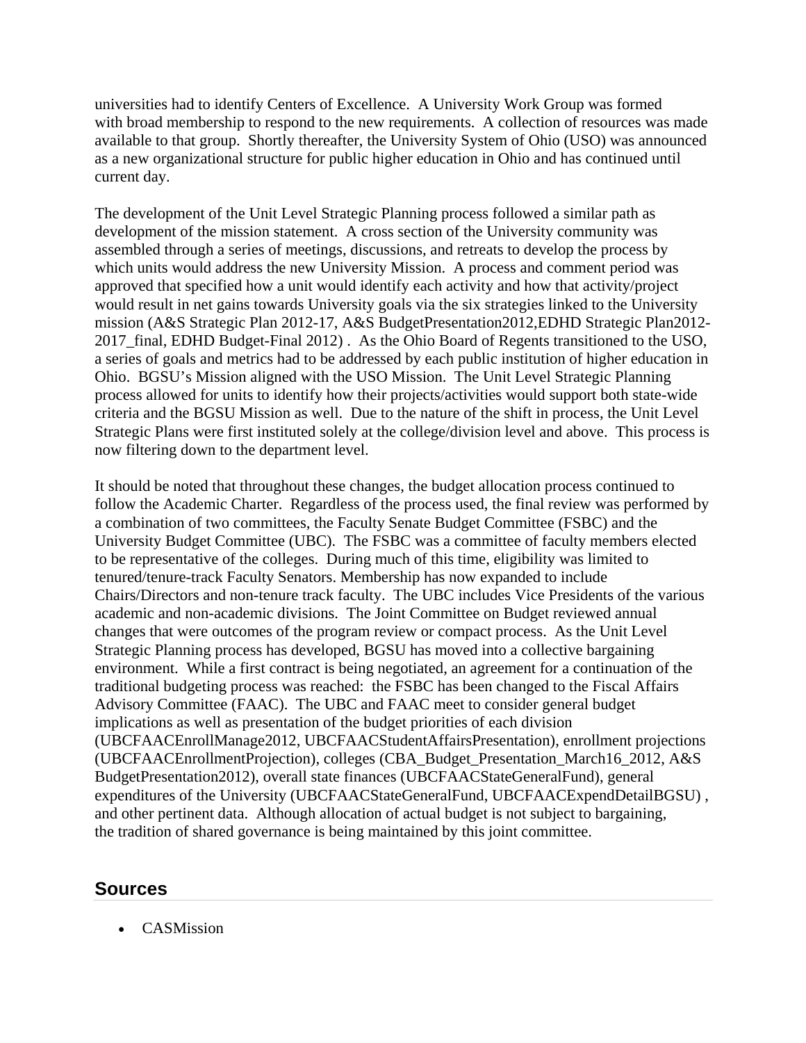universities had to identify Centers of Excellence. A University Work Group was formed with broad membership to respond to the new requirements. A collection of resources was made available to that group. Shortly thereafter, the University System of Ohio (USO) was announced as a new organizational structure for public higher education in Ohio and has continued until current day.

The development of the Unit Level Strategic Planning process followed a similar path as development of the mission statement. A cross section of the University community was assembled through a series of meetings, discussions, and retreats to develop the process by which units would address the new University Mission. A process and comment period was approved that specified how a unit would identify each activity and how that activity/project would result in net gains towards University goals via the six strategies linked to the University mission (A&S Strategic Plan 2012-17, A&S BudgetPresentation2012,EDHD Strategic Plan2012-2017_final, EDHD Budget-Final 2012) . As the Ohio Board of Regents transitioned to the USO, a series of goals and metrics had to be addressed by each public institution of higher education in Ohio. BGSU's Mission aligned with the USO Mission. The Unit Level Strategic Planning process allowed for units to identify how their projects/activities would support both state-wide criteria and the BGSU Mission as well. Due to the nature of the shift in process, the Unit Level Strategic Plans were first instituted solely at the college/division level and above. This process is now filtering down to the department level.

It should be noted that throughout these changes, the budget allocation process continued to follow the Academic Charter. Regardless of the process used, the final review was performed by a combination of two committees, the Faculty Senate Budget Committee (FSBC) and the University Budget Committee (UBC). The FSBC was a committee of faculty members elected to be representative of the colleges. During much of this time, eligibility was limited to tenured/tenure-track Faculty Senators. Membership has now expanded to include Chairs/Directors and non-tenure track faculty. The UBC includes Vice Presidents of the various academic and non-academic divisions. The Joint Committee on Budget reviewed annual changes that were outcomes of the program review or compact process. As the Unit Level Strategic Planning process has developed, BGSU has moved into a collective bargaining environment. While a first contract is being negotiated, an agreement for a continuation of the traditional budgeting process was reached: the FSBC has been changed to the Fiscal Affairs Advisory Committee (FAAC). The UBC and FAAC meet to consider general budget implications as well as presentation of the budget priorities of each division (UBCFAACEnrollManage2012, UBCFAACStudentAffairsPresentation), enrollment projections (UBCFAACEnrollmentProjection), colleges (CBA_Budget_Presentation_March16_2012, A&S BudgetPresentation2012), overall state finances (UBCFAACStateGeneralFund), general expenditures of the University (UBCFAACStateGeneralFund, UBCFAACExpendDetailBGSU) , and other pertinent data. Although allocation of actual budget is not subject to bargaining, the tradition of shared governance is being maintained by this joint committee.

## Sources

- CASMission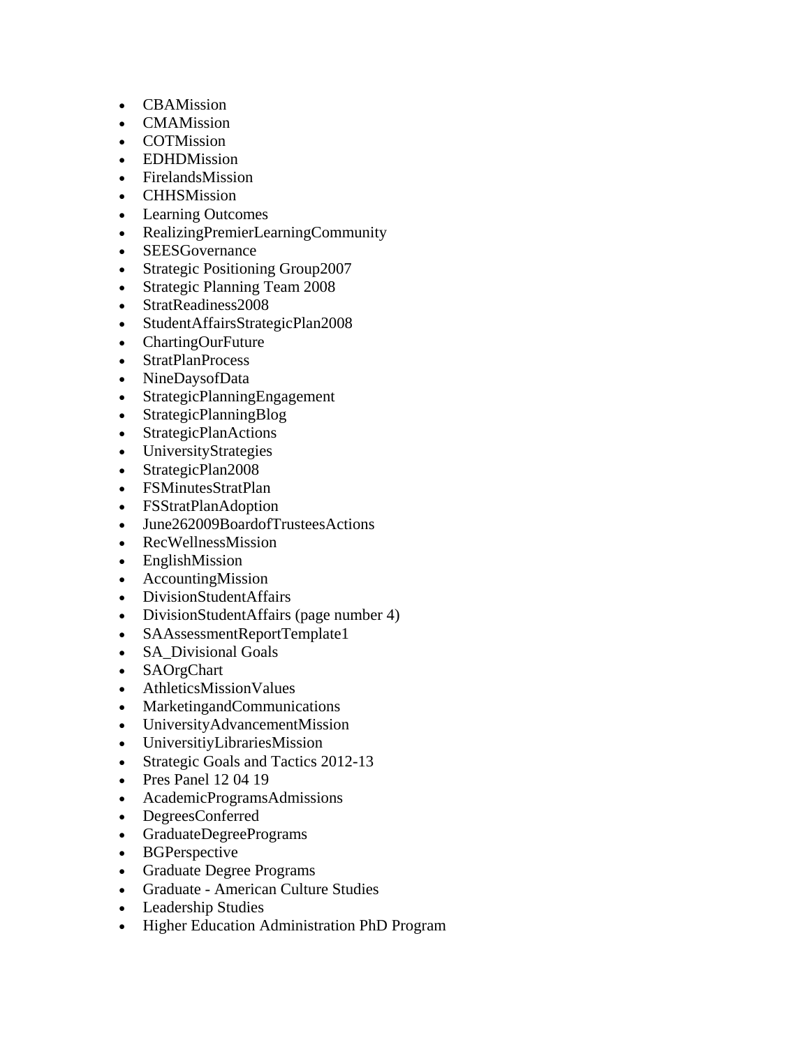- CBAMission
- CMAMission
- COTMission
- EDHDMission
- FirelandsMission
- CHHSMission
- Learning Outcomes
- RealizingPremierLearningCommunity
- SEESGovernance
- Strategic Positioning Group2007
- Strategic Planning Team 2008
- StratReadiness2008
- StudentAffairsStrategicPlan2008
- ChartingOurFuture
- StratPlanProcess
- NineDaysofData
- StrategicPlanningEngagement
- StrategicPlanningBlog
- StrategicPlanActions
- UniversityStrategies
- StrategicPlan2008
- FSMinutesStratPlan
- FSStratPlanAdoption
- June262009BoardofTrusteesActions
- RecWellnessMission
- EnglishMission
- AccountingMission
- DivisionStudentAffairs
- DivisionStudentAffairs (page number 4)
- SAAssessmentReportTemplate1
- SA_Divisional Goals
- SAOrgChart
- AthleticsMissionValues
- MarketingandCommunications
- UniversityAdvancementMission
- UniversitiyLibrariesMission
- Strategic Goals and Tactics 2012-13
- Pres Panel 12 04 19
- AcademicProgramsAdmissions
- DegreesConferred
- GraduateDegreePrograms
- BGPerspective
- Graduate Degree Programs
- Graduate - American Culture Studies
- Leadership Studies
- Higher Education Administration PhD Program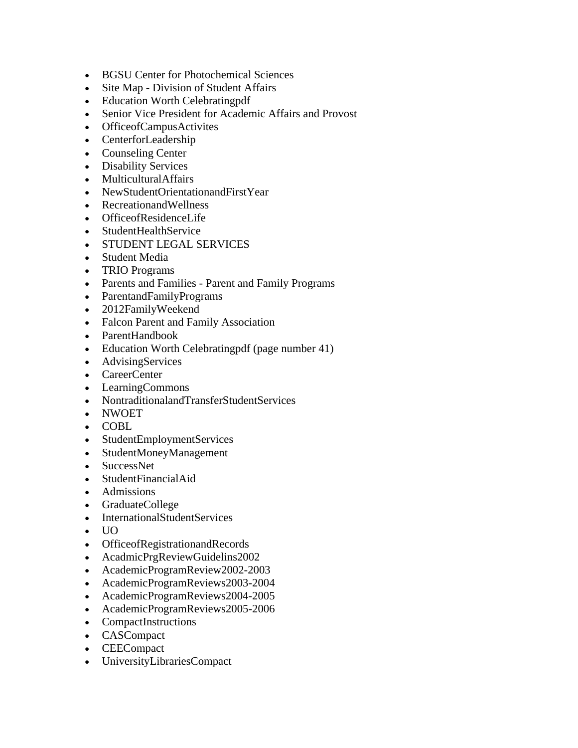- BGSU Center for Photochemical Sciences
- Site Map - Division of Student Affairs
- Education Worth Celebratingpdf
- Senior Vice President for Academic Affairs and Provost
- OfficeofCampusActivites
- CenterforLeadership
- Counseling Center
- Disability Services
- MulticulturalAffairs
- NewStudentOrientationandFirstYear
- RecreationandWellness
- OfficeofResidenceLife
- StudentHealthService
- STUDENT LEGAL SERVICES
- Student Media
- TRIO Programs
- Parents and Families - Parent and Family Programs
- ParentandFamilyPrograms
- 2012FamilyWeekend
- Falcon Parent and Family Association
- ParentHandbook
- Education Worth Celebratingpdf (page number 41)
- AdvisingServices
- CareerCenter
- LearningCommons
- NontraditionalandTransferStudentServices
- NWOET
- COBL
- StudentEmploymentServices
- StudentMoneyManagement
- SuccessNet
- StudentFinancialAid
- Admissions
- GraduateCollege
- InternationalStudentServices
- UO
- OfficeofRegistrationandRecords
- AcadmicPrgReviewGuidelins2002
- AcademicProgramReview2002-2003
- AcademicProgramReviews2003-2004
- AcademicProgramReviews2004-2005
- AcademicProgramReviews2005-2006
- CompactInstructions
- CASCompact
- CEECompact
- UniversityLibrariesCompact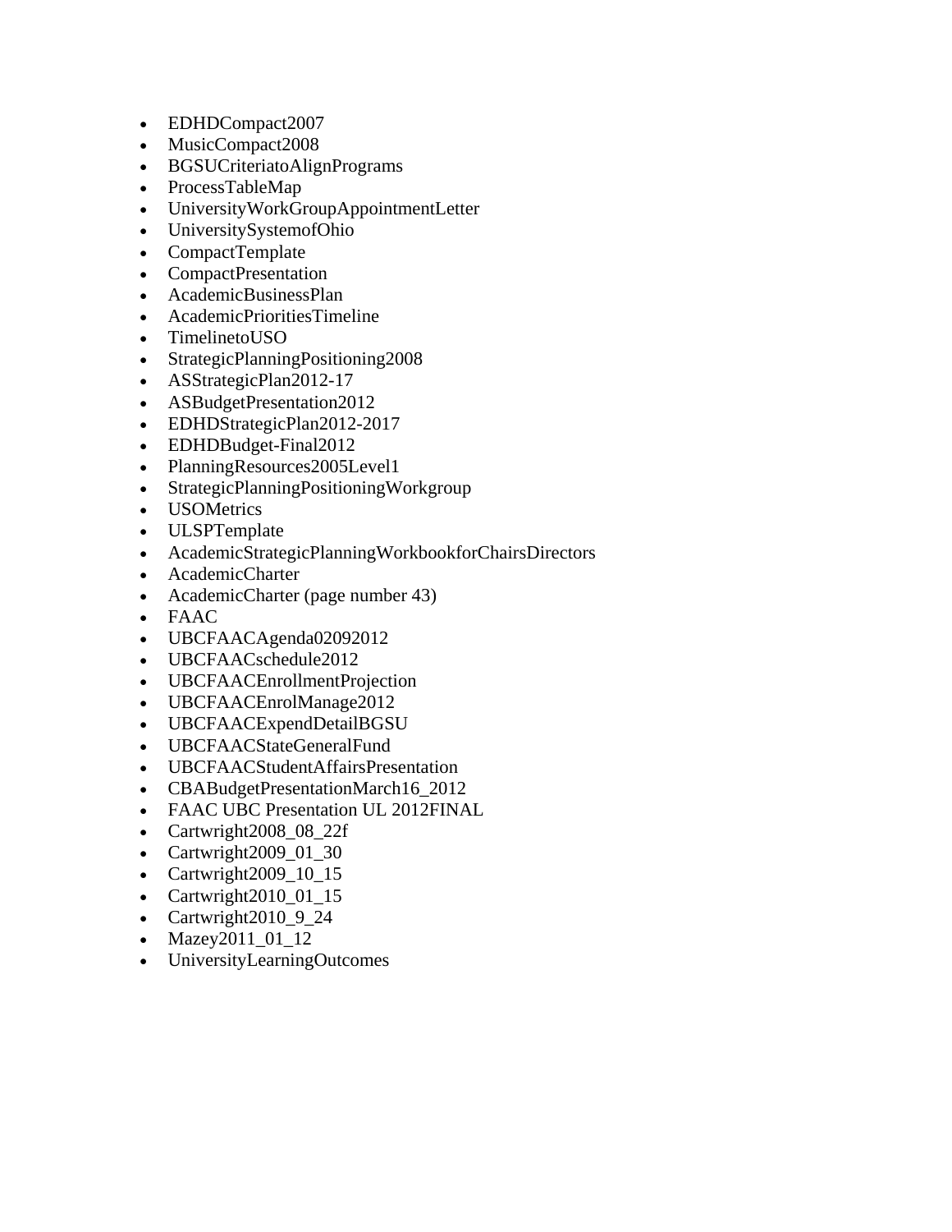- EDHDCompact2007
- MusicCompact2008
- BGSUCriteriatoAlignPrograms
- ProcessTableMap
- UniversityWorkGroupAppointmentLetter
- UniversitySystemofOhio
- CompactTemplate
- CompactPresentation
- AcademicBusinessPlan
- AcademicPrioritiesTimeline
- TimelinetoUSO
- StrategicPlanningPositioning2008
- ASStrategicPlan2012-17
- ASBudgetPresentation2012
- EDHDStrategicPlan2012-2017
- EDHDBudget-Final2012
- PlanningResources2005Level1
- StrategicPlanningPositioningWorkgroup
- USOMetrics
- ULSPTemplate
- AcademicStrategicPlanningWorkbookforChairsDirectors
- AcademicCharter
- AcademicCharter (page number 43)
- FAAC
- UBCFAACAgenda02092012
- UBCFAACschedule2012
- UBCFAACEnrollmentProjection
- UBCFAACEnrolManage2012
- UBCFAACExpendDetailBGSU
- UBCFAACStateGeneralFund
- UBCFAACStudentAffairsPresentation
- CBABudgetPresentationMarch16_2012
- FAAC UBC Presentation UL 2012FINAL
- Cartwright2008_08_22f
- Cartwright2009_01_30
- Cartwright2009_10_15
- Cartwright2010_01_15
- Cartwright2010_9_24
- Mazey2011_01_12
- UniversityLearningOutcomes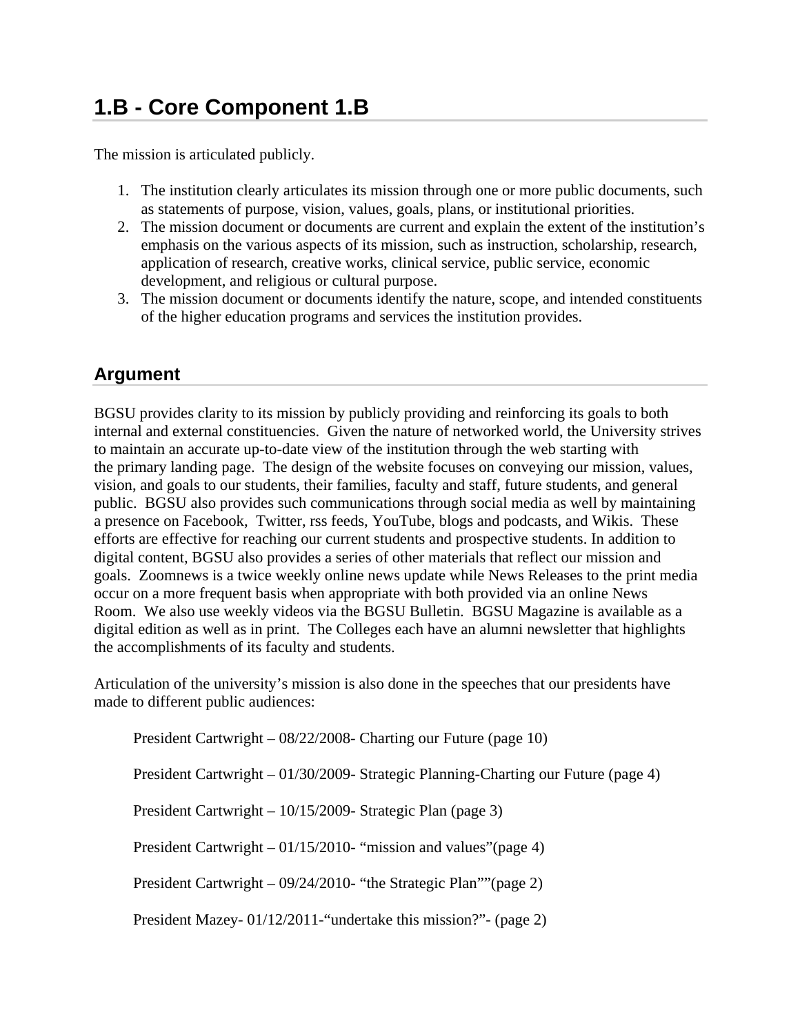## 1.B - Core Component 1.B

The mission is articulated publicly.

1. The institution clearly articulates its mission through one or more public documents, such as statements of purpose, vision, values, goals, plans, or institutional priorities.
2. The mission document or documents are current and explain the extent of the institution's emphasis on the various aspects of its mission, such as instruction, scholarship, research, application of research, creative works, clinical service, public service, economic development, and religious or cultural purpose.
3. The mission document or documents identify the nature, scope, and intended constituents of the higher education programs and services the institution provides.

### Argument

BGSU provides clarity to its mission by publicly providing and reinforcing its goals to both internal and external constituencies. Given the nature of networked world, the University strives to maintain an accurate up-to-date view of the institution through the web starting with the primary landing page. The design of the website focuses on conveying our mission, values, vision, and goals to our students, their families, faculty and staff, future students, and general public. BGSU also provides such communications through social media as well by maintaining a presence on Facebook, Twitter, rss feeds, YouTube, blogs and podcasts, and Wikis. These efforts are effective for reaching our current students and prospective students. In addition to digital content, BGSU also provides a series of other materials that reflect our mission and goals. Zoomnews is a twice weekly online news update while News Releases to the print media occur on a more frequent basis when appropriate with both provided via an online News Room. We also use weekly videos via the BGSU Bulletin. BGSU Magazine is available as a digital edition as well as in print. The Colleges each have an alumni newsletter that highlights the accomplishments of its faculty and students.

Articulation of the university's mission is also done in the speeches that our presidents have made to different public audiences:

President Cartwright – 08/22/2008- Charting our Future (page 10)

President Cartwright – 01/30/2009- Strategic Planning-Charting our Future (page 4)

President Cartwright – 10/15/2009- Strategic Plan (page 3)

President Cartwright – 01/15/2010- "mission and values"(page 4)

President Cartwright – 09/24/2010- "the Strategic Plan""(page 2)

President Mazey- 01/12/2011-"undertake this mission?"- (page 2)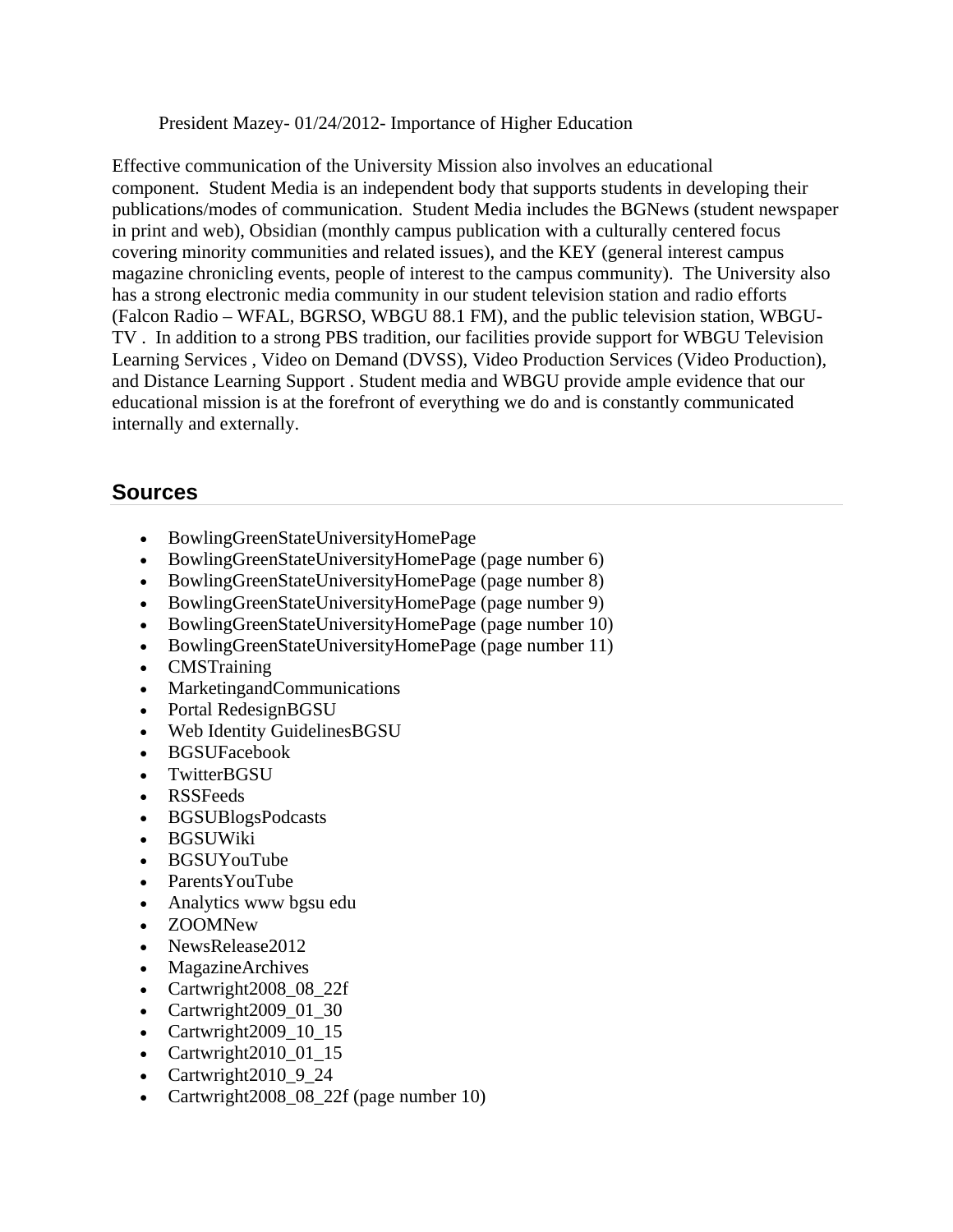President Mazey- 01/24/2012- Importance of Higher Education

Effective communication of the University Mission also involves an educational component. Student Media is an independent body that supports students in developing their publications/modes of communication. Student Media includes the BGNews (student newspaper in print and web), Obsidian (monthly campus publication with a culturally centered focus covering minority communities and related issues), and the KEY (general interest campus magazine chronicling events, people of interest to the campus community). The University also has a strong electronic media community in our student television station and radio efforts (Falcon Radio – WFAL, BGRSO, WBGU 88.1 FM), and the public television station, WBGU-TV . In addition to a strong PBS tradition, our facilities provide support for WBGU Television Learning Services , Video on Demand (DVSS), Video Production Services (Video Production), and Distance Learning Support . Student media and WBGU provide ample evidence that our educational mission is at the forefront of everything we do and is constantly communicated internally and externally.

## Sources

- BowlingGreenStateUniversityHomePage
- BowlingGreenStateUniversityHomePage (page number 6)
- BowlingGreenStateUniversityHomePage (page number 8)
- BowlingGreenStateUniversityHomePage (page number 9)
- BowlingGreenStateUniversityHomePage (page number 10)
- BowlingGreenStateUniversityHomePage (page number 11)
- CMSTraining
- MarketingandCommunications
- Portal RedesignBGSU
- Web Identity GuidelinesBGSU
- BGSUFacebook
- TwitterBGSU
- RSSFeeds
- BGSUBlogsPodcasts
- BGSUWiki
- BGSUYouTube
- ParentsYouTube
- Analytics www bgsu edu
- ZOOMNew
- NewsRelease2012
- MagazineArchives
- Cartwright2008_08_22f
- Cartwright2009_01_30
- Cartwright2009_10_15
- Cartwright2010_01_15
- Cartwright2010_9_24
- Cartwright2008_08_22f (page number 10)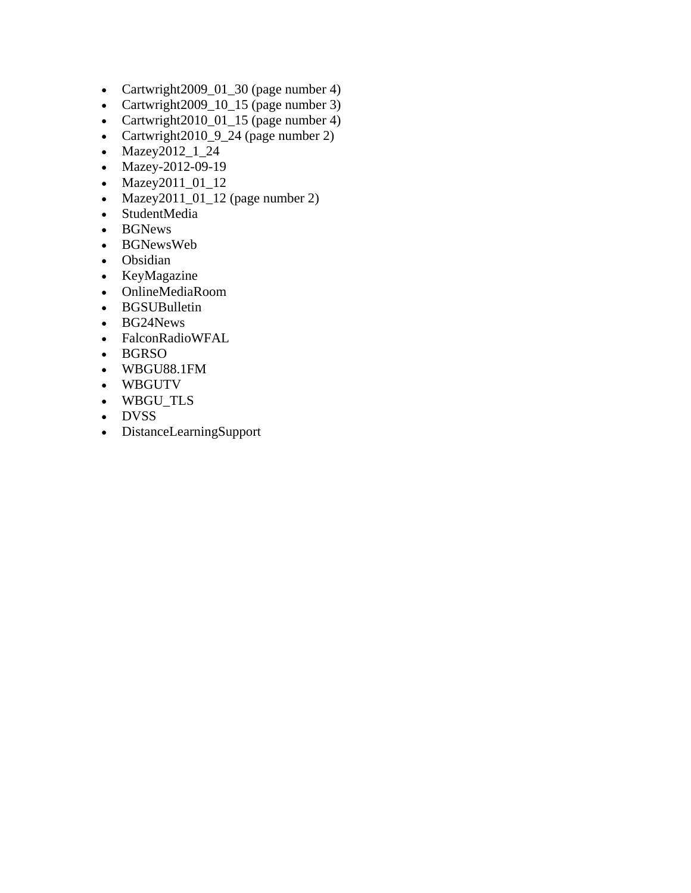- Cartwright2009_01_30 (page number 4)
- Cartwright2009_10_15 (page number 3)
- Cartwright2010_01_15 (page number 4)
- Cartwright2010_9_24 (page number 2)
- Mazey2012_1_24
- Mazey-2012-09-19
- Mazey2011_01_12
- Mazey2011_01_12 (page number 2)
- StudentMedia
- BGNews
- BGNewsWeb
- Obsidian
- KeyMagazine
- OnlineMediaRoom
- BGSUBulletin
- BG24News
- FalconRadioWFAL
- BGRSO
- WBGU88.1FM
- WBGUTV
- WBGU_TLS
- DVSS
- DistanceLearningSupport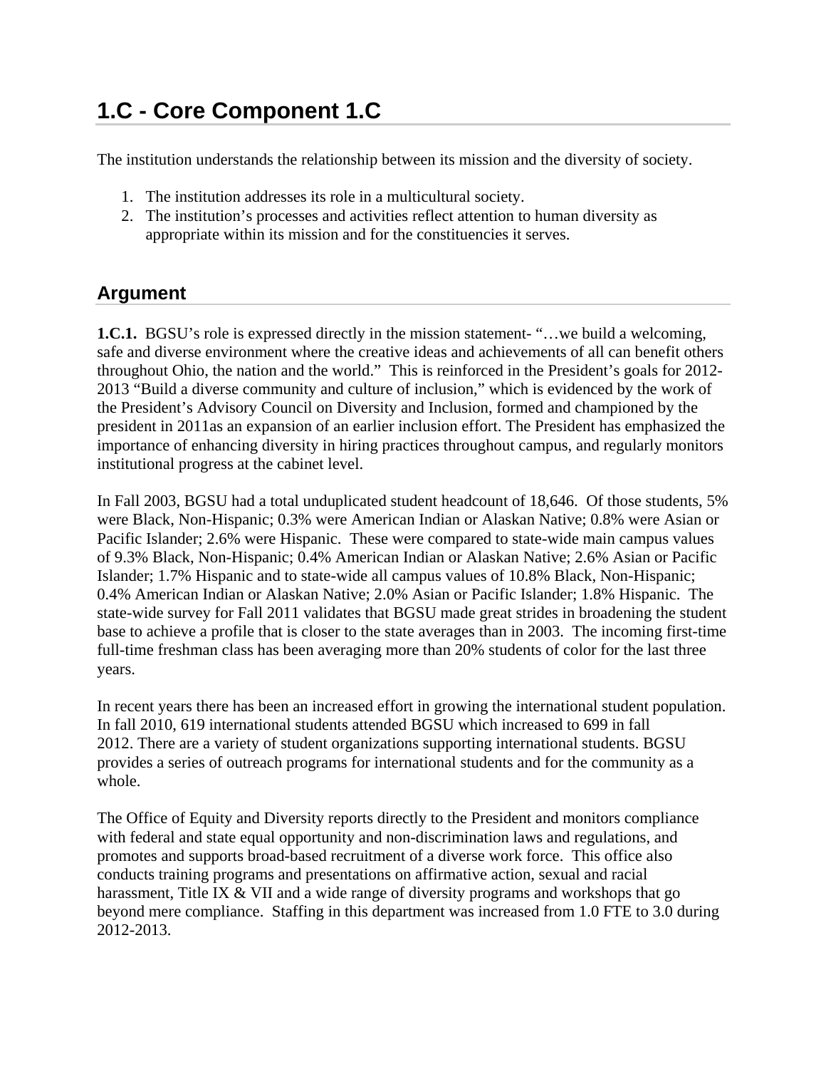# 1.C - Core Component 1.C

The institution understands the relationship between its mission and the diversity of society.

1. The institution addresses its role in a multicultural society.
2. The institution's processes and activities reflect attention to human diversity as appropriate within its mission and for the constituencies it serves.

## Argument

**1.C.1.** BGSU's role is expressed directly in the mission statement- "…we build a welcoming, safe and diverse environment where the creative ideas and achievements of all can benefit others throughout Ohio, the nation and the world." This is reinforced in the President's goals for 2012-2013 "Build a diverse community and culture of inclusion," which is evidenced by the work of the President's Advisory Council on Diversity and Inclusion, formed and championed by the president in 2011as an expansion of an earlier inclusion effort. The President has emphasized the importance of enhancing diversity in hiring practices throughout campus, and regularly monitors institutional progress at the cabinet level.

In Fall 2003, BGSU had a total unduplicated student headcount of 18,646. Of those students, 5% were Black, Non-Hispanic; 0.3% were American Indian or Alaskan Native; 0.8% were Asian or Pacific Islander; 2.6% were Hispanic. These were compared to state-wide main campus values of 9.3% Black, Non-Hispanic; 0.4% American Indian or Alaskan Native; 2.6% Asian or Pacific Islander; 1.7% Hispanic and to state-wide all campus values of 10.8% Black, Non-Hispanic; 0.4% American Indian or Alaskan Native; 2.0% Asian or Pacific Islander; 1.8% Hispanic. The state-wide survey for Fall 2011 validates that BGSU made great strides in broadening the student base to achieve a profile that is closer to the state averages than in 2003. The incoming first-time full-time freshman class has been averaging more than 20% students of color for the last three years.

In recent years there has been an increased effort in growing the international student population. In fall 2010, 619 international students attended BGSU which increased to 699 in fall 2012. There are a variety of student organizations supporting international students. BGSU provides a series of outreach programs for international students and for the community as a whole.

The Office of Equity and Diversity reports directly to the President and monitors compliance with federal and state equal opportunity and non-discrimination laws and regulations, and promotes and supports broad-based recruitment of a diverse work force. This office also conducts training programs and presentations on affirmative action, sexual and racial harassment, Title IX & VII and a wide range of diversity programs and workshops that go beyond mere compliance. Staffing in this department was increased from 1.0 FTE to 3.0 during 2012-2013.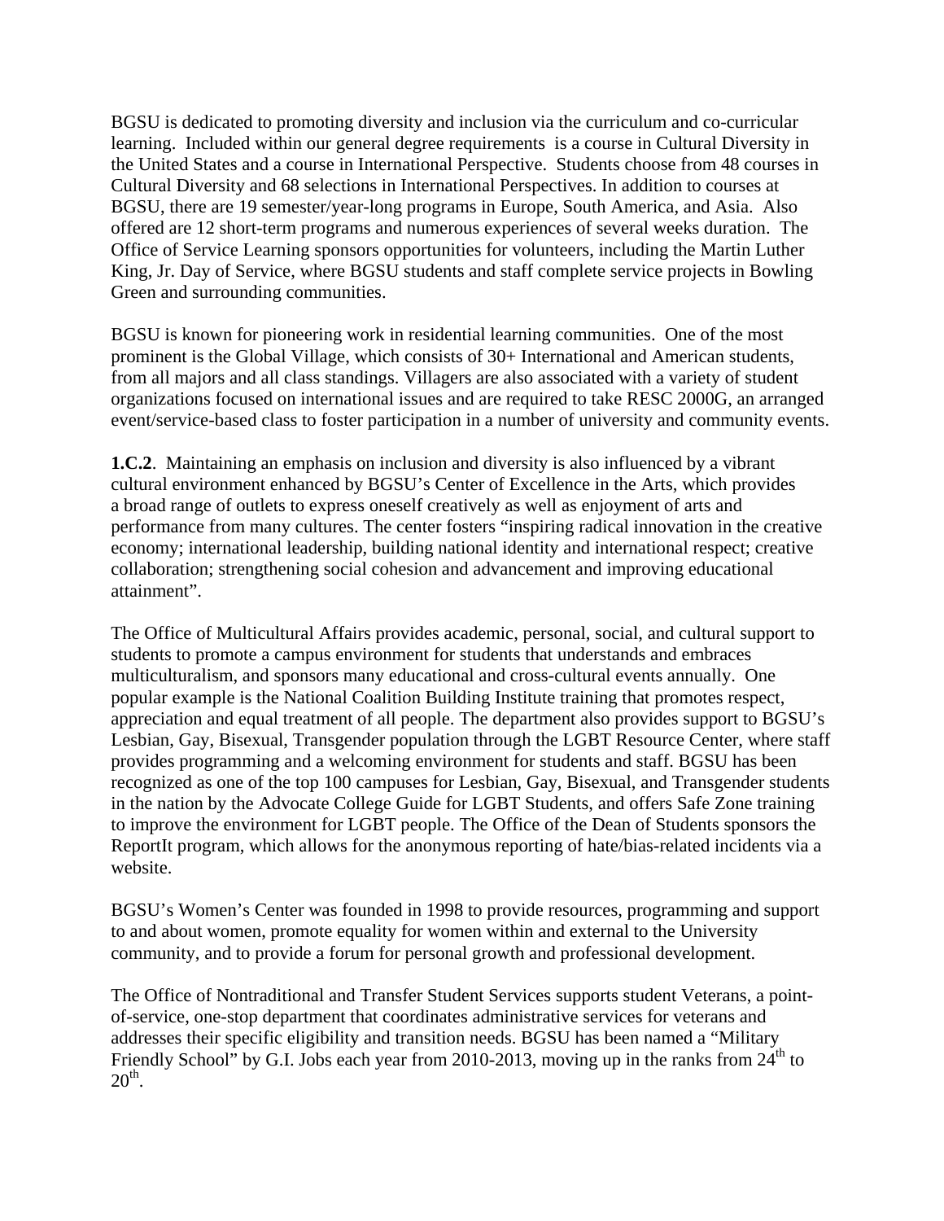BGSU is dedicated to promoting diversity and inclusion via the curriculum and co-curricular learning. Included within our general degree requirements is a course in Cultural Diversity in the United States and a course in International Perspective. Students choose from 48 courses in Cultural Diversity and 68 selections in International Perspectives. In addition to courses at BGSU, there are 19 semester/year-long programs in Europe, South America, and Asia. Also offered are 12 short-term programs and numerous experiences of several weeks duration. The Office of Service Learning sponsors opportunities for volunteers, including the Martin Luther King, Jr. Day of Service, where BGSU students and staff complete service projects in Bowling Green and surrounding communities.

BGSU is known for pioneering work in residential learning communities. One of the most prominent is the Global Village, which consists of 30+ International and American students, from all majors and all class standings. Villagers are also associated with a variety of student organizations focused on international issues and are required to take RESC 2000G, an arranged event/service-based class to foster participation in a number of university and community events.

**1.C.2**. Maintaining an emphasis on inclusion and diversity is also influenced by a vibrant cultural environment enhanced by BGSU's Center of Excellence in the Arts, which provides a broad range of outlets to express oneself creatively as well as enjoyment of arts and performance from many cultures. The center fosters "inspiring radical innovation in the creative economy; international leadership, building national identity and international respect; creative collaboration; strengthening social cohesion and advancement and improving educational attainment".

The Office of Multicultural Affairs provides academic, personal, social, and cultural support to students to promote a campus environment for students that understands and embraces multiculturalism, and sponsors many educational and cross-cultural events annually. One popular example is the National Coalition Building Institute training that promotes respect, appreciation and equal treatment of all people. The department also provides support to BGSU's Lesbian, Gay, Bisexual, Transgender population through the LGBT Resource Center, where staff provides programming and a welcoming environment for students and staff. BGSU has been recognized as one of the top 100 campuses for Lesbian, Gay, Bisexual, and Transgender students in the nation by the Advocate College Guide for LGBT Students, and offers Safe Zone training to improve the environment for LGBT people. The Office of the Dean of Students sponsors the ReportIt program, which allows for the anonymous reporting of hate/bias-related incidents via a website.

BGSU's Women's Center was founded in 1998 to provide resources, programming and support to and about women, promote equality for women within and external to the University community, and to provide a forum for personal growth and professional development.

The Office of Nontraditional and Transfer Student Services supports student Veterans, a point-of-service, one-stop department that coordinates administrative services for veterans and addresses their specific eligibility and transition needs. BGSU has been named a "Military Friendly School" by G.I. Jobs each year from 2010-2013, moving up in the ranks from 24th to 20th.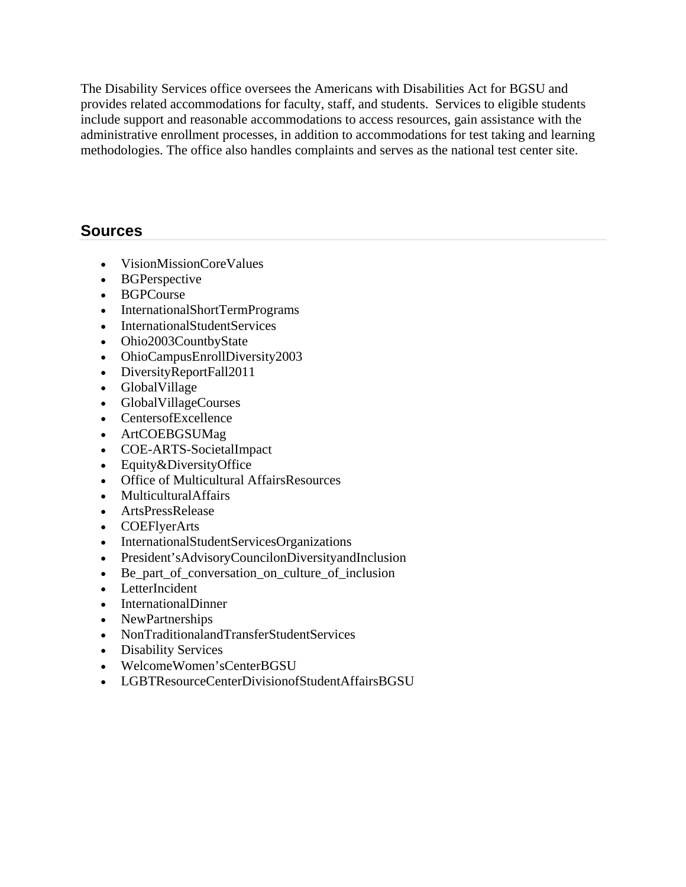The Disability Services office oversees the Americans with Disabilities Act for BGSU and provides related accommodations for faculty, staff, and students. Services to eligible students include support and reasonable accommodations to access resources, gain assistance with the administrative enrollment processes, in addition to accommodations for test taking and learning methodologies. The office also handles complaints and serves as the national test center site.

## Sources

- VisionMissionCoreValues
- BGPerspective
- BGPCourse
- InternationalShortTermPrograms
- InternationalStudentServices
- Ohio2003CountbyState
- OhioCampusEnrollDiversity2003
- DiversityReportFall2011
- GlobalVillage
- GlobalVillageCourses
- CentersofExcellence
- ArtCOEBGSUMag
- COE-ARTS-SocietalImpact
- Equity&DiversityOffice
- Office of Multicultural AffairsResources
- MulticulturalAffairs
- ArtsPressRelease
- COEFlyerArts
- InternationalStudentServicesOrganizations
- President'sAdvisoryCouncilonDiversityandInclusion
- Be_part_of_conversation_on_culture_of_inclusion
- LetterIncident
- InternationalDinner
- NewPartnerships
- NonTraditionalandTransferStudentServices
- Disability Services
- WelcomeWomen'sCenterBGSU
- LGBTResourceCenterDivisionofStudentAffairsBGSU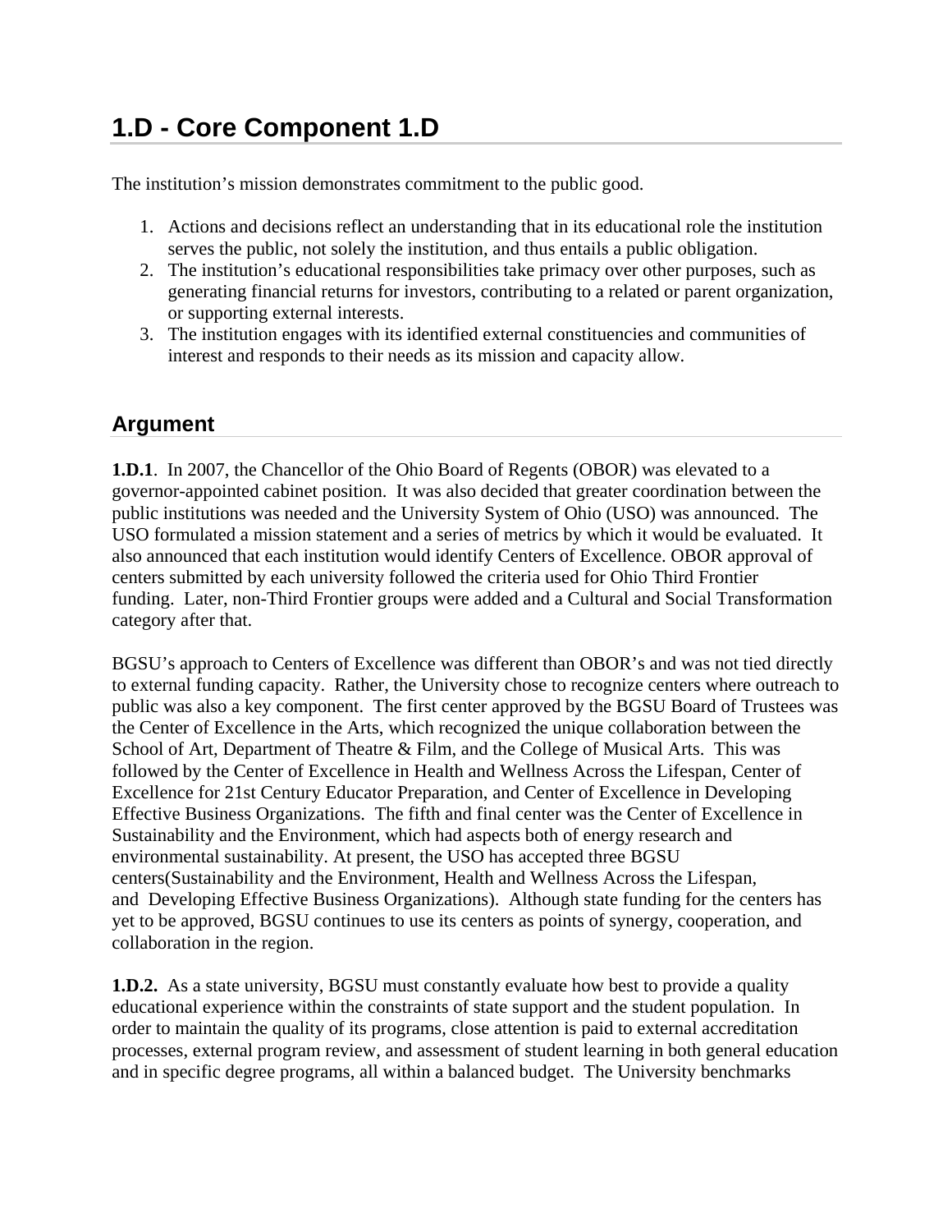# 1.D - Core Component 1.D

The institution's mission demonstrates commitment to the public good.

1. Actions and decisions reflect an understanding that in its educational role the institution serves the public, not solely the institution, and thus entails a public obligation.
2. The institution's educational responsibilities take primacy over other purposes, such as generating financial returns for investors, contributing to a related or parent organization, or supporting external interests.
3. The institution engages with its identified external constituencies and communities of interest and responds to their needs as its mission and capacity allow.

## Argument

**1.D.1**. In 2007, the Chancellor of the Ohio Board of Regents (OBOR) was elevated to a governor-appointed cabinet position. It was also decided that greater coordination between the public institutions was needed and the University System of Ohio (USO) was announced. The USO formulated a mission statement and a series of metrics by which it would be evaluated. It also announced that each institution would identify Centers of Excellence. OBOR approval of centers submitted by each university followed the criteria used for Ohio Third Frontier funding. Later, non-Third Frontier groups were added and a Cultural and Social Transformation category after that.

BGSU's approach to Centers of Excellence was different than OBOR's and was not tied directly to external funding capacity. Rather, the University chose to recognize centers where outreach to public was also a key component. The first center approved by the BGSU Board of Trustees was the Center of Excellence in the Arts, which recognized the unique collaboration between the School of Art, Department of Theatre & Film, and the College of Musical Arts. This was followed by the Center of Excellence in Health and Wellness Across the Lifespan, Center of Excellence for 21st Century Educator Preparation, and Center of Excellence in Developing Effective Business Organizations. The fifth and final center was the Center of Excellence in Sustainability and the Environment, which had aspects both of energy research and environmental sustainability. At present, the USO has accepted three BGSU centers(Sustainability and the Environment, Health and Wellness Across the Lifespan, and Developing Effective Business Organizations). Although state funding for the centers has yet to be approved, BGSU continues to use its centers as points of synergy, cooperation, and collaboration in the region.

**1.D.2.** As a state university, BGSU must constantly evaluate how best to provide a quality educational experience within the constraints of state support and the student population. In order to maintain the quality of its programs, close attention is paid to external accreditation processes, external program review, and assessment of student learning in both general education and in specific degree programs, all within a balanced budget. The University benchmarks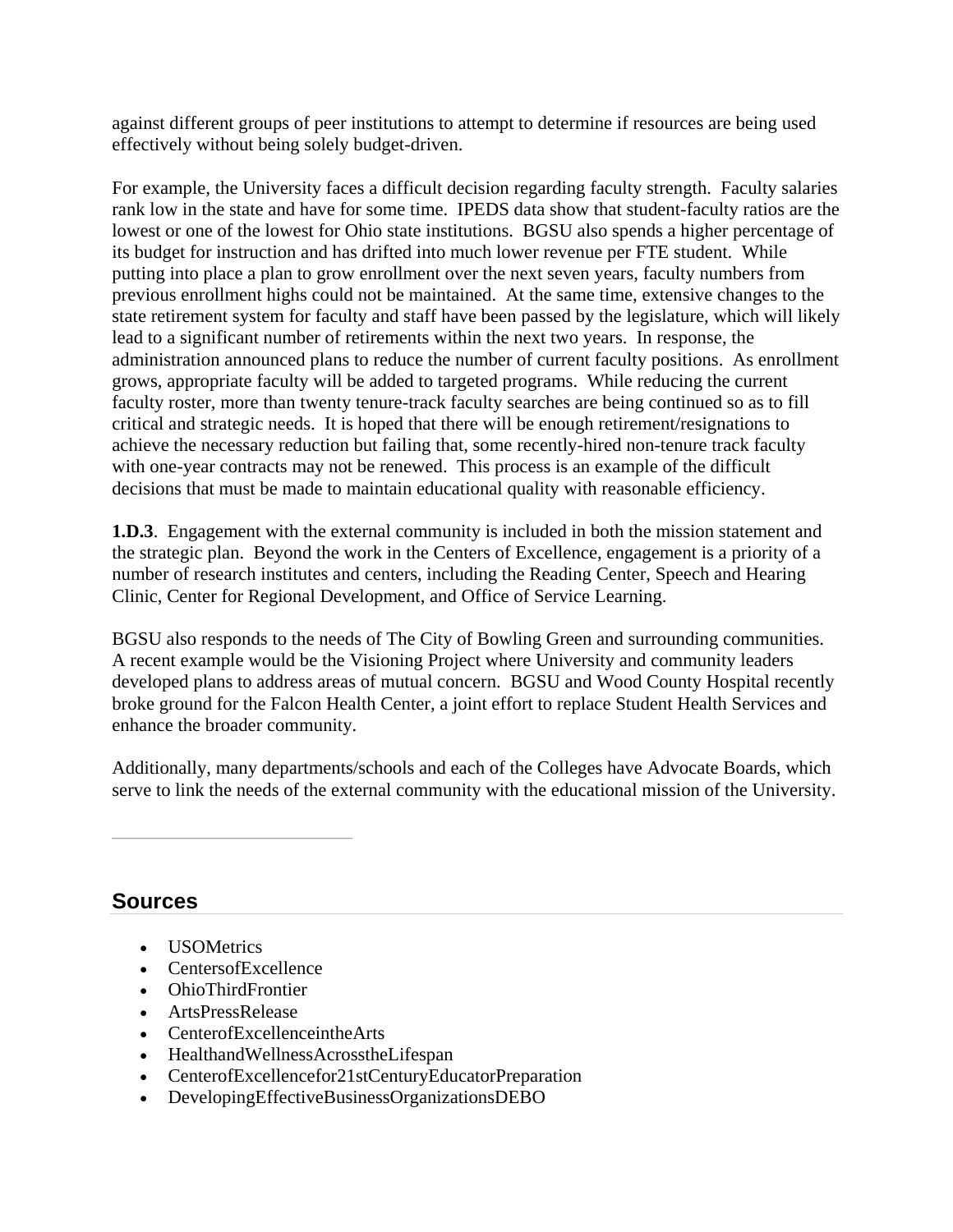against different groups of peer institutions to attempt to determine if resources are being used effectively without being solely budget-driven.

For example, the University faces a difficult decision regarding faculty strength. Faculty salaries rank low in the state and have for some time. IPEDS data show that student-faculty ratios are the lowest or one of the lowest for Ohio state institutions. BGSU also spends a higher percentage of its budget for instruction and has drifted into much lower revenue per FTE student. While putting into place a plan to grow enrollment over the next seven years, faculty numbers from previous enrollment highs could not be maintained. At the same time, extensive changes to the state retirement system for faculty and staff have been passed by the legislature, which will likely lead to a significant number of retirements within the next two years. In response, the administration announced plans to reduce the number of current faculty positions. As enrollment grows, appropriate faculty will be added to targeted programs. While reducing the current faculty roster, more than twenty tenure-track faculty searches are being continued so as to fill critical and strategic needs. It is hoped that there will be enough retirement/resignations to achieve the necessary reduction but failing that, some recently-hired non-tenure track faculty with one-year contracts may not be renewed. This process is an example of the difficult decisions that must be made to maintain educational quality with reasonable efficiency.

**1.D.3**. Engagement with the external community is included in both the mission statement and the strategic plan. Beyond the work in the Centers of Excellence, engagement is a priority of a number of research institutes and centers, including the Reading Center, Speech and Hearing Clinic, Center for Regional Development, and Office of Service Learning.

BGSU also responds to the needs of The City of Bowling Green and surrounding communities. A recent example would be the Visioning Project where University and community leaders developed plans to address areas of mutual concern. BGSU and Wood County Hospital recently broke ground for the Falcon Health Center, a joint effort to replace Student Health Services and enhance the broader community.

Additionally, many departments/schools and each of the Colleges have Advocate Boards, which serve to link the needs of the external community with the educational mission of the University.

---

## Sources

- USOMetrics
- CentersofExcellence
- OhioThirdFrontier
- ArtsPressRelease
- CenterofExcellenceintheArts
- HealthandWellnessAcrosstheLifespan
- CenterofExcellencefor21stCenturyEducatorPreparation
- DevelopingEffectiveBusinessOrganizationsDEBO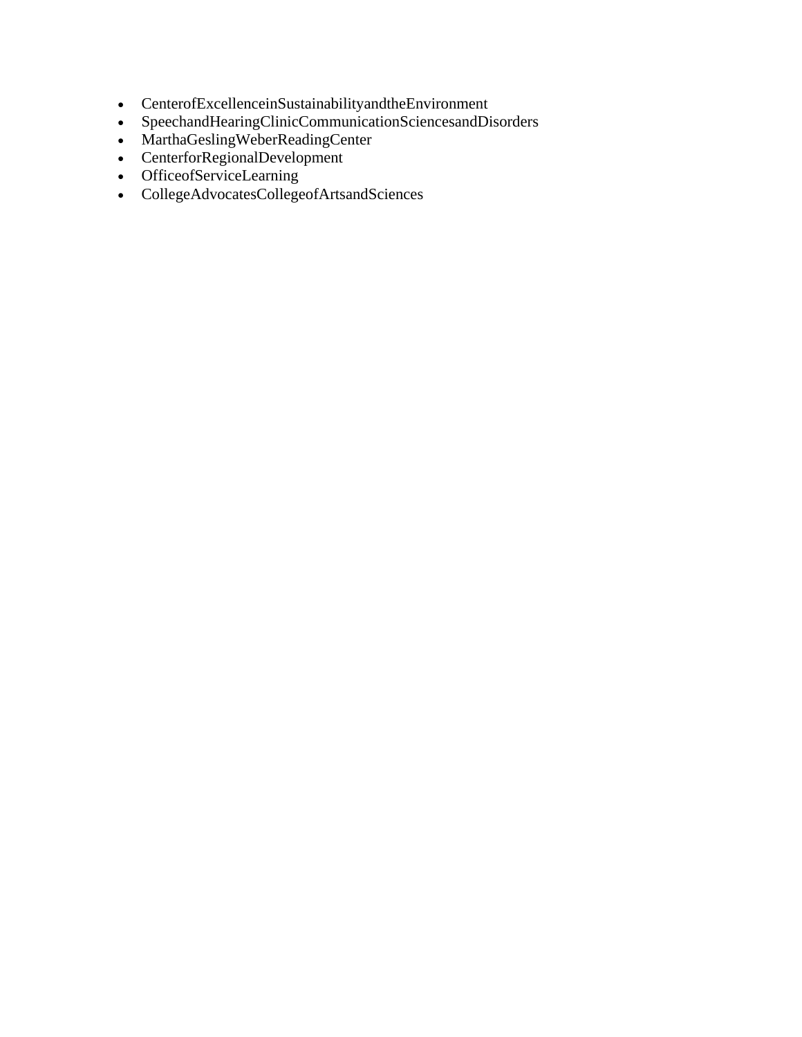- CenterofExcellenceinSustainabilityandtheEnvironment
- SpeechandHearingClinicCommunicationSciencesandDisorders
- MarthaGeslingWeberReadingCenter
- CenterforRegionalDevelopment
- OfficeofServiceLearning
- CollegeAdvocatesCollegeofArtsandSciences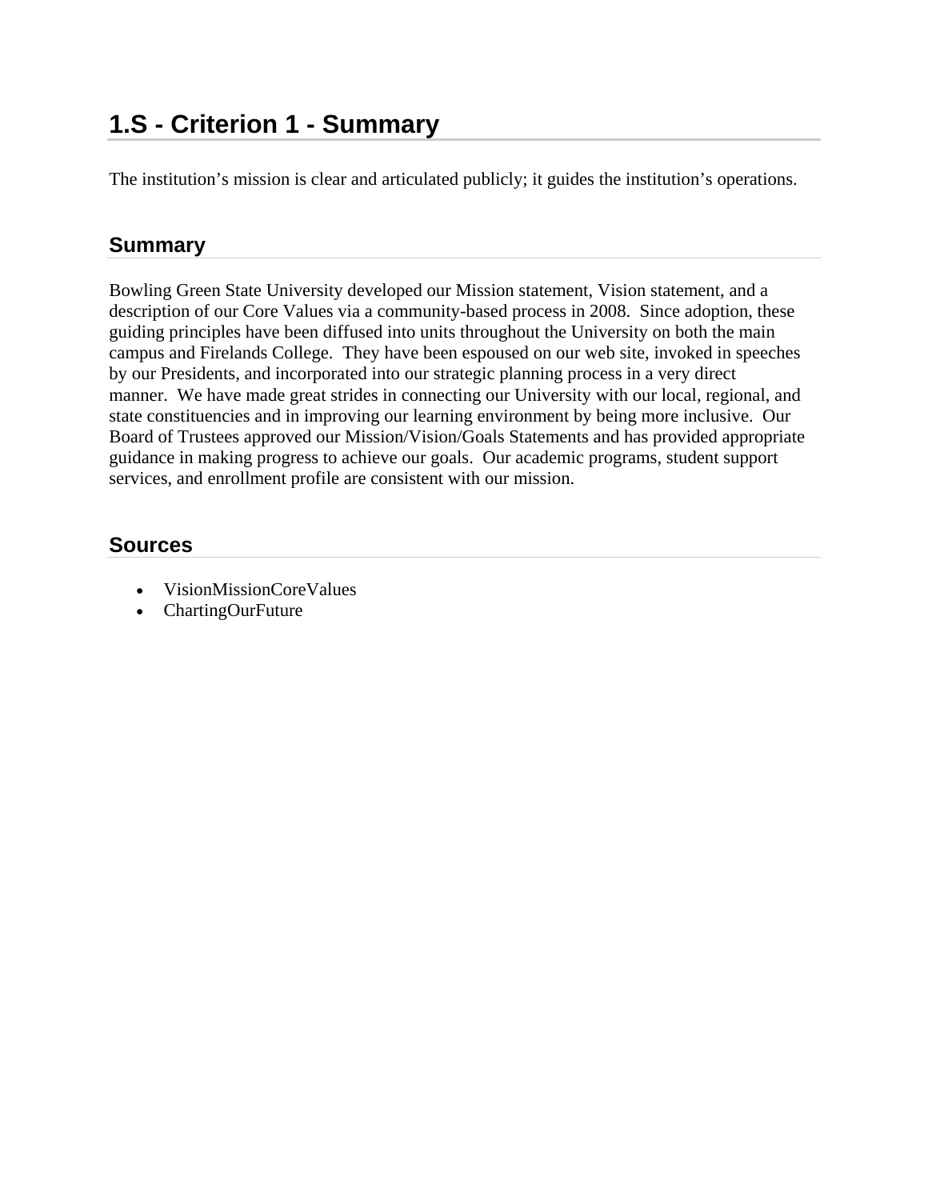# 1.S - Criterion 1 - Summary

The institution's mission is clear and articulated publicly; it guides the institution's operations.

## Summary

Bowling Green State University developed our Mission statement, Vision statement, and a description of our Core Values via a community-based process in 2008. Since adoption, these guiding principles have been diffused into units throughout the University on both the main campus and Firelands College. They have been espoused on our web site, invoked in speeches by our Presidents, and incorporated into our strategic planning process in a very direct manner. We have made great strides in connecting our University with our local, regional, and state constituencies and in improving our learning environment by being more inclusive. Our Board of Trustees approved our Mission/Vision/Goals Statements and has provided appropriate guidance in making progress to achieve our goals. Our academic programs, student support services, and enrollment profile are consistent with our mission.

## Sources

- VisionMissionCoreValues
- ChartingOurFuture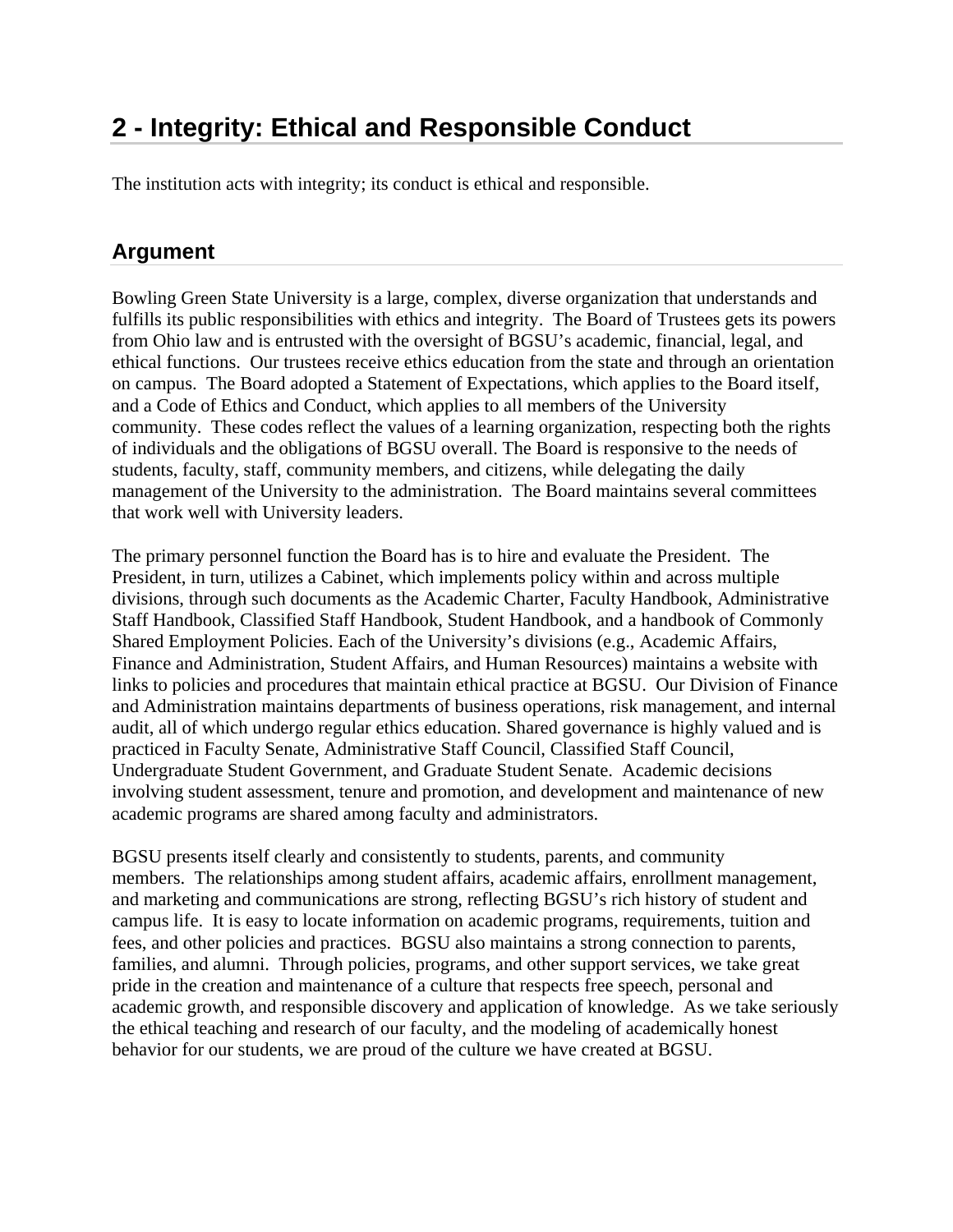# 2 - Integrity: Ethical and Responsible Conduct

The institution acts with integrity; its conduct is ethical and responsible.

## Argument

Bowling Green State University is a large, complex, diverse organization that understands and fulfills its public responsibilities with ethics and integrity. The Board of Trustees gets its powers from Ohio law and is entrusted with the oversight of BGSU's academic, financial, legal, and ethical functions. Our trustees receive ethics education from the state and through an orientation on campus. The Board adopted a Statement of Expectations, which applies to the Board itself, and a Code of Ethics and Conduct, which applies to all members of the University community. These codes reflect the values of a learning organization, respecting both the rights of individuals and the obligations of BGSU overall. The Board is responsive to the needs of students, faculty, staff, community members, and citizens, while delegating the daily management of the University to the administration. The Board maintains several committees that work well with University leaders.

The primary personnel function the Board has is to hire and evaluate the President. The President, in turn, utilizes a Cabinet, which implements policy within and across multiple divisions, through such documents as the Academic Charter, Faculty Handbook, Administrative Staff Handbook, Classified Staff Handbook, Student Handbook, and a handbook of Commonly Shared Employment Policies. Each of the University's divisions (e.g., Academic Affairs, Finance and Administration, Student Affairs, and Human Resources) maintains a website with links to policies and procedures that maintain ethical practice at BGSU. Our Division of Finance and Administration maintains departments of business operations, risk management, and internal audit, all of which undergo regular ethics education. Shared governance is highly valued and is practiced in Faculty Senate, Administrative Staff Council, Classified Staff Council, Undergraduate Student Government, and Graduate Student Senate. Academic decisions involving student assessment, tenure and promotion, and development and maintenance of new academic programs are shared among faculty and administrators.

BGSU presents itself clearly and consistently to students, parents, and community members. The relationships among student affairs, academic affairs, enrollment management, and marketing and communications are strong, reflecting BGSU's rich history of student and campus life. It is easy to locate information on academic programs, requirements, tuition and fees, and other policies and practices. BGSU also maintains a strong connection to parents, families, and alumni. Through policies, programs, and other support services, we take great pride in the creation and maintenance of a culture that respects free speech, personal and academic growth, and responsible discovery and application of knowledge. As we take seriously the ethical teaching and research of our faculty, and the modeling of academically honest behavior for our students, we are proud of the culture we have created at BGSU.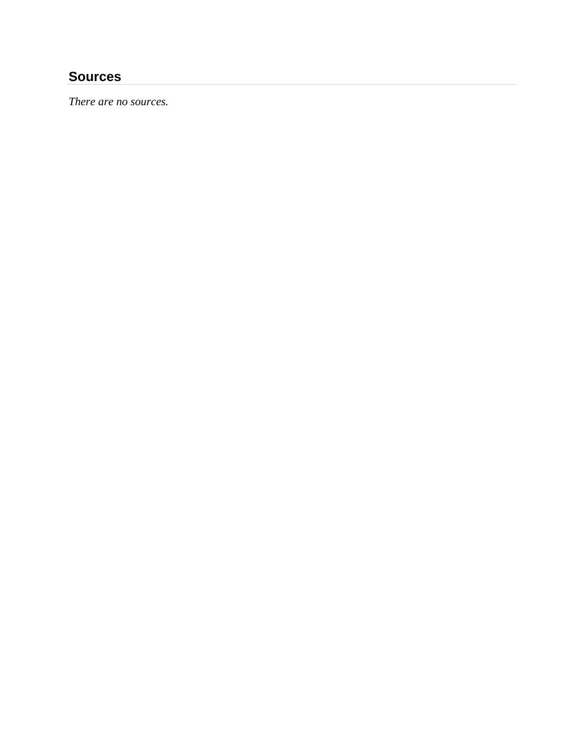## Sources

*There are no sources.*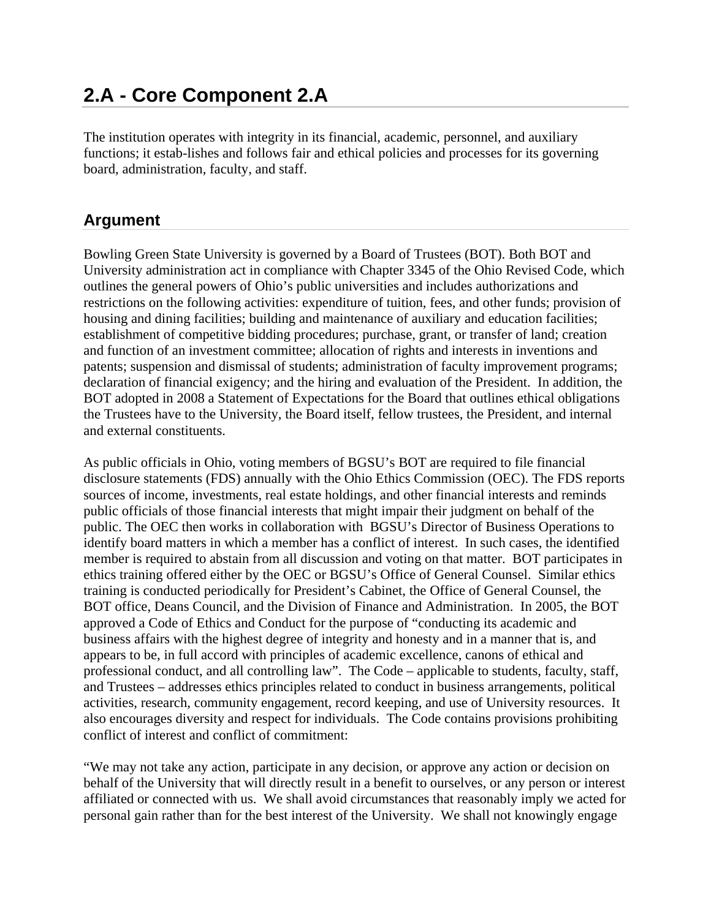# 2.A - Core Component 2.A

The institution operates with integrity in its financial, academic, personnel, and auxiliary functions; it estab-lishes and follows fair and ethical policies and processes for its governing board, administration, faculty, and staff.

## Argument

Bowling Green State University is governed by a Board of Trustees (BOT). Both BOT and University administration act in compliance with Chapter 3345 of the Ohio Revised Code, which outlines the general powers of Ohio's public universities and includes authorizations and restrictions on the following activities: expenditure of tuition, fees, and other funds; provision of housing and dining facilities; building and maintenance of auxiliary and education facilities; establishment of competitive bidding procedures; purchase, grant, or transfer of land; creation and function of an investment committee; allocation of rights and interests in inventions and patents; suspension and dismissal of students; administration of faculty improvement programs; declaration of financial exigency; and the hiring and evaluation of the President. In addition, the BOT adopted in 2008 a Statement of Expectations for the Board that outlines ethical obligations the Trustees have to the University, the Board itself, fellow trustees, the President, and internal and external constituents.

As public officials in Ohio, voting members of BGSU's BOT are required to file financial disclosure statements (FDS) annually with the Ohio Ethics Commission (OEC). The FDS reports sources of income, investments, real estate holdings, and other financial interests and reminds public officials of those financial interests that might impair their judgment on behalf of the public. The OEC then works in collaboration with BGSU's Director of Business Operations to identify board matters in which a member has a conflict of interest. In such cases, the identified member is required to abstain from all discussion and voting on that matter. BOT participates in ethics training offered either by the OEC or BGSU's Office of General Counsel. Similar ethics training is conducted periodically for President's Cabinet, the Office of General Counsel, the BOT office, Deans Council, and the Division of Finance and Administration. In 2005, the BOT approved a Code of Ethics and Conduct for the purpose of "conducting its academic and business affairs with the highest degree of integrity and honesty and in a manner that is, and appears to be, in full accord with principles of academic excellence, canons of ethical and professional conduct, and all controlling law". The Code – applicable to students, faculty, staff, and Trustees – addresses ethics principles related to conduct in business arrangements, political activities, research, community engagement, record keeping, and use of University resources. It also encourages diversity and respect for individuals. The Code contains provisions prohibiting conflict of interest and conflict of commitment:

"We may not take any action, participate in any decision, or approve any action or decision on behalf of the University that will directly result in a benefit to ourselves, or any person or interest affiliated or connected with us. We shall avoid circumstances that reasonably imply we acted for personal gain rather than for the best interest of the University. We shall not knowingly engage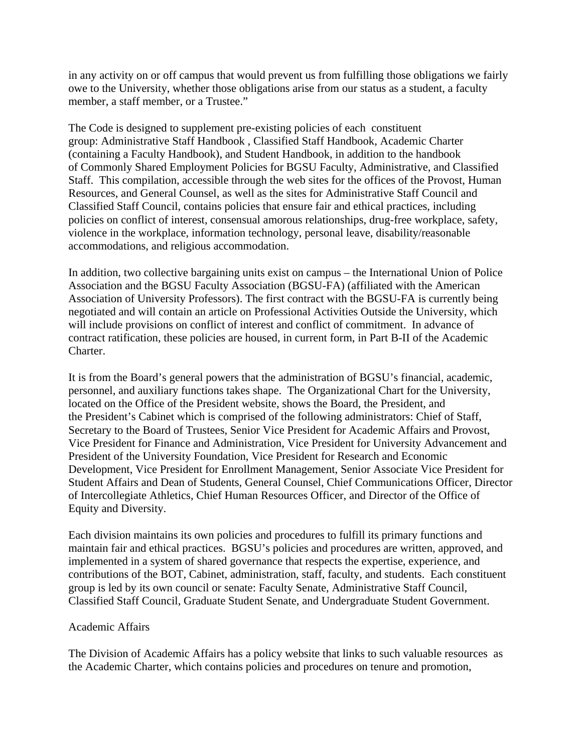in any activity on or off campus that would prevent us from fulfilling those obligations we fairly owe to the University, whether those obligations arise from our status as a student, a faculty member, a staff member, or a Trustee."

The Code is designed to supplement pre-existing policies of each constituent group: Administrative Staff Handbook , Classified Staff Handbook, Academic Charter (containing a Faculty Handbook), and Student Handbook, in addition to the handbook of Commonly Shared Employment Policies for BGSU Faculty, Administrative, and Classified Staff. This compilation, accessible through the web sites for the offices of the Provost, Human Resources, and General Counsel, as well as the sites for Administrative Staff Council and Classified Staff Council, contains policies that ensure fair and ethical practices, including policies on conflict of interest, consensual amorous relationships, drug-free workplace, safety, violence in the workplace, information technology, personal leave, disability/reasonable accommodations, and religious accommodation.

In addition, two collective bargaining units exist on campus – the International Union of Police Association and the BGSU Faculty Association (BGSU-FA) (affiliated with the American Association of University Professors). The first contract with the BGSU-FA is currently being negotiated and will contain an article on Professional Activities Outside the University, which will include provisions on conflict of interest and conflict of commitment. In advance of contract ratification, these policies are housed, in current form, in Part B-II of the Academic Charter.

It is from the Board's general powers that the administration of BGSU's financial, academic, personnel, and auxiliary functions takes shape. The Organizational Chart for the University, located on the Office of the President website, shows the Board, the President, and the President's Cabinet which is comprised of the following administrators: Chief of Staff, Secretary to the Board of Trustees, Senior Vice President for Academic Affairs and Provost, Vice President for Finance and Administration, Vice President for University Advancement and President of the University Foundation, Vice President for Research and Economic Development, Vice President for Enrollment Management, Senior Associate Vice President for Student Affairs and Dean of Students, General Counsel, Chief Communications Officer, Director of Intercollegiate Athletics, Chief Human Resources Officer, and Director of the Office of Equity and Diversity.

Each division maintains its own policies and procedures to fulfill its primary functions and maintain fair and ethical practices. BGSU's policies and procedures are written, approved, and implemented in a system of shared governance that respects the expertise, experience, and contributions of the BOT, Cabinet, administration, staff, faculty, and students. Each constituent group is led by its own council or senate: Faculty Senate, Administrative Staff Council, Classified Staff Council, Graduate Student Senate, and Undergraduate Student Government.

Academic Affairs

The Division of Academic Affairs has a policy website that links to such valuable resources as the Academic Charter, which contains policies and procedures on tenure and promotion,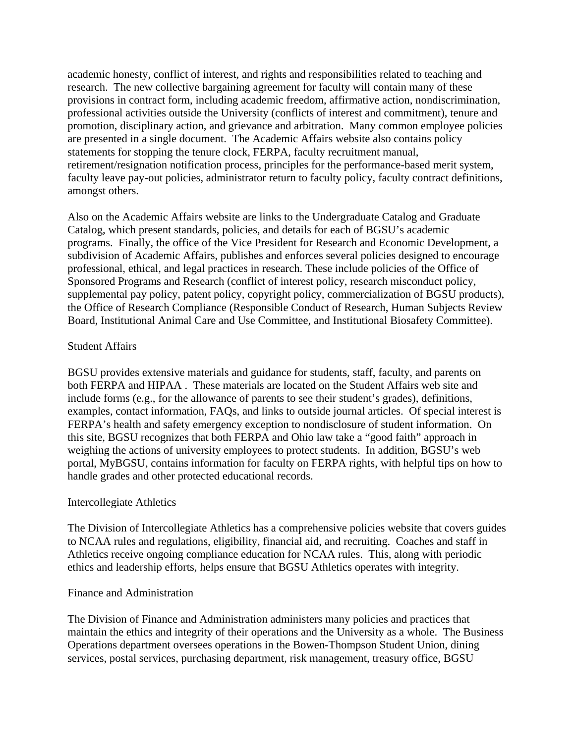academic honesty, conflict of interest, and rights and responsibilities related to teaching and research. The new collective bargaining agreement for faculty will contain many of these provisions in contract form, including academic freedom, affirmative action, nondiscrimination, professional activities outside the University (conflicts of interest and commitment), tenure and promotion, disciplinary action, and grievance and arbitration. Many common employee policies are presented in a single document. The Academic Affairs website also contains policy statements for stopping the tenure clock, FERPA, faculty recruitment manual, retirement/resignation notification process, principles for the performance-based merit system, faculty leave pay-out policies, administrator return to faculty policy, faculty contract definitions, amongst others.

Also on the Academic Affairs website are links to the Undergraduate Catalog and Graduate Catalog, which present standards, policies, and details for each of BGSU's academic programs. Finally, the office of the Vice President for Research and Economic Development, a subdivision of Academic Affairs, publishes and enforces several policies designed to encourage professional, ethical, and legal practices in research. These include policies of the Office of Sponsored Programs and Research (conflict of interest policy, research misconduct policy, supplemental pay policy, patent policy, copyright policy, commercialization of BGSU products), the Office of Research Compliance (Responsible Conduct of Research, Human Subjects Review Board, Institutional Animal Care and Use Committee, and Institutional Biosafety Committee).

Student Affairs

BGSU provides extensive materials and guidance for students, staff, faculty, and parents on both FERPA and HIPAA . These materials are located on the Student Affairs web site and include forms (e.g., for the allowance of parents to see their student's grades), definitions, examples, contact information, FAQs, and links to outside journal articles. Of special interest is FERPA's health and safety emergency exception to nondisclosure of student information. On this site, BGSU recognizes that both FERPA and Ohio law take a "good faith" approach in weighing the actions of university employees to protect students. In addition, BGSU's web portal, MyBGSU, contains information for faculty on FERPA rights, with helpful tips on how to handle grades and other protected educational records.

Intercollegiate Athletics

The Division of Intercollegiate Athletics has a comprehensive policies website that covers guides to NCAA rules and regulations, eligibility, financial aid, and recruiting. Coaches and staff in Athletics receive ongoing compliance education for NCAA rules. This, along with periodic ethics and leadership efforts, helps ensure that BGSU Athletics operates with integrity.

Finance and Administration

The Division of Finance and Administration administers many policies and practices that maintain the ethics and integrity of their operations and the University as a whole. The Business Operations department oversees operations in the Bowen-Thompson Student Union, dining services, postal services, purchasing department, risk management, treasury office, BGSU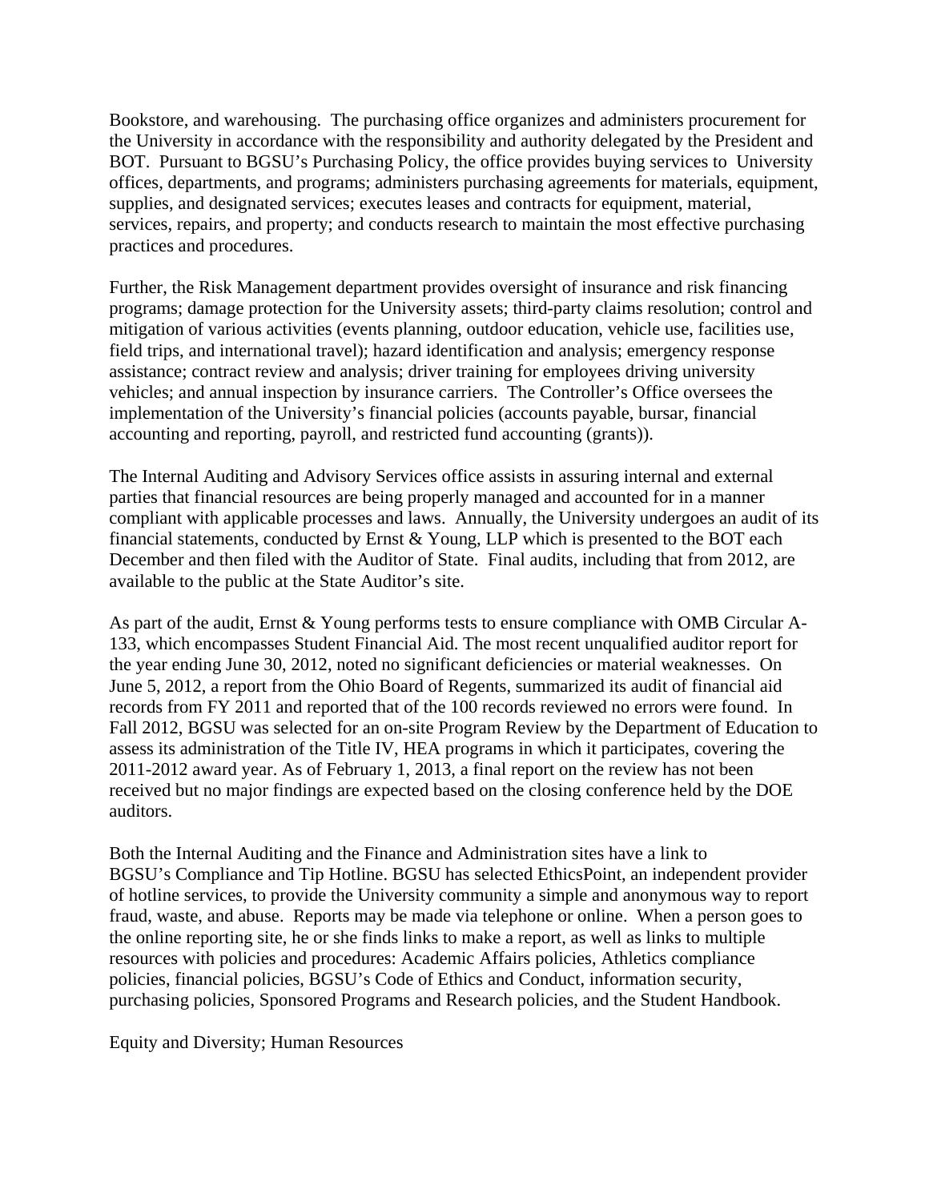Bookstore, and warehousing. The purchasing office organizes and administers procurement for the University in accordance with the responsibility and authority delegated by the President and BOT. Pursuant to BGSU's Purchasing Policy, the office provides buying services to University offices, departments, and programs; administers purchasing agreements for materials, equipment, supplies, and designated services; executes leases and contracts for equipment, material, services, repairs, and property; and conducts research to maintain the most effective purchasing practices and procedures.

Further, the Risk Management department provides oversight of insurance and risk financing programs; damage protection for the University assets; third-party claims resolution; control and mitigation of various activities (events planning, outdoor education, vehicle use, facilities use, field trips, and international travel); hazard identification and analysis; emergency response assistance; contract review and analysis; driver training for employees driving university vehicles; and annual inspection by insurance carriers. The Controller's Office oversees the implementation of the University's financial policies (accounts payable, bursar, financial accounting and reporting, payroll, and restricted fund accounting (grants)).

The Internal Auditing and Advisory Services office assists in assuring internal and external parties that financial resources are being properly managed and accounted for in a manner compliant with applicable processes and laws. Annually, the University undergoes an audit of its financial statements, conducted by Ernst & Young, LLP which is presented to the BOT each December and then filed with the Auditor of State. Final audits, including that from 2012, are available to the public at the State Auditor's site.

As part of the audit, Ernst & Young performs tests to ensure compliance with OMB Circular A-133, which encompasses Student Financial Aid. The most recent unqualified auditor report for the year ending June 30, 2012, noted no significant deficiencies or material weaknesses. On June 5, 2012, a report from the Ohio Board of Regents, summarized its audit of financial aid records from FY 2011 and reported that of the 100 records reviewed no errors were found. In Fall 2012, BGSU was selected for an on-site Program Review by the Department of Education to assess its administration of the Title IV, HEA programs in which it participates, covering the 2011-2012 award year. As of February 1, 2013, a final report on the review has not been received but no major findings are expected based on the closing conference held by the DOE auditors.

Both the Internal Auditing and the Finance and Administration sites have a link to BGSU's Compliance and Tip Hotline. BGSU has selected EthicsPoint, an independent provider of hotline services, to provide the University community a simple and anonymous way to report fraud, waste, and abuse. Reports may be made via telephone or online. When a person goes to the online reporting site, he or she finds links to make a report, as well as links to multiple resources with policies and procedures: Academic Affairs policies, Athletics compliance policies, financial policies, BGSU's Code of Ethics and Conduct, information security, purchasing policies, Sponsored Programs and Research policies, and the Student Handbook.

Equity and Diversity; Human Resources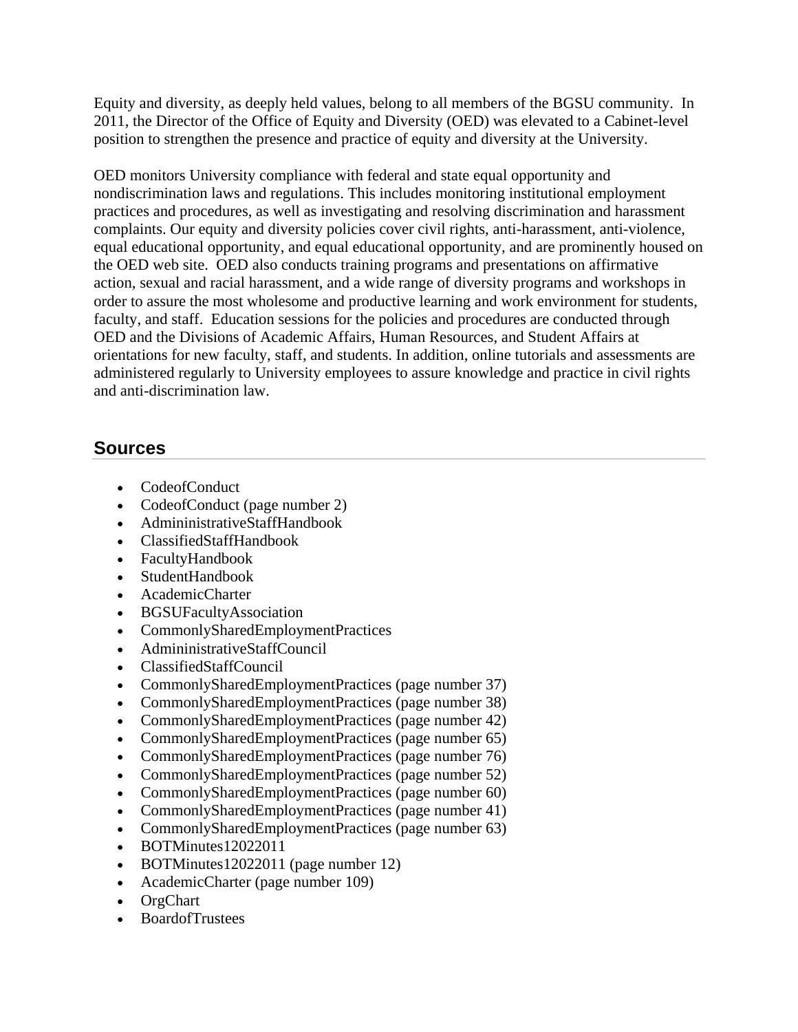Equity and diversity, as deeply held values, belong to all members of the BGSU community. In 2011, the Director of the Office of Equity and Diversity (OED) was elevated to a Cabinet-level position to strengthen the presence and practice of equity and diversity at the University.

OED monitors University compliance with federal and state equal opportunity and nondiscrimination laws and regulations. This includes monitoring institutional employment practices and procedures, as well as investigating and resolving discrimination and harassment complaints. Our equity and diversity policies cover civil rights, anti-harassment, anti-violence, equal educational opportunity, and equal educational opportunity, and are prominently housed on the OED web site. OED also conducts training programs and presentations on affirmative action, sexual and racial harassment, and a wide range of diversity programs and workshops in order to assure the most wholesome and productive learning and work environment for students, faculty, and staff. Education sessions for the policies and procedures are conducted through OED and the Divisions of Academic Affairs, Human Resources, and Student Affairs at orientations for new faculty, staff, and students. In addition, online tutorials and assessments are administered regularly to University employees to assure knowledge and practice in civil rights and anti-discrimination law.

## Sources

- CodeofConduct
- CodeofConduct (page number 2)
- AdmininistrativeStaffHandbook
- ClassifiedStaffHandbook
- FacultyHandbook
- StudentHandbook
- AcademicCharter
- BGSUFacultyAssociation
- CommonlySharedEmploymentPractices
- AdmininistrativeStaffCouncil
- ClassifiedStaffCouncil
- CommonlySharedEmploymentPractices (page number 37)
- CommonlySharedEmploymentPractices (page number 38)
- CommonlySharedEmploymentPractices (page number 42)
- CommonlySharedEmploymentPractices (page number 65)
- CommonlySharedEmploymentPractices (page number 76)
- CommonlySharedEmploymentPractices (page number 52)
- CommonlySharedEmploymentPractices (page number 60)
- CommonlySharedEmploymentPractices (page number 41)
- CommonlySharedEmploymentPractices (page number 63)
- BOTMinutes12022011
- BOTMinutes12022011 (page number 12)
- AcademicCharter (page number 109)
- OrgChart
- BoardofTrustees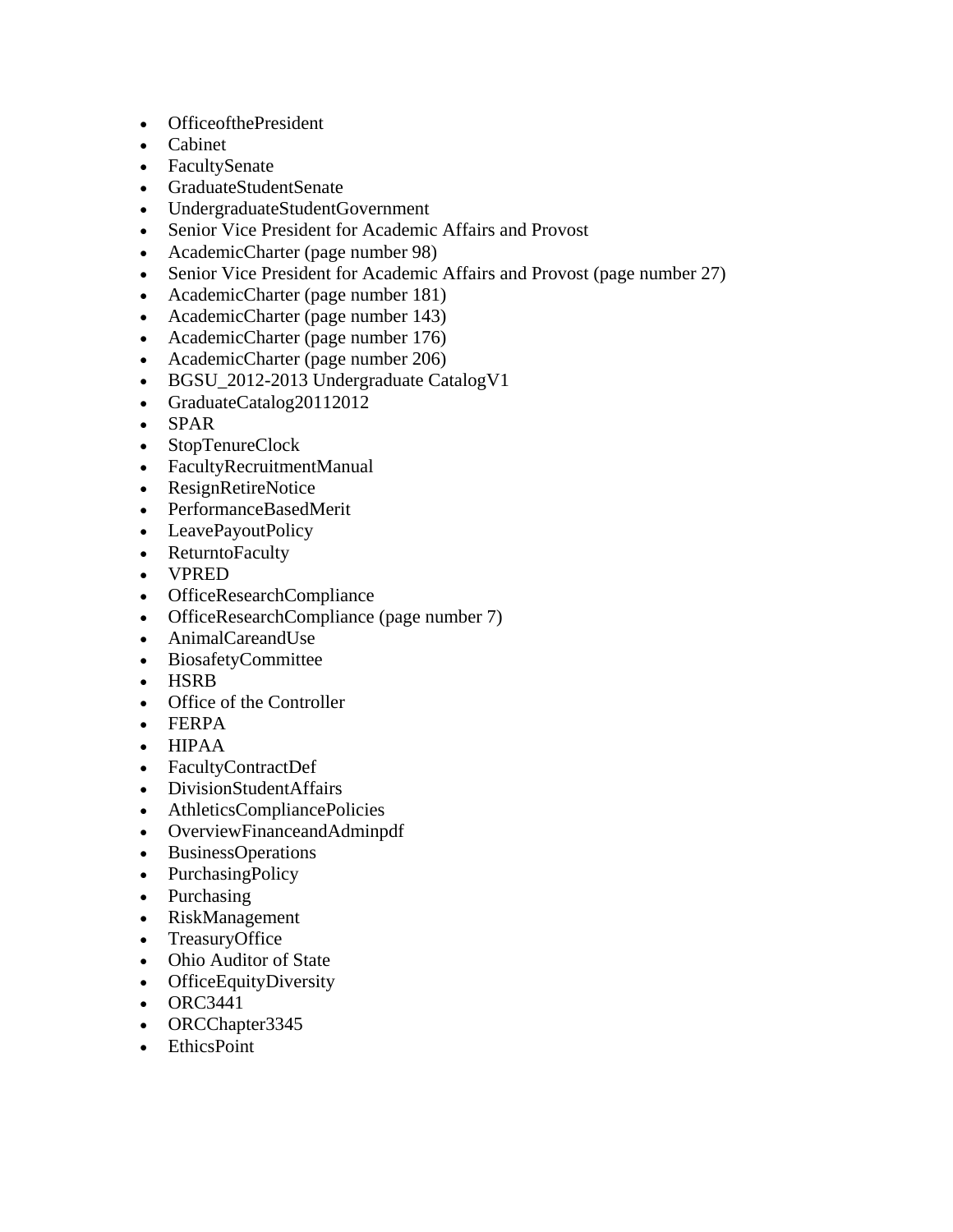- OfficeofthePresident
- Cabinet
- FacultySenate
- GraduateStudentSenate
- UndergraduateStudentGovernment
- Senior Vice President for Academic Affairs and Provost
- AcademicCharter (page number 98)
- Senior Vice President for Academic Affairs and Provost (page number 27)
- AcademicCharter (page number 181)
- AcademicCharter (page number 143)
- AcademicCharter (page number 176)
- AcademicCharter (page number 206)
- BGSU_2012-2013 Undergraduate CatalogV1
- GraduateCatalog20112012
- SPAR
- StopTenureClock
- FacultyRecruitmentManual
- ResignRetireNotice
- PerformanceBasedMerit
- LeavePayoutPolicy
- ReturntoFaculty
- VPRED
- OfficeResearchCompliance
- OfficeResearchCompliance (page number 7)
- AnimalCareandUse
- BiosafetyCommittee
- HSRB
- Office of the Controller
- FERPA
- HIPAA
- FacultyContractDef
- DivisionStudentAffairs
- AthleticsCompliancePolicies
- OverviewFinanceandAdminpdf
- BusinessOperations
- PurchasingPolicy
- Purchasing
- RiskManagement
- TreasuryOffice
- Ohio Auditor of State
- OfficeEquityDiversity
- ORC3441
- ORCChapter3345
- EthicsPoint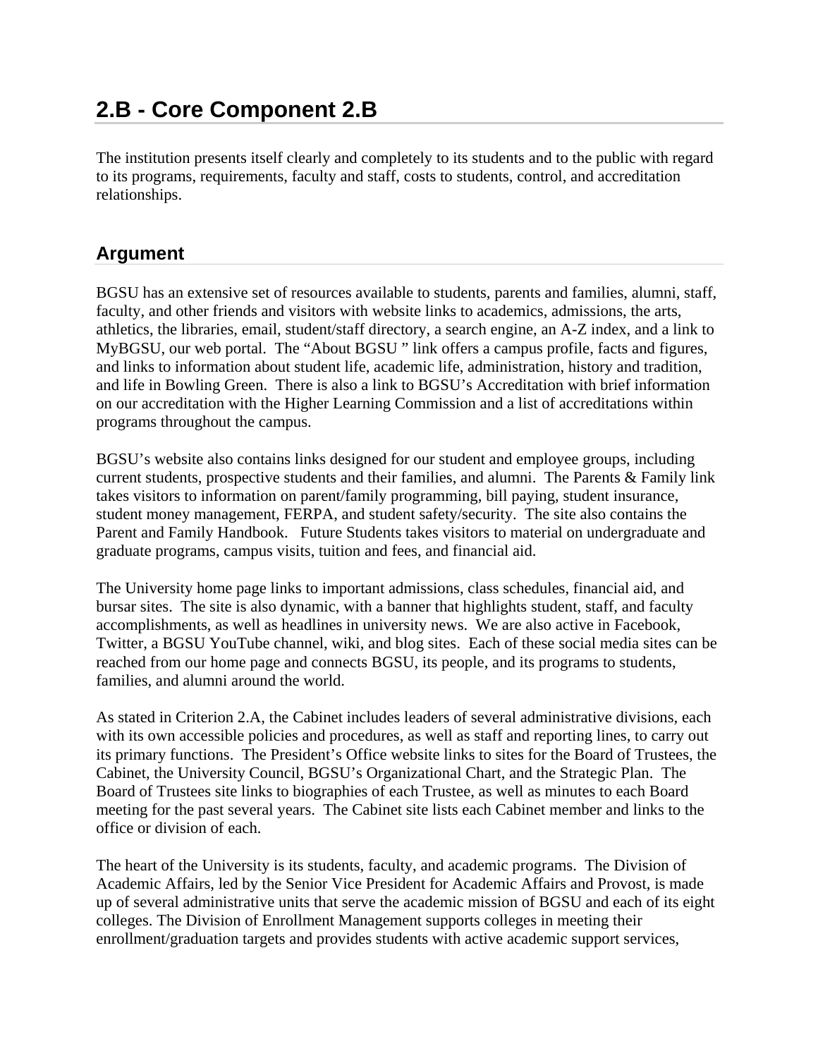# 2.B - Core Component 2.B

The institution presents itself clearly and completely to its students and to the public with regard to its programs, requirements, faculty and staff, costs to students, control, and accreditation relationships.

## Argument

BGSU has an extensive set of resources available to students, parents and families, alumni, staff, faculty, and other friends and visitors with website links to academics, admissions, the arts, athletics, the libraries, email, student/staff directory, a search engine, an A-Z index, and a link to MyBGSU, our web portal. The "About BGSU " link offers a campus profile, facts and figures, and links to information about student life, academic life, administration, history and tradition, and life in Bowling Green. There is also a link to BGSU's Accreditation with brief information on our accreditation with the Higher Learning Commission and a list of accreditations within programs throughout the campus.

BGSU's website also contains links designed for our student and employee groups, including current students, prospective students and their families, and alumni. The Parents & Family link takes visitors to information on parent/family programming, bill paying, student insurance, student money management, FERPA, and student safety/security. The site also contains the Parent and Family Handbook. Future Students takes visitors to material on undergraduate and graduate programs, campus visits, tuition and fees, and financial aid.

The University home page links to important admissions, class schedules, financial aid, and bursar sites. The site is also dynamic, with a banner that highlights student, staff, and faculty accomplishments, as well as headlines in university news. We are also active in Facebook, Twitter, a BGSU YouTube channel, wiki, and blog sites. Each of these social media sites can be reached from our home page and connects BGSU, its people, and its programs to students, families, and alumni around the world.

As stated in Criterion 2.A, the Cabinet includes leaders of several administrative divisions, each with its own accessible policies and procedures, as well as staff and reporting lines, to carry out its primary functions. The President's Office website links to sites for the Board of Trustees, the Cabinet, the University Council, BGSU's Organizational Chart, and the Strategic Plan. The Board of Trustees site links to biographies of each Trustee, as well as minutes to each Board meeting for the past several years. The Cabinet site lists each Cabinet member and links to the office or division of each.

The heart of the University is its students, faculty, and academic programs. The Division of Academic Affairs, led by the Senior Vice President for Academic Affairs and Provost, is made up of several administrative units that serve the academic mission of BGSU and each of its eight colleges. The Division of Enrollment Management supports colleges in meeting their enrollment/graduation targets and provides students with active academic support services,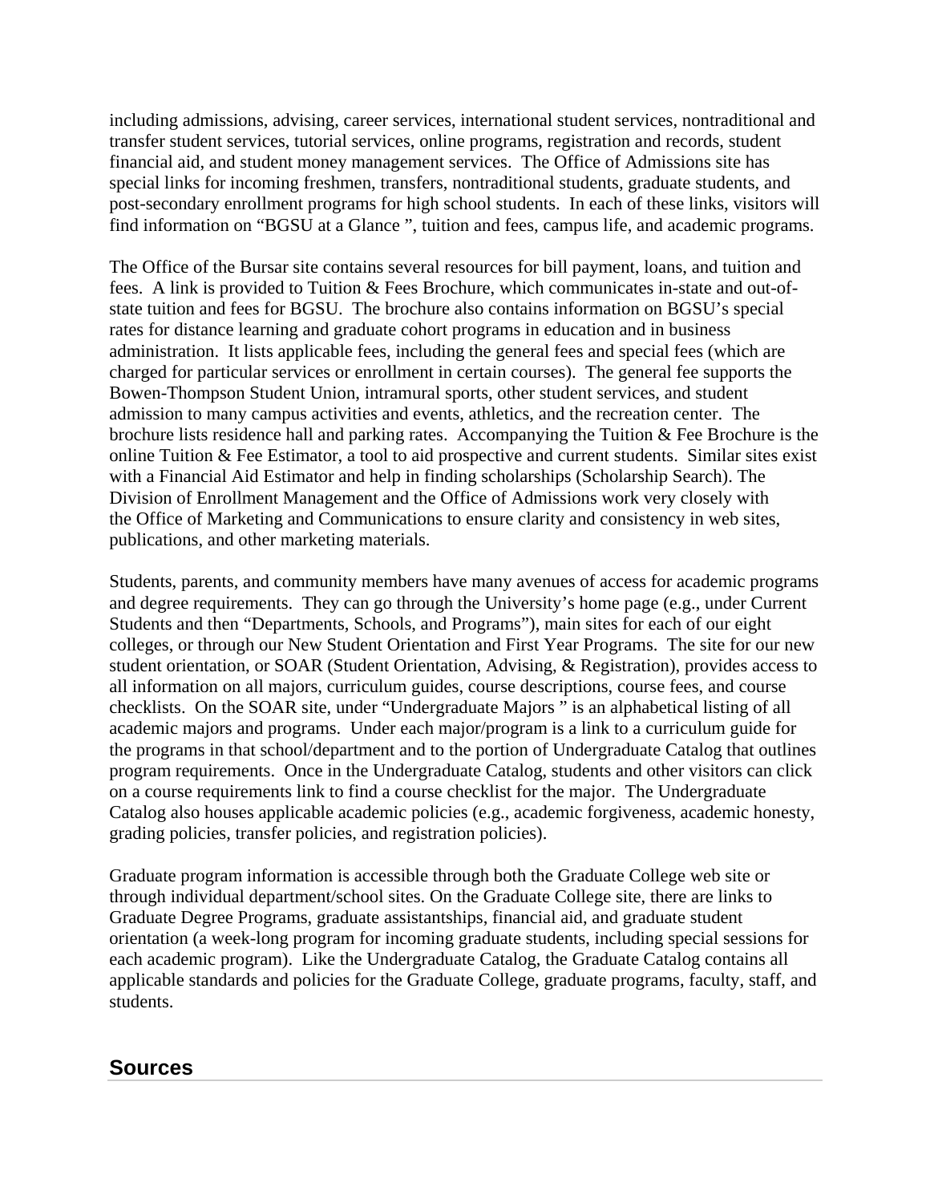including admissions, advising, career services, international student services, nontraditional and transfer student services, tutorial services, online programs, registration and records, student financial aid, and student money management services. The Office of Admissions site has special links for incoming freshmen, transfers, nontraditional students, graduate students, and post-secondary enrollment programs for high school students. In each of these links, visitors will find information on "BGSU at a Glance ", tuition and fees, campus life, and academic programs.

The Office of the Bursar site contains several resources for bill payment, loans, and tuition and fees. A link is provided to Tuition & Fees Brochure, which communicates in-state and out-of-state tuition and fees for BGSU. The brochure also contains information on BGSU's special rates for distance learning and graduate cohort programs in education and in business administration. It lists applicable fees, including the general fees and special fees (which are charged for particular services or enrollment in certain courses). The general fee supports the Bowen-Thompson Student Union, intramural sports, other student services, and student admission to many campus activities and events, athletics, and the recreation center. The brochure lists residence hall and parking rates. Accompanying the Tuition & Fee Brochure is the online Tuition & Fee Estimator, a tool to aid prospective and current students. Similar sites exist with a Financial Aid Estimator and help in finding scholarships (Scholarship Search). The Division of Enrollment Management and the Office of Admissions work very closely with the Office of Marketing and Communications to ensure clarity and consistency in web sites, publications, and other marketing materials.

Students, parents, and community members have many avenues of access for academic programs and degree requirements. They can go through the University's home page (e.g., under Current Students and then "Departments, Schools, and Programs"), main sites for each of our eight colleges, or through our New Student Orientation and First Year Programs. The site for our new student orientation, or SOAR (Student Orientation, Advising, & Registration), provides access to all information on all majors, curriculum guides, course descriptions, course fees, and course checklists. On the SOAR site, under "Undergraduate Majors " is an alphabetical listing of all academic majors and programs. Under each major/program is a link to a curriculum guide for the programs in that school/department and to the portion of Undergraduate Catalog that outlines program requirements. Once in the Undergraduate Catalog, students and other visitors can click on a course requirements link to find a course checklist for the major. The Undergraduate Catalog also houses applicable academic policies (e.g., academic forgiveness, academic honesty, grading policies, transfer policies, and registration policies).

Graduate program information is accessible through both the Graduate College web site or through individual department/school sites. On the Graduate College site, there are links to Graduate Degree Programs, graduate assistantships, financial aid, and graduate student orientation (a week-long program for incoming graduate students, including special sessions for each academic program). Like the Undergraduate Catalog, the Graduate Catalog contains all applicable standards and policies for the Graduate College, graduate programs, faculty, staff, and students.

## Sources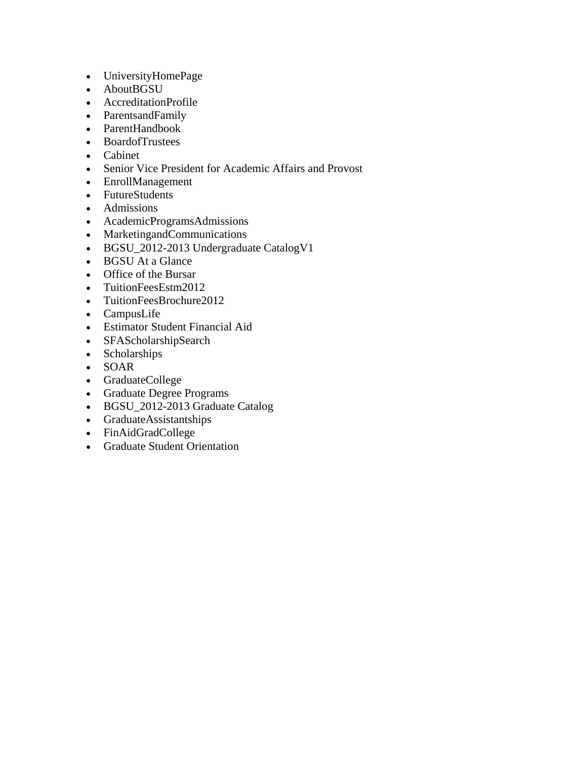- UniversityHomePage
- AboutBGSU
- AccreditationProfile
- ParentsandFamily
- ParentHandbook
- BoardofTrustees
- Cabinet
- Senior Vice President for Academic Affairs and Provost
- EnrollManagement
- FutureStudents
- Admissions
- AcademicProgramsAdmissions
- MarketingandCommunications
- BGSU_2012-2013 Undergraduate CatalogV1
- BGSU At a Glance
- Office of the Bursar
- TuitionFeesEstm2012
- TuitionFeesBrochure2012
- CampusLife
- Estimator Student Financial Aid
- SFAScholarshipSearch
- Scholarships
- SOAR
- GraduateCollege
- Graduate Degree Programs
- BGSU_2012-2013 Graduate Catalog
- GraduateAssistantships
- FinAidGradCollege
- Graduate Student Orientation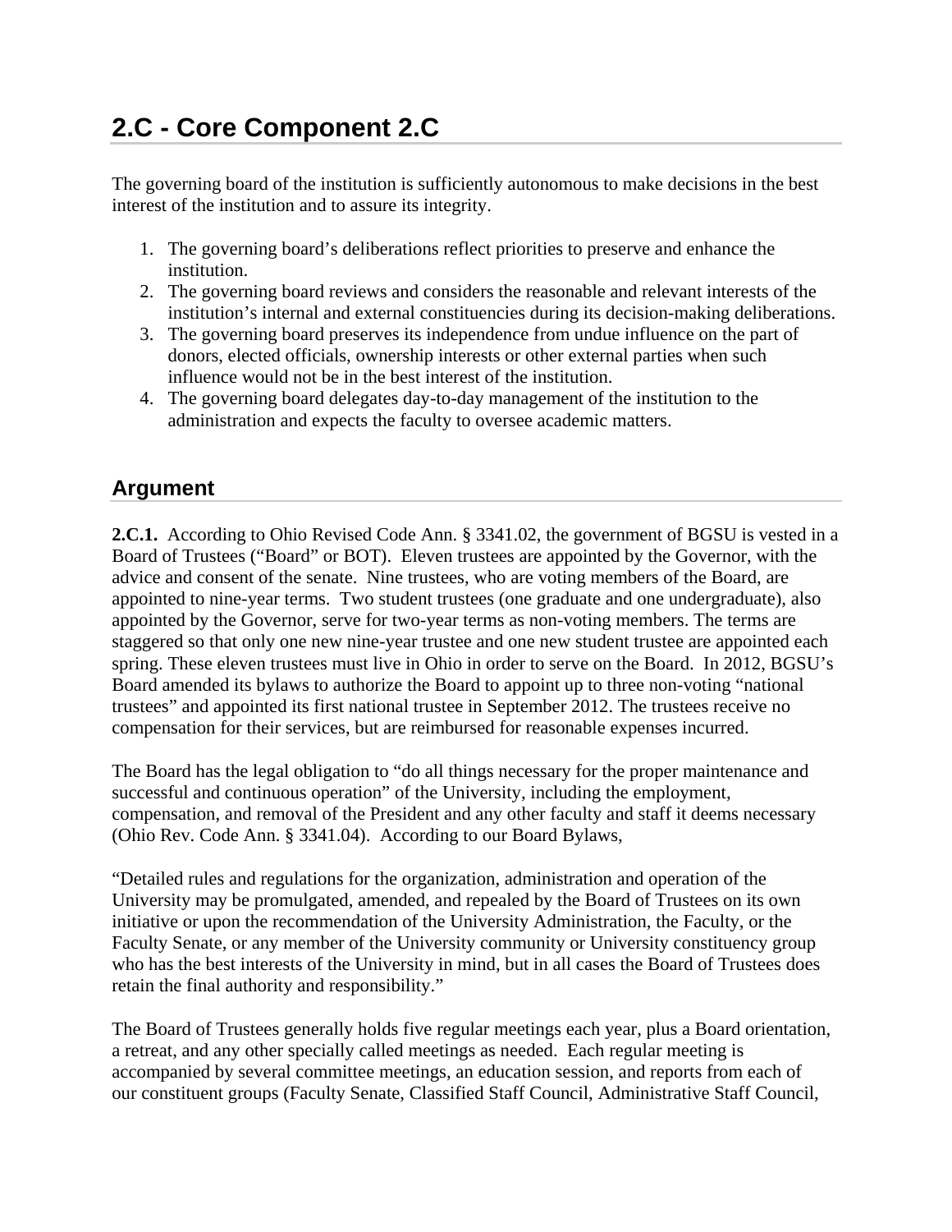## 2.C - Core Component 2.C

The governing board of the institution is sufficiently autonomous to make decisions in the best interest of the institution and to assure its integrity.

1. The governing board's deliberations reflect priorities to preserve and enhance the institution.
2. The governing board reviews and considers the reasonable and relevant interests of the institution's internal and external constituencies during its decision-making deliberations.
3. The governing board preserves its independence from undue influence on the part of donors, elected officials, ownership interests or other external parties when such influence would not be in the best interest of the institution.
4. The governing board delegates day-to-day management of the institution to the administration and expects the faculty to oversee academic matters.

### Argument

**2.C.1.** According to Ohio Revised Code Ann. § 3341.02, the government of BGSU is vested in a Board of Trustees ("Board" or BOT). Eleven trustees are appointed by the Governor, with the advice and consent of the senate. Nine trustees, who are voting members of the Board, are appointed to nine-year terms. Two student trustees (one graduate and one undergraduate), also appointed by the Governor, serve for two-year terms as non-voting members. The terms are staggered so that only one new nine-year trustee and one new student trustee are appointed each spring. These eleven trustees must live in Ohio in order to serve on the Board. In 2012, BGSU's Board amended its bylaws to authorize the Board to appoint up to three non-voting "national trustees" and appointed its first national trustee in September 2012. The trustees receive no compensation for their services, but are reimbursed for reasonable expenses incurred.

The Board has the legal obligation to "do all things necessary for the proper maintenance and successful and continuous operation" of the University, including the employment, compensation, and removal of the President and any other faculty and staff it deems necessary (Ohio Rev. Code Ann. § 3341.04). According to our Board Bylaws,

"Detailed rules and regulations for the organization, administration and operation of the University may be promulgated, amended, and repealed by the Board of Trustees on its own initiative or upon the recommendation of the University Administration, the Faculty, or the Faculty Senate, or any member of the University community or University constituency group who has the best interests of the University in mind, but in all cases the Board of Trustees does retain the final authority and responsibility."

The Board of Trustees generally holds five regular meetings each year, plus a Board orientation, a retreat, and any other specially called meetings as needed. Each regular meeting is accompanied by several committee meetings, an education session, and reports from each of our constituent groups (Faculty Senate, Classified Staff Council, Administrative Staff Council,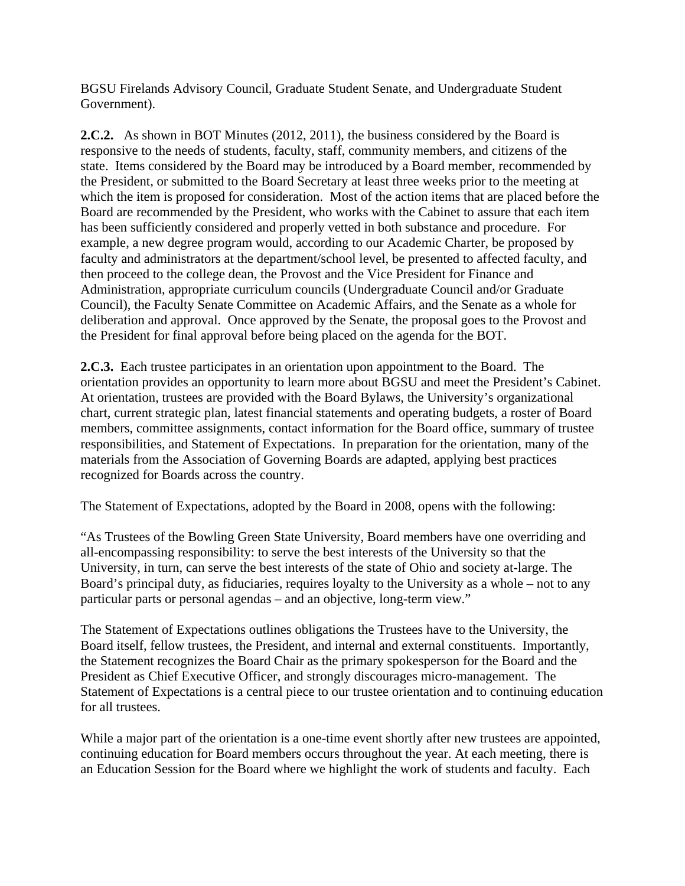BGSU Firelands Advisory Council, Graduate Student Senate, and Undergraduate Student Government).

**2.C.2.** As shown in BOT Minutes (2012, 2011), the business considered by the Board is responsive to the needs of students, faculty, staff, community members, and citizens of the state. Items considered by the Board may be introduced by a Board member, recommended by the President, or submitted to the Board Secretary at least three weeks prior to the meeting at which the item is proposed for consideration. Most of the action items that are placed before the Board are recommended by the President, who works with the Cabinet to assure that each item has been sufficiently considered and properly vetted in both substance and procedure. For example, a new degree program would, according to our Academic Charter, be proposed by faculty and administrators at the department/school level, be presented to affected faculty, and then proceed to the college dean, the Provost and the Vice President for Finance and Administration, appropriate curriculum councils (Undergraduate Council and/or Graduate Council), the Faculty Senate Committee on Academic Affairs, and the Senate as a whole for deliberation and approval. Once approved by the Senate, the proposal goes to the Provost and the President for final approval before being placed on the agenda for the BOT.

**2.C.3.** Each trustee participates in an orientation upon appointment to the Board. The orientation provides an opportunity to learn more about BGSU and meet the President's Cabinet. At orientation, trustees are provided with the Board Bylaws, the University's organizational chart, current strategic plan, latest financial statements and operating budgets, a roster of Board members, committee assignments, contact information for the Board office, summary of trustee responsibilities, and Statement of Expectations. In preparation for the orientation, many of the materials from the Association of Governing Boards are adapted, applying best practices recognized for Boards across the country.

The Statement of Expectations, adopted by the Board in 2008, opens with the following:

"As Trustees of the Bowling Green State University, Board members have one overriding and all-encompassing responsibility: to serve the best interests of the University so that the University, in turn, can serve the best interests of the state of Ohio and society at-large. The Board's principal duty, as fiduciaries, requires loyalty to the University as a whole – not to any particular parts or personal agendas – and an objective, long-term view."

The Statement of Expectations outlines obligations the Trustees have to the University, the Board itself, fellow trustees, the President, and internal and external constituents. Importantly, the Statement recognizes the Board Chair as the primary spokesperson for the Board and the President as Chief Executive Officer, and strongly discourages micro-management. The Statement of Expectations is a central piece to our trustee orientation and to continuing education for all trustees.

While a major part of the orientation is a one-time event shortly after new trustees are appointed, continuing education for Board members occurs throughout the year. At each meeting, there is an Education Session for the Board where we highlight the work of students and faculty. Each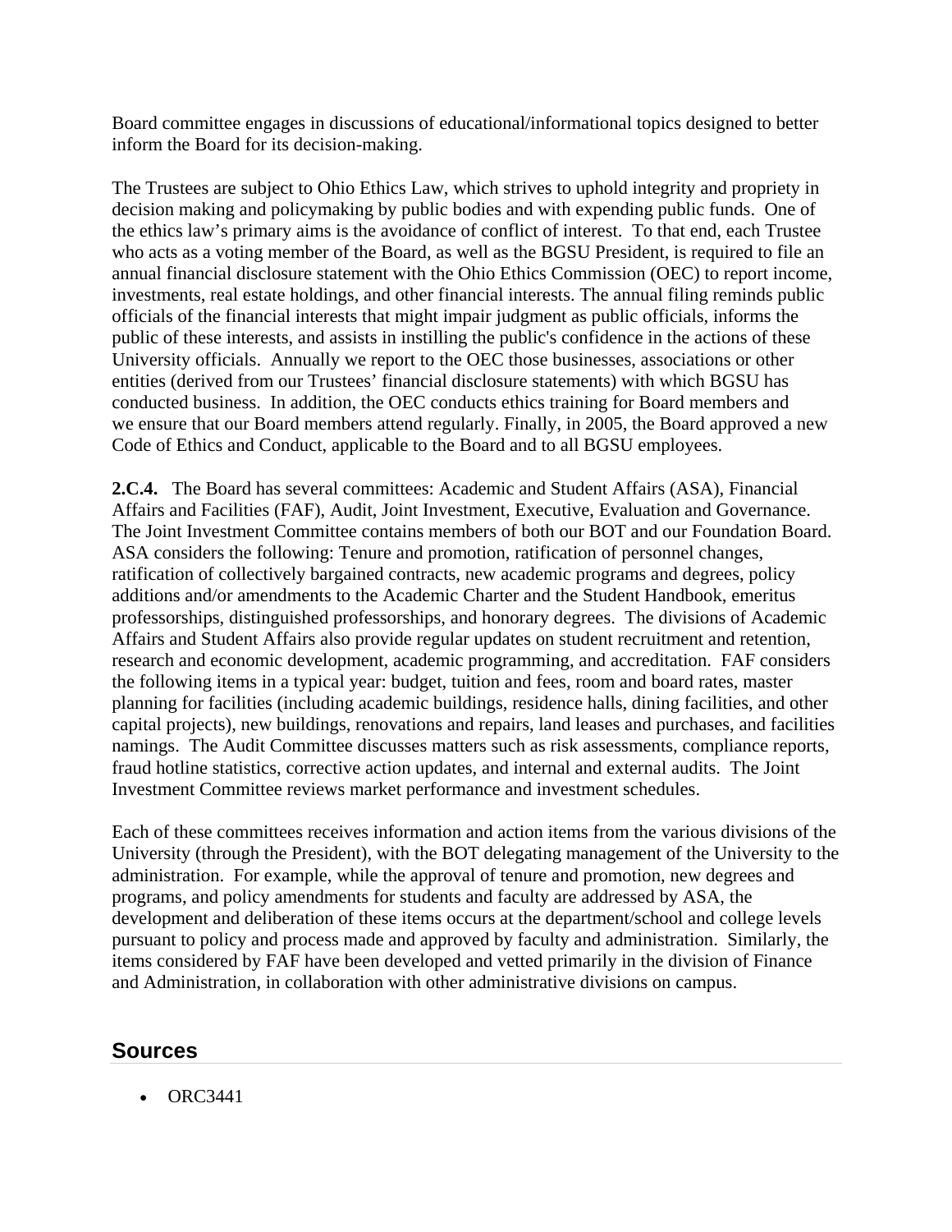Board committee engages in discussions of educational/informational topics designed to better inform the Board for its decision-making.

The Trustees are subject to Ohio Ethics Law, which strives to uphold integrity and propriety in decision making and policymaking by public bodies and with expending public funds. One of the ethics law's primary aims is the avoidance of conflict of interest. To that end, each Trustee who acts as a voting member of the Board, as well as the BGSU President, is required to file an annual financial disclosure statement with the Ohio Ethics Commission (OEC) to report income, investments, real estate holdings, and other financial interests. The annual filing reminds public officials of the financial interests that might impair judgment as public officials, informs the public of these interests, and assists in instilling the public's confidence in the actions of these University officials. Annually we report to the OEC those businesses, associations or other entities (derived from our Trustees' financial disclosure statements) with which BGSU has conducted business. In addition, the OEC conducts ethics training for Board members and we ensure that our Board members attend regularly. Finally, in 2005, the Board approved a new Code of Ethics and Conduct, applicable to the Board and to all BGSU employees.

**2.C.4.** The Board has several committees: Academic and Student Affairs (ASA), Financial Affairs and Facilities (FAF), Audit, Joint Investment, Executive, Evaluation and Governance. The Joint Investment Committee contains members of both our BOT and our Foundation Board. ASA considers the following: Tenure and promotion, ratification of personnel changes, ratification of collectively bargained contracts, new academic programs and degrees, policy additions and/or amendments to the Academic Charter and the Student Handbook, emeritus professorships, distinguished professorships, and honorary degrees. The divisions of Academic Affairs and Student Affairs also provide regular updates on student recruitment and retention, research and economic development, academic programming, and accreditation. FAF considers the following items in a typical year: budget, tuition and fees, room and board rates, master planning for facilities (including academic buildings, residence halls, dining facilities, and other capital projects), new buildings, renovations and repairs, land leases and purchases, and facilities namings. The Audit Committee discusses matters such as risk assessments, compliance reports, fraud hotline statistics, corrective action updates, and internal and external audits. The Joint Investment Committee reviews market performance and investment schedules.

Each of these committees receives information and action items from the various divisions of the University (through the President), with the BOT delegating management of the University to the administration. For example, while the approval of tenure and promotion, new degrees and programs, and policy amendments for students and faculty are addressed by ASA, the development and deliberation of these items occurs at the department/school and college levels pursuant to policy and process made and approved by faculty and administration. Similarly, the items considered by FAF have been developed and vetted primarily in the division of Finance and Administration, in collaboration with other administrative divisions on campus.

## Sources

- ORC3441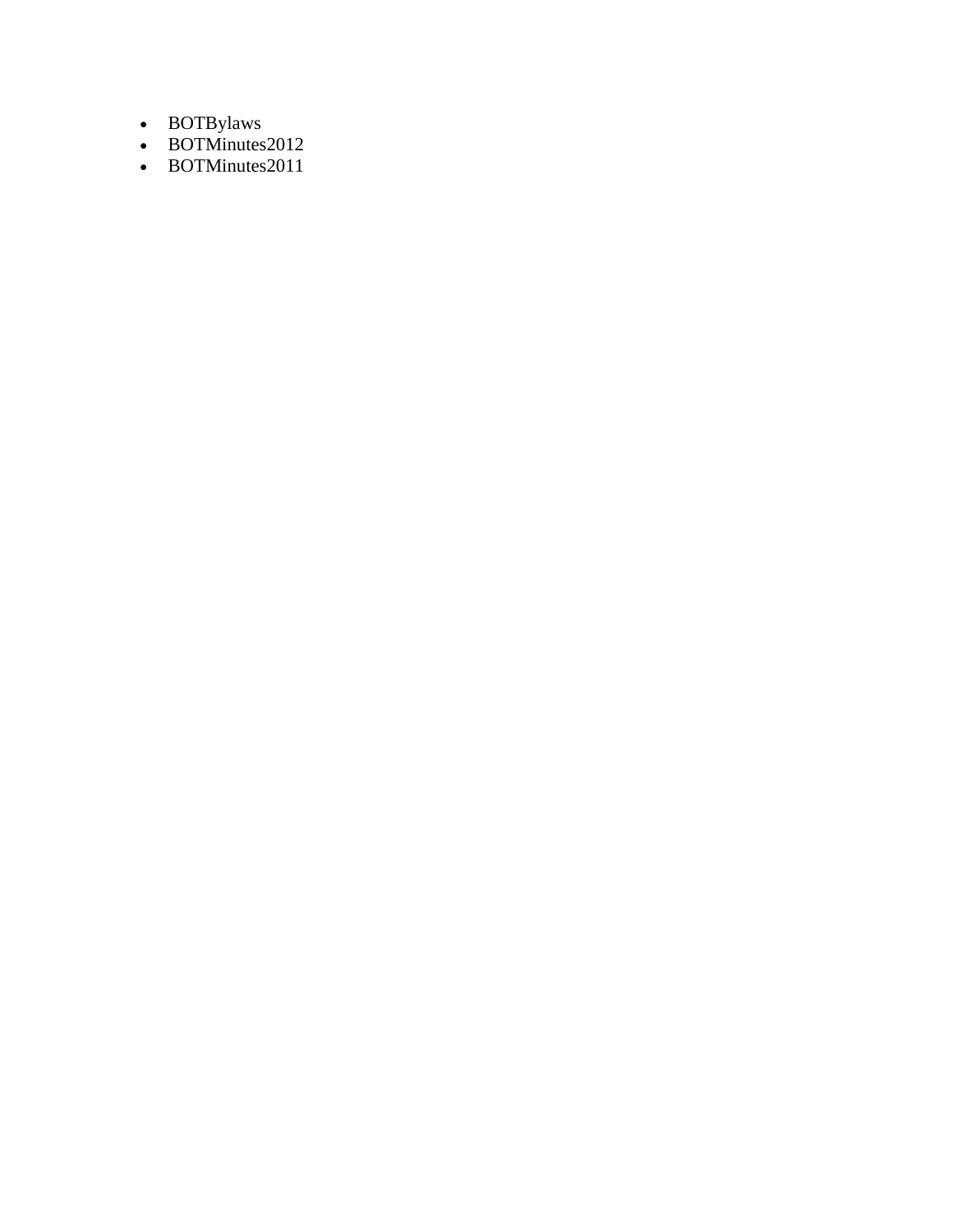- BOTBylaws
- BOTMinutes2012
- BOTMinutes2011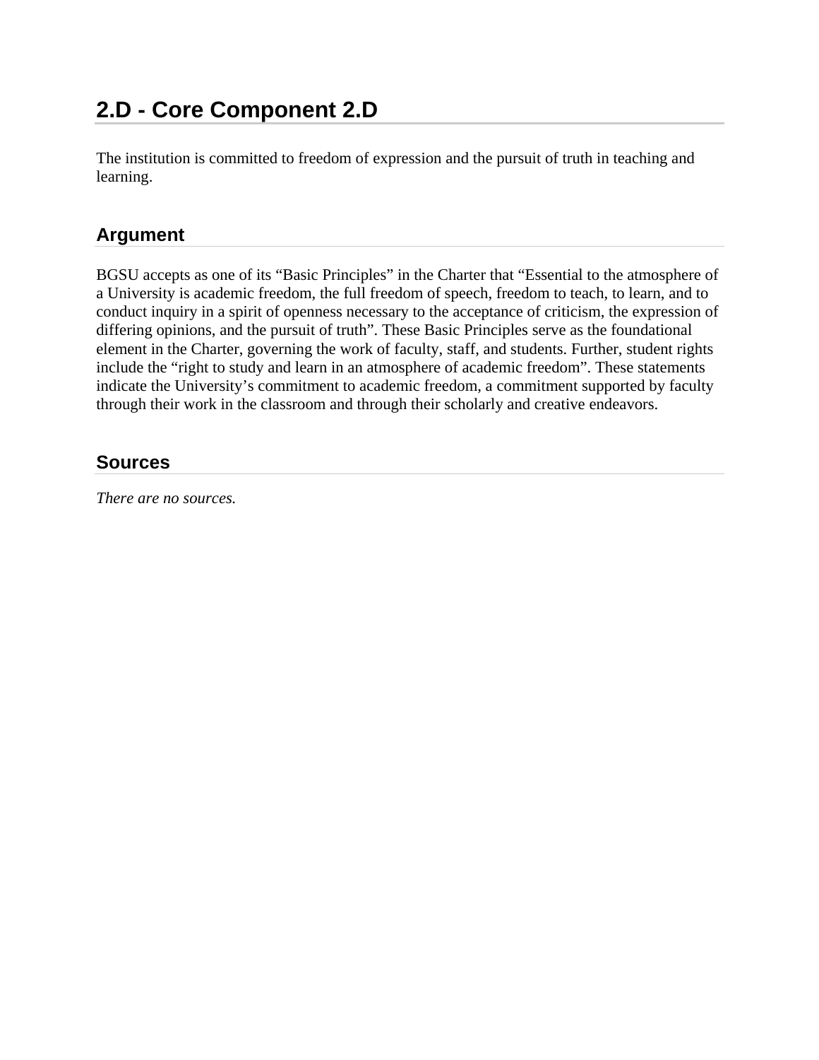# 2.D - Core Component 2.D

The institution is committed to freedom of expression and the pursuit of truth in teaching and learning.

## Argument

BGSU accepts as one of its “Basic Principles” in the Charter that “Essential to the atmosphere of a University is academic freedom, the full freedom of speech, freedom to teach, to learn, and to conduct inquiry in a spirit of openness necessary to the acceptance of criticism, the expression of differing opinions, and the pursuit of truth”. These Basic Principles serve as the foundational element in the Charter, governing the work of faculty, staff, and students. Further, student rights include the “right to study and learn in an atmosphere of academic freedom”. These statements indicate the University’s commitment to academic freedom, a commitment supported by faculty through their work in the classroom and through their scholarly and creative endeavors.

## Sources

*There are no sources.*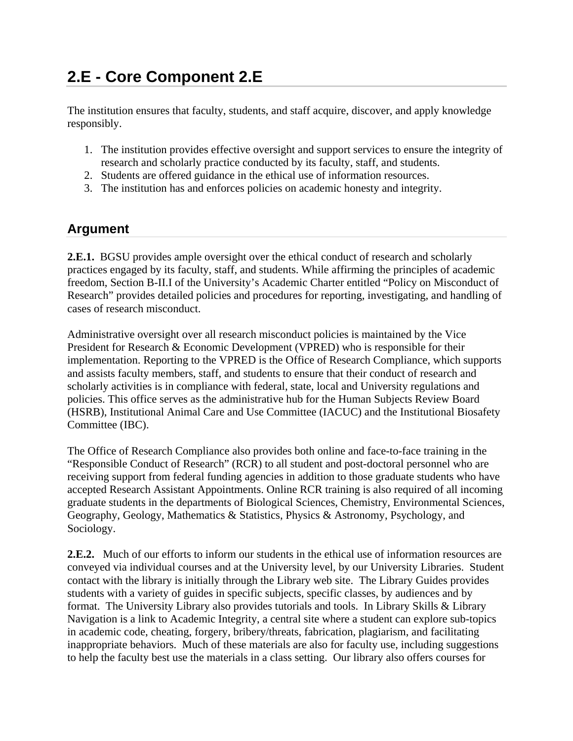# 2.E - Core Component 2.E

The institution ensures that faculty, students, and staff acquire, discover, and apply knowledge responsibly.

1. The institution provides effective oversight and support services to ensure the integrity of research and scholarly practice conducted by its faculty, staff, and students.
2. Students are offered guidance in the ethical use of information resources.
3. The institution has and enforces policies on academic honesty and integrity.

## Argument

**2.E.1.** BGSU provides ample oversight over the ethical conduct of research and scholarly practices engaged by its faculty, staff, and students. While affirming the principles of academic freedom, Section B-II.I of the University's Academic Charter entitled "Policy on Misconduct of Research" provides detailed policies and procedures for reporting, investigating, and handling of cases of research misconduct.

Administrative oversight over all research misconduct policies is maintained by the Vice President for Research & Economic Development (VPRED) who is responsible for their implementation. Reporting to the VPRED is the Office of Research Compliance, which supports and assists faculty members, staff, and students to ensure that their conduct of research and scholarly activities is in compliance with federal, state, local and University regulations and policies. This office serves as the administrative hub for the Human Subjects Review Board (HSRB), Institutional Animal Care and Use Committee (IACUC) and the Institutional Biosafety Committee (IBC).

The Office of Research Compliance also provides both online and face-to-face training in the "Responsible Conduct of Research" (RCR) to all student and post-doctoral personnel who are receiving support from federal funding agencies in addition to those graduate students who have accepted Research Assistant Appointments. Online RCR training is also required of all incoming graduate students in the departments of Biological Sciences, Chemistry, Environmental Sciences, Geography, Geology, Mathematics & Statistics, Physics & Astronomy, Psychology, and Sociology.

**2.E.2.** Much of our efforts to inform our students in the ethical use of information resources are conveyed via individual courses and at the University level, by our University Libraries. Student contact with the library is initially through the Library web site. The Library Guides provides students with a variety of guides in specific subjects, specific classes, by audiences and by format. The University Library also provides tutorials and tools. In Library Skills & Library Navigation is a link to Academic Integrity, a central site where a student can explore sub-topics in academic code, cheating, forgery, bribery/threats, fabrication, plagiarism, and facilitating inappropriate behaviors. Much of these materials are also for faculty use, including suggestions to help the faculty best use the materials in a class setting. Our library also offers courses for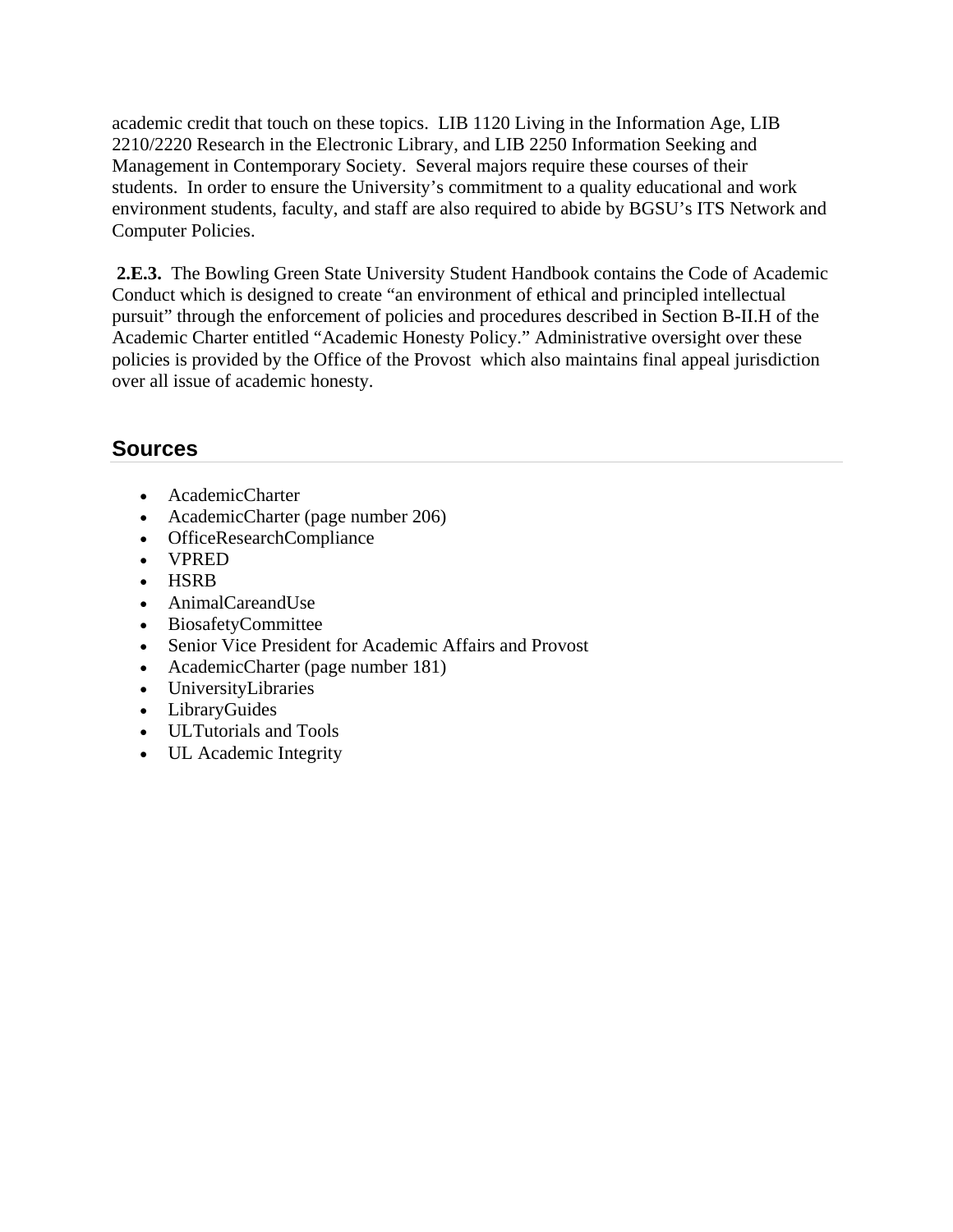academic credit that touch on these topics. LIB 1120 Living in the Information Age, LIB 2210/2220 Research in the Electronic Library, and LIB 2250 Information Seeking and Management in Contemporary Society. Several majors require these courses of their students. In order to ensure the University's commitment to a quality educational and work environment students, faculty, and staff are also required to abide by BGSU's ITS Network and Computer Policies.

**2.E.3.** The Bowling Green State University Student Handbook contains the Code of Academic Conduct which is designed to create "an environment of ethical and principled intellectual pursuit" through the enforcement of policies and procedures described in Section B-II.H of the Academic Charter entitled "Academic Honesty Policy." Administrative oversight over these policies is provided by the Office of the Provost which also maintains final appeal jurisdiction over all issue of academic honesty.

## Sources

- AcademicCharter
- AcademicCharter (page number 206)
- OfficeResearchCompliance
- VPRED
- HSRB
- AnimalCareandUse
- BiosafetyCommittee
- Senior Vice President for Academic Affairs and Provost
- AcademicCharter (page number 181)
- UniversityLibraries
- LibraryGuides
- ULTutorials and Tools
- UL Academic Integrity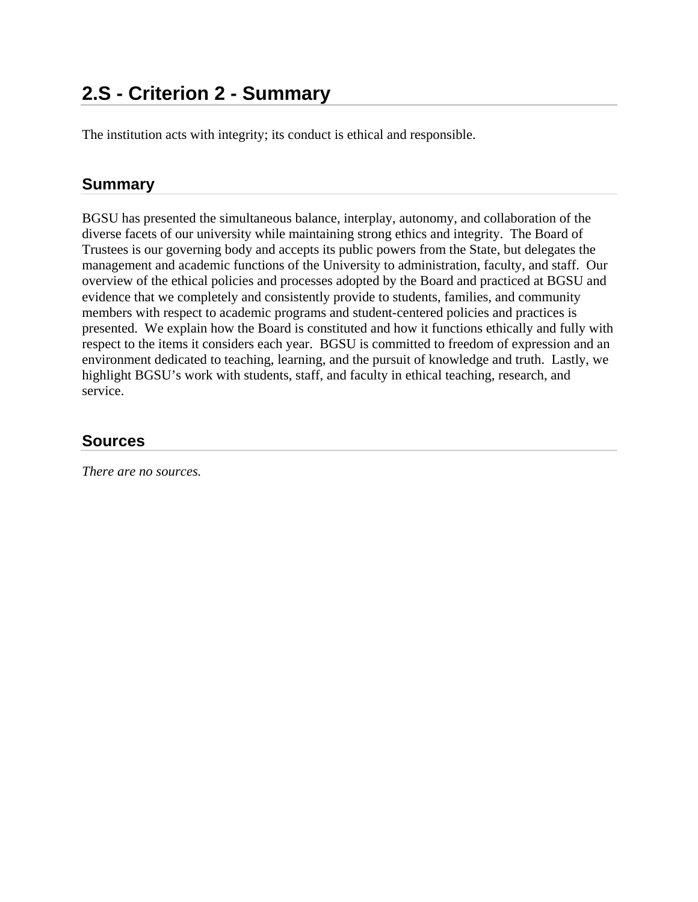# 2.S - Criterion 2 - Summary

The institution acts with integrity; its conduct is ethical and responsible.

## Summary

BGSU has presented the simultaneous balance, interplay, autonomy, and collaboration of the diverse facets of our university while maintaining strong ethics and integrity. The Board of Trustees is our governing body and accepts its public powers from the State, but delegates the management and academic functions of the University to administration, faculty, and staff. Our overview of the ethical policies and processes adopted by the Board and practiced at BGSU and evidence that we completely and consistently provide to students, families, and community members with respect to academic programs and student-centered policies and practices is presented. We explain how the Board is constituted and how it functions ethically and fully with respect to the items it considers each year. BGSU is committed to freedom of expression and an environment dedicated to teaching, learning, and the pursuit of knowledge and truth. Lastly, we highlight BGSU's work with students, staff, and faculty in ethical teaching, research, and service.

## Sources

*There are no sources.*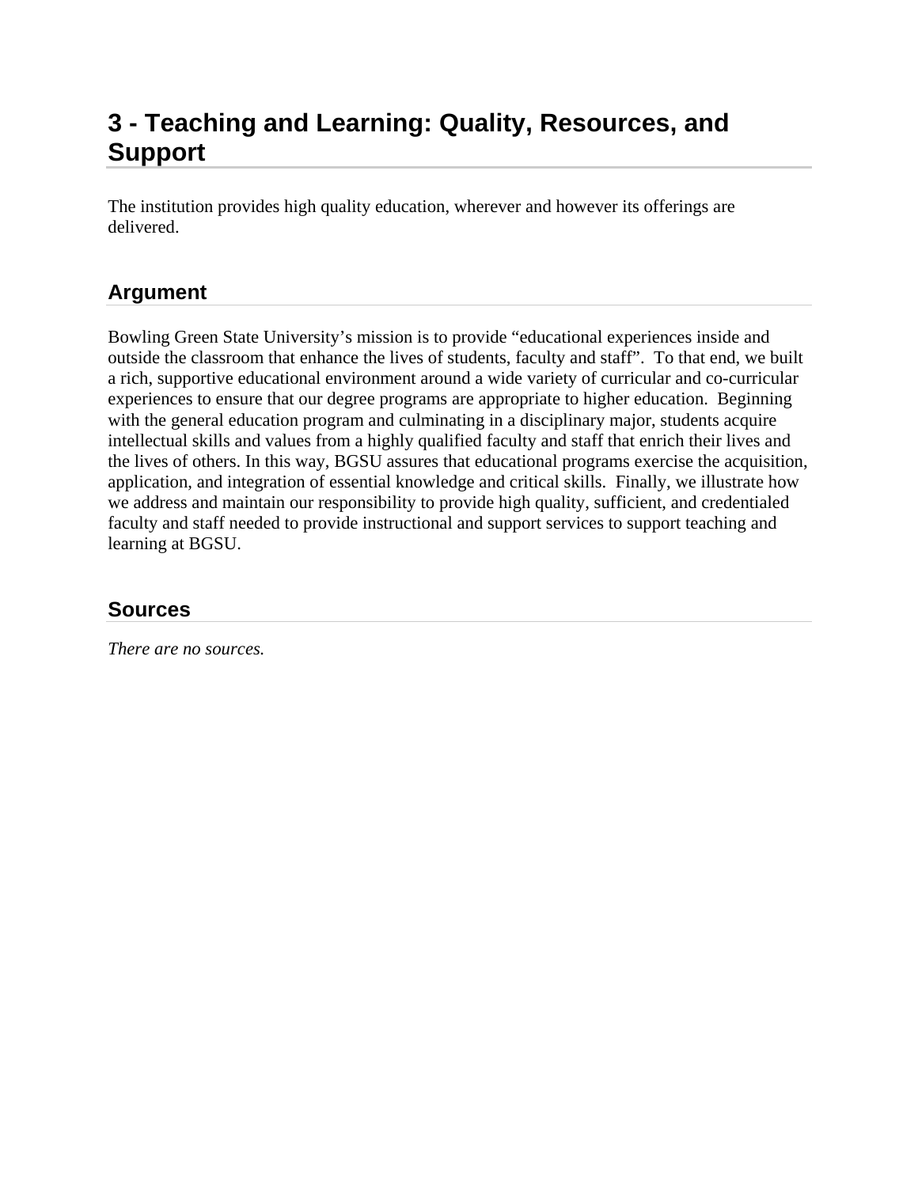# 3 - Teaching and Learning: Quality, Resources, and Support

The institution provides high quality education, wherever and however its offerings are delivered.

## Argument

Bowling Green State University's mission is to provide "educational experiences inside and outside the classroom that enhance the lives of students, faculty and staff". To that end, we built a rich, supportive educational environment around a wide variety of curricular and co-curricular experiences to ensure that our degree programs are appropriate to higher education. Beginning with the general education program and culminating in a disciplinary major, students acquire intellectual skills and values from a highly qualified faculty and staff that enrich their lives and the lives of others. In this way, BGSU assures that educational programs exercise the acquisition, application, and integration of essential knowledge and critical skills. Finally, we illustrate how we address and maintain our responsibility to provide high quality, sufficient, and credentialed faculty and staff needed to provide instructional and support services to support teaching and learning at BGSU.

## Sources

*There are no sources.*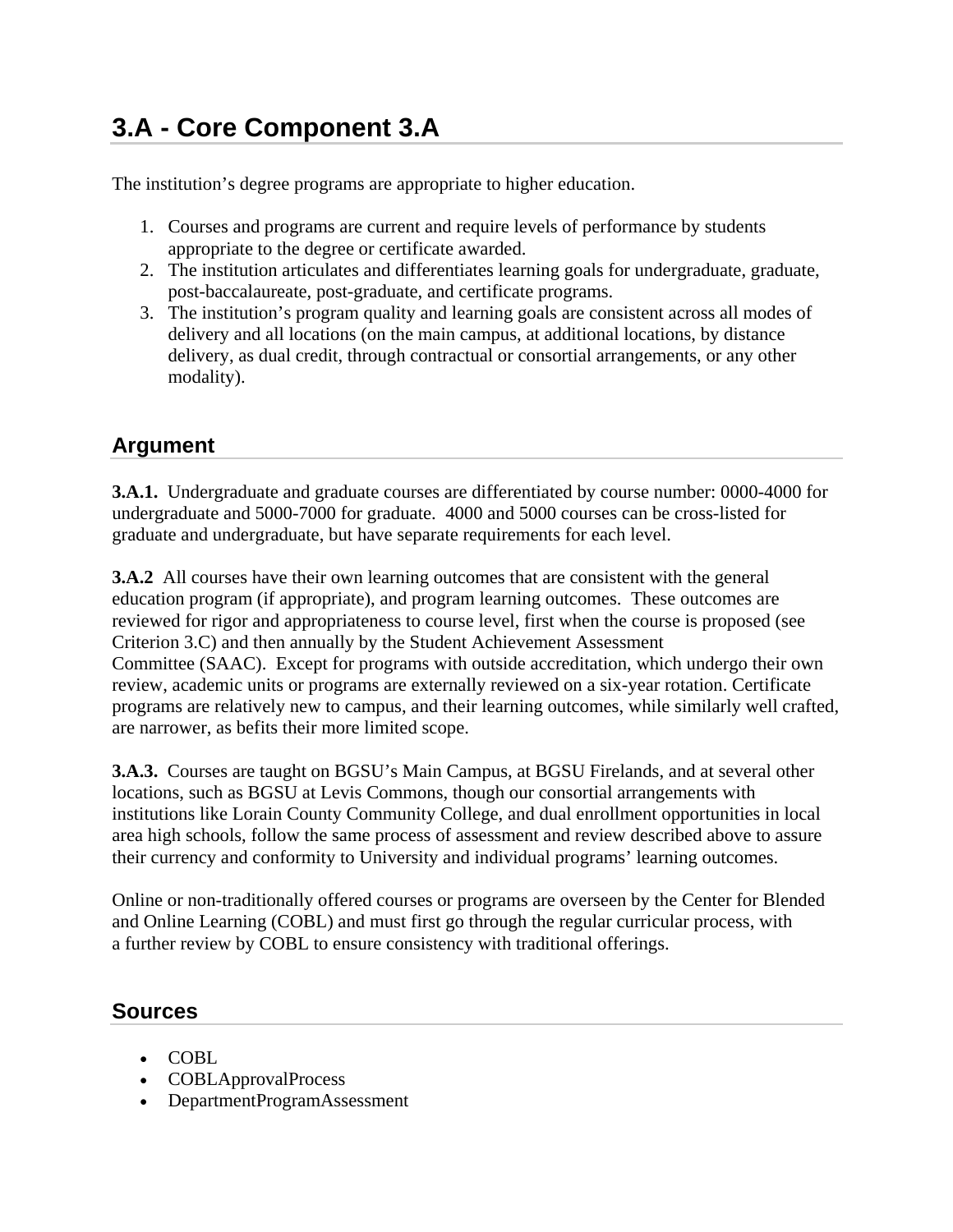# 3.A - Core Component 3.A

The institution's degree programs are appropriate to higher education.

1. Courses and programs are current and require levels of performance by students appropriate to the degree or certificate awarded.
2. The institution articulates and differentiates learning goals for undergraduate, graduate, post-baccalaureate, post-graduate, and certificate programs.
3. The institution's program quality and learning goals are consistent across all modes of delivery and all locations (on the main campus, at additional locations, by distance delivery, as dual credit, through contractual or consortial arrangements, or any other modality).

## Argument

**3.A.1.** Undergraduate and graduate courses are differentiated by course number: 0000-4000 for undergraduate and 5000-7000 for graduate. 4000 and 5000 courses can be cross-listed for graduate and undergraduate, but have separate requirements for each level.

**3.A.2** All courses have their own learning outcomes that are consistent with the general education program (if appropriate), and program learning outcomes. These outcomes are reviewed for rigor and appropriateness to course level, first when the course is proposed (see Criterion 3.C) and then annually by the Student Achievement Assessment Committee (SAAC). Except for programs with outside accreditation, which undergo their own review, academic units or programs are externally reviewed on a six-year rotation. Certificate programs are relatively new to campus, and their learning outcomes, while similarly well crafted, are narrower, as befits their more limited scope.

**3.A.3.** Courses are taught on BGSU's Main Campus, at BGSU Firelands, and at several other locations, such as BGSU at Levis Commons, though our consortial arrangements with institutions like Lorain County Community College, and dual enrollment opportunities in local area high schools, follow the same process of assessment and review described above to assure their currency and conformity to University and individual programs' learning outcomes.

Online or non-traditionally offered courses or programs are overseen by the Center for Blended and Online Learning (COBL) and must first go through the regular curricular process, with a further review by COBL to ensure consistency with traditional offerings.

## Sources

- COBL
- COBLApprovalProcess
- DepartmentProgramAssessment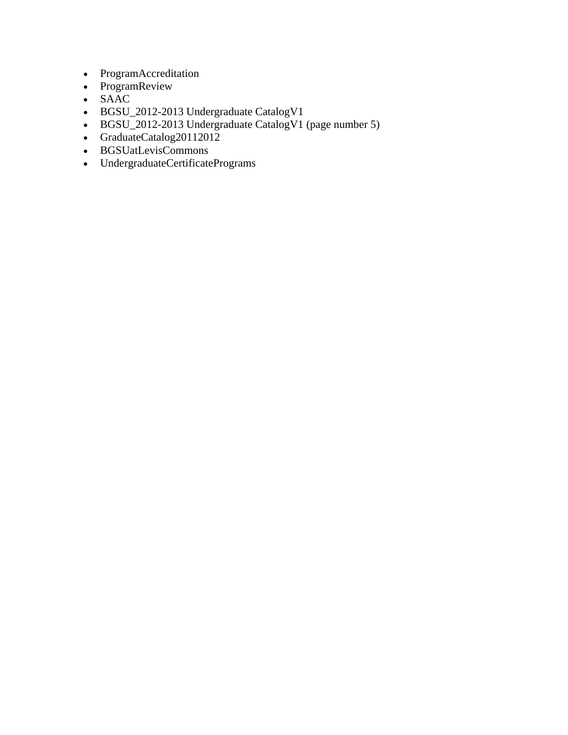- ProgramAccreditation
- ProgramReview
- SAAC
- BGSU_2012-2013 Undergraduate CatalogV1
- BGSU_2012-2013 Undergraduate CatalogV1 (page number 5)
- GraduateCatalog20112012
- BGSUatLevisCommons
- UndergraduateCertificatePrograms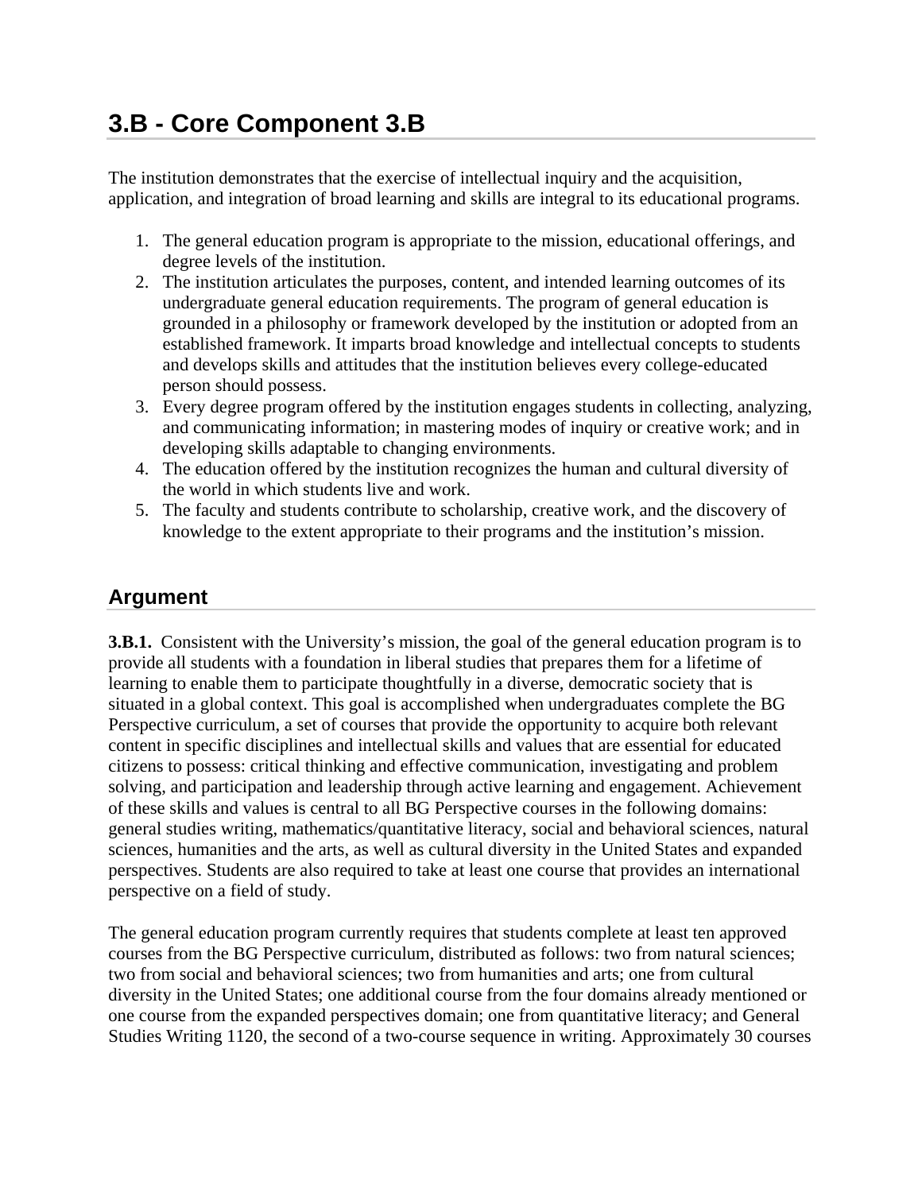# 3.B - Core Component 3.B

The institution demonstrates that the exercise of intellectual inquiry and the acquisition, application, and integration of broad learning and skills are integral to its educational programs.

1. The general education program is appropriate to the mission, educational offerings, and degree levels of the institution.
2. The institution articulates the purposes, content, and intended learning outcomes of its undergraduate general education requirements. The program of general education is grounded in a philosophy or framework developed by the institution or adopted from an established framework. It imparts broad knowledge and intellectual concepts to students and develops skills and attitudes that the institution believes every college-educated person should possess.
3. Every degree program offered by the institution engages students in collecting, analyzing, and communicating information; in mastering modes of inquiry or creative work; and in developing skills adaptable to changing environments.
4. The education offered by the institution recognizes the human and cultural diversity of the world in which students live and work.
5. The faculty and students contribute to scholarship, creative work, and the discovery of knowledge to the extent appropriate to their programs and the institution's mission.

## Argument

**3.B.1.** Consistent with the University's mission, the goal of the general education program is to provide all students with a foundation in liberal studies that prepares them for a lifetime of learning to enable them to participate thoughtfully in a diverse, democratic society that is situated in a global context. This goal is accomplished when undergraduates complete the BG Perspective curriculum, a set of courses that provide the opportunity to acquire both relevant content in specific disciplines and intellectual skills and values that are essential for educated citizens to possess: critical thinking and effective communication, investigating and problem solving, and participation and leadership through active learning and engagement. Achievement of these skills and values is central to all BG Perspective courses in the following domains: general studies writing, mathematics/quantitative literacy, social and behavioral sciences, natural sciences, humanities and the arts, as well as cultural diversity in the United States and expanded perspectives. Students are also required to take at least one course that provides an international perspective on a field of study.

The general education program currently requires that students complete at least ten approved courses from the BG Perspective curriculum, distributed as follows: two from natural sciences; two from social and behavioral sciences; two from humanities and arts; one from cultural diversity in the United States; one additional course from the four domains already mentioned or one course from the expanded perspectives domain; one from quantitative literacy; and General Studies Writing 1120, the second of a two-course sequence in writing. Approximately 30 courses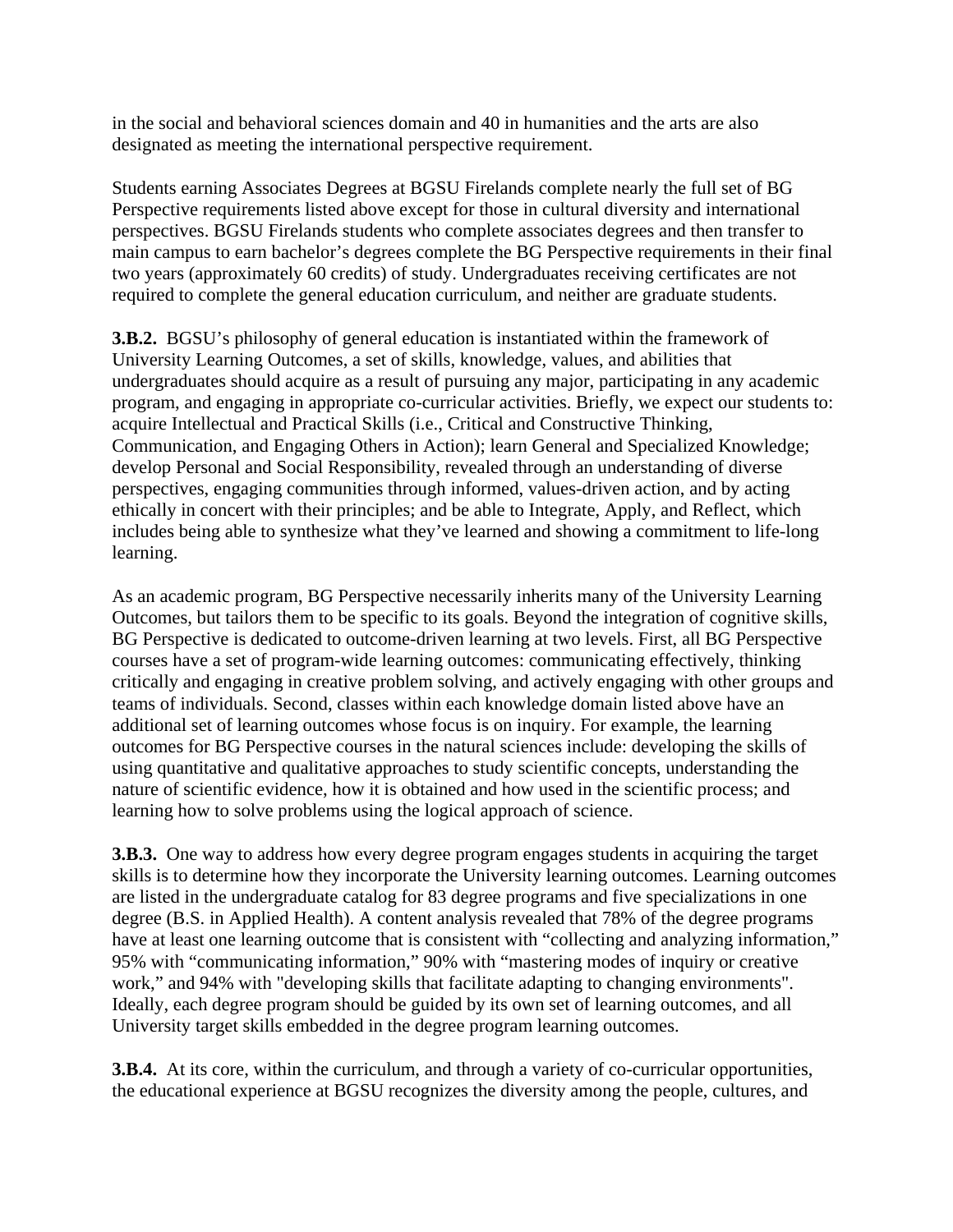in the social and behavioral sciences domain and 40 in humanities and the arts are also designated as meeting the international perspective requirement.

Students earning Associates Degrees at BGSU Firelands complete nearly the full set of BG Perspective requirements listed above except for those in cultural diversity and international perspectives. BGSU Firelands students who complete associates degrees and then transfer to main campus to earn bachelor's degrees complete the BG Perspective requirements in their final two years (approximately 60 credits) of study. Undergraduates receiving certificates are not required to complete the general education curriculum, and neither are graduate students.

**3.B.2.** BGSU's philosophy of general education is instantiated within the framework of University Learning Outcomes, a set of skills, knowledge, values, and abilities that undergraduates should acquire as a result of pursuing any major, participating in any academic program, and engaging in appropriate co-curricular activities. Briefly, we expect our students to: acquire Intellectual and Practical Skills (i.e., Critical and Constructive Thinking, Communication, and Engaging Others in Action); learn General and Specialized Knowledge; develop Personal and Social Responsibility, revealed through an understanding of diverse perspectives, engaging communities through informed, values-driven action, and by acting ethically in concert with their principles; and be able to Integrate, Apply, and Reflect, which includes being able to synthesize what they've learned and showing a commitment to life-long learning.

As an academic program, BG Perspective necessarily inherits many of the University Learning Outcomes, but tailors them to be specific to its goals. Beyond the integration of cognitive skills, BG Perspective is dedicated to outcome-driven learning at two levels. First, all BG Perspective courses have a set of program-wide learning outcomes: communicating effectively, thinking critically and engaging in creative problem solving, and actively engaging with other groups and teams of individuals. Second, classes within each knowledge domain listed above have an additional set of learning outcomes whose focus is on inquiry. For example, the learning outcomes for BG Perspective courses in the natural sciences include: developing the skills of using quantitative and qualitative approaches to study scientific concepts, understanding the nature of scientific evidence, how it is obtained and how used in the scientific process; and learning how to solve problems using the logical approach of science.

**3.B.3.** One way to address how every degree program engages students in acquiring the target skills is to determine how they incorporate the University learning outcomes. Learning outcomes are listed in the undergraduate catalog for 83 degree programs and five specializations in one degree (B.S. in Applied Health). A content analysis revealed that 78% of the degree programs have at least one learning outcome that is consistent with "collecting and analyzing information," 95% with "communicating information," 90% with "mastering modes of inquiry or creative work," and 94% with "developing skills that facilitate adapting to changing environments". Ideally, each degree program should be guided by its own set of learning outcomes, and all University target skills embedded in the degree program learning outcomes.

**3.B.4.** At its core, within the curriculum, and through a variety of co-curricular opportunities, the educational experience at BGSU recognizes the diversity among the people, cultures, and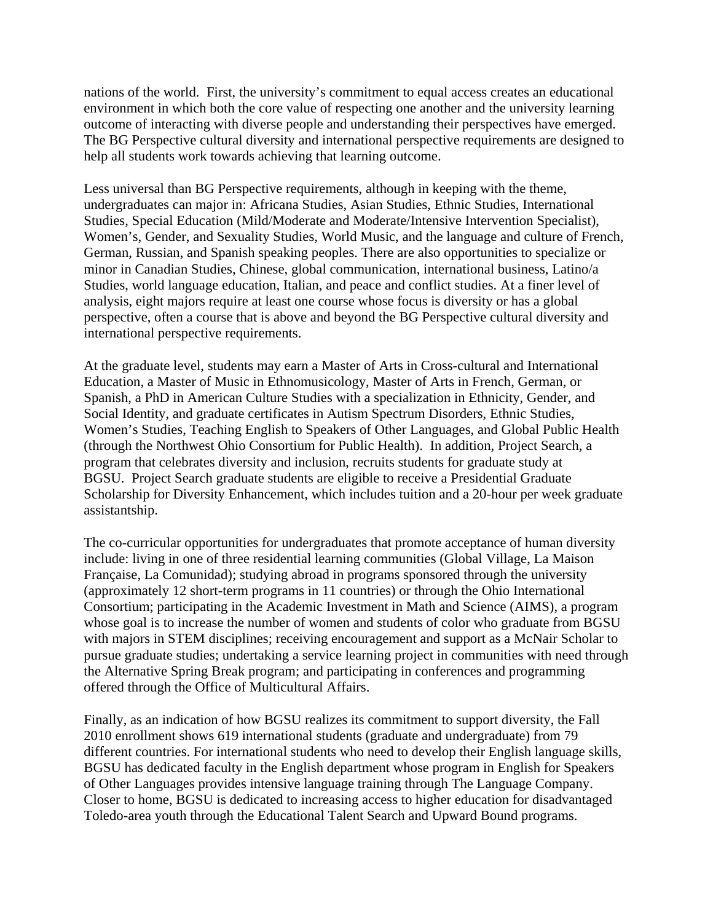nations of the world. First, the university's commitment to equal access creates an educational environment in which both the core value of respecting one another and the university learning outcome of interacting with diverse people and understanding their perspectives have emerged. The BG Perspective cultural diversity and international perspective requirements are designed to help all students work towards achieving that learning outcome.

Less universal than BG Perspective requirements, although in keeping with the theme, undergraduates can major in: Africana Studies, Asian Studies, Ethnic Studies, International Studies, Special Education (Mild/Moderate and Moderate/Intensive Intervention Specialist), Women's, Gender, and Sexuality Studies, World Music, and the language and culture of French, German, Russian, and Spanish speaking peoples. There are also opportunities to specialize or minor in Canadian Studies, Chinese, global communication, international business, Latino/a Studies, world language education, Italian, and peace and conflict studies. At a finer level of analysis, eight majors require at least one course whose focus is diversity or has a global perspective, often a course that is above and beyond the BG Perspective cultural diversity and international perspective requirements.

At the graduate level, students may earn a Master of Arts in Cross-cultural and International Education, a Master of Music in Ethnomusicology, Master of Arts in French, German, or Spanish, a PhD in American Culture Studies with a specialization in Ethnicity, Gender, and Social Identity, and graduate certificates in Autism Spectrum Disorders, Ethnic Studies, Women's Studies, Teaching English to Speakers of Other Languages, and Global Public Health (through the Northwest Ohio Consortium for Public Health). In addition, Project Search, a program that celebrates diversity and inclusion, recruits students for graduate study at BGSU. Project Search graduate students are eligible to receive a Presidential Graduate Scholarship for Diversity Enhancement, which includes tuition and a 20-hour per week graduate assistantship.

The co-curricular opportunities for undergraduates that promote acceptance of human diversity include: living in one of three residential learning communities (Global Village, La Maison Française, La Comunidad); studying abroad in programs sponsored through the university (approximately 12 short-term programs in 11 countries) or through the Ohio International Consortium; participating in the Academic Investment in Math and Science (AIMS), a program whose goal is to increase the number of women and students of color who graduate from BGSU with majors in STEM disciplines; receiving encouragement and support as a McNair Scholar to pursue graduate studies; undertaking a service learning project in communities with need through the Alternative Spring Break program; and participating in conferences and programming offered through the Office of Multicultural Affairs.

Finally, as an indication of how BGSU realizes its commitment to support diversity, the Fall 2010 enrollment shows 619 international students (graduate and undergraduate) from 79 different countries. For international students who need to develop their English language skills, BGSU has dedicated faculty in the English department whose program in English for Speakers of Other Languages provides intensive language training through The Language Company. Closer to home, BGSU is dedicated to increasing access to higher education for disadvantaged Toledo-area youth through the Educational Talent Search and Upward Bound programs.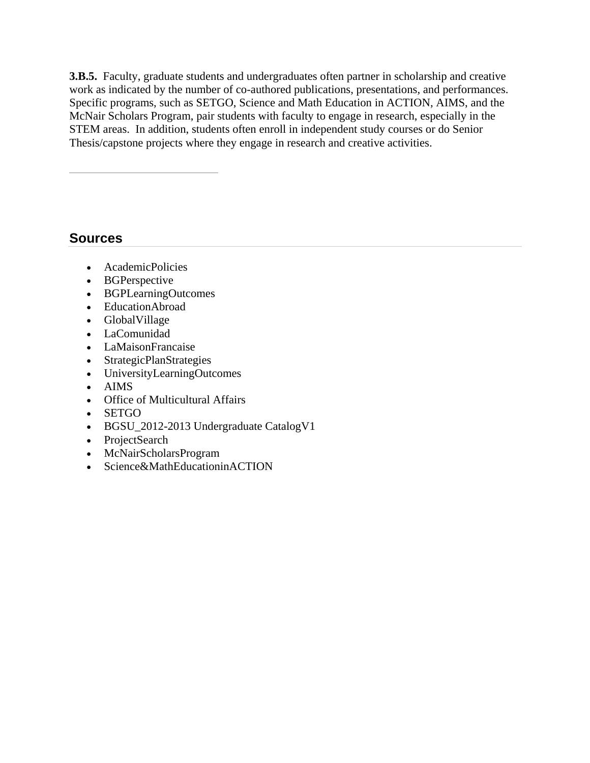**3.B.5.** Faculty, graduate students and undergraduates often partner in scholarship and creative work as indicated by the number of co-authored publications, presentations, and performances. Specific programs, such as SETGO, Science and Math Education in ACTION, AIMS, and the McNair Scholars Program, pair students with faculty to engage in research, especially in the STEM areas. In addition, students often enroll in independent study courses or do Senior Thesis/capstone projects where they engage in research and creative activities.

---

## Sources

- AcademicPolicies
- BGPerspective
- BGPLearningOutcomes
- EducationAbroad
- GlobalVillage
- LaComunidad
- LaMaisonFrancaise
- StrategicPlanStrategies
- UniversityLearningOutcomes
- AIMS
- Office of Multicultural Affairs
- SETGO
- BGSU_2012-2013 Undergraduate CatalogV1
- ProjectSearch
- McNairScholarsProgram
- Science&MathEducationinACTION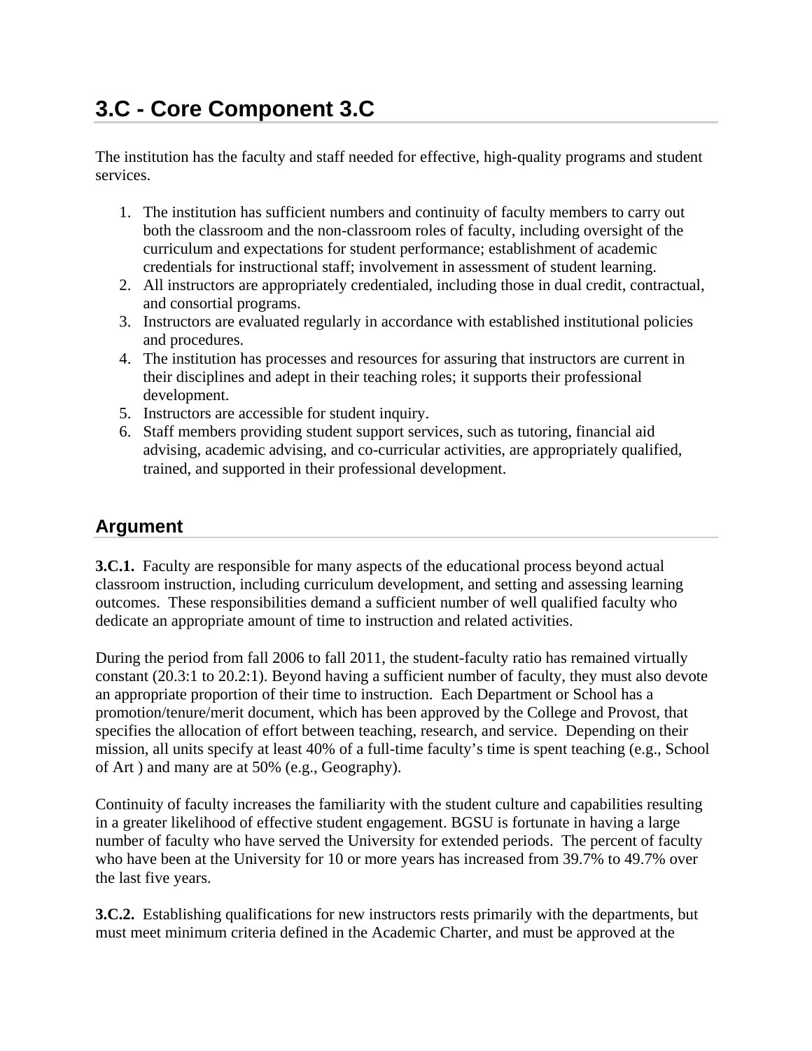# 3.C - Core Component 3.C

The institution has the faculty and staff needed for effective, high-quality programs and student services.

1. The institution has sufficient numbers and continuity of faculty members to carry out both the classroom and the non-classroom roles of faculty, including oversight of the curriculum and expectations for student performance; establishment of academic credentials for instructional staff; involvement in assessment of student learning.
2. All instructors are appropriately credentialed, including those in dual credit, contractual, and consortial programs.
3. Instructors are evaluated regularly in accordance with established institutional policies and procedures.
4. The institution has processes and resources for assuring that instructors are current in their disciplines and adept in their teaching roles; it supports their professional development.
5. Instructors are accessible for student inquiry.
6. Staff members providing student support services, such as tutoring, financial aid advising, academic advising, and co-curricular activities, are appropriately qualified, trained, and supported in their professional development.

## Argument

**3.C.1.** Faculty are responsible for many aspects of the educational process beyond actual classroom instruction, including curriculum development, and setting and assessing learning outcomes. These responsibilities demand a sufficient number of well qualified faculty who dedicate an appropriate amount of time to instruction and related activities.

During the period from fall 2006 to fall 2011, the student-faculty ratio has remained virtually constant (20.3:1 to 20.2:1). Beyond having a sufficient number of faculty, they must also devote an appropriate proportion of their time to instruction. Each Department or School has a promotion/tenure/merit document, which has been approved by the College and Provost, that specifies the allocation of effort between teaching, research, and service. Depending on their mission, all units specify at least 40% of a full-time faculty's time is spent teaching (e.g., School of Art ) and many are at 50% (e.g., Geography).

Continuity of faculty increases the familiarity with the student culture and capabilities resulting in a greater likelihood of effective student engagement. BGSU is fortunate in having a large number of faculty who have served the University for extended periods. The percent of faculty who have been at the University for 10 or more years has increased from 39.7% to 49.7% over the last five years.

**3.C.2.** Establishing qualifications for new instructors rests primarily with the departments, but must meet minimum criteria defined in the Academic Charter, and must be approved at the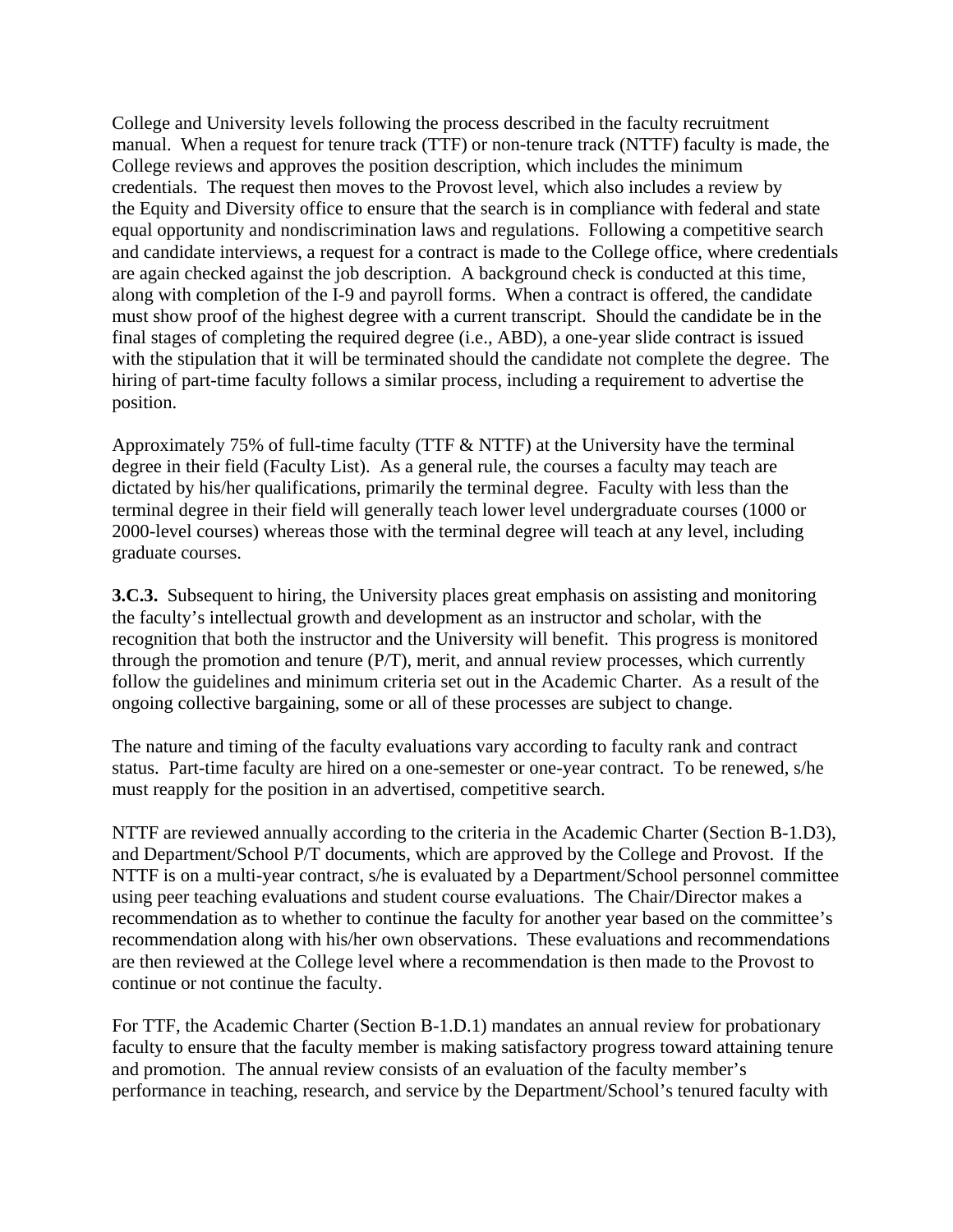College and University levels following the process described in the faculty recruitment manual. When a request for tenure track (TTF) or non-tenure track (NTTF) faculty is made, the College reviews and approves the position description, which includes the minimum credentials. The request then moves to the Provost level, which also includes a review by the Equity and Diversity office to ensure that the search is in compliance with federal and state equal opportunity and nondiscrimination laws and regulations. Following a competitive search and candidate interviews, a request for a contract is made to the College office, where credentials are again checked against the job description. A background check is conducted at this time, along with completion of the I-9 and payroll forms. When a contract is offered, the candidate must show proof of the highest degree with a current transcript. Should the candidate be in the final stages of completing the required degree (i.e., ABD), a one-year slide contract is issued with the stipulation that it will be terminated should the candidate not complete the degree. The hiring of part-time faculty follows a similar process, including a requirement to advertise the position.

Approximately 75% of full-time faculty (TTF & NTTF) at the University have the terminal degree in their field (Faculty List). As a general rule, the courses a faculty may teach are dictated by his/her qualifications, primarily the terminal degree. Faculty with less than the terminal degree in their field will generally teach lower level undergraduate courses (1000 or 2000-level courses) whereas those with the terminal degree will teach at any level, including graduate courses.

**3.C.3.** Subsequent to hiring, the University places great emphasis on assisting and monitoring the faculty's intellectual growth and development as an instructor and scholar, with the recognition that both the instructor and the University will benefit. This progress is monitored through the promotion and tenure (P/T), merit, and annual review processes, which currently follow the guidelines and minimum criteria set out in the Academic Charter. As a result of the ongoing collective bargaining, some or all of these processes are subject to change.

The nature and timing of the faculty evaluations vary according to faculty rank and contract status. Part-time faculty are hired on a one-semester or one-year contract. To be renewed, s/he must reapply for the position in an advertised, competitive search.

NTTF are reviewed annually according to the criteria in the Academic Charter (Section B-1.D3), and Department/School P/T documents, which are approved by the College and Provost. If the NTTF is on a multi-year contract, s/he is evaluated by a Department/School personnel committee using peer teaching evaluations and student course evaluations. The Chair/Director makes a recommendation as to whether to continue the faculty for another year based on the committee's recommendation along with his/her own observations. These evaluations and recommendations are then reviewed at the College level where a recommendation is then made to the Provost to continue or not continue the faculty.

For TTF, the Academic Charter (Section B-1.D.1) mandates an annual review for probationary faculty to ensure that the faculty member is making satisfactory progress toward attaining tenure and promotion. The annual review consists of an evaluation of the faculty member's performance in teaching, research, and service by the Department/School's tenured faculty with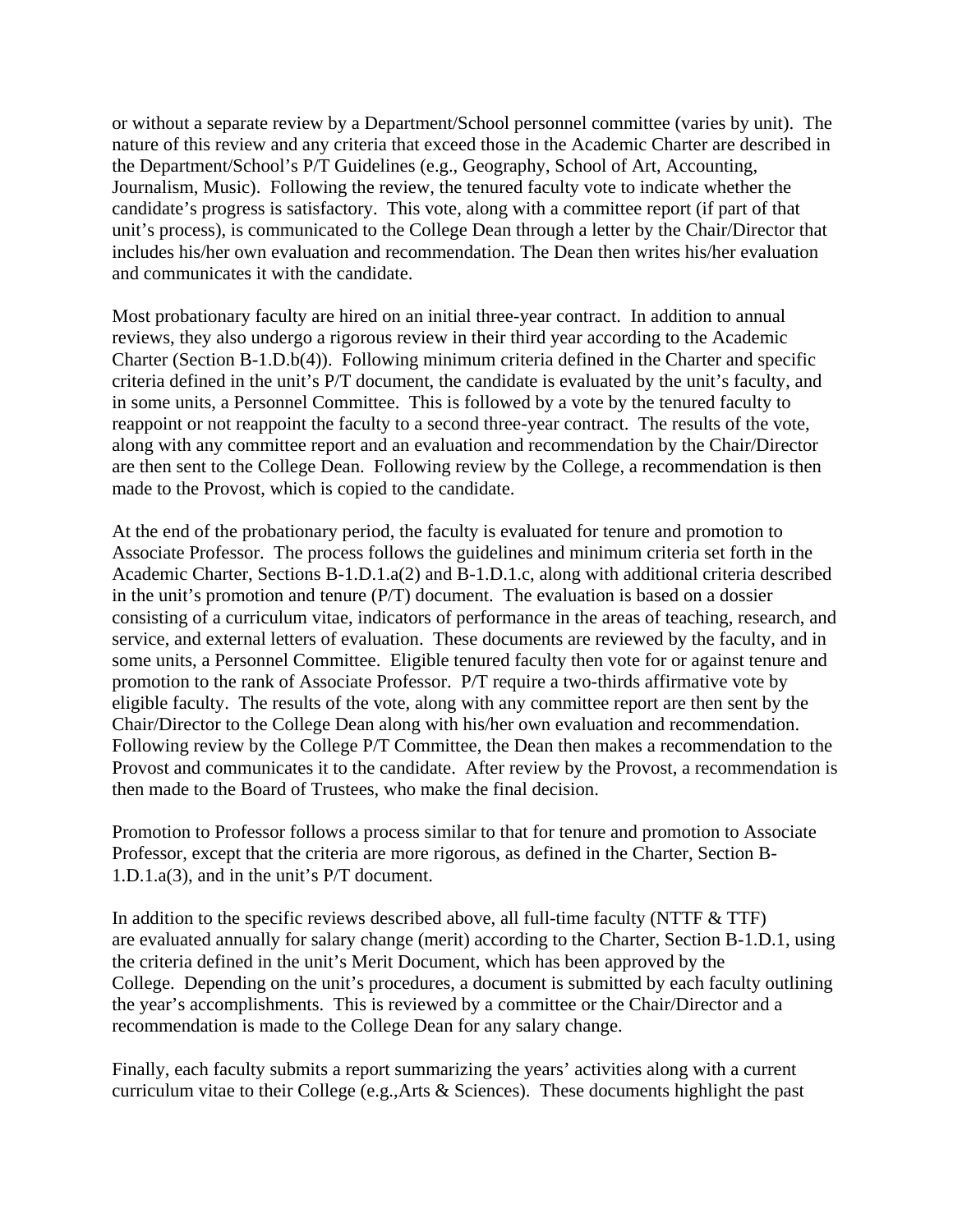or without a separate review by a Department/School personnel committee (varies by unit). The nature of this review and any criteria that exceed those in the Academic Charter are described in the Department/School's P/T Guidelines (e.g., Geography, School of Art, Accounting, Journalism, Music). Following the review, the tenured faculty vote to indicate whether the candidate's progress is satisfactory. This vote, along with a committee report (if part of that unit's process), is communicated to the College Dean through a letter by the Chair/Director that includes his/her own evaluation and recommendation. The Dean then writes his/her evaluation and communicates it with the candidate.

Most probationary faculty are hired on an initial three-year contract. In addition to annual reviews, they also undergo a rigorous review in their third year according to the Academic Charter (Section B-1.D.b(4)). Following minimum criteria defined in the Charter and specific criteria defined in the unit's P/T document, the candidate is evaluated by the unit's faculty, and in some units, a Personnel Committee. This is followed by a vote by the tenured faculty to reappoint or not reappoint the faculty to a second three-year contract. The results of the vote, along with any committee report and an evaluation and recommendation by the Chair/Director are then sent to the College Dean. Following review by the College, a recommendation is then made to the Provost, which is copied to the candidate.

At the end of the probationary period, the faculty is evaluated for tenure and promotion to Associate Professor. The process follows the guidelines and minimum criteria set forth in the Academic Charter, Sections B-1.D.1.a(2) and B-1.D.1.c, along with additional criteria described in the unit's promotion and tenure (P/T) document. The evaluation is based on a dossier consisting of a curriculum vitae, indicators of performance in the areas of teaching, research, and service, and external letters of evaluation. These documents are reviewed by the faculty, and in some units, a Personnel Committee. Eligible tenured faculty then vote for or against tenure and promotion to the rank of Associate Professor. P/T require a two-thirds affirmative vote by eligible faculty. The results of the vote, along with any committee report are then sent by the Chair/Director to the College Dean along with his/her own evaluation and recommendation. Following review by the College P/T Committee, the Dean then makes a recommendation to the Provost and communicates it to the candidate. After review by the Provost, a recommendation is then made to the Board of Trustees, who make the final decision.

Promotion to Professor follows a process similar to that for tenure and promotion to Associate Professor, except that the criteria are more rigorous, as defined in the Charter, Section B-1.D.1.a(3), and in the unit's P/T document.

In addition to the specific reviews described above, all full-time faculty (NTTF & TTF) are evaluated annually for salary change (merit) according to the Charter, Section B-1.D.1, using the criteria defined in the unit's Merit Document, which has been approved by the College. Depending on the unit's procedures, a document is submitted by each faculty outlining the year's accomplishments. This is reviewed by a committee or the Chair/Director and a recommendation is made to the College Dean for any salary change.

Finally, each faculty submits a report summarizing the years' activities along with a current curriculum vitae to their College (e.g.,Arts & Sciences). These documents highlight the past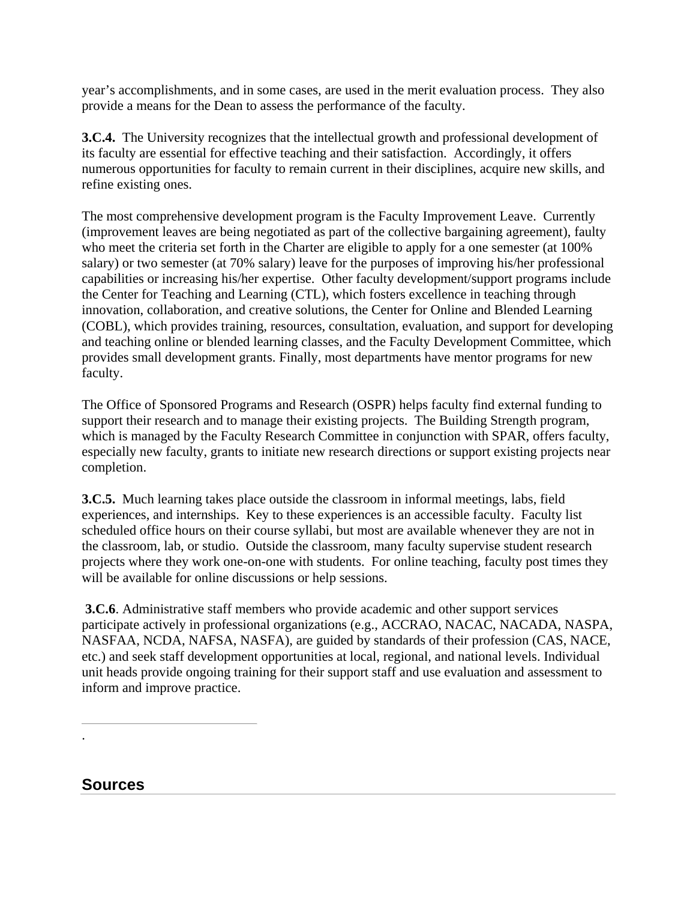year's accomplishments, and in some cases, are used in the merit evaluation process. They also provide a means for the Dean to assess the performance of the faculty.

**3.C.4.** The University recognizes that the intellectual growth and professional development of its faculty are essential for effective teaching and their satisfaction. Accordingly, it offers numerous opportunities for faculty to remain current in their disciplines, acquire new skills, and refine existing ones.

The most comprehensive development program is the Faculty Improvement Leave. Currently (improvement leaves are being negotiated as part of the collective bargaining agreement), faulty who meet the criteria set forth in the Charter are eligible to apply for a one semester (at 100% salary) or two semester (at 70% salary) leave for the purposes of improving his/her professional capabilities or increasing his/her expertise. Other faculty development/support programs include the Center for Teaching and Learning (CTL), which fosters excellence in teaching through innovation, collaboration, and creative solutions, the Center for Online and Blended Learning (COBL), which provides training, resources, consultation, evaluation, and support for developing and teaching online or blended learning classes, and the Faculty Development Committee, which provides small development grants. Finally, most departments have mentor programs for new faculty.

The Office of Sponsored Programs and Research (OSPR) helps faculty find external funding to support their research and to manage their existing projects. The Building Strength program, which is managed by the Faculty Research Committee in conjunction with SPAR, offers faculty, especially new faculty, grants to initiate new research directions or support existing projects near completion.

**3.C.5.** Much learning takes place outside the classroom in informal meetings, labs, field experiences, and internships. Key to these experiences is an accessible faculty. Faculty list scheduled office hours on their course syllabi, but most are available whenever they are not in the classroom, lab, or studio. Outside the classroom, many faculty supervise student research projects where they work one-on-one with students. For online teaching, faculty post times they will be available for online discussions or help sessions.

**3.C.6**. Administrative staff members who provide academic and other support services participate actively in professional organizations (e.g., ACCRAO, NACAC, NACADA, NASPA, NASFAA, NCDA, NAFSA, NASFA), are guided by standards of their profession (CAS, NACE, etc.) and seek staff development opportunities at local, regional, and national levels. Individual unit heads provide ongoing training for their support staff and use evaluation and assessment to inform and improve practice.

---

.

## Sources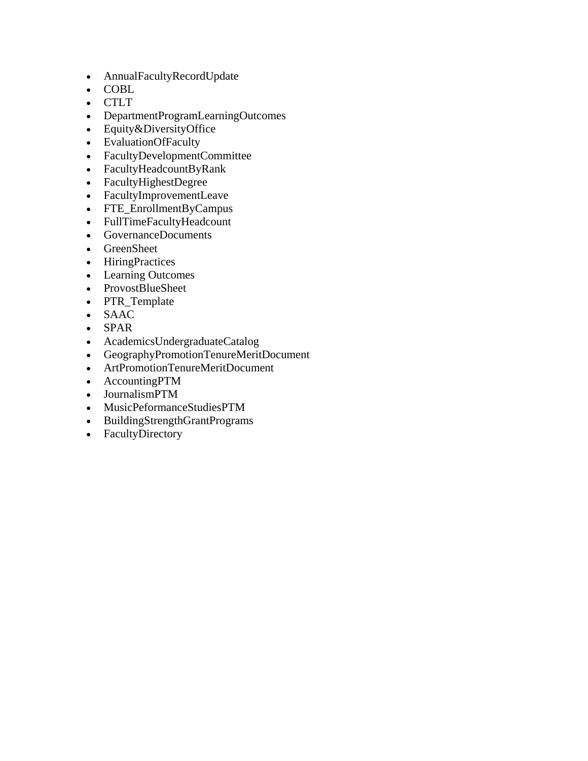- AnnualFacultyRecordUpdate
- COBL
- CTLT
- DepartmentProgramLearningOutcomes
- Equity&DiversityOffice
- EvaluationOfFaculty
- FacultyDevelopmentCommittee
- FacultyHeadcountByRank
- FacultyHighestDegree
- FacultyImprovementLeave
- FTE_EnrollmentByCampus
- FullTimeFacultyHeadcount
- GovernanceDocuments
- GreenSheet
- HiringPractices
- Learning Outcomes
- ProvostBlueSheet
- PTR_Template
- SAAC
- SPAR
- AcademicsUndergraduateCatalog
- GeographyPromotionTenureMeritDocument
- ArtPromotionTenureMeritDocument
- AccountingPTM
- JournalismPTM
- MusicPeformanceStudiesPTM
- BuildingStrengthGrantPrograms
- FacultyDirectory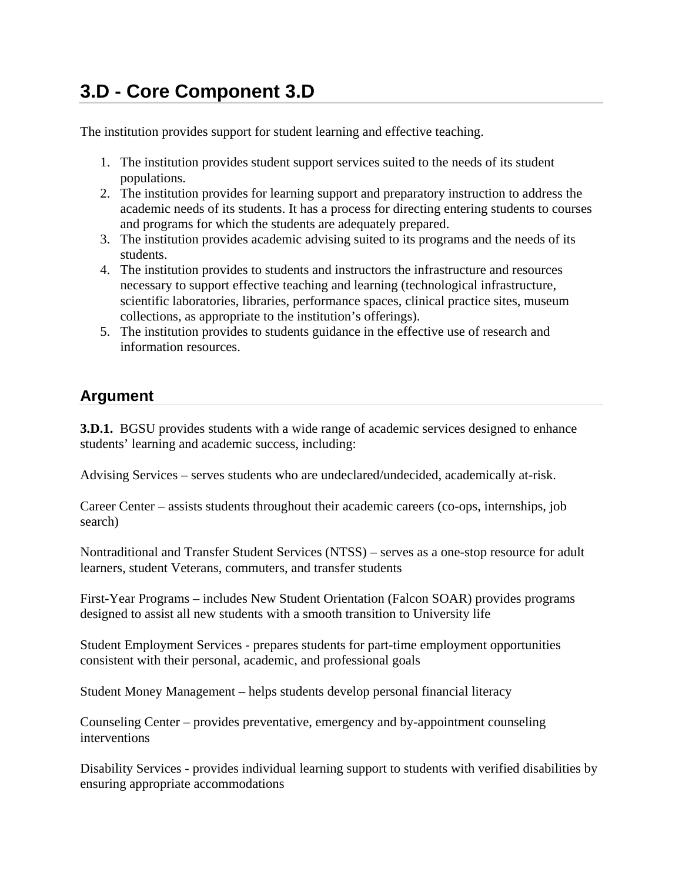# 3.D - Core Component 3.D

The institution provides support for student learning and effective teaching.

1. The institution provides student support services suited to the needs of its student populations.
2. The institution provides for learning support and preparatory instruction to address the academic needs of its students. It has a process for directing entering students to courses and programs for which the students are adequately prepared.
3. The institution provides academic advising suited to its programs and the needs of its students.
4. The institution provides to students and instructors the infrastructure and resources necessary to support effective teaching and learning (technological infrastructure, scientific laboratories, libraries, performance spaces, clinical practice sites, museum collections, as appropriate to the institution's offerings).
5. The institution provides to students guidance in the effective use of research and information resources.

## Argument

**3.D.1.** BGSU provides students with a wide range of academic services designed to enhance students' learning and academic success, including:

Advising Services – serves students who are undeclared/undecided, academically at-risk.

Career Center – assists students throughout their academic careers (co-ops, internships, job search)

Nontraditional and Transfer Student Services (NTSS) – serves as a one-stop resource for adult learners, student Veterans, commuters, and transfer students

First-Year Programs – includes New Student Orientation (Falcon SOAR) provides programs designed to assist all new students with a smooth transition to University life

Student Employment Services - prepares students for part-time employment opportunities consistent with their personal, academic, and professional goals

Student Money Management – helps students develop personal financial literacy

Counseling Center – provides preventative, emergency and by-appointment counseling interventions

Disability Services - provides individual learning support to students with verified disabilities by ensuring appropriate accommodations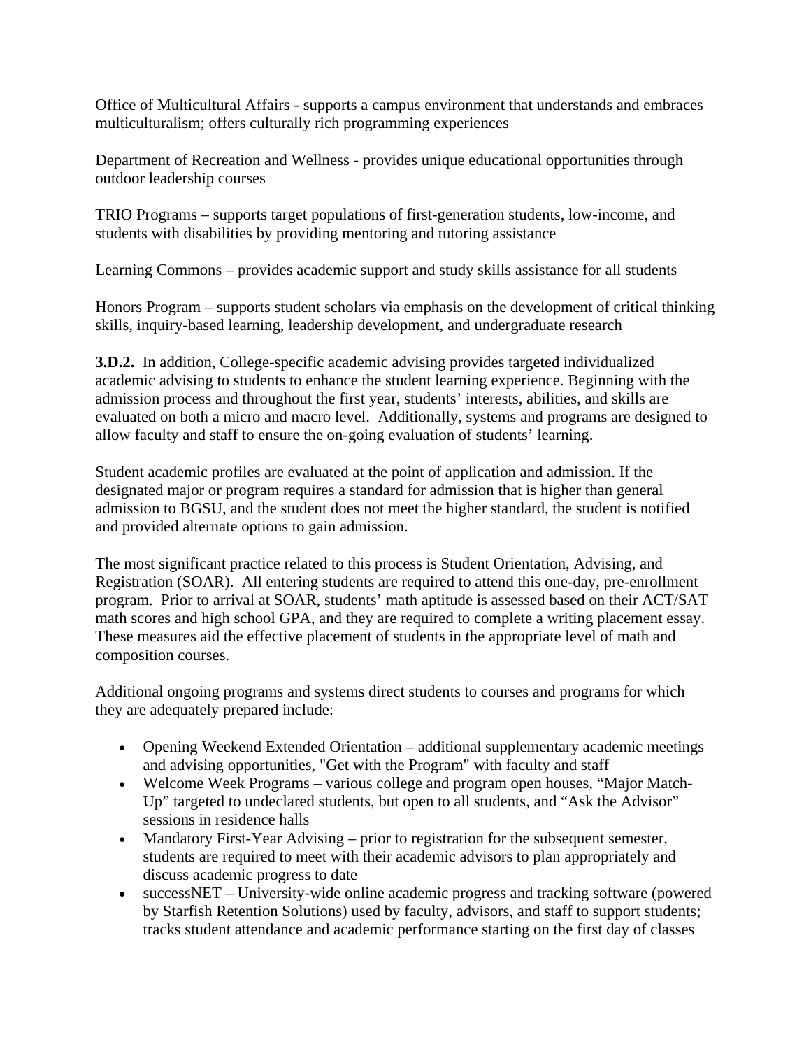Office of Multicultural Affairs - supports a campus environment that understands and embraces multiculturalism; offers culturally rich programming experiences

Department of Recreation and Wellness - provides unique educational opportunities through outdoor leadership courses

TRIO Programs – supports target populations of first-generation students, low-income, and students with disabilities by providing mentoring and tutoring assistance

Learning Commons – provides academic support and study skills assistance for all students

Honors Program – supports student scholars via emphasis on the development of critical thinking skills, inquiry-based learning, leadership development, and undergraduate research

**3.D.2.** In addition, College-specific academic advising provides targeted individualized academic advising to students to enhance the student learning experience. Beginning with the admission process and throughout the first year, students' interests, abilities, and skills are evaluated on both a micro and macro level. Additionally, systems and programs are designed to allow faculty and staff to ensure the on-going evaluation of students' learning.

Student academic profiles are evaluated at the point of application and admission. If the designated major or program requires a standard for admission that is higher than general admission to BGSU, and the student does not meet the higher standard, the student is notified and provided alternate options to gain admission.

The most significant practice related to this process is Student Orientation, Advising, and Registration (SOAR). All entering students are required to attend this one-day, pre-enrollment program. Prior to arrival at SOAR, students' math aptitude is assessed based on their ACT/SAT math scores and high school GPA, and they are required to complete a writing placement essay. These measures aid the effective placement of students in the appropriate level of math and composition courses.

Additional ongoing programs and systems direct students to courses and programs for which they are adequately prepared include:

- Opening Weekend Extended Orientation – additional supplementary academic meetings and advising opportunities, "Get with the Program" with faculty and staff
- Welcome Week Programs – various college and program open houses, "Major Match-Up" targeted to undeclared students, but open to all students, and "Ask the Advisor" sessions in residence halls
- Mandatory First-Year Advising – prior to registration for the subsequent semester, students are required to meet with their academic advisors to plan appropriately and discuss academic progress to date
- successNET – University-wide online academic progress and tracking software (powered by Starfish Retention Solutions) used by faculty, advisors, and staff to support students; tracks student attendance and academic performance starting on the first day of classes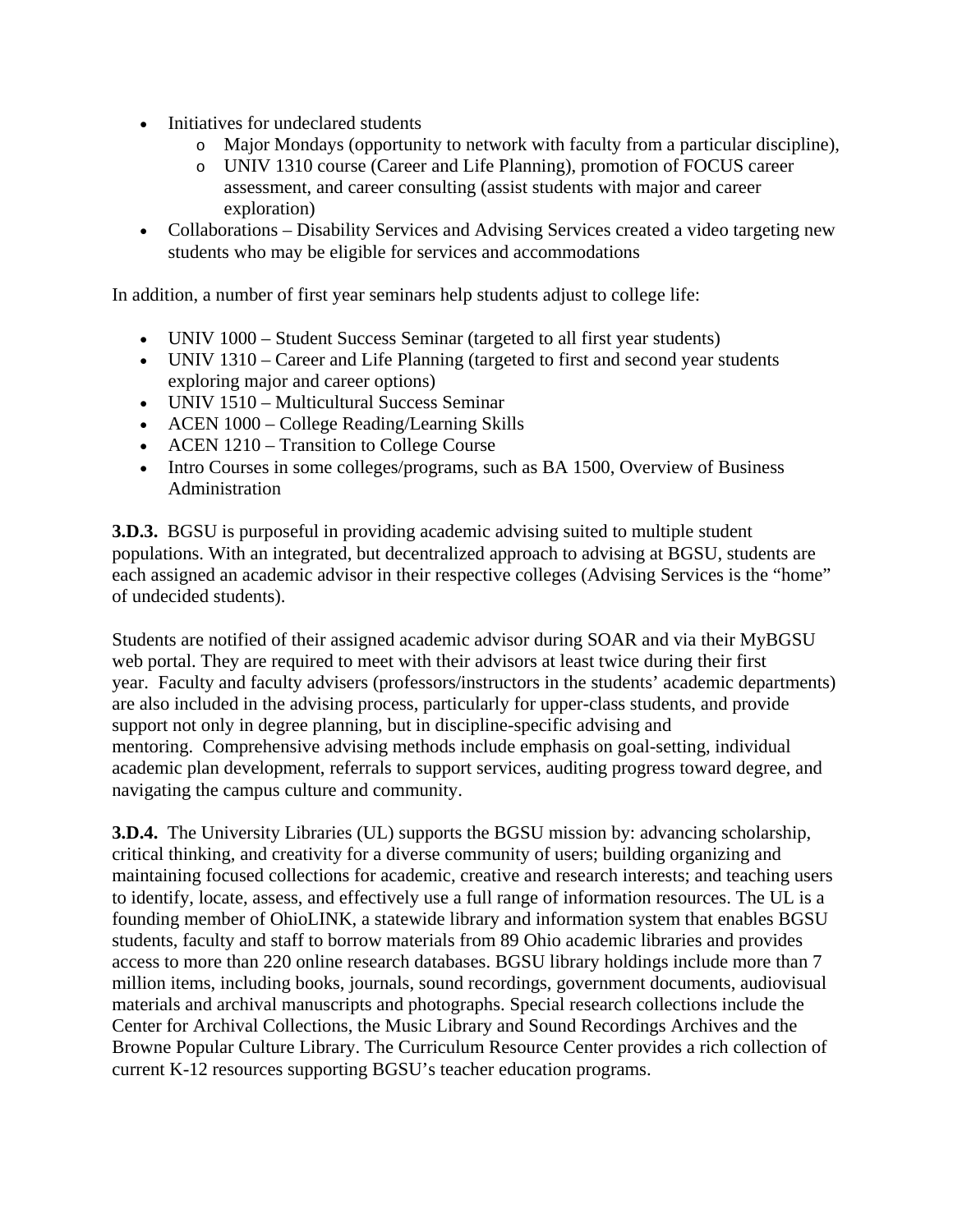- Initiatives for undeclared students
  - Major Mondays (opportunity to network with faculty from a particular discipline),
  - UNIV 1310 course (Career and Life Planning), promotion of FOCUS career assessment, and career consulting (assist students with major and career exploration)
- Collaborations – Disability Services and Advising Services created a video targeting new students who may be eligible for services and accommodations

In addition, a number of first year seminars help students adjust to college life:

- UNIV 1000 – Student Success Seminar (targeted to all first year students)
- UNIV 1310 – Career and Life Planning (targeted to first and second year students exploring major and career options)
- UNIV 1510 – Multicultural Success Seminar
- ACEN 1000 – College Reading/Learning Skills
- ACEN 1210 – Transition to College Course
- Intro Courses in some colleges/programs, such as BA 1500, Overview of Business Administration

**3.D.3.** BGSU is purposeful in providing academic advising suited to multiple student populations. With an integrated, but decentralized approach to advising at BGSU, students are each assigned an academic advisor in their respective colleges (Advising Services is the "home" of undecided students).

Students are notified of their assigned academic advisor during SOAR and via their MyBGSU web portal. They are required to meet with their advisors at least twice during their first year. Faculty and faculty advisers (professors/instructors in the students' academic departments) are also included in the advising process, particularly for upper-class students, and provide support not only in degree planning, but in discipline-specific advising and mentoring. Comprehensive advising methods include emphasis on goal-setting, individual academic plan development, referrals to support services, auditing progress toward degree, and navigating the campus culture and community.

**3.D.4.** The University Libraries (UL) supports the BGSU mission by: advancing scholarship, critical thinking, and creativity for a diverse community of users; building organizing and maintaining focused collections for academic, creative and research interests; and teaching users to identify, locate, assess, and effectively use a full range of information resources. The UL is a founding member of OhioLINK, a statewide library and information system that enables BGSU students, faculty and staff to borrow materials from 89 Ohio academic libraries and provides access to more than 220 online research databases. BGSU library holdings include more than 7 million items, including books, journals, sound recordings, government documents, audiovisual materials and archival manuscripts and photographs. Special research collections include the Center for Archival Collections, the Music Library and Sound Recordings Archives and the Browne Popular Culture Library. The Curriculum Resource Center provides a rich collection of current K-12 resources supporting BGSU's teacher education programs.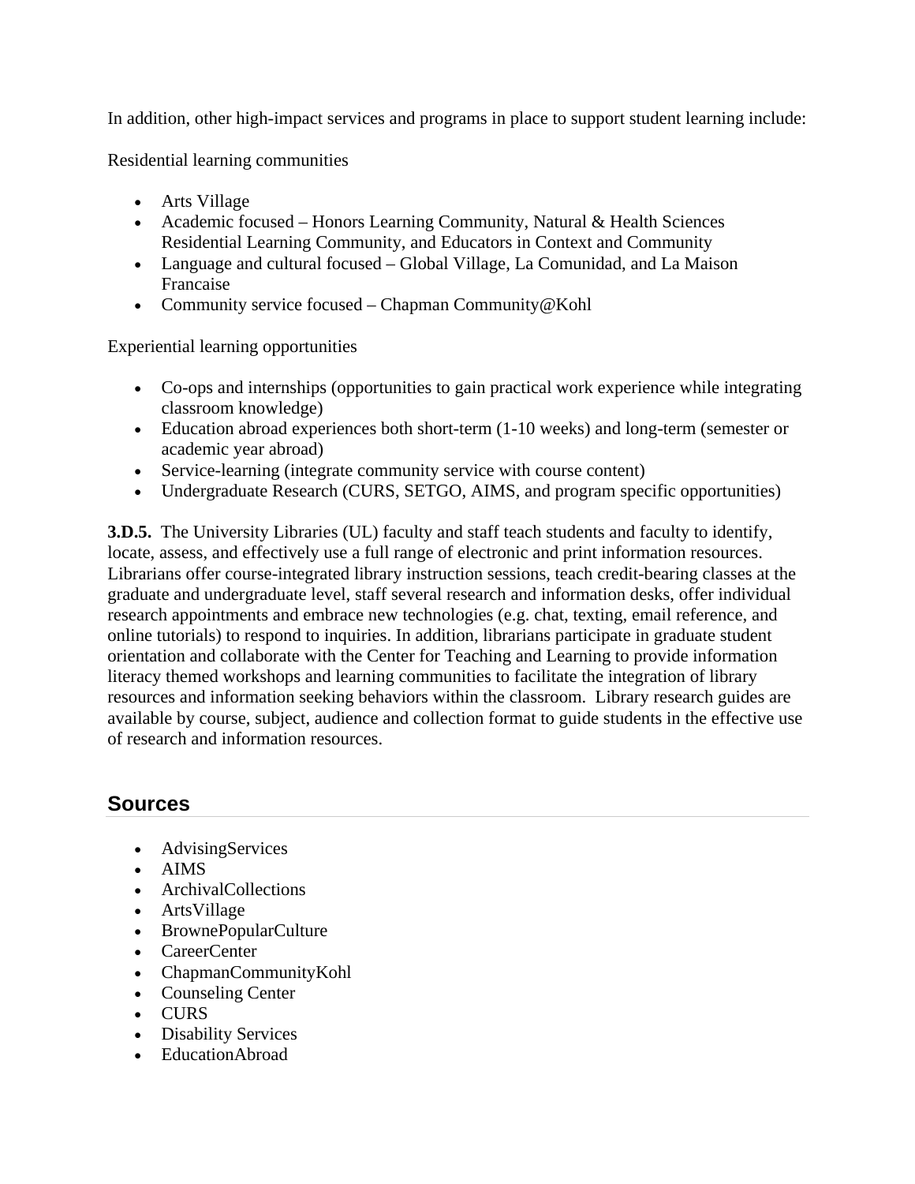In addition, other high-impact services and programs in place to support student learning include:

Residential learning communities

- Arts Village
- Academic focused – Honors Learning Community, Natural & Health Sciences Residential Learning Community, and Educators in Context and Community
- Language and cultural focused – Global Village, La Comunidad, and La Maison Francaise
- Community service focused – Chapman Community@Kohl

Experiential learning opportunities

- Co-ops and internships (opportunities to gain practical work experience while integrating classroom knowledge)
- Education abroad experiences both short-term (1-10 weeks) and long-term (semester or academic year abroad)
- Service-learning (integrate community service with course content)
- Undergraduate Research (CURS, SETGO, AIMS, and program specific opportunities)

**3.D.5.** The University Libraries (UL) faculty and staff teach students and faculty to identify, locate, assess, and effectively use a full range of electronic and print information resources. Librarians offer course-integrated library instruction sessions, teach credit-bearing classes at the graduate and undergraduate level, staff several research and information desks, offer individual research appointments and embrace new technologies (e.g. chat, texting, email reference, and online tutorials) to respond to inquiries. In addition, librarians participate in graduate student orientation and collaborate with the Center for Teaching and Learning to provide information literacy themed workshops and learning communities to facilitate the integration of library resources and information seeking behaviors within the classroom. Library research guides are available by course, subject, audience and collection format to guide students in the effective use of research and information resources.

## Sources

- AdvisingServices
- AIMS
- ArchivalCollections
- ArtsVillage
- BrownePopularCulture
- CareerCenter
- ChapmanCommunityKohl
- Counseling Center
- CURS
- Disability Services
- EducationAbroad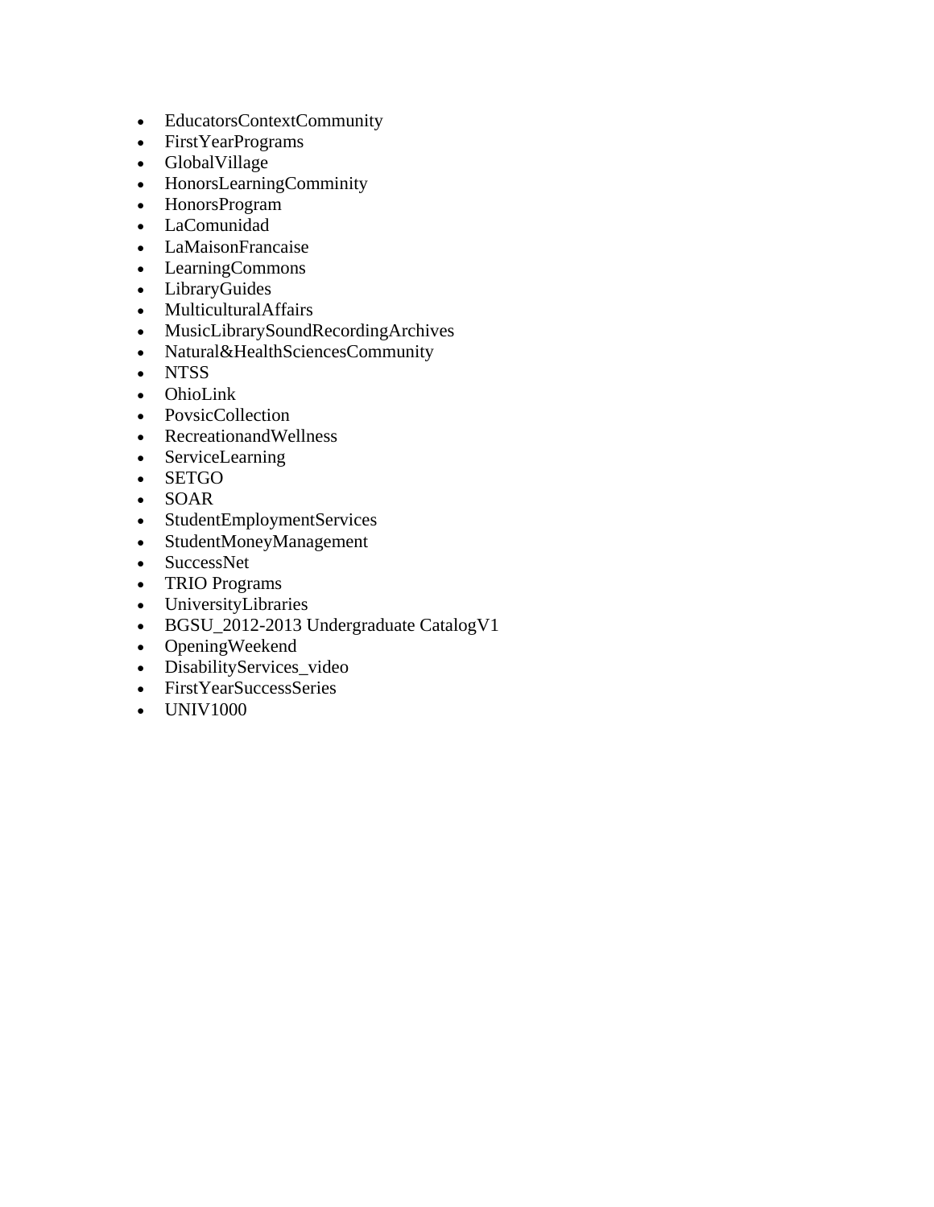- EducatorsContextCommunity
- FirstYearPrograms
- GlobalVillage
- HonorsLearningComminity
- HonorsProgram
- LaComunidad
- LaMaisonFrancaise
- LearningCommons
- LibraryGuides
- MulticulturalAffairs
- MusicLibrarySoundRecordingArchives
- Natural&HealthSciencesCommunity
- NTSS
- OhioLink
- PovsicCollection
- RecreationandWellness
- ServiceLearning
- SETGO
- SOAR
- StudentEmploymentServices
- StudentMoneyManagement
- SuccessNet
- TRIO Programs
- UniversityLibraries
- BGSU_2012-2013 Undergraduate CatalogV1
- OpeningWeekend
- DisabilityServices_video
- FirstYearSuccessSeries
- UNIV1000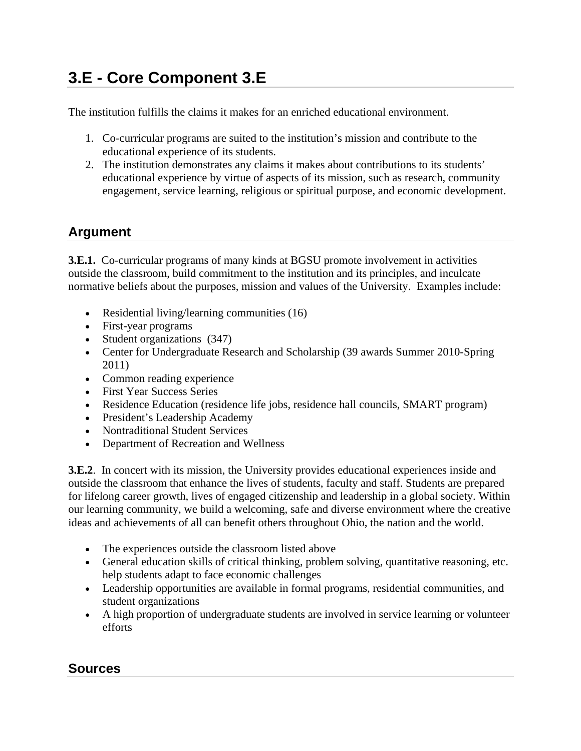# 3.E - Core Component 3.E

The institution fulfills the claims it makes for an enriched educational environment.

1. Co-curricular programs are suited to the institution's mission and contribute to the educational experience of its students.
2. The institution demonstrates any claims it makes about contributions to its students' educational experience by virtue of aspects of its mission, such as research, community engagement, service learning, religious or spiritual purpose, and economic development.

## Argument

**3.E.1.** Co-curricular programs of many kinds at BGSU promote involvement in activities outside the classroom, build commitment to the institution and its principles, and inculcate normative beliefs about the purposes, mission and values of the University. Examples include:

- Residential living/learning communities (16)
- First-year programs
- Student organizations (347)
- Center for Undergraduate Research and Scholarship (39 awards Summer 2010-Spring 2011)
- Common reading experience
- First Year Success Series
- Residence Education (residence life jobs, residence hall councils, SMART program)
- President's Leadership Academy
- Nontraditional Student Services
- Department of Recreation and Wellness

**3.E.2**. In concert with its mission, the University provides educational experiences inside and outside the classroom that enhance the lives of students, faculty and staff. Students are prepared for lifelong career growth, lives of engaged citizenship and leadership in a global society. Within our learning community, we build a welcoming, safe and diverse environment where the creative ideas and achievements of all can benefit others throughout Ohio, the nation and the world.

- The experiences outside the classroom listed above
- General education skills of critical thinking, problem solving, quantitative reasoning, etc. help students adapt to face economic challenges
- Leadership opportunities are available in formal programs, residential communities, and student organizations
- A high proportion of undergraduate students are involved in service learning or volunteer efforts

## Sources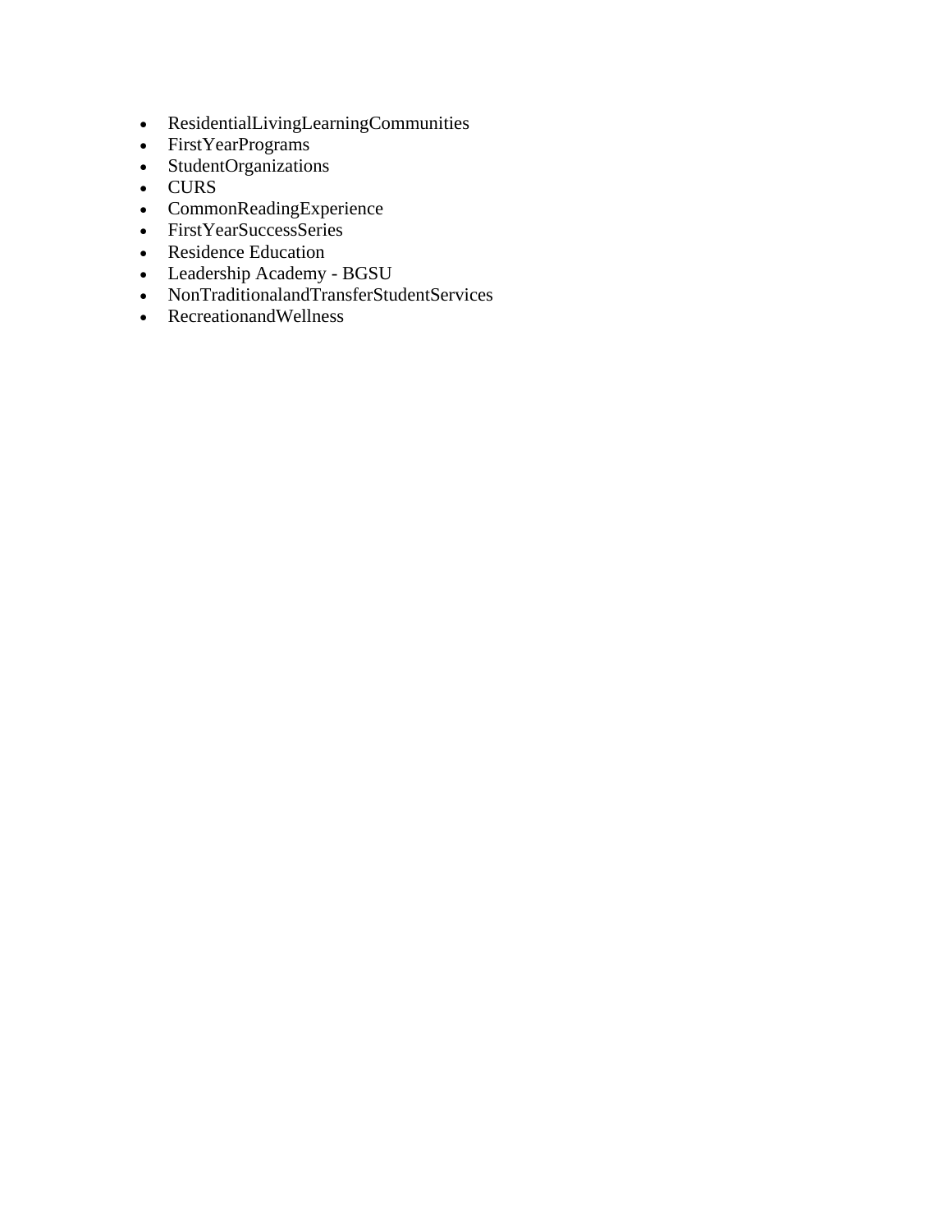- ResidentialLivingLearningCommunities
- FirstYearPrograms
- StudentOrganizations
- CURS
- CommonReadingExperience
- FirstYearSuccessSeries
- Residence Education
- Leadership Academy - BGSU
- NonTraditionalandTransferStudentServices
- RecreationandWellness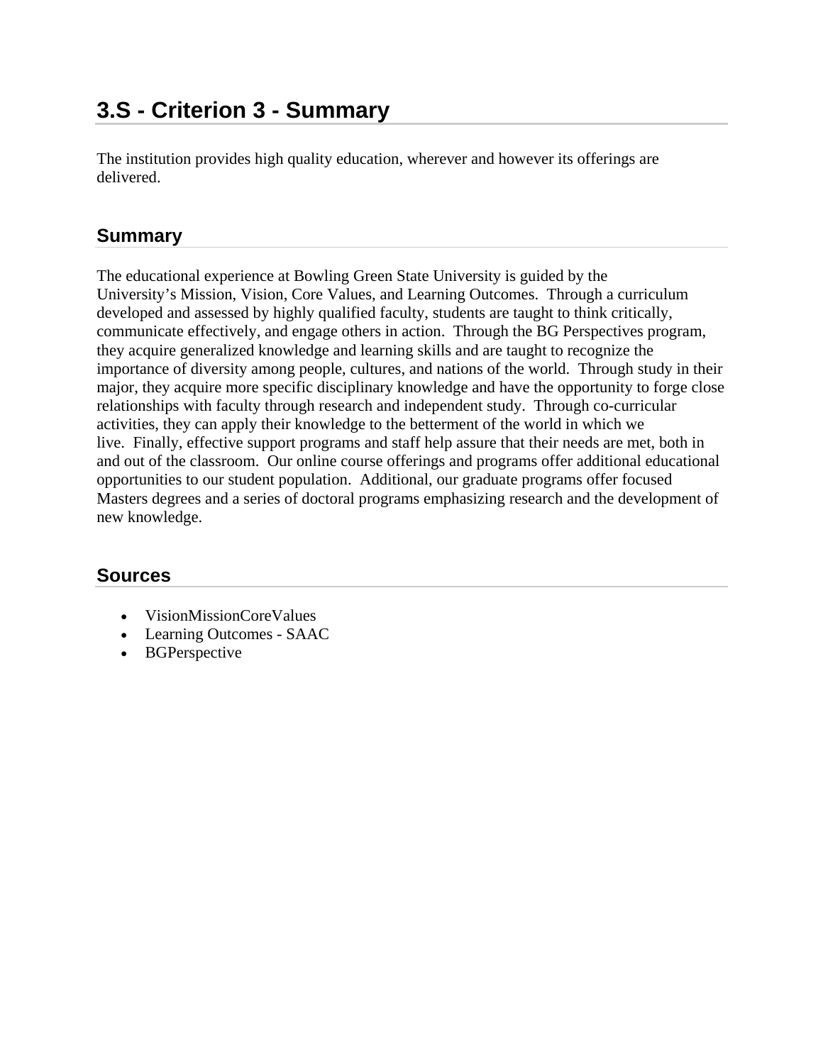# 3.S - Criterion 3 - Summary

The institution provides high quality education, wherever and however its offerings are delivered.

## Summary

The educational experience at Bowling Green State University is guided by the University's Mission, Vision, Core Values, and Learning Outcomes. Through a curriculum developed and assessed by highly qualified faculty, students are taught to think critically, communicate effectively, and engage others in action. Through the BG Perspectives program, they acquire generalized knowledge and learning skills and are taught to recognize the importance of diversity among people, cultures, and nations of the world. Through study in their major, they acquire more specific disciplinary knowledge and have the opportunity to forge close relationships with faculty through research and independent study. Through co-curricular activities, they can apply their knowledge to the betterment of the world in which we live. Finally, effective support programs and staff help assure that their needs are met, both in and out of the classroom. Our online course offerings and programs offer additional educational opportunities to our student population. Additional, our graduate programs offer focused Masters degrees and a series of doctoral programs emphasizing research and the development of new knowledge.

## Sources

- VisionMissionCoreValues
- Learning Outcomes - SAAC
- BGPerspective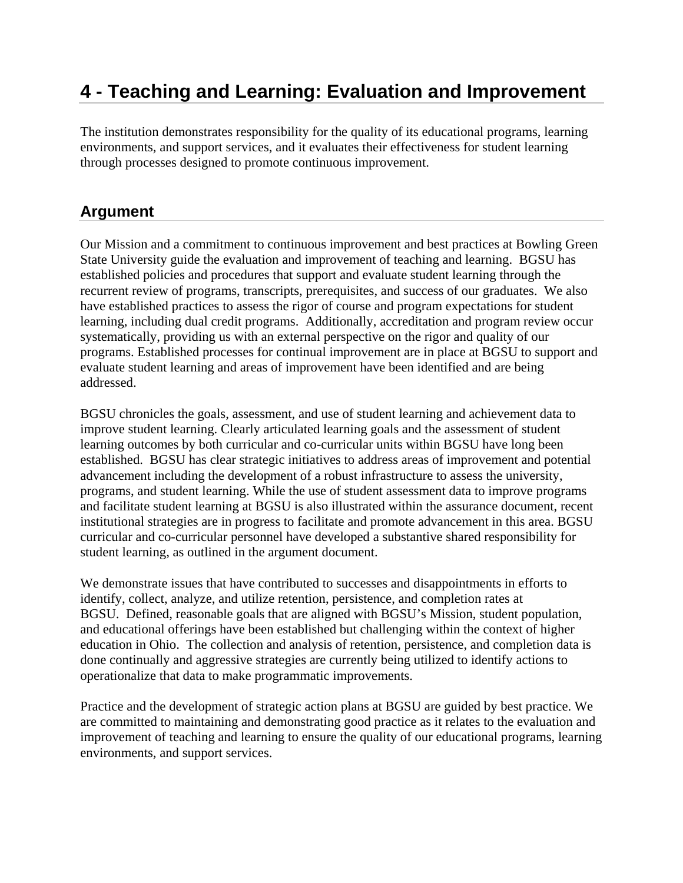# 4 - Teaching and Learning: Evaluation and Improvement

The institution demonstrates responsibility for the quality of its educational programs, learning environments, and support services, and it evaluates their effectiveness for student learning through processes designed to promote continuous improvement.

## Argument

Our Mission and a commitment to continuous improvement and best practices at Bowling Green State University guide the evaluation and improvement of teaching and learning. BGSU has established policies and procedures that support and evaluate student learning through the recurrent review of programs, transcripts, prerequisites, and success of our graduates. We also have established practices to assess the rigor of course and program expectations for student learning, including dual credit programs. Additionally, accreditation and program review occur systematically, providing us with an external perspective on the rigor and quality of our programs. Established processes for continual improvement are in place at BGSU to support and evaluate student learning and areas of improvement have been identified and are being addressed.

BGSU chronicles the goals, assessment, and use of student learning and achievement data to improve student learning. Clearly articulated learning goals and the assessment of student learning outcomes by both curricular and co-curricular units within BGSU have long been established. BGSU has clear strategic initiatives to address areas of improvement and potential advancement including the development of a robust infrastructure to assess the university, programs, and student learning. While the use of student assessment data to improve programs and facilitate student learning at BGSU is also illustrated within the assurance document, recent institutional strategies are in progress to facilitate and promote advancement in this area. BGSU curricular and co-curricular personnel have developed a substantive shared responsibility for student learning, as outlined in the argument document.

We demonstrate issues that have contributed to successes and disappointments in efforts to identify, collect, analyze, and utilize retention, persistence, and completion rates at BGSU. Defined, reasonable goals that are aligned with BGSU's Mission, student population, and educational offerings have been established but challenging within the context of higher education in Ohio. The collection and analysis of retention, persistence, and completion data is done continually and aggressive strategies are currently being utilized to identify actions to operationalize that data to make programmatic improvements.

Practice and the development of strategic action plans at BGSU are guided by best practice. We are committed to maintaining and demonstrating good practice as it relates to the evaluation and improvement of teaching and learning to ensure the quality of our educational programs, learning environments, and support services.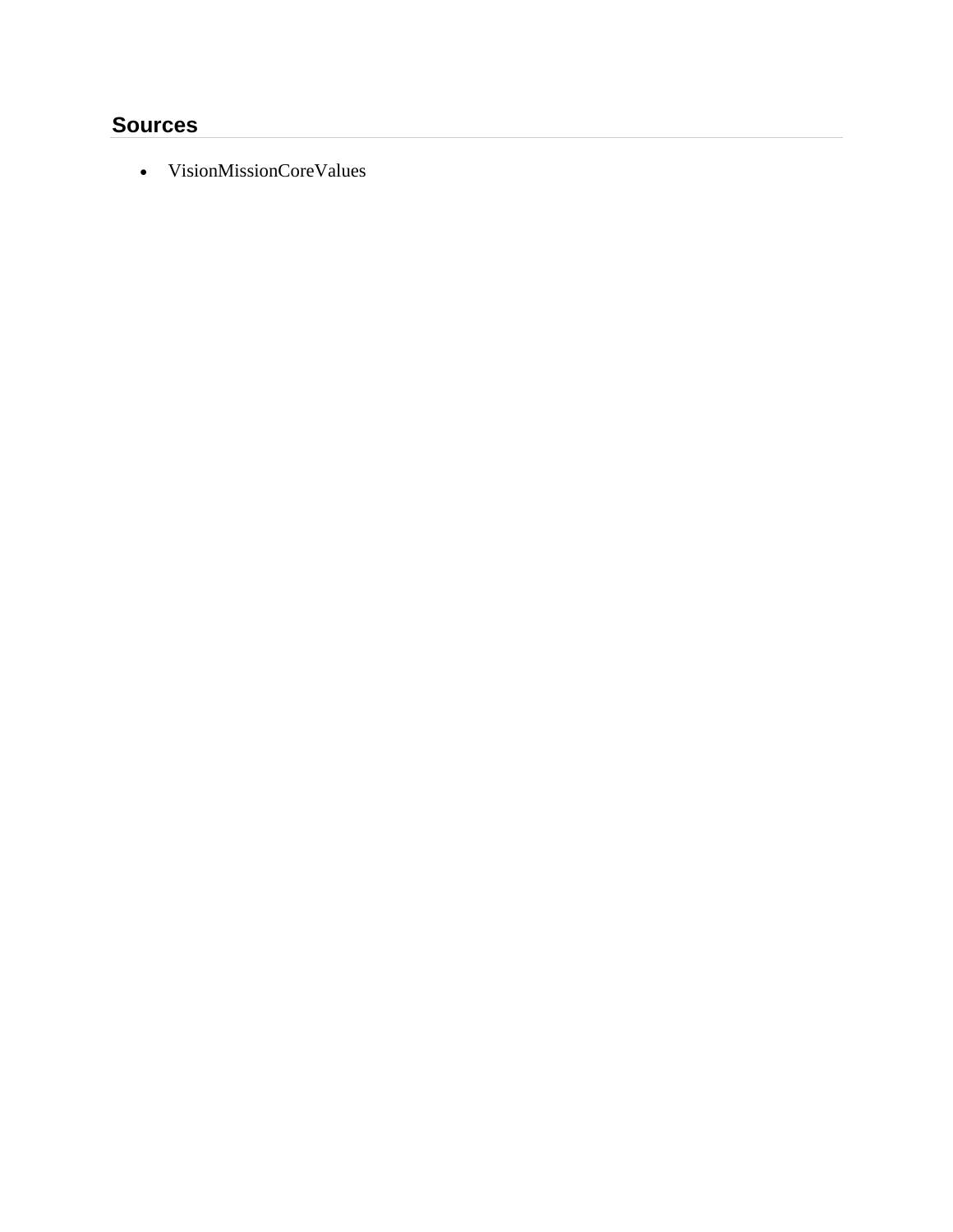## Sources

- VisionMissionCoreValues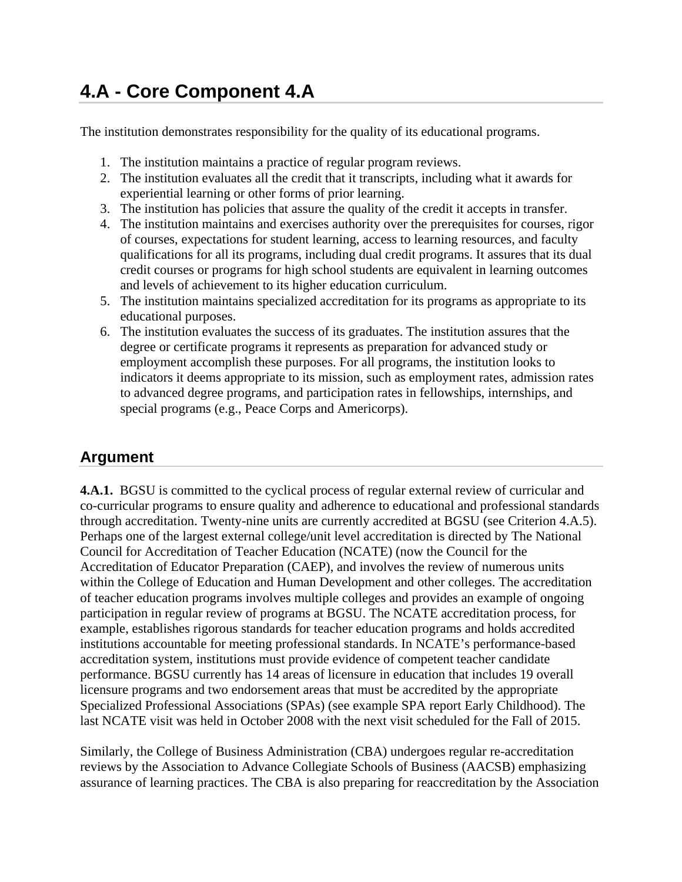# 4.A - Core Component 4.A

The institution demonstrates responsibility for the quality of its educational programs.

1. The institution maintains a practice of regular program reviews.
2. The institution evaluates all the credit that it transcripts, including what it awards for experiential learning or other forms of prior learning.
3. The institution has policies that assure the quality of the credit it accepts in transfer.
4. The institution maintains and exercises authority over the prerequisites for courses, rigor of courses, expectations for student learning, access to learning resources, and faculty qualifications for all its programs, including dual credit programs. It assures that its dual credit courses or programs for high school students are equivalent in learning outcomes and levels of achievement to its higher education curriculum.
5. The institution maintains specialized accreditation for its programs as appropriate to its educational purposes.
6. The institution evaluates the success of its graduates. The institution assures that the degree or certificate programs it represents as preparation for advanced study or employment accomplish these purposes. For all programs, the institution looks to indicators it deems appropriate to its mission, such as employment rates, admission rates to advanced degree programs, and participation rates in fellowships, internships, and special programs (e.g., Peace Corps and Americorps).

## Argument

**4.A.1.** BGSU is committed to the cyclical process of regular external review of curricular and co-curricular programs to ensure quality and adherence to educational and professional standards through accreditation. Twenty-nine units are currently accredited at BGSU (see Criterion 4.A.5). Perhaps one of the largest external college/unit level accreditation is directed by The National Council for Accreditation of Teacher Education (NCATE) (now the Council for the Accreditation of Educator Preparation (CAEP), and involves the review of numerous units within the College of Education and Human Development and other colleges. The accreditation of teacher education programs involves multiple colleges and provides an example of ongoing participation in regular review of programs at BGSU. The NCATE accreditation process, for example, establishes rigorous standards for teacher education programs and holds accredited institutions accountable for meeting professional standards. In NCATE's performance-based accreditation system, institutions must provide evidence of competent teacher candidate performance. BGSU currently has 14 areas of licensure in education that includes 19 overall licensure programs and two endorsement areas that must be accredited by the appropriate Specialized Professional Associations (SPAs) (see example SPA report Early Childhood). The last NCATE visit was held in October 2008 with the next visit scheduled for the Fall of 2015.

Similarly, the College of Business Administration (CBA) undergoes regular re-accreditation reviews by the Association to Advance Collegiate Schools of Business (AACSB) emphasizing assurance of learning practices. The CBA is also preparing for reaccreditation by the Association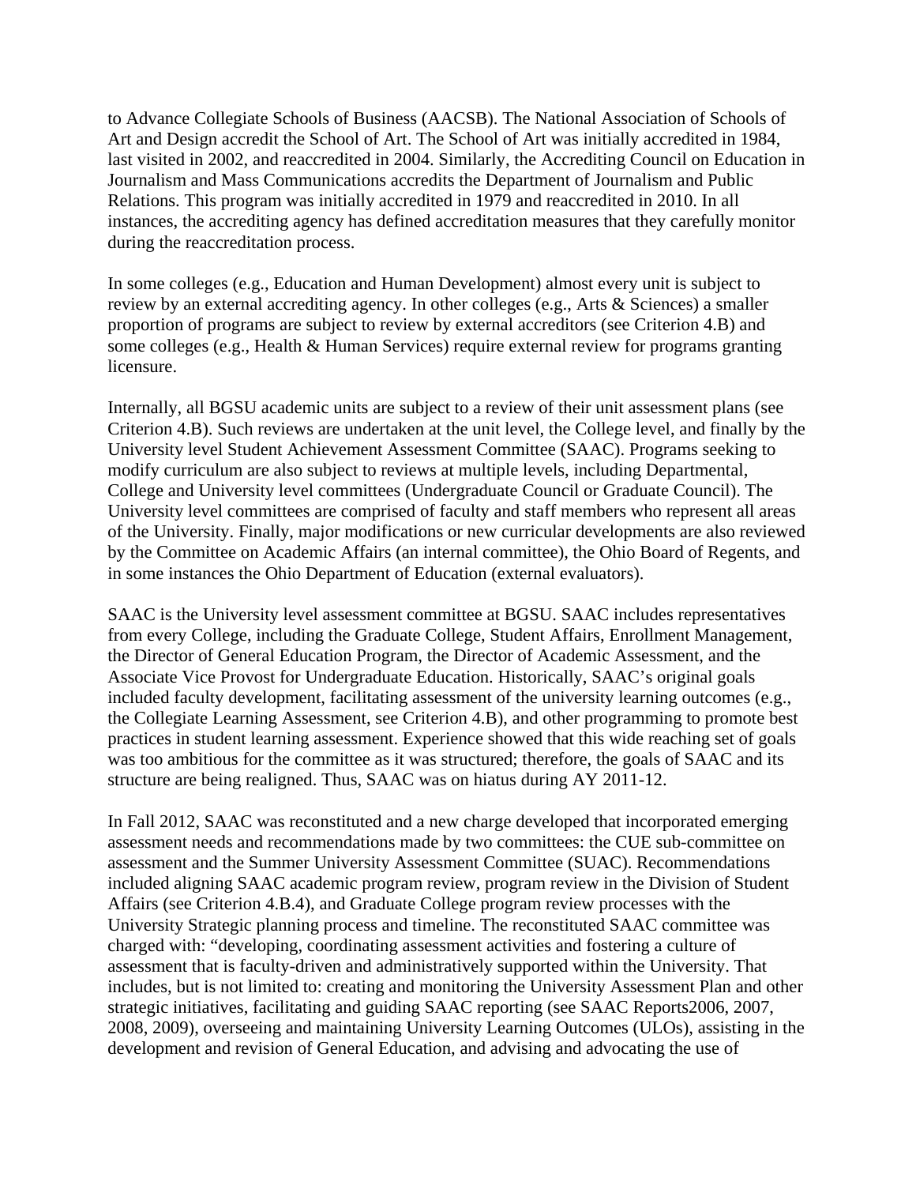to Advance Collegiate Schools of Business (AACSB). The National Association of Schools of Art and Design accredit the School of Art. The School of Art was initially accredited in 1984, last visited in 2002, and reaccredited in 2004. Similarly, the Accrediting Council on Education in Journalism and Mass Communications accredits the Department of Journalism and Public Relations. This program was initially accredited in 1979 and reaccredited in 2010. In all instances, the accrediting agency has defined accreditation measures that they carefully monitor during the reaccreditation process.

In some colleges (e.g., Education and Human Development) almost every unit is subject to review by an external accrediting agency. In other colleges (e.g., Arts & Sciences) a smaller proportion of programs are subject to review by external accreditors (see Criterion 4.B) and some colleges (e.g., Health & Human Services) require external review for programs granting licensure.

Internally, all BGSU academic units are subject to a review of their unit assessment plans (see Criterion 4.B). Such reviews are undertaken at the unit level, the College level, and finally by the University level Student Achievement Assessment Committee (SAAC). Programs seeking to modify curriculum are also subject to reviews at multiple levels, including Departmental, College and University level committees (Undergraduate Council or Graduate Council). The University level committees are comprised of faculty and staff members who represent all areas of the University. Finally, major modifications or new curricular developments are also reviewed by the Committee on Academic Affairs (an internal committee), the Ohio Board of Regents, and in some instances the Ohio Department of Education (external evaluators).

SAAC is the University level assessment committee at BGSU. SAAC includes representatives from every College, including the Graduate College, Student Affairs, Enrollment Management, the Director of General Education Program, the Director of Academic Assessment, and the Associate Vice Provost for Undergraduate Education. Historically, SAAC's original goals included faculty development, facilitating assessment of the university learning outcomes (e.g., the Collegiate Learning Assessment, see Criterion 4.B), and other programming to promote best practices in student learning assessment. Experience showed that this wide reaching set of goals was too ambitious for the committee as it was structured; therefore, the goals of SAAC and its structure are being realigned. Thus, SAAC was on hiatus during AY 2011-12.

In Fall 2012, SAAC was reconstituted and a new charge developed that incorporated emerging assessment needs and recommendations made by two committees: the CUE sub-committee on assessment and the Summer University Assessment Committee (SUAC). Recommendations included aligning SAAC academic program review, program review in the Division of Student Affairs (see Criterion 4.B.4), and Graduate College program review processes with the University Strategic planning process and timeline. The reconstituted SAAC committee was charged with: "developing, coordinating assessment activities and fostering a culture of assessment that is faculty-driven and administratively supported within the University. That includes, but is not limited to: creating and monitoring the University Assessment Plan and other strategic initiatives, facilitating and guiding SAAC reporting (see SAAC Reports2006, 2007, 2008, 2009), overseeing and maintaining University Learning Outcomes (ULOs), assisting in the development and revision of General Education, and advising and advocating the use of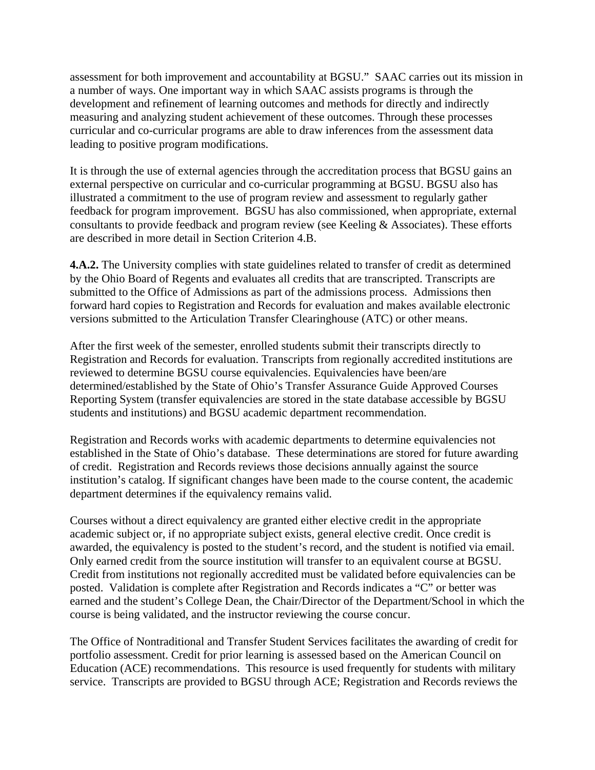assessment for both improvement and accountability at BGSU." SAAC carries out its mission in a number of ways. One important way in which SAAC assists programs is through the development and refinement of learning outcomes and methods for directly and indirectly measuring and analyzing student achievement of these outcomes. Through these processes curricular and co-curricular programs are able to draw inferences from the assessment data leading to positive program modifications.

It is through the use of external agencies through the accreditation process that BGSU gains an external perspective on curricular and co-curricular programming at BGSU. BGSU also has illustrated a commitment to the use of program review and assessment to regularly gather feedback for program improvement. BGSU has also commissioned, when appropriate, external consultants to provide feedback and program review (see Keeling & Associates). These efforts are described in more detail in Section Criterion 4.B.

**4.A.2.** The University complies with state guidelines related to transfer of credit as determined by the Ohio Board of Regents and evaluates all credits that are transcripted. Transcripts are submitted to the Office of Admissions as part of the admissions process. Admissions then forward hard copies to Registration and Records for evaluation and makes available electronic versions submitted to the Articulation Transfer Clearinghouse (ATC) or other means.

After the first week of the semester, enrolled students submit their transcripts directly to Registration and Records for evaluation. Transcripts from regionally accredited institutions are reviewed to determine BGSU course equivalencies. Equivalencies have been/are determined/established by the State of Ohio's Transfer Assurance Guide Approved Courses Reporting System (transfer equivalencies are stored in the state database accessible by BGSU students and institutions) and BGSU academic department recommendation.

Registration and Records works with academic departments to determine equivalencies not established in the State of Ohio's database. These determinations are stored for future awarding of credit. Registration and Records reviews those decisions annually against the source institution's catalog. If significant changes have been made to the course content, the academic department determines if the equivalency remains valid.

Courses without a direct equivalency are granted either elective credit in the appropriate academic subject or, if no appropriate subject exists, general elective credit. Once credit is awarded, the equivalency is posted to the student's record, and the student is notified via email. Only earned credit from the source institution will transfer to an equivalent course at BGSU. Credit from institutions not regionally accredited must be validated before equivalencies can be posted. Validation is complete after Registration and Records indicates a "C" or better was earned and the student's College Dean, the Chair/Director of the Department/School in which the course is being validated, and the instructor reviewing the course concur.

The Office of Nontraditional and Transfer Student Services facilitates the awarding of credit for portfolio assessment. Credit for prior learning is assessed based on the American Council on Education (ACE) recommendations. This resource is used frequently for students with military service. Transcripts are provided to BGSU through ACE; Registration and Records reviews the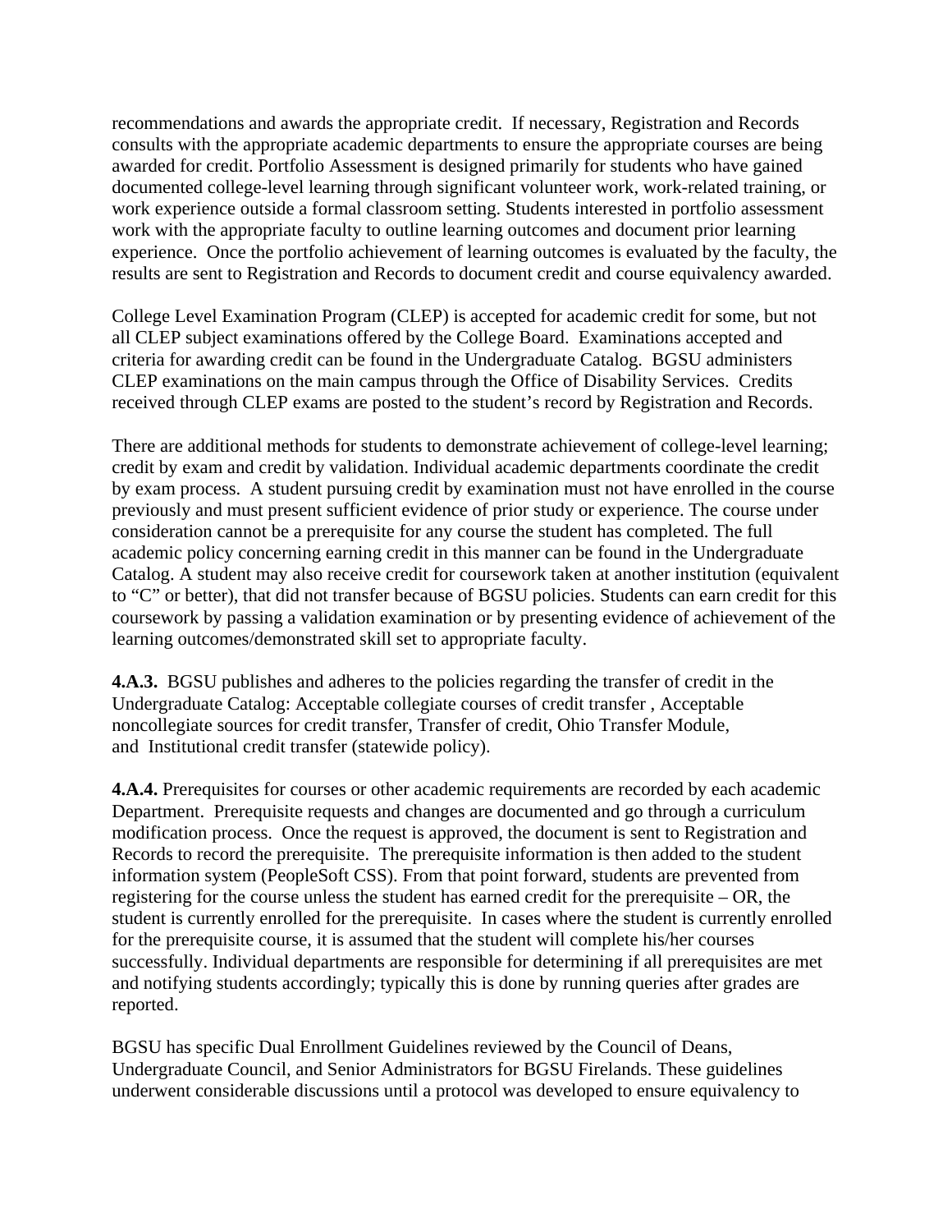recommendations and awards the appropriate credit. If necessary, Registration and Records consults with the appropriate academic departments to ensure the appropriate courses are being awarded for credit. Portfolio Assessment is designed primarily for students who have gained documented college-level learning through significant volunteer work, work-related training, or work experience outside a formal classroom setting. Students interested in portfolio assessment work with the appropriate faculty to outline learning outcomes and document prior learning experience. Once the portfolio achievement of learning outcomes is evaluated by the faculty, the results are sent to Registration and Records to document credit and course equivalency awarded.

College Level Examination Program (CLEP) is accepted for academic credit for some, but not all CLEP subject examinations offered by the College Board. Examinations accepted and criteria for awarding credit can be found in the Undergraduate Catalog. BGSU administers CLEP examinations on the main campus through the Office of Disability Services. Credits received through CLEP exams are posted to the student's record by Registration and Records.

There are additional methods for students to demonstrate achievement of college-level learning; credit by exam and credit by validation. Individual academic departments coordinate the credit by exam process. A student pursuing credit by examination must not have enrolled in the course previously and must present sufficient evidence of prior study or experience. The course under consideration cannot be a prerequisite for any course the student has completed. The full academic policy concerning earning credit in this manner can be found in the Undergraduate Catalog. A student may also receive credit for coursework taken at another institution (equivalent to "C" or better), that did not transfer because of BGSU policies. Students can earn credit for this coursework by passing a validation examination or by presenting evidence of achievement of the learning outcomes/demonstrated skill set to appropriate faculty.

**4.A.3.** BGSU publishes and adheres to the policies regarding the transfer of credit in the Undergraduate Catalog: Acceptable collegiate courses of credit transfer , Acceptable noncollegiate sources for credit transfer, Transfer of credit, Ohio Transfer Module, and Institutional credit transfer (statewide policy).

**4.A.4.** Prerequisites for courses or other academic requirements are recorded by each academic Department. Prerequisite requests and changes are documented and go through a curriculum modification process. Once the request is approved, the document is sent to Registration and Records to record the prerequisite. The prerequisite information is then added to the student information system (PeopleSoft CSS). From that point forward, students are prevented from registering for the course unless the student has earned credit for the prerequisite – OR, the student is currently enrolled for the prerequisite. In cases where the student is currently enrolled for the prerequisite course, it is assumed that the student will complete his/her courses successfully. Individual departments are responsible for determining if all prerequisites are met and notifying students accordingly; typically this is done by running queries after grades are reported.

BGSU has specific Dual Enrollment Guidelines reviewed by the Council of Deans, Undergraduate Council, and Senior Administrators for BGSU Firelands. These guidelines underwent considerable discussions until a protocol was developed to ensure equivalency to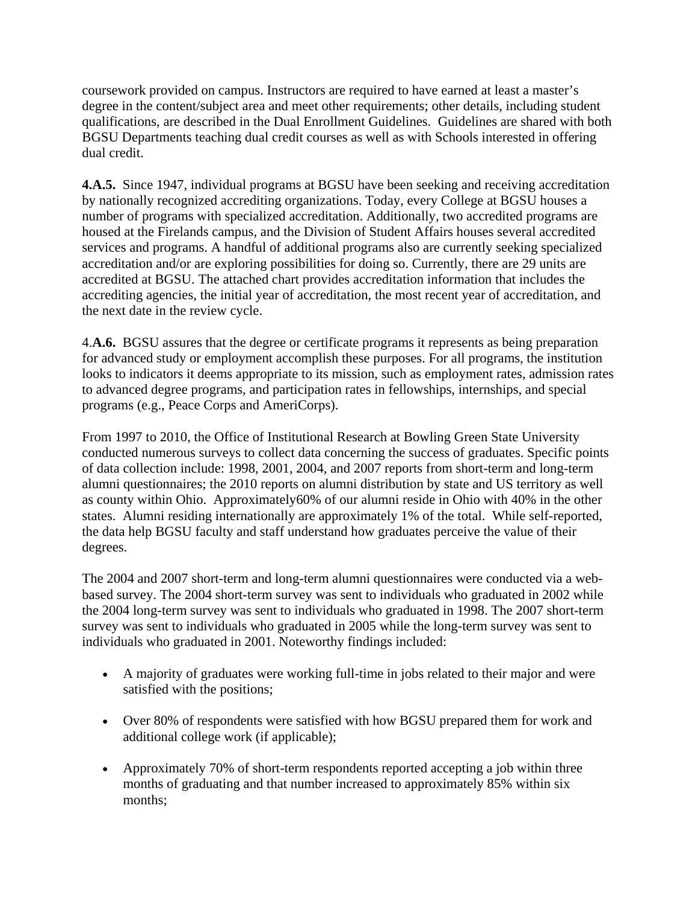coursework provided on campus. Instructors are required to have earned at least a master's degree in the content/subject area and meet other requirements; other details, including student qualifications, are described in the Dual Enrollment Guidelines. Guidelines are shared with both BGSU Departments teaching dual credit courses as well as with Schools interested in offering dual credit.

**4.A.5.** Since 1947, individual programs at BGSU have been seeking and receiving accreditation by nationally recognized accrediting organizations. Today, every College at BGSU houses a number of programs with specialized accreditation. Additionally, two accredited programs are housed at the Firelands campus, and the Division of Student Affairs houses several accredited services and programs. A handful of additional programs also are currently seeking specialized accreditation and/or are exploring possibilities for doing so. Currently, there are 29 units are accredited at BGSU. The attached chart provides accreditation information that includes the accrediting agencies, the initial year of accreditation, the most recent year of accreditation, and the next date in the review cycle.

4.**A.6.** BGSU assures that the degree or certificate programs it represents as being preparation for advanced study or employment accomplish these purposes. For all programs, the institution looks to indicators it deems appropriate to its mission, such as employment rates, admission rates to advanced degree programs, and participation rates in fellowships, internships, and special programs (e.g., Peace Corps and AmeriCorps).

From 1997 to 2010, the Office of Institutional Research at Bowling Green State University conducted numerous surveys to collect data concerning the success of graduates. Specific points of data collection include: 1998, 2001, 2004, and 2007 reports from short-term and long-term alumni questionnaires; the 2010 reports on alumni distribution by state and US territory as well as county within Ohio. Approximately60% of our alumni reside in Ohio with 40% in the other states. Alumni residing internationally are approximately 1% of the total. While self-reported, the data help BGSU faculty and staff understand how graduates perceive the value of their degrees.

The 2004 and 2007 short-term and long-term alumni questionnaires were conducted via a web-based survey. The 2004 short-term survey was sent to individuals who graduated in 2002 while the 2004 long-term survey was sent to individuals who graduated in 1998. The 2007 short-term survey was sent to individuals who graduated in 2005 while the long-term survey was sent to individuals who graduated in 2001. Noteworthy findings included:

- A majority of graduates were working full-time in jobs related to their major and were satisfied with the positions;
- Over 80% of respondents were satisfied with how BGSU prepared them for work and additional college work (if applicable);
- Approximately 70% of short-term respondents reported accepting a job within three months of graduating and that number increased to approximately 85% within six months;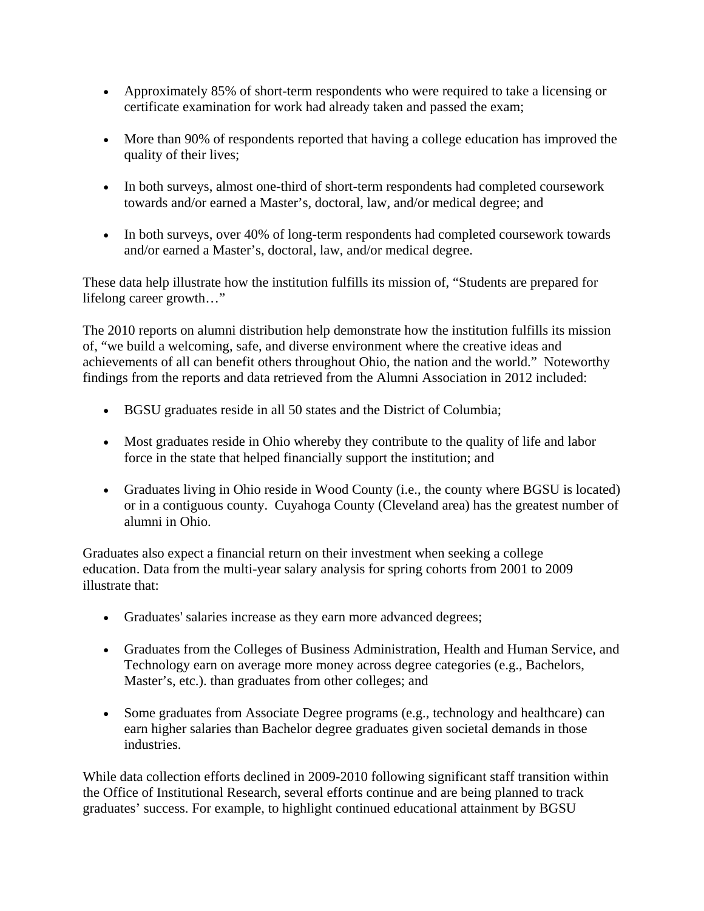- Approximately 85% of short-term respondents who were required to take a licensing or certificate examination for work had already taken and passed the exam;

- More than 90% of respondents reported that having a college education has improved the quality of their lives;

- In both surveys, almost one-third of short-term respondents had completed coursework towards and/or earned a Master's, doctoral, law, and/or medical degree; and

- In both surveys, over 40% of long-term respondents had completed coursework towards and/or earned a Master's, doctoral, law, and/or medical degree.

These data help illustrate how the institution fulfills its mission of, "Students are prepared for lifelong career growth…"

The 2010 reports on alumni distribution help demonstrate how the institution fulfills its mission of, "we build a welcoming, safe, and diverse environment where the creative ideas and achievements of all can benefit others throughout Ohio, the nation and the world." Noteworthy findings from the reports and data retrieved from the Alumni Association in 2012 included:

- BGSU graduates reside in all 50 states and the District of Columbia;

- Most graduates reside in Ohio whereby they contribute to the quality of life and labor force in the state that helped financially support the institution; and

- Graduates living in Ohio reside in Wood County (i.e., the county where BGSU is located) or in a contiguous county. Cuyahoga County (Cleveland area) has the greatest number of alumni in Ohio.

Graduates also expect a financial return on their investment when seeking a college education. Data from the multi-year salary analysis for spring cohorts from 2001 to 2009 illustrate that:

- Graduates' salaries increase as they earn more advanced degrees;

- Graduates from the Colleges of Business Administration, Health and Human Service, and Technology earn on average more money across degree categories (e.g., Bachelors, Master's, etc.). than graduates from other colleges; and

- Some graduates from Associate Degree programs (e.g., technology and healthcare) can earn higher salaries than Bachelor degree graduates given societal demands in those industries.

While data collection efforts declined in 2009-2010 following significant staff transition within the Office of Institutional Research, several efforts continue and are being planned to track graduates' success. For example, to highlight continued educational attainment by BGSU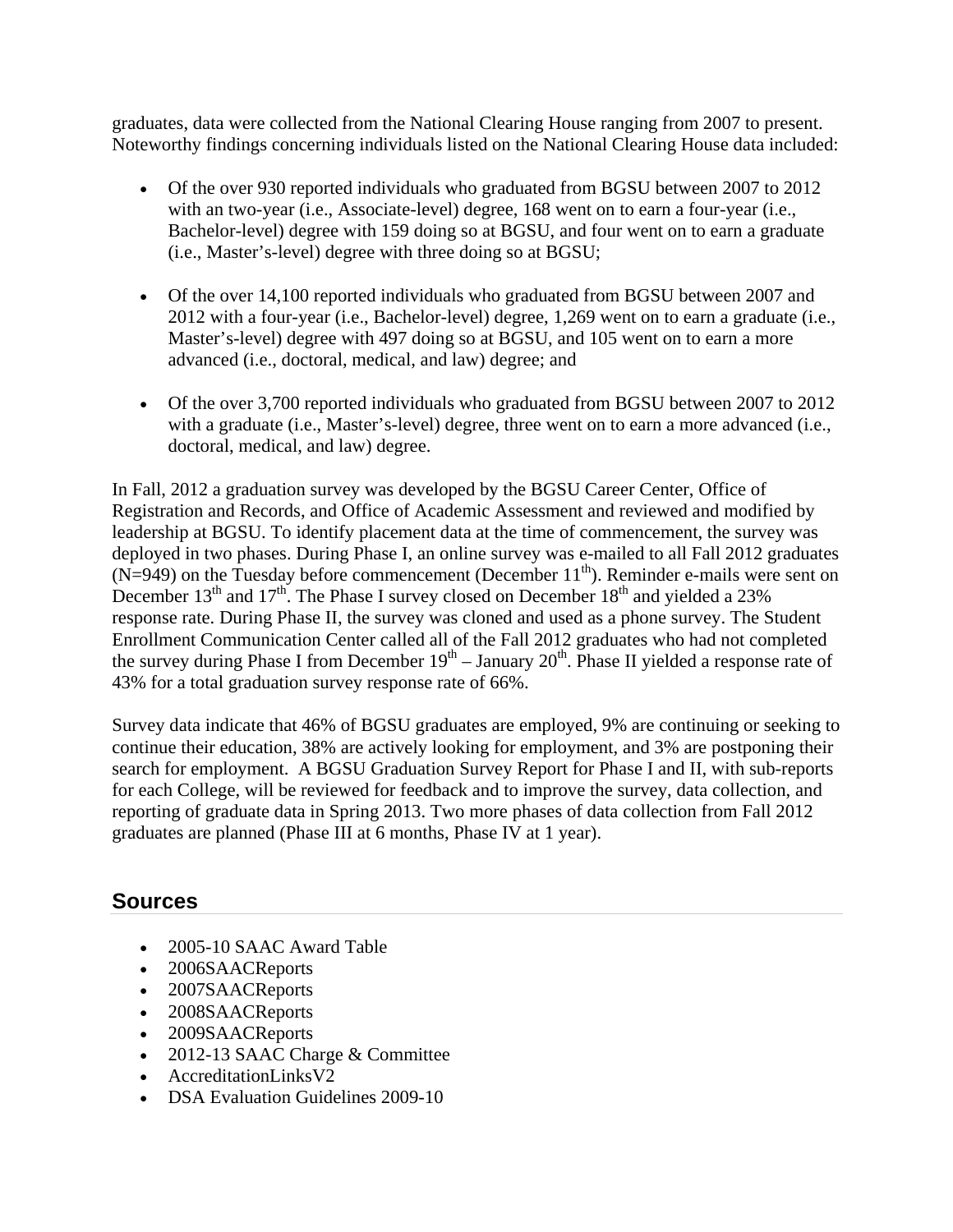graduates, data were collected from the National Clearing House ranging from 2007 to present. Noteworthy findings concerning individuals listed on the National Clearing House data included:

- Of the over 930 reported individuals who graduated from BGSU between 2007 to 2012 with an two-year (i.e., Associate-level) degree, 168 went on to earn a four-year (i.e., Bachelor-level) degree with 159 doing so at BGSU, and four went on to earn a graduate (i.e., Master's-level) degree with three doing so at BGSU;

- Of the over 14,100 reported individuals who graduated from BGSU between 2007 and 2012 with a four-year (i.e., Bachelor-level) degree, 1,269 went on to earn a graduate (i.e., Master's-level) degree with 497 doing so at BGSU, and 105 went on to earn a more advanced (i.e., doctoral, medical, and law) degree; and

- Of the over 3,700 reported individuals who graduated from BGSU between 2007 to 2012 with a graduate (i.e., Master's-level) degree, three went on to earn a more advanced (i.e., doctoral, medical, and law) degree.

In Fall, 2012 a graduation survey was developed by the BGSU Career Center, Office of Registration and Records, and Office of Academic Assessment and reviewed and modified by leadership at BGSU. To identify placement data at the time of commencement, the survey was deployed in two phases. During Phase I, an online survey was e-mailed to all Fall 2012 graduates (N=949) on the Tuesday before commencement (December 11th). Reminder e-mails were sent on December 13th and 17th. The Phase I survey closed on December 18th and yielded a 23% response rate. During Phase II, the survey was cloned and used as a phone survey. The Student Enrollment Communication Center called all of the Fall 2012 graduates who had not completed the survey during Phase I from December 19th – January 20th. Phase II yielded a response rate of 43% for a total graduation survey response rate of 66%.

Survey data indicate that 46% of BGSU graduates are employed, 9% are continuing or seeking to continue their education, 38% are actively looking for employment, and 3% are postponing their search for employment. A BGSU Graduation Survey Report for Phase I and II, with sub-reports for each College, will be reviewed for feedback and to improve the survey, data collection, and reporting of graduate data in Spring 2013. Two more phases of data collection from Fall 2012 graduates are planned (Phase III at 6 months, Phase IV at 1 year).

## Sources

- 2005-10 SAAC Award Table
- 2006SAACReports
- 2007SAACReports
- 2008SAACReports
- 2009SAACReports
- 2012-13 SAAC Charge & Committee
- AccreditationLinksV2
- DSA Evaluation Guidelines 2009-10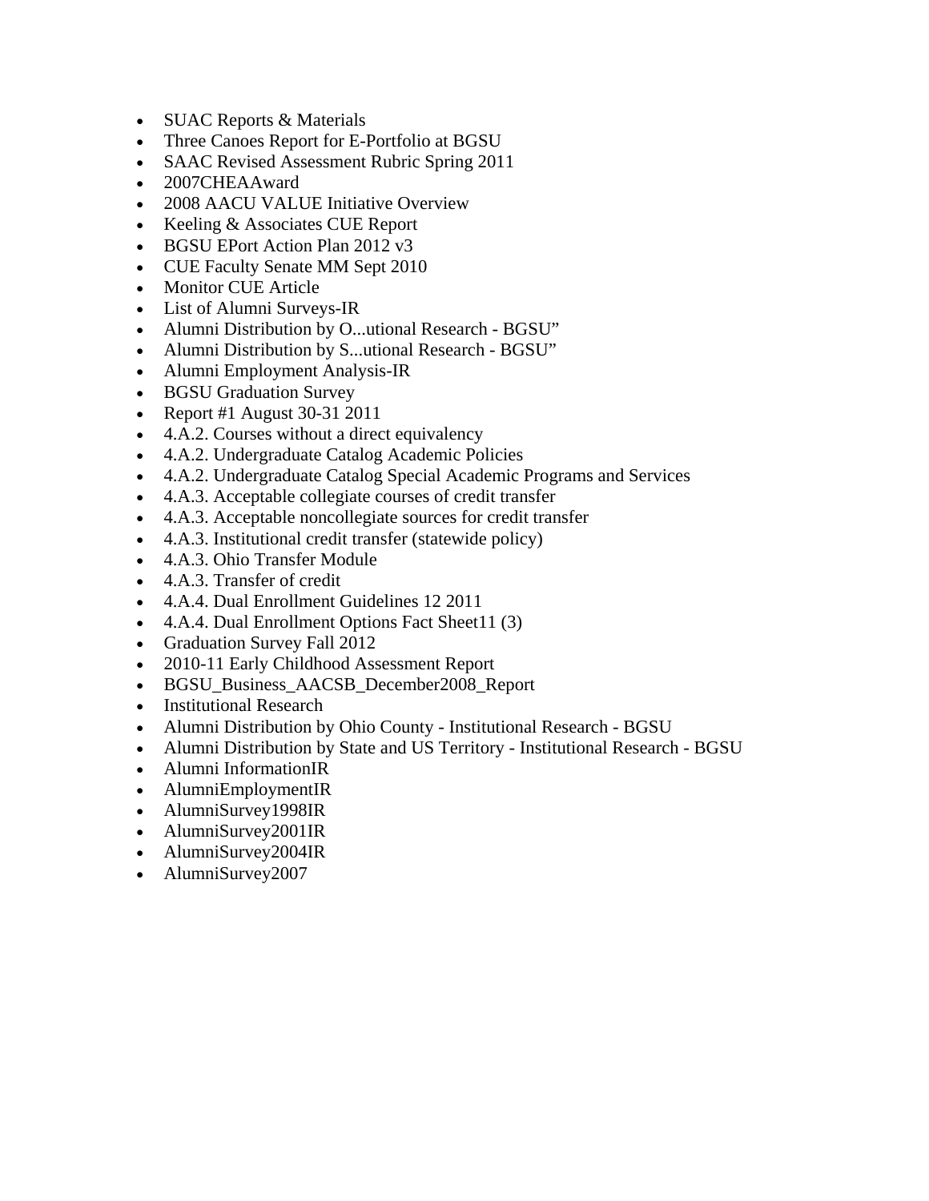- SUAC Reports & Materials
- Three Canoes Report for E-Portfolio at BGSU
- SAAC Revised Assessment Rubric Spring 2011
- 2007CHEAAward
- 2008 AACU VALUE Initiative Overview
- Keeling & Associates CUE Report
- BGSU EPort Action Plan 2012 v3
- CUE Faculty Senate MM Sept 2010
- Monitor CUE Article
- List of Alumni Surveys-IR
- Alumni Distribution by O...utional Research - BGSU"
- Alumni Distribution by S...utional Research - BGSU"
- Alumni Employment Analysis-IR
- BGSU Graduation Survey
- Report #1 August 30-31 2011
- 4.A.2. Courses without a direct equivalency
- 4.A.2. Undergraduate Catalog Academic Policies
- 4.A.2. Undergraduate Catalog Special Academic Programs and Services
- 4.A.3. Acceptable collegiate courses of credit transfer
- 4.A.3. Acceptable noncollegiate sources for credit transfer
- 4.A.3. Institutional credit transfer (statewide policy)
- 4.A.3. Ohio Transfer Module
- 4.A.3. Transfer of credit
- 4.A.4. Dual Enrollment Guidelines 12 2011
- 4.A.4. Dual Enrollment Options Fact Sheet11 (3)
- Graduation Survey Fall 2012
- 2010-11 Early Childhood Assessment Report
- BGSU_Business_AACSB_December2008_Report
- Institutional Research
- Alumni Distribution by Ohio County - Institutional Research - BGSU
- Alumni Distribution by State and US Territory - Institutional Research - BGSU
- Alumni InformationIR
- AlumniEmploymentIR
- AlumniSurvey1998IR
- AlumniSurvey2001IR
- AlumniSurvey2004IR
- AlumniSurvey2007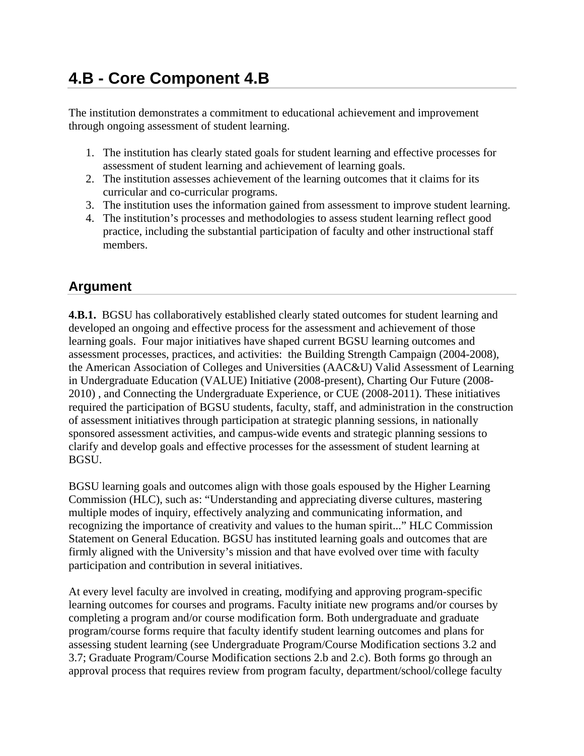# 4.B - Core Component 4.B

The institution demonstrates a commitment to educational achievement and improvement through ongoing assessment of student learning.

1. The institution has clearly stated goals for student learning and effective processes for assessment of student learning and achievement of learning goals.
2. The institution assesses achievement of the learning outcomes that it claims for its curricular and co-curricular programs.
3. The institution uses the information gained from assessment to improve student learning.
4. The institution's processes and methodologies to assess student learning reflect good practice, including the substantial participation of faculty and other instructional staff members.

## Argument

**4.B.1.** BGSU has collaboratively established clearly stated outcomes for student learning and developed an ongoing and effective process for the assessment and achievement of those learning goals. Four major initiatives have shaped current BGSU learning outcomes and assessment processes, practices, and activities: the Building Strength Campaign (2004-2008), the American Association of Colleges and Universities (AAC&U) Valid Assessment of Learning in Undergraduate Education (VALUE) Initiative (2008-present), Charting Our Future (2008-2010) , and Connecting the Undergraduate Experience, or CUE (2008-2011). These initiatives required the participation of BGSU students, faculty, staff, and administration in the construction of assessment initiatives through participation at strategic planning sessions, in nationally sponsored assessment activities, and campus-wide events and strategic planning sessions to clarify and develop goals and effective processes for the assessment of student learning at BGSU.

BGSU learning goals and outcomes align with those goals espoused by the Higher Learning Commission (HLC), such as: "Understanding and appreciating diverse cultures, mastering multiple modes of inquiry, effectively analyzing and communicating information, and recognizing the importance of creativity and values to the human spirit..." HLC Commission Statement on General Education. BGSU has instituted learning goals and outcomes that are firmly aligned with the University's mission and that have evolved over time with faculty participation and contribution in several initiatives.

At every level faculty are involved in creating, modifying and approving program-specific learning outcomes for courses and programs. Faculty initiate new programs and/or courses by completing a program and/or course modification form. Both undergraduate and graduate program/course forms require that faculty identify student learning outcomes and plans for assessing student learning (see Undergraduate Program/Course Modification sections 3.2 and 3.7; Graduate Program/Course Modification sections 2.b and 2.c). Both forms go through an approval process that requires review from program faculty, department/school/college faculty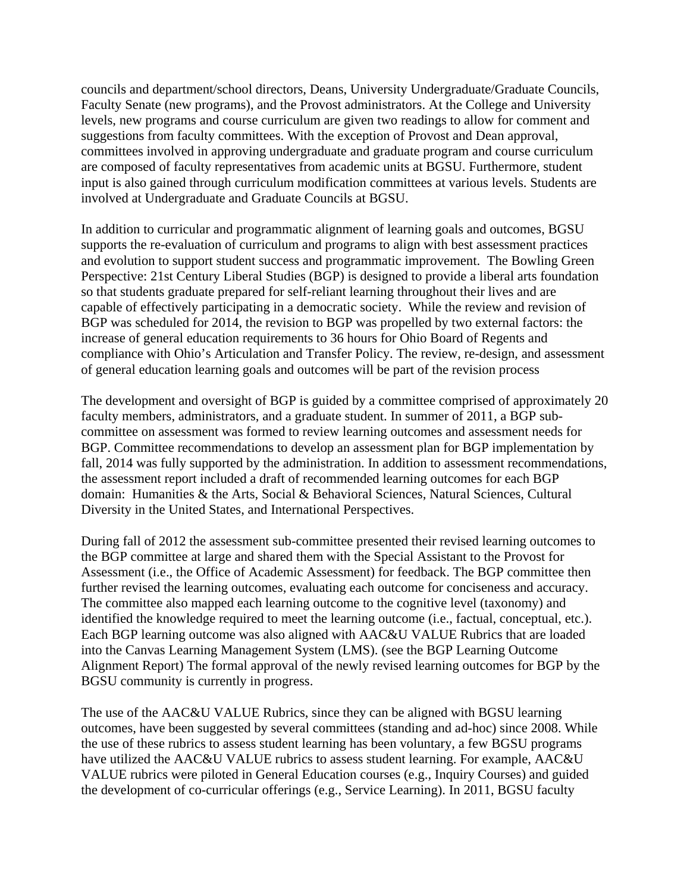councils and department/school directors, Deans, University Undergraduate/Graduate Councils, Faculty Senate (new programs), and the Provost administrators. At the College and University levels, new programs and course curriculum are given two readings to allow for comment and suggestions from faculty committees. With the exception of Provost and Dean approval, committees involved in approving undergraduate and graduate program and course curriculum are composed of faculty representatives from academic units at BGSU. Furthermore, student input is also gained through curriculum modification committees at various levels. Students are involved at Undergraduate and Graduate Councils at BGSU.

In addition to curricular and programmatic alignment of learning goals and outcomes, BGSU supports the re-evaluation of curriculum and programs to align with best assessment practices and evolution to support student success and programmatic improvement. The Bowling Green Perspective: 21st Century Liberal Studies (BGP) is designed to provide a liberal arts foundation so that students graduate prepared for self-reliant learning throughout their lives and are capable of effectively participating in a democratic society. While the review and revision of BGP was scheduled for 2014, the revision to BGP was propelled by two external factors: the increase of general education requirements to 36 hours for Ohio Board of Regents and compliance with Ohio's Articulation and Transfer Policy. The review, re-design, and assessment of general education learning goals and outcomes will be part of the revision process

The development and oversight of BGP is guided by a committee comprised of approximately 20 faculty members, administrators, and a graduate student. In summer of 2011, a BGP sub-committee on assessment was formed to review learning outcomes and assessment needs for BGP. Committee recommendations to develop an assessment plan for BGP implementation by fall, 2014 was fully supported by the administration. In addition to assessment recommendations, the assessment report included a draft of recommended learning outcomes for each BGP domain: Humanities & the Arts, Social & Behavioral Sciences, Natural Sciences, Cultural Diversity in the United States, and International Perspectives.

During fall of 2012 the assessment sub-committee presented their revised learning outcomes to the BGP committee at large and shared them with the Special Assistant to the Provost for Assessment (i.e., the Office of Academic Assessment) for feedback. The BGP committee then further revised the learning outcomes, evaluating each outcome for conciseness and accuracy. The committee also mapped each learning outcome to the cognitive level (taxonomy) and identified the knowledge required to meet the learning outcome (i.e., factual, conceptual, etc.). Each BGP learning outcome was also aligned with AAC&U VALUE Rubrics that are loaded into the Canvas Learning Management System (LMS). (see the BGP Learning Outcome Alignment Report) The formal approval of the newly revised learning outcomes for BGP by the BGSU community is currently in progress.

The use of the AAC&U VALUE Rubrics, since they can be aligned with BGSU learning outcomes, have been suggested by several committees (standing and ad-hoc) since 2008. While the use of these rubrics to assess student learning has been voluntary, a few BGSU programs have utilized the AAC&U VALUE rubrics to assess student learning. For example, AAC&U VALUE rubrics were piloted in General Education courses (e.g., Inquiry Courses) and guided the development of co-curricular offerings (e.g., Service Learning). In 2011, BGSU faculty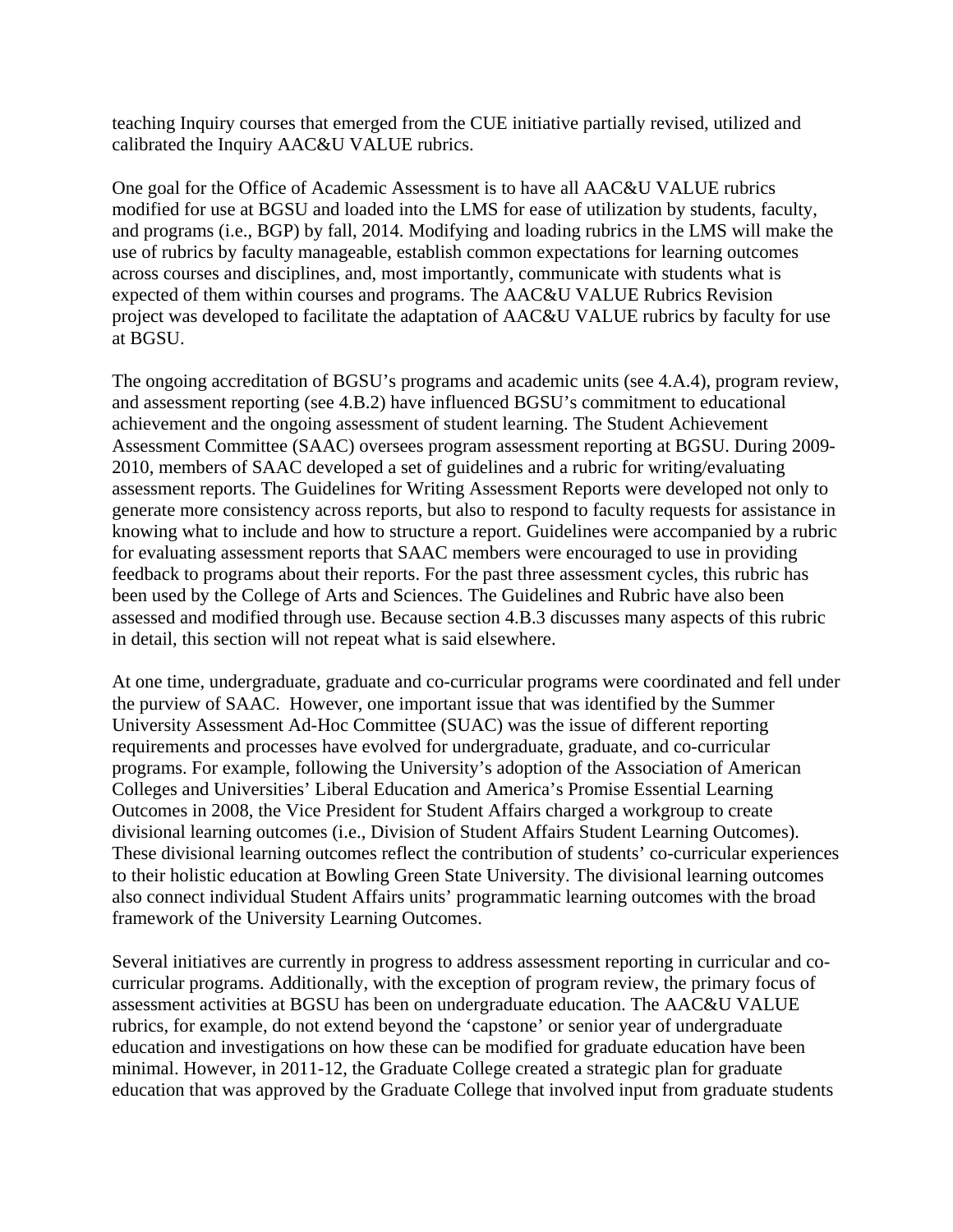teaching Inquiry courses that emerged from the CUE initiative partially revised, utilized and calibrated the Inquiry AAC&U VALUE rubrics.

One goal for the Office of Academic Assessment is to have all AAC&U VALUE rubrics modified for use at BGSU and loaded into the LMS for ease of utilization by students, faculty, and programs (i.e., BGP) by fall, 2014. Modifying and loading rubrics in the LMS will make the use of rubrics by faculty manageable, establish common expectations for learning outcomes across courses and disciplines, and, most importantly, communicate with students what is expected of them within courses and programs. The AAC&U VALUE Rubrics Revision project was developed to facilitate the adaptation of AAC&U VALUE rubrics by faculty for use at BGSU.

The ongoing accreditation of BGSU's programs and academic units (see 4.A.4), program review, and assessment reporting (see 4.B.2) have influenced BGSU's commitment to educational achievement and the ongoing assessment of student learning. The Student Achievement Assessment Committee (SAAC) oversees program assessment reporting at BGSU. During 2009-2010, members of SAAC developed a set of guidelines and a rubric for writing/evaluating assessment reports. The Guidelines for Writing Assessment Reports were developed not only to generate more consistency across reports, but also to respond to faculty requests for assistance in knowing what to include and how to structure a report. Guidelines were accompanied by a rubric for evaluating assessment reports that SAAC members were encouraged to use in providing feedback to programs about their reports. For the past three assessment cycles, this rubric has been used by the College of Arts and Sciences. The Guidelines and Rubric have also been assessed and modified through use. Because section 4.B.3 discusses many aspects of this rubric in detail, this section will not repeat what is said elsewhere.

At one time, undergraduate, graduate and co-curricular programs were coordinated and fell under the purview of SAAC. However, one important issue that was identified by the Summer University Assessment Ad-Hoc Committee (SUAC) was the issue of different reporting requirements and processes have evolved for undergraduate, graduate, and co-curricular programs. For example, following the University's adoption of the Association of American Colleges and Universities' Liberal Education and America's Promise Essential Learning Outcomes in 2008, the Vice President for Student Affairs charged a workgroup to create divisional learning outcomes (i.e., Division of Student Affairs Student Learning Outcomes). These divisional learning outcomes reflect the contribution of students' co-curricular experiences to their holistic education at Bowling Green State University. The divisional learning outcomes also connect individual Student Affairs units' programmatic learning outcomes with the broad framework of the University Learning Outcomes.

Several initiatives are currently in progress to address assessment reporting in curricular and co-curricular programs. Additionally, with the exception of program review, the primary focus of assessment activities at BGSU has been on undergraduate education. The AAC&U VALUE rubrics, for example, do not extend beyond the 'capstone' or senior year of undergraduate education and investigations on how these can be modified for graduate education have been minimal. However, in 2011-12, the Graduate College created a strategic plan for graduate education that was approved by the Graduate College that involved input from graduate students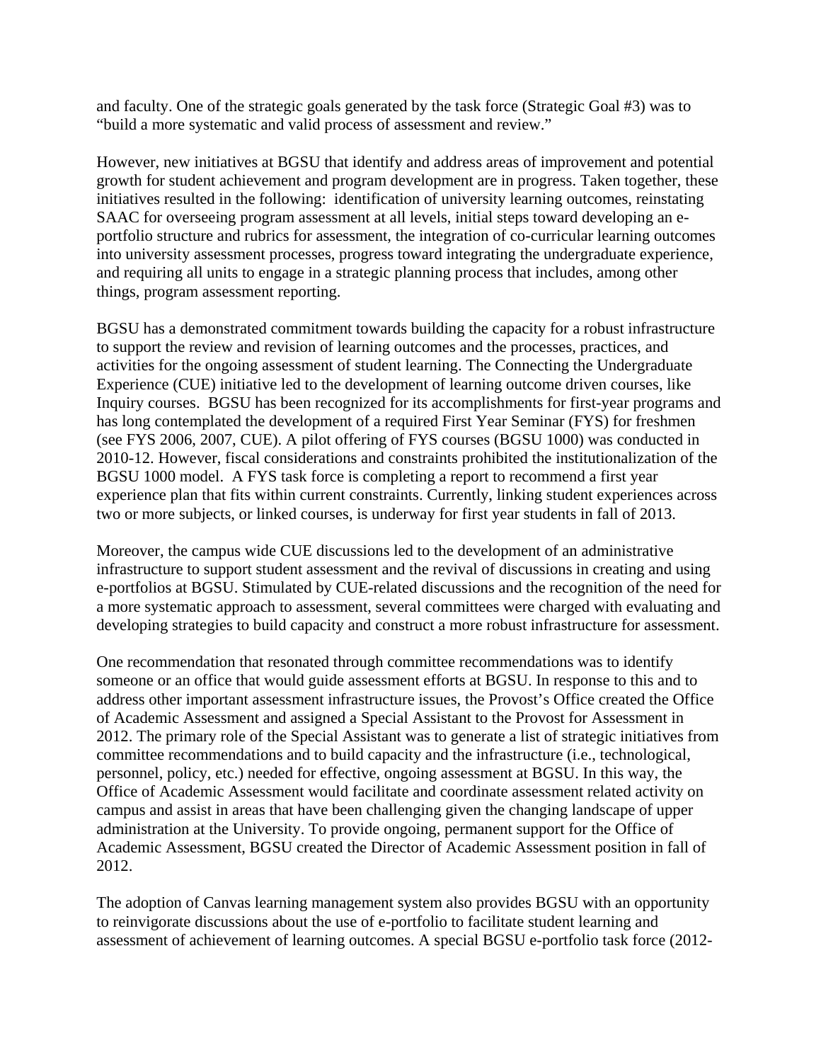and faculty. One of the strategic goals generated by the task force (Strategic Goal #3) was to "build a more systematic and valid process of assessment and review."

However, new initiatives at BGSU that identify and address areas of improvement and potential growth for student achievement and program development are in progress. Taken together, these initiatives resulted in the following: identification of university learning outcomes, reinstating SAAC for overseeing program assessment at all levels, initial steps toward developing an e-portfolio structure and rubrics for assessment, the integration of co-curricular learning outcomes into university assessment processes, progress toward integrating the undergraduate experience, and requiring all units to engage in a strategic planning process that includes, among other things, program assessment reporting.

BGSU has a demonstrated commitment towards building the capacity for a robust infrastructure to support the review and revision of learning outcomes and the processes, practices, and activities for the ongoing assessment of student learning. The Connecting the Undergraduate Experience (CUE) initiative led to the development of learning outcome driven courses, like Inquiry courses. BGSU has been recognized for its accomplishments for first-year programs and has long contemplated the development of a required First Year Seminar (FYS) for freshmen (see FYS 2006, 2007, CUE). A pilot offering of FYS courses (BGSU 1000) was conducted in 2010-12. However, fiscal considerations and constraints prohibited the institutionalization of the BGSU 1000 model. A FYS task force is completing a report to recommend a first year experience plan that fits within current constraints. Currently, linking student experiences across two or more subjects, or linked courses, is underway for first year students in fall of 2013.

Moreover, the campus wide CUE discussions led to the development of an administrative infrastructure to support student assessment and the revival of discussions in creating and using e-portfolios at BGSU. Stimulated by CUE-related discussions and the recognition of the need for a more systematic approach to assessment, several committees were charged with evaluating and developing strategies to build capacity and construct a more robust infrastructure for assessment.

One recommendation that resonated through committee recommendations was to identify someone or an office that would guide assessment efforts at BGSU. In response to this and to address other important assessment infrastructure issues, the Provost's Office created the Office of Academic Assessment and assigned a Special Assistant to the Provost for Assessment in 2012. The primary role of the Special Assistant was to generate a list of strategic initiatives from committee recommendations and to build capacity and the infrastructure (i.e., technological, personnel, policy, etc.) needed for effective, ongoing assessment at BGSU. In this way, the Office of Academic Assessment would facilitate and coordinate assessment related activity on campus and assist in areas that have been challenging given the changing landscape of upper administration at the University. To provide ongoing, permanent support for the Office of Academic Assessment, BGSU created the Director of Academic Assessment position in fall of 2012.

The adoption of Canvas learning management system also provides BGSU with an opportunity to reinvigorate discussions about the use of e-portfolio to facilitate student learning and assessment of achievement of learning outcomes. A special BGSU e-portfolio task force (2012-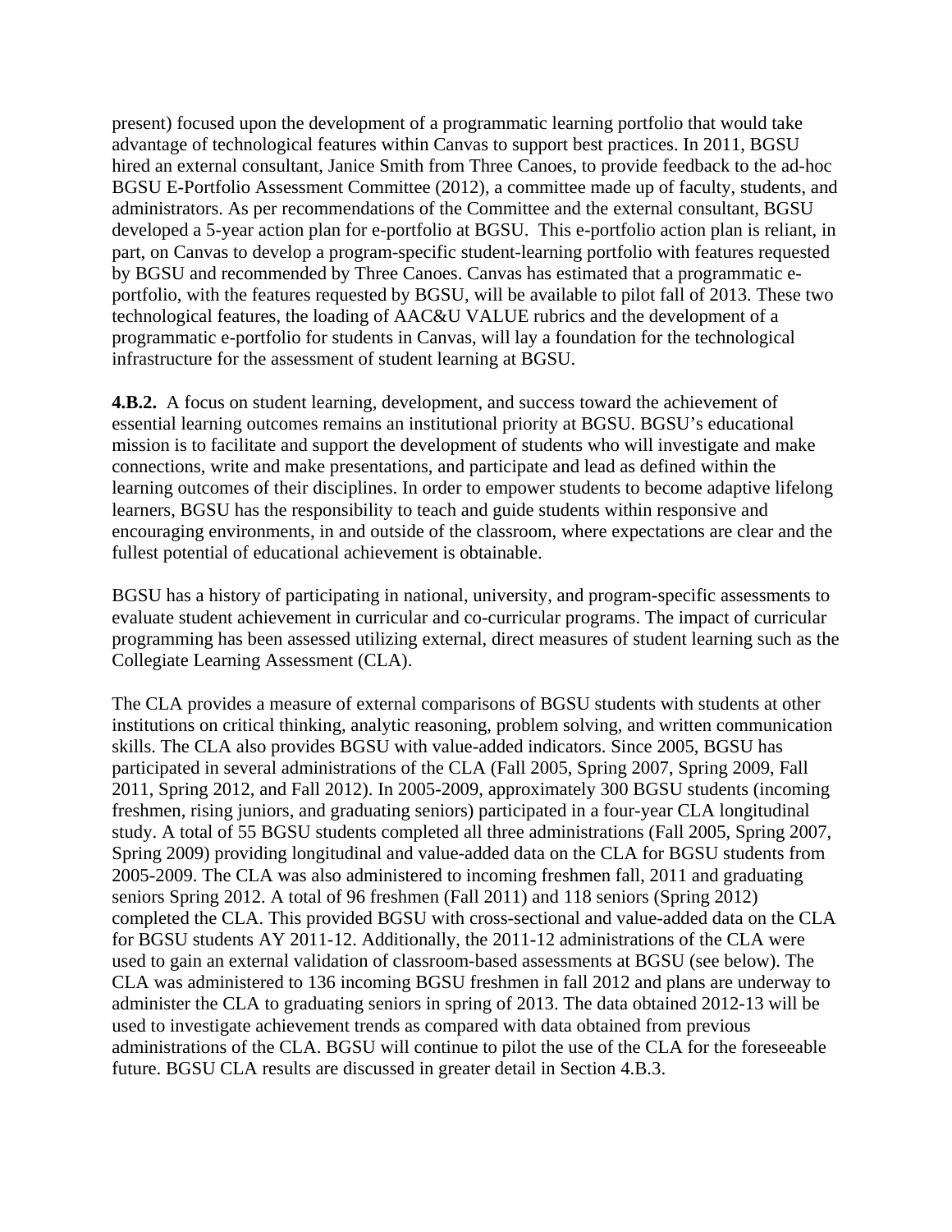present) focused upon the development of a programmatic learning portfolio that would take advantage of technological features within Canvas to support best practices. In 2011, BGSU hired an external consultant, Janice Smith from Three Canoes, to provide feedback to the ad-hoc BGSU E-Portfolio Assessment Committee (2012), a committee made up of faculty, students, and administrators. As per recommendations of the Committee and the external consultant, BGSU developed a 5-year action plan for e-portfolio at BGSU. This e-portfolio action plan is reliant, in part, on Canvas to develop a program-specific student-learning portfolio with features requested by BGSU and recommended by Three Canoes. Canvas has estimated that a programmatic e-portfolio, with the features requested by BGSU, will be available to pilot fall of 2013. These two technological features, the loading of AAC&U VALUE rubrics and the development of a programmatic e-portfolio for students in Canvas, will lay a foundation for the technological infrastructure for the assessment of student learning at BGSU.

**4.B.2.** A focus on student learning, development, and success toward the achievement of essential learning outcomes remains an institutional priority at BGSU. BGSU's educational mission is to facilitate and support the development of students who will investigate and make connections, write and make presentations, and participate and lead as defined within the learning outcomes of their disciplines. In order to empower students to become adaptive lifelong learners, BGSU has the responsibility to teach and guide students within responsive and encouraging environments, in and outside of the classroom, where expectations are clear and the fullest potential of educational achievement is obtainable.

BGSU has a history of participating in national, university, and program-specific assessments to evaluate student achievement in curricular and co-curricular programs. The impact of curricular programming has been assessed utilizing external, direct measures of student learning such as the Collegiate Learning Assessment (CLA).

The CLA provides a measure of external comparisons of BGSU students with students at other institutions on critical thinking, analytic reasoning, problem solving, and written communication skills. The CLA also provides BGSU with value-added indicators. Since 2005, BGSU has participated in several administrations of the CLA (Fall 2005, Spring 2007, Spring 2009, Fall 2011, Spring 2012, and Fall 2012). In 2005-2009, approximately 300 BGSU students (incoming freshmen, rising juniors, and graduating seniors) participated in a four-year CLA longitudinal study. A total of 55 BGSU students completed all three administrations (Fall 2005, Spring 2007, Spring 2009) providing longitudinal and value-added data on the CLA for BGSU students from 2005-2009. The CLA was also administered to incoming freshmen fall, 2011 and graduating seniors Spring 2012. A total of 96 freshmen (Fall 2011) and 118 seniors (Spring 2012) completed the CLA. This provided BGSU with cross-sectional and value-added data on the CLA for BGSU students AY 2011-12. Additionally, the 2011-12 administrations of the CLA were used to gain an external validation of classroom-based assessments at BGSU (see below). The CLA was administered to 136 incoming BGSU freshmen in fall 2012 and plans are underway to administer the CLA to graduating seniors in spring of 2013. The data obtained 2012-13 will be used to investigate achievement trends as compared with data obtained from previous administrations of the CLA. BGSU will continue to pilot the use of the CLA for the foreseeable future. BGSU CLA results are discussed in greater detail in Section 4.B.3.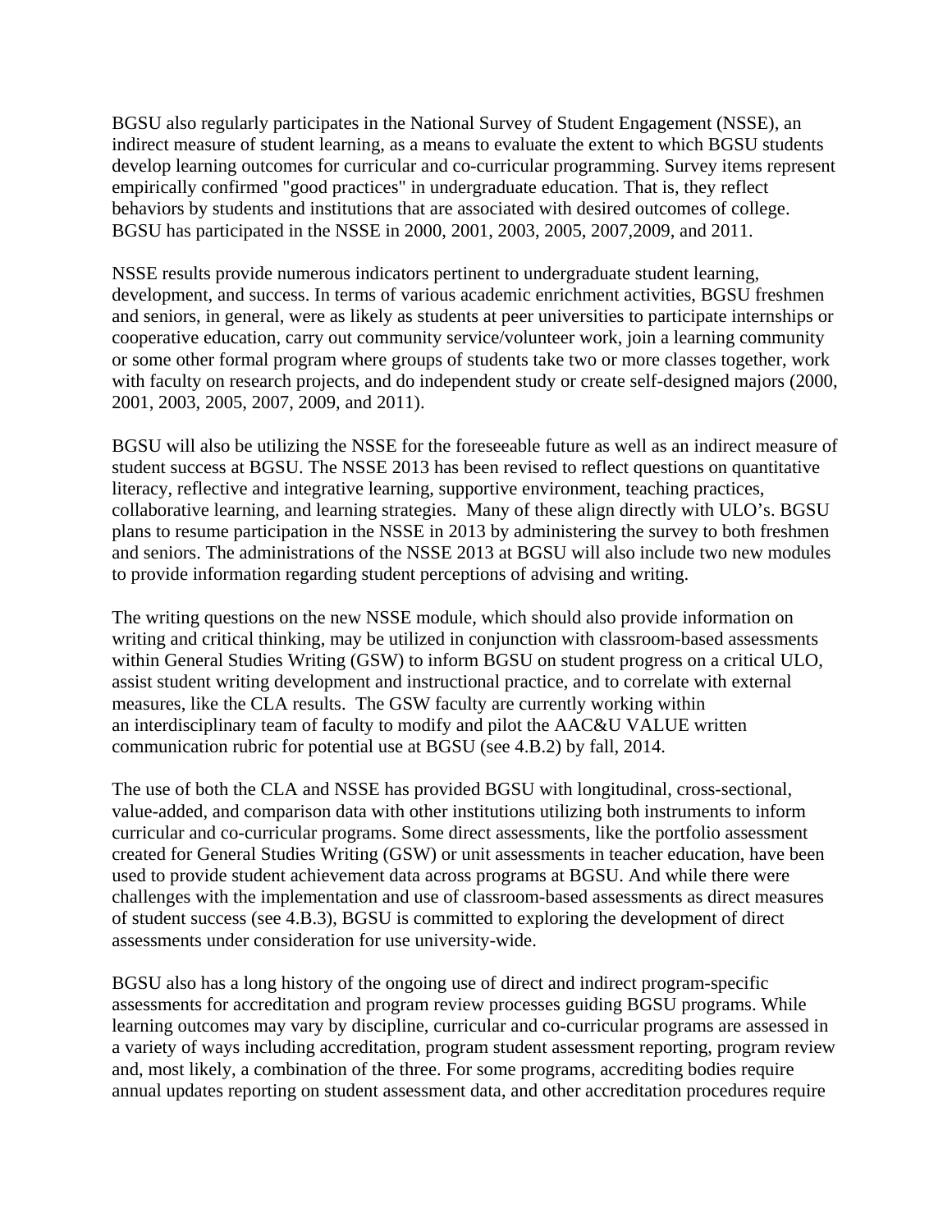BGSU also regularly participates in the National Survey of Student Engagement (NSSE), an indirect measure of student learning, as a means to evaluate the extent to which BGSU students develop learning outcomes for curricular and co-curricular programming. Survey items represent empirically confirmed "good practices" in undergraduate education. That is, they reflect behaviors by students and institutions that are associated with desired outcomes of college. BGSU has participated in the NSSE in 2000, 2001, 2003, 2005, 2007,2009, and 2011.

NSSE results provide numerous indicators pertinent to undergraduate student learning, development, and success. In terms of various academic enrichment activities, BGSU freshmen and seniors, in general, were as likely as students at peer universities to participate internships or cooperative education, carry out community service/volunteer work, join a learning community or some other formal program where groups of students take two or more classes together, work with faculty on research projects, and do independent study or create self-designed majors (2000, 2001, 2003, 2005, 2007, 2009, and 2011).

BGSU will also be utilizing the NSSE for the foreseeable future as well as an indirect measure of student success at BGSU. The NSSE 2013 has been revised to reflect questions on quantitative literacy, reflective and integrative learning, supportive environment, teaching practices, collaborative learning, and learning strategies. Many of these align directly with ULO's. BGSU plans to resume participation in the NSSE in 2013 by administering the survey to both freshmen and seniors. The administrations of the NSSE 2013 at BGSU will also include two new modules to provide information regarding student perceptions of advising and writing.

The writing questions on the new NSSE module, which should also provide information on writing and critical thinking, may be utilized in conjunction with classroom-based assessments within General Studies Writing (GSW) to inform BGSU on student progress on a critical ULO, assist student writing development and instructional practice, and to correlate with external measures, like the CLA results. The GSW faculty are currently working within an interdisciplinary team of faculty to modify and pilot the AAC&U VALUE written communication rubric for potential use at BGSU (see 4.B.2) by fall, 2014.

The use of both the CLA and NSSE has provided BGSU with longitudinal, cross-sectional, value-added, and comparison data with other institutions utilizing both instruments to inform curricular and co-curricular programs. Some direct assessments, like the portfolio assessment created for General Studies Writing (GSW) or unit assessments in teacher education, have been used to provide student achievement data across programs at BGSU. And while there were challenges with the implementation and use of classroom-based assessments as direct measures of student success (see 4.B.3), BGSU is committed to exploring the development of direct assessments under consideration for use university-wide.

BGSU also has a long history of the ongoing use of direct and indirect program-specific assessments for accreditation and program review processes guiding BGSU programs. While learning outcomes may vary by discipline, curricular and co-curricular programs are assessed in a variety of ways including accreditation, program student assessment reporting, program review and, most likely, a combination of the three. For some programs, accrediting bodies require annual updates reporting on student assessment data, and other accreditation procedures require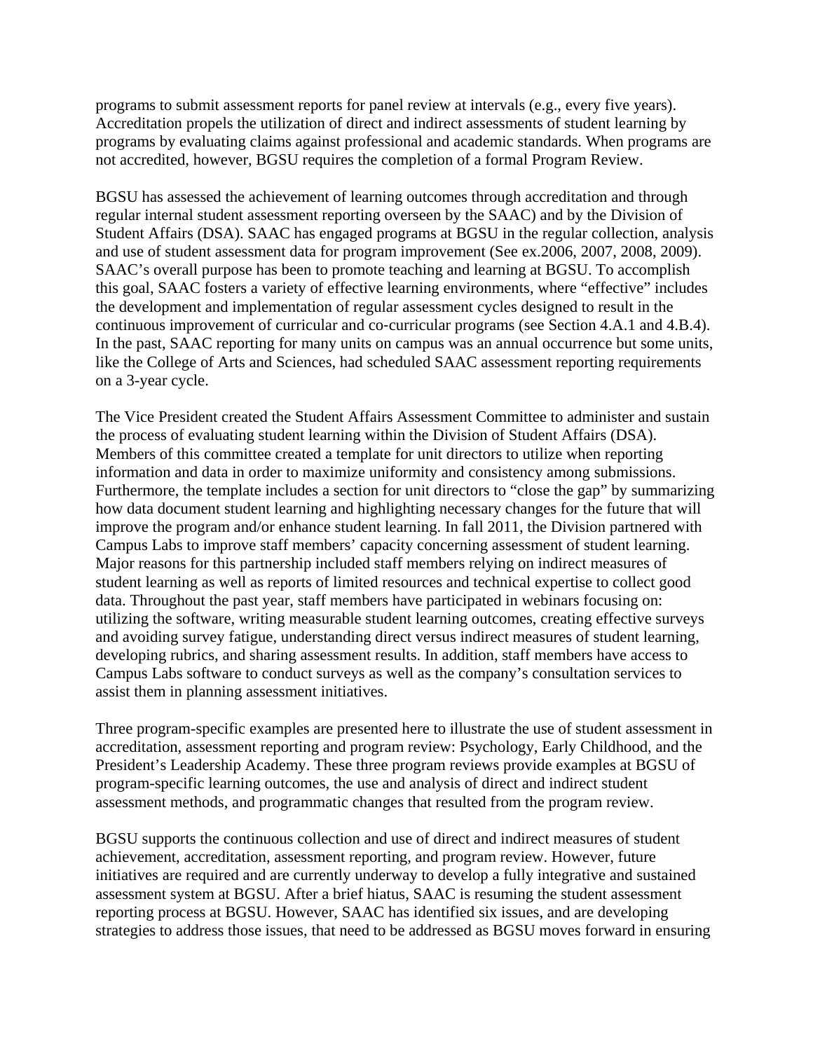programs to submit assessment reports for panel review at intervals (e.g., every five years). Accreditation propels the utilization of direct and indirect assessments of student learning by programs by evaluating claims against professional and academic standards. When programs are not accredited, however, BGSU requires the completion of a formal Program Review.

BGSU has assessed the achievement of learning outcomes through accreditation and through regular internal student assessment reporting overseen by the SAAC) and by the Division of Student Affairs (DSA). SAAC has engaged programs at BGSU in the regular collection, analysis and use of student assessment data for program improvement (See ex.2006, 2007, 2008, 2009). SAAC's overall purpose has been to promote teaching and learning at BGSU. To accomplish this goal, SAAC fosters a variety of effective learning environments, where "effective" includes the development and implementation of regular assessment cycles designed to result in the continuous improvement of curricular and co-curricular programs (see Section 4.A.1 and 4.B.4). In the past, SAAC reporting for many units on campus was an annual occurrence but some units, like the College of Arts and Sciences, had scheduled SAAC assessment reporting requirements on a 3-year cycle.

The Vice President created the Student Affairs Assessment Committee to administer and sustain the process of evaluating student learning within the Division of Student Affairs (DSA). Members of this committee created a template for unit directors to utilize when reporting information and data in order to maximize uniformity and consistency among submissions. Furthermore, the template includes a section for unit directors to "close the gap" by summarizing how data document student learning and highlighting necessary changes for the future that will improve the program and/or enhance student learning. In fall 2011, the Division partnered with Campus Labs to improve staff members' capacity concerning assessment of student learning. Major reasons for this partnership included staff members relying on indirect measures of student learning as well as reports of limited resources and technical expertise to collect good data. Throughout the past year, staff members have participated in webinars focusing on: utilizing the software, writing measurable student learning outcomes, creating effective surveys and avoiding survey fatigue, understanding direct versus indirect measures of student learning, developing rubrics, and sharing assessment results. In addition, staff members have access to Campus Labs software to conduct surveys as well as the company's consultation services to assist them in planning assessment initiatives.

Three program-specific examples are presented here to illustrate the use of student assessment in accreditation, assessment reporting and program review: Psychology, Early Childhood, and the President's Leadership Academy. These three program reviews provide examples at BGSU of program-specific learning outcomes, the use and analysis of direct and indirect student assessment methods, and programmatic changes that resulted from the program review.

BGSU supports the continuous collection and use of direct and indirect measures of student achievement, accreditation, assessment reporting, and program review. However, future initiatives are required and are currently underway to develop a fully integrative and sustained assessment system at BGSU. After a brief hiatus, SAAC is resuming the student assessment reporting process at BGSU. However, SAAC has identified six issues, and are developing strategies to address those issues, that need to be addressed as BGSU moves forward in ensuring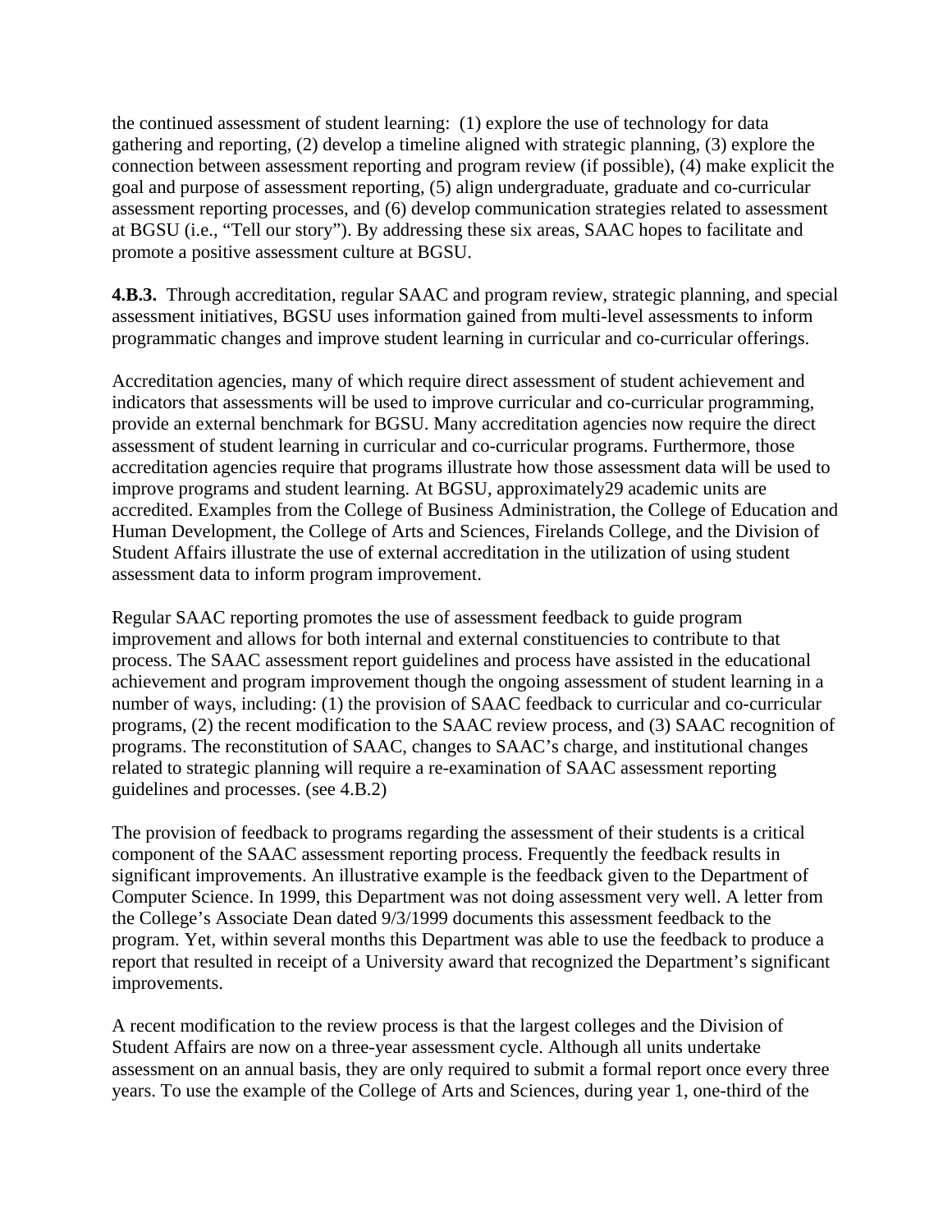the continued assessment of student learning: (1) explore the use of technology for data gathering and reporting, (2) develop a timeline aligned with strategic planning, (3) explore the connection between assessment reporting and program review (if possible), (4) make explicit the goal and purpose of assessment reporting, (5) align undergraduate, graduate and co-curricular assessment reporting processes, and (6) develop communication strategies related to assessment at BGSU (i.e., "Tell our story"). By addressing these six areas, SAAC hopes to facilitate and promote a positive assessment culture at BGSU.

**4.B.3.** Through accreditation, regular SAAC and program review, strategic planning, and special assessment initiatives, BGSU uses information gained from multi-level assessments to inform programmatic changes and improve student learning in curricular and co-curricular offerings.

Accreditation agencies, many of which require direct assessment of student achievement and indicators that assessments will be used to improve curricular and co-curricular programming, provide an external benchmark for BGSU. Many accreditation agencies now require the direct assessment of student learning in curricular and co-curricular programs. Furthermore, those accreditation agencies require that programs illustrate how those assessment data will be used to improve programs and student learning. At BGSU, approximately29 academic units are accredited. Examples from the College of Business Administration, the College of Education and Human Development, the College of Arts and Sciences, Firelands College, and the Division of Student Affairs illustrate the use of external accreditation in the utilization of using student assessment data to inform program improvement.

Regular SAAC reporting promotes the use of assessment feedback to guide program improvement and allows for both internal and external constituencies to contribute to that process. The SAAC assessment report guidelines and process have assisted in the educational achievement and program improvement though the ongoing assessment of student learning in a number of ways, including: (1) the provision of SAAC feedback to curricular and co-curricular programs, (2) the recent modification to the SAAC review process, and (3) SAAC recognition of programs. The reconstitution of SAAC, changes to SAAC's charge, and institutional changes related to strategic planning will require a re-examination of SAAC assessment reporting guidelines and processes. (see 4.B.2)

The provision of feedback to programs regarding the assessment of their students is a critical component of the SAAC assessment reporting process. Frequently the feedback results in significant improvements. An illustrative example is the feedback given to the Department of Computer Science. In 1999, this Department was not doing assessment very well. A letter from the College's Associate Dean dated 9/3/1999 documents this assessment feedback to the program. Yet, within several months this Department was able to use the feedback to produce a report that resulted in receipt of a University award that recognized the Department's significant improvements.

A recent modification to the review process is that the largest colleges and the Division of Student Affairs are now on a three-year assessment cycle. Although all units undertake assessment on an annual basis, they are only required to submit a formal report once every three years. To use the example of the College of Arts and Sciences, during year 1, one-third of the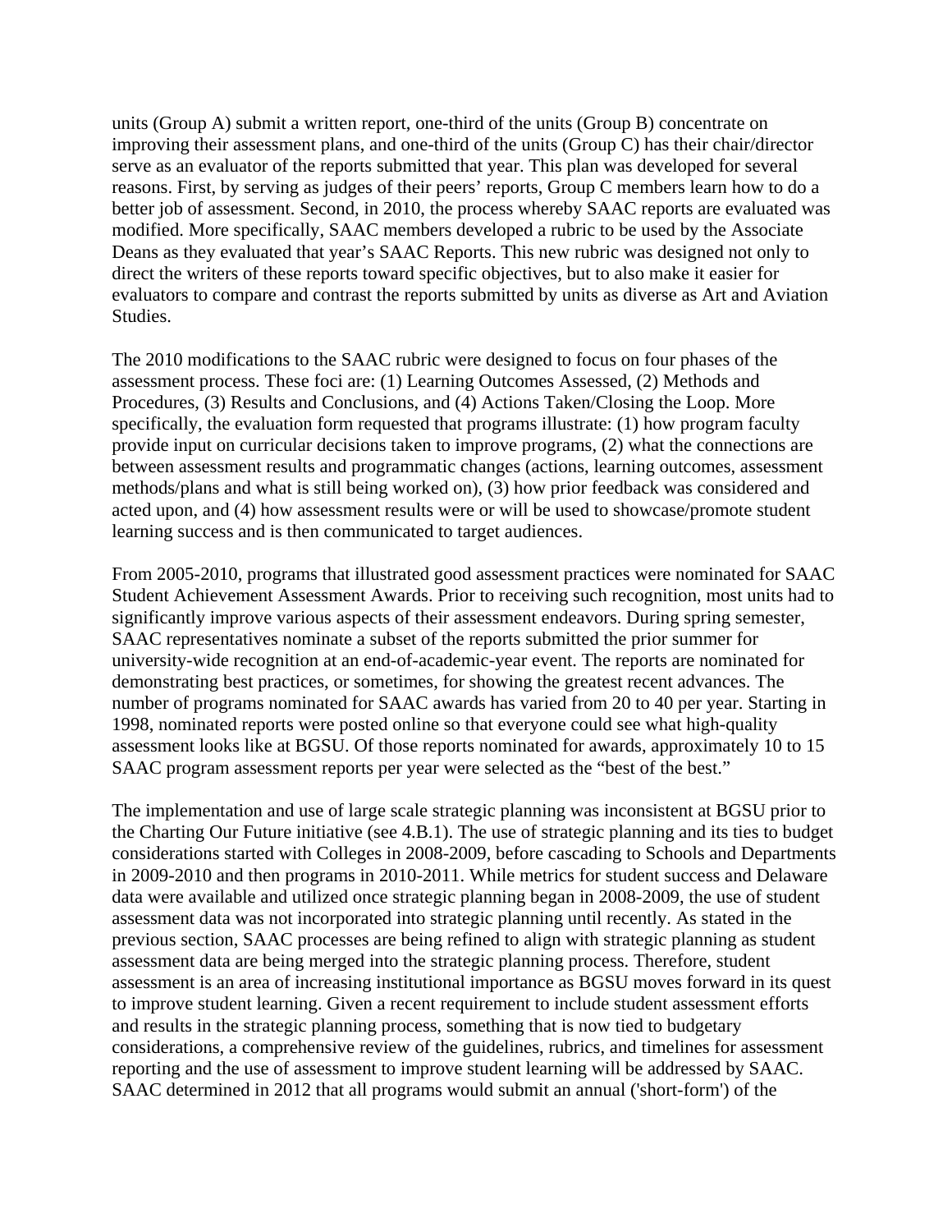units (Group A) submit a written report, one-third of the units (Group B) concentrate on improving their assessment plans, and one-third of the units (Group C) has their chair/director serve as an evaluator of the reports submitted that year. This plan was developed for several reasons. First, by serving as judges of their peers' reports, Group C members learn how to do a better job of assessment. Second, in 2010, the process whereby SAAC reports are evaluated was modified. More specifically, SAAC members developed a rubric to be used by the Associate Deans as they evaluated that year's SAAC Reports. This new rubric was designed not only to direct the writers of these reports toward specific objectives, but to also make it easier for evaluators to compare and contrast the reports submitted by units as diverse as Art and Aviation Studies.

The 2010 modifications to the SAAC rubric were designed to focus on four phases of the assessment process. These foci are: (1) Learning Outcomes Assessed, (2) Methods and Procedures, (3) Results and Conclusions, and (4) Actions Taken/Closing the Loop. More specifically, the evaluation form requested that programs illustrate: (1) how program faculty provide input on curricular decisions taken to improve programs, (2) what the connections are between assessment results and programmatic changes (actions, learning outcomes, assessment methods/plans and what is still being worked on), (3) how prior feedback was considered and acted upon, and (4) how assessment results were or will be used to showcase/promote student learning success and is then communicated to target audiences.

From 2005-2010, programs that illustrated good assessment practices were nominated for SAAC Student Achievement Assessment Awards. Prior to receiving such recognition, most units had to significantly improve various aspects of their assessment endeavors. During spring semester, SAAC representatives nominate a subset of the reports submitted the prior summer for university-wide recognition at an end-of-academic-year event. The reports are nominated for demonstrating best practices, or sometimes, for showing the greatest recent advances. The number of programs nominated for SAAC awards has varied from 20 to 40 per year. Starting in 1998, nominated reports were posted online so that everyone could see what high-quality assessment looks like at BGSU. Of those reports nominated for awards, approximately 10 to 15 SAAC program assessment reports per year were selected as the "best of the best."

The implementation and use of large scale strategic planning was inconsistent at BGSU prior to the Charting Our Future initiative (see 4.B.1). The use of strategic planning and its ties to budget considerations started with Colleges in 2008-2009, before cascading to Schools and Departments in 2009-2010 and then programs in 2010-2011. While metrics for student success and Delaware data were available and utilized once strategic planning began in 2008-2009, the use of student assessment data was not incorporated into strategic planning until recently. As stated in the previous section, SAAC processes are being refined to align with strategic planning as student assessment data are being merged into the strategic planning process. Therefore, student assessment is an area of increasing institutional importance as BGSU moves forward in its quest to improve student learning. Given a recent requirement to include student assessment efforts and results in the strategic planning process, something that is now tied to budgetary considerations, a comprehensive review of the guidelines, rubrics, and timelines for assessment reporting and the use of assessment to improve student learning will be addressed by SAAC. SAAC determined in 2012 that all programs would submit an annual ('short-form') of the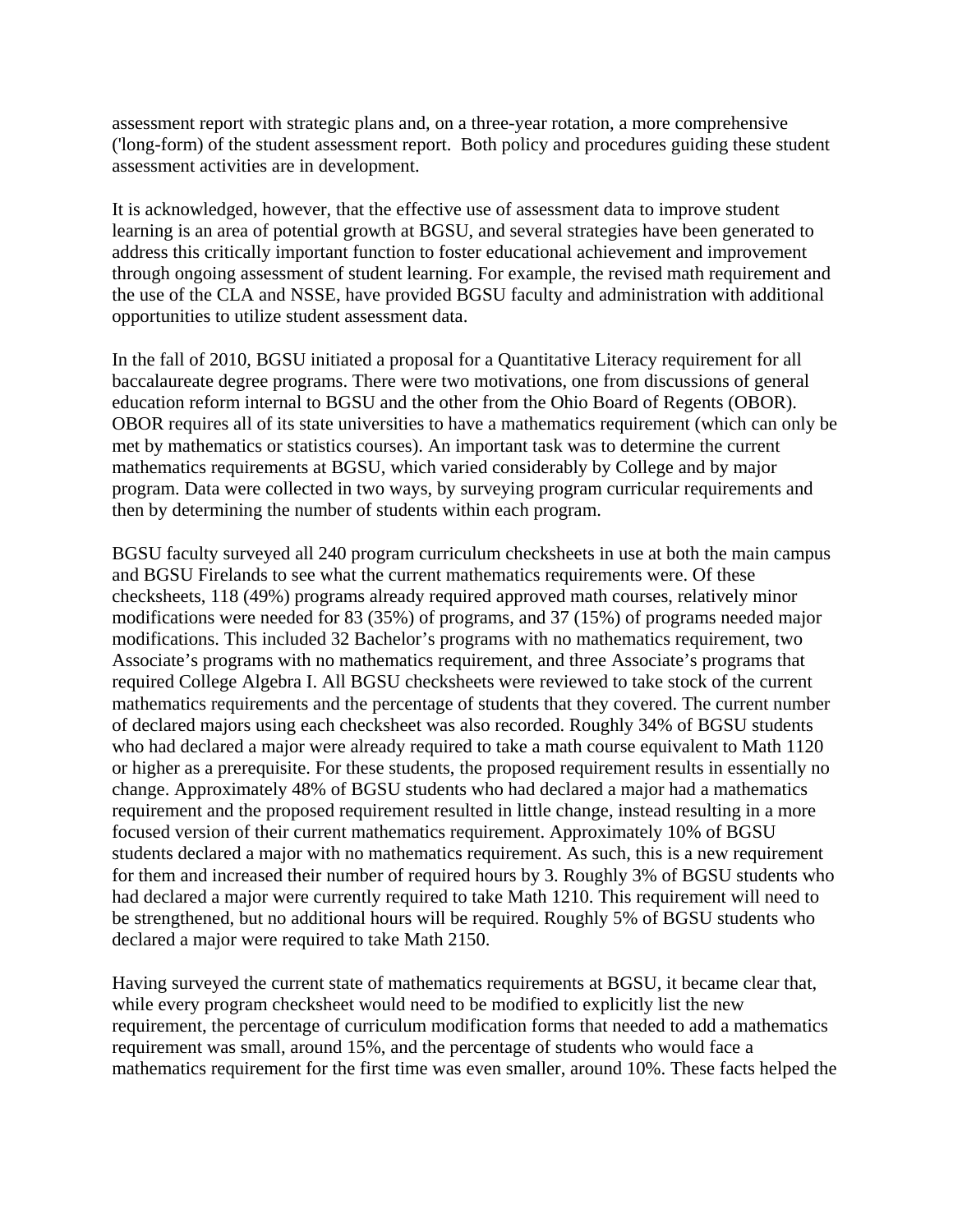assessment report with strategic plans and, on a three-year rotation, a more comprehensive ('long-form) of the student assessment report. Both policy and procedures guiding these student assessment activities are in development.

It is acknowledged, however, that the effective use of assessment data to improve student learning is an area of potential growth at BGSU, and several strategies have been generated to address this critically important function to foster educational achievement and improvement through ongoing assessment of student learning. For example, the revised math requirement and the use of the CLA and NSSE, have provided BGSU faculty and administration with additional opportunities to utilize student assessment data.

In the fall of 2010, BGSU initiated a proposal for a Quantitative Literacy requirement for all baccalaureate degree programs. There were two motivations, one from discussions of general education reform internal to BGSU and the other from the Ohio Board of Regents (OBOR). OBOR requires all of its state universities to have a mathematics requirement (which can only be met by mathematics or statistics courses). An important task was to determine the current mathematics requirements at BGSU, which varied considerably by College and by major program. Data were collected in two ways, by surveying program curricular requirements and then by determining the number of students within each program.

BGSU faculty surveyed all 240 program curriculum checksheets in use at both the main campus and BGSU Firelands to see what the current mathematics requirements were. Of these checksheets, 118 (49%) programs already required approved math courses, relatively minor modifications were needed for 83 (35%) of programs, and 37 (15%) of programs needed major modifications. This included 32 Bachelor's programs with no mathematics requirement, two Associate's programs with no mathematics requirement, and three Associate's programs that required College Algebra I. All BGSU checksheets were reviewed to take stock of the current mathematics requirements and the percentage of students that they covered. The current number of declared majors using each checksheet was also recorded. Roughly 34% of BGSU students who had declared a major were already required to take a math course equivalent to Math 1120 or higher as a prerequisite. For these students, the proposed requirement results in essentially no change. Approximately 48% of BGSU students who had declared a major had a mathematics requirement and the proposed requirement resulted in little change, instead resulting in a more focused version of their current mathematics requirement. Approximately 10% of BGSU students declared a major with no mathematics requirement. As such, this is a new requirement for them and increased their number of required hours by 3. Roughly 3% of BGSU students who had declared a major were currently required to take Math 1210. This requirement will need to be strengthened, but no additional hours will be required. Roughly 5% of BGSU students who declared a major were required to take Math 2150.

Having surveyed the current state of mathematics requirements at BGSU, it became clear that, while every program checksheet would need to be modified to explicitly list the new requirement, the percentage of curriculum modification forms that needed to add a mathematics requirement was small, around 15%, and the percentage of students who would face a mathematics requirement for the first time was even smaller, around 10%. These facts helped the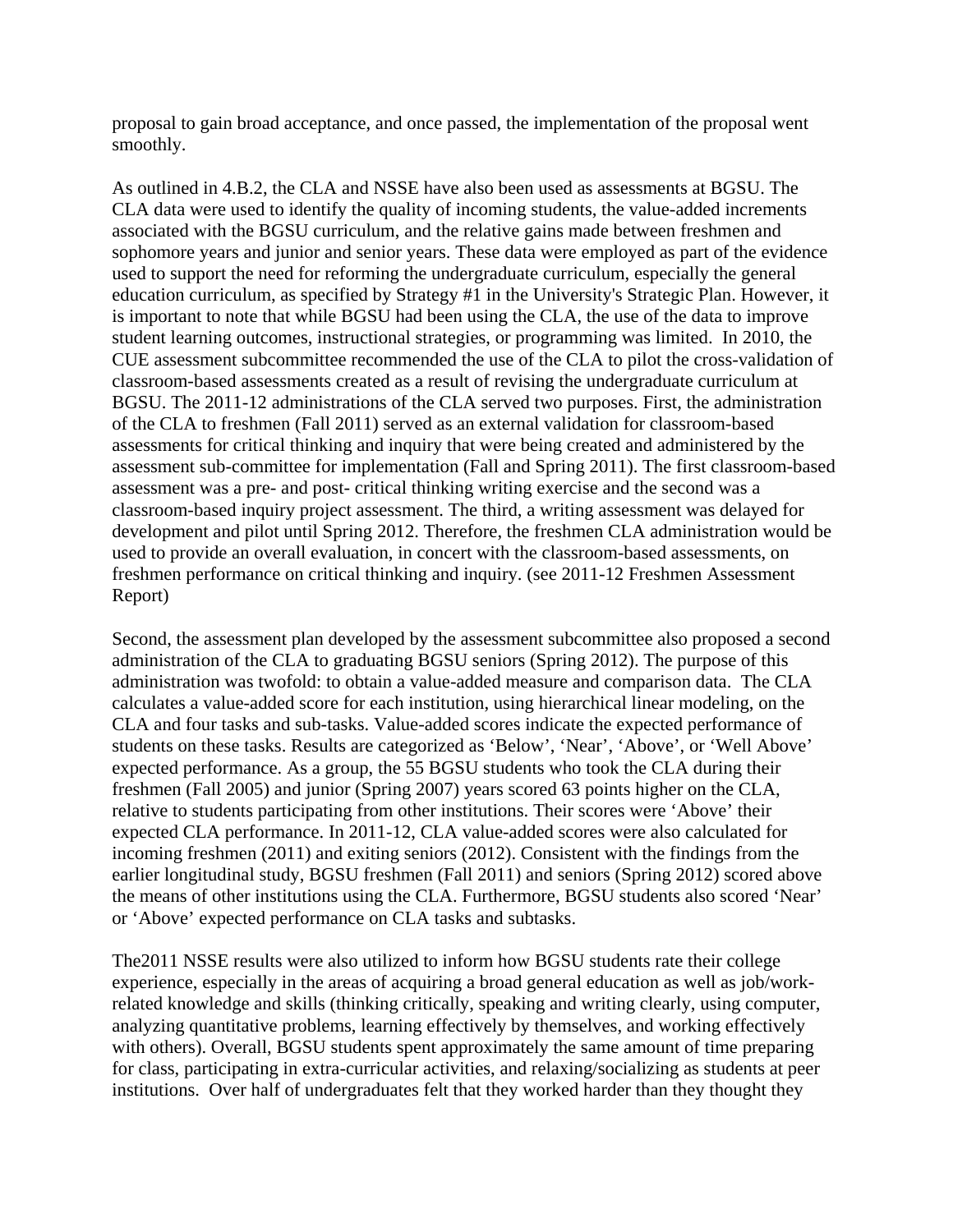proposal to gain broad acceptance, and once passed, the implementation of the proposal went smoothly.

As outlined in 4.B.2, the CLA and NSSE have also been used as assessments at BGSU. The CLA data were used to identify the quality of incoming students, the value-added increments associated with the BGSU curriculum, and the relative gains made between freshmen and sophomore years and junior and senior years. These data were employed as part of the evidence used to support the need for reforming the undergraduate curriculum, especially the general education curriculum, as specified by Strategy #1 in the University's Strategic Plan. However, it is important to note that while BGSU had been using the CLA, the use of the data to improve student learning outcomes, instructional strategies, or programming was limited. In 2010, the CUE assessment subcommittee recommended the use of the CLA to pilot the cross-validation of classroom-based assessments created as a result of revising the undergraduate curriculum at BGSU. The 2011-12 administrations of the CLA served two purposes. First, the administration of the CLA to freshmen (Fall 2011) served as an external validation for classroom-based assessments for critical thinking and inquiry that were being created and administered by the assessment sub-committee for implementation (Fall and Spring 2011). The first classroom-based assessment was a pre- and post- critical thinking writing exercise and the second was a classroom-based inquiry project assessment. The third, a writing assessment was delayed for development and pilot until Spring 2012. Therefore, the freshmen CLA administration would be used to provide an overall evaluation, in concert with the classroom-based assessments, on freshmen performance on critical thinking and inquiry. (see 2011-12 Freshmen Assessment Report)

Second, the assessment plan developed by the assessment subcommittee also proposed a second administration of the CLA to graduating BGSU seniors (Spring 2012). The purpose of this administration was twofold: to obtain a value-added measure and comparison data. The CLA calculates a value-added score for each institution, using hierarchical linear modeling, on the CLA and four tasks and sub-tasks. Value-added scores indicate the expected performance of students on these tasks. Results are categorized as 'Below', 'Near', 'Above', or 'Well Above' expected performance. As a group, the 55 BGSU students who took the CLA during their freshmen (Fall 2005) and junior (Spring 2007) years scored 63 points higher on the CLA, relative to students participating from other institutions. Their scores were 'Above' their expected CLA performance. In 2011-12, CLA value-added scores were also calculated for incoming freshmen (2011) and exiting seniors (2012). Consistent with the findings from the earlier longitudinal study, BGSU freshmen (Fall 2011) and seniors (Spring 2012) scored above the means of other institutions using the CLA. Furthermore, BGSU students also scored 'Near' or 'Above' expected performance on CLA tasks and subtasks.

The2011 NSSE results were also utilized to inform how BGSU students rate their college experience, especially in the areas of acquiring a broad general education as well as job/work-related knowledge and skills (thinking critically, speaking and writing clearly, using computer, analyzing quantitative problems, learning effectively by themselves, and working effectively with others). Overall, BGSU students spent approximately the same amount of time preparing for class, participating in extra-curricular activities, and relaxing/socializing as students at peer institutions. Over half of undergraduates felt that they worked harder than they thought they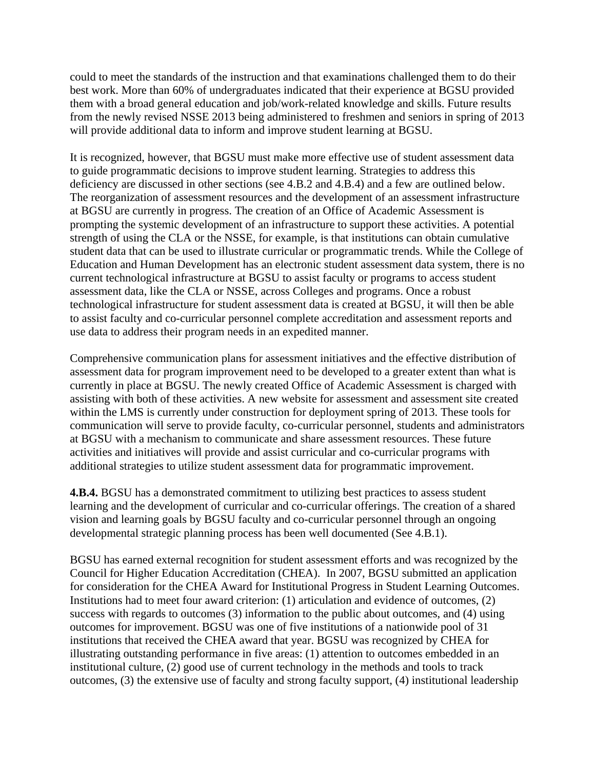could to meet the standards of the instruction and that examinations challenged them to do their best work. More than 60% of undergraduates indicated that their experience at BGSU provided them with a broad general education and job/work-related knowledge and skills. Future results from the newly revised NSSE 2013 being administered to freshmen and seniors in spring of 2013 will provide additional data to inform and improve student learning at BGSU.

It is recognized, however, that BGSU must make more effective use of student assessment data to guide programmatic decisions to improve student learning. Strategies to address this deficiency are discussed in other sections (see 4.B.2 and 4.B.4) and a few are outlined below. The reorganization of assessment resources and the development of an assessment infrastructure at BGSU are currently in progress. The creation of an Office of Academic Assessment is prompting the systemic development of an infrastructure to support these activities. A potential strength of using the CLA or the NSSE, for example, is that institutions can obtain cumulative student data that can be used to illustrate curricular or programmatic trends. While the College of Education and Human Development has an electronic student assessment data system, there is no current technological infrastructure at BGSU to assist faculty or programs to access student assessment data, like the CLA or NSSE, across Colleges and programs. Once a robust technological infrastructure for student assessment data is created at BGSU, it will then be able to assist faculty and co-curricular personnel complete accreditation and assessment reports and use data to address their program needs in an expedited manner.

Comprehensive communication plans for assessment initiatives and the effective distribution of assessment data for program improvement need to be developed to a greater extent than what is currently in place at BGSU. The newly created Office of Academic Assessment is charged with assisting with both of these activities. A new website for assessment and assessment site created within the LMS is currently under construction for deployment spring of 2013. These tools for communication will serve to provide faculty, co-curricular personnel, students and administrators at BGSU with a mechanism to communicate and share assessment resources. These future activities and initiatives will provide and assist curricular and co-curricular programs with additional strategies to utilize student assessment data for programmatic improvement.

**4.B.4.** BGSU has a demonstrated commitment to utilizing best practices to assess student learning and the development of curricular and co-curricular offerings. The creation of a shared vision and learning goals by BGSU faculty and co-curricular personnel through an ongoing developmental strategic planning process has been well documented (See 4.B.1).

BGSU has earned external recognition for student assessment efforts and was recognized by the Council for Higher Education Accreditation (CHEA). In 2007, BGSU submitted an application for consideration for the CHEA Award for Institutional Progress in Student Learning Outcomes. Institutions had to meet four award criterion: (1) articulation and evidence of outcomes, (2) success with regards to outcomes (3) information to the public about outcomes, and (4) using outcomes for improvement. BGSU was one of five institutions of a nationwide pool of 31 institutions that received the CHEA award that year. BGSU was recognized by CHEA for illustrating outstanding performance in five areas: (1) attention to outcomes embedded in an institutional culture, (2) good use of current technology in the methods and tools to track outcomes, (3) the extensive use of faculty and strong faculty support, (4) institutional leadership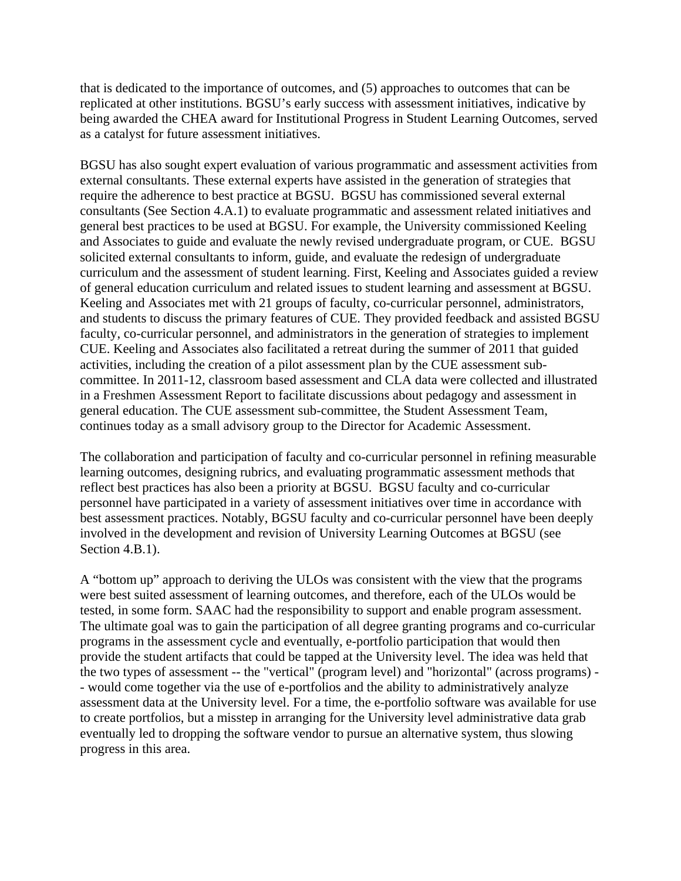that is dedicated to the importance of outcomes, and (5) approaches to outcomes that can be replicated at other institutions. BGSU's early success with assessment initiatives, indicative by being awarded the CHEA award for Institutional Progress in Student Learning Outcomes, served as a catalyst for future assessment initiatives.

BGSU has also sought expert evaluation of various programmatic and assessment activities from external consultants. These external experts have assisted in the generation of strategies that require the adherence to best practice at BGSU. BGSU has commissioned several external consultants (See Section 4.A.1) to evaluate programmatic and assessment related initiatives and general best practices to be used at BGSU. For example, the University commissioned Keeling and Associates to guide and evaluate the newly revised undergraduate program, or CUE. BGSU solicited external consultants to inform, guide, and evaluate the redesign of undergraduate curriculum and the assessment of student learning. First, Keeling and Associates guided a review of general education curriculum and related issues to student learning and assessment at BGSU. Keeling and Associates met with 21 groups of faculty, co-curricular personnel, administrators, and students to discuss the primary features of CUE. They provided feedback and assisted BGSU faculty, co-curricular personnel, and administrators in the generation of strategies to implement CUE. Keeling and Associates also facilitated a retreat during the summer of 2011 that guided activities, including the creation of a pilot assessment plan by the CUE assessment sub-committee. In 2011-12, classroom based assessment and CLA data were collected and illustrated in a Freshmen Assessment Report to facilitate discussions about pedagogy and assessment in general education. The CUE assessment sub-committee, the Student Assessment Team, continues today as a small advisory group to the Director for Academic Assessment.

The collaboration and participation of faculty and co-curricular personnel in refining measurable learning outcomes, designing rubrics, and evaluating programmatic assessment methods that reflect best practices has also been a priority at BGSU. BGSU faculty and co-curricular personnel have participated in a variety of assessment initiatives over time in accordance with best assessment practices. Notably, BGSU faculty and co-curricular personnel have been deeply involved in the development and revision of University Learning Outcomes at BGSU (see Section 4.B.1).

A "bottom up" approach to deriving the ULOs was consistent with the view that the programs were best suited assessment of learning outcomes, and therefore, each of the ULOs would be tested, in some form. SAAC had the responsibility to support and enable program assessment. The ultimate goal was to gain the participation of all degree granting programs and co-curricular programs in the assessment cycle and eventually, e-portfolio participation that would then provide the student artifacts that could be tapped at the University level. The idea was held that the two types of assessment -- the "vertical" (program level) and "horizontal" (across programs) -- would come together via the use of e-portfolios and the ability to administratively analyze assessment data at the University level. For a time, the e-portfolio software was available for use to create portfolios, but a misstep in arranging for the University level administrative data grab eventually led to dropping the software vendor to pursue an alternative system, thus slowing progress in this area.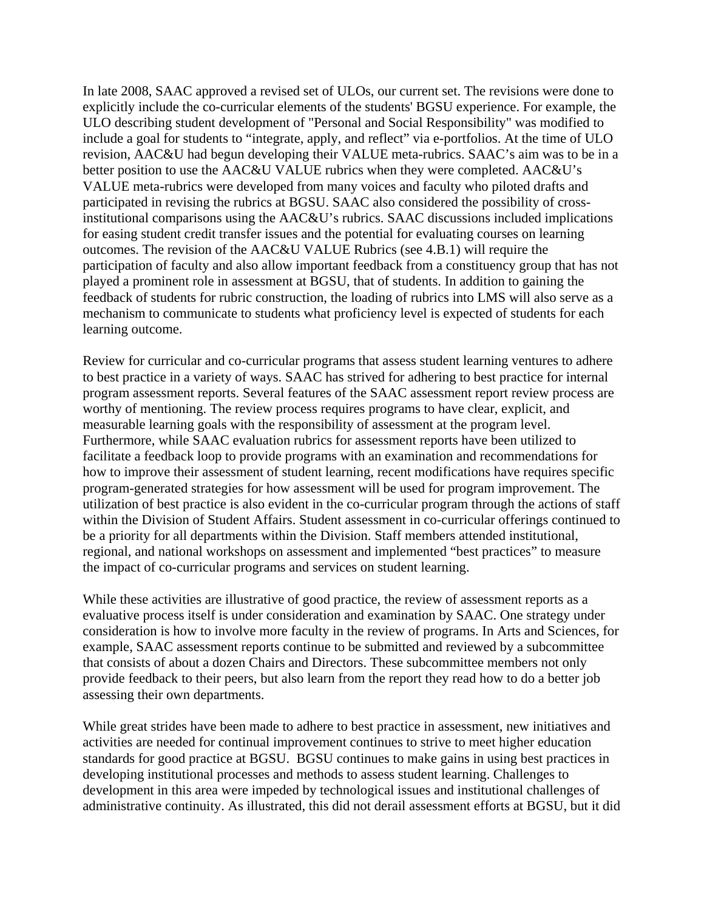In late 2008, SAAC approved a revised set of ULOs, our current set. The revisions were done to explicitly include the co-curricular elements of the students' BGSU experience. For example, the ULO describing student development of "Personal and Social Responsibility" was modified to include a goal for students to "integrate, apply, and reflect" via e-portfolios. At the time of ULO revision, AAC&U had begun developing their VALUE meta-rubrics. SAAC's aim was to be in a better position to use the AAC&U VALUE rubrics when they were completed. AAC&U's VALUE meta-rubrics were developed from many voices and faculty who piloted drafts and participated in revising the rubrics at BGSU. SAAC also considered the possibility of cross-institutional comparisons using the AAC&U's rubrics. SAAC discussions included implications for easing student credit transfer issues and the potential for evaluating courses on learning outcomes. The revision of the AAC&U VALUE Rubrics (see 4.B.1) will require the participation of faculty and also allow important feedback from a constituency group that has not played a prominent role in assessment at BGSU, that of students. In addition to gaining the feedback of students for rubric construction, the loading of rubrics into LMS will also serve as a mechanism to communicate to students what proficiency level is expected of students for each learning outcome.

Review for curricular and co-curricular programs that assess student learning ventures to adhere to best practice in a variety of ways. SAAC has strived for adhering to best practice for internal program assessment reports. Several features of the SAAC assessment report review process are worthy of mentioning. The review process requires programs to have clear, explicit, and measurable learning goals with the responsibility of assessment at the program level. Furthermore, while SAAC evaluation rubrics for assessment reports have been utilized to facilitate a feedback loop to provide programs with an examination and recommendations for how to improve their assessment of student learning, recent modifications have requires specific program-generated strategies for how assessment will be used for program improvement. The utilization of best practice is also evident in the co-curricular program through the actions of staff within the Division of Student Affairs. Student assessment in co-curricular offerings continued to be a priority for all departments within the Division. Staff members attended institutional, regional, and national workshops on assessment and implemented "best practices" to measure the impact of co-curricular programs and services on student learning.

While these activities are illustrative of good practice, the review of assessment reports as a evaluative process itself is under consideration and examination by SAAC. One strategy under consideration is how to involve more faculty in the review of programs. In Arts and Sciences, for example, SAAC assessment reports continue to be submitted and reviewed by a subcommittee that consists of about a dozen Chairs and Directors. These subcommittee members not only provide feedback to their peers, but also learn from the report they read how to do a better job assessing their own departments.

While great strides have been made to adhere to best practice in assessment, new initiatives and activities are needed for continual improvement continues to strive to meet higher education standards for good practice at BGSU. BGSU continues to make gains in using best practices in developing institutional processes and methods to assess student learning. Challenges to development in this area were impeded by technological issues and institutional challenges of administrative continuity. As illustrated, this did not derail assessment efforts at BGSU, but it did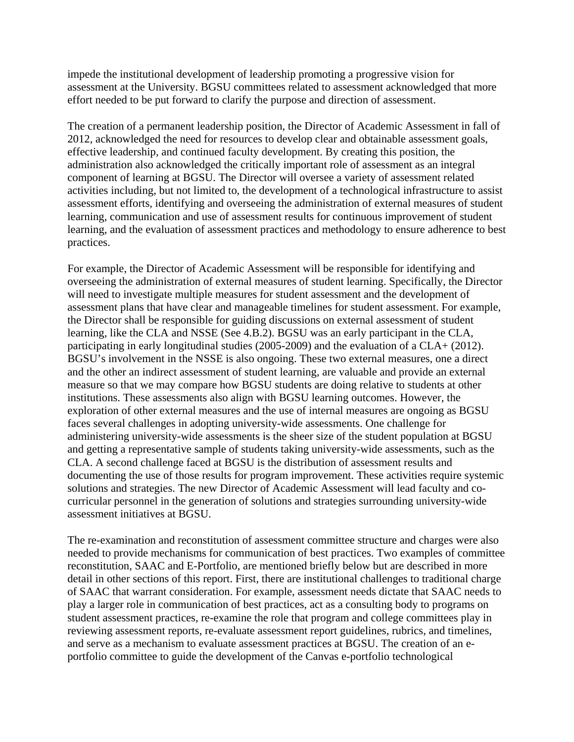impede the institutional development of leadership promoting a progressive vision for assessment at the University. BGSU committees related to assessment acknowledged that more effort needed to be put forward to clarify the purpose and direction of assessment.

The creation of a permanent leadership position, the Director of Academic Assessment in fall of 2012, acknowledged the need for resources to develop clear and obtainable assessment goals, effective leadership, and continued faculty development. By creating this position, the administration also acknowledged the critically important role of assessment as an integral component of learning at BGSU. The Director will oversee a variety of assessment related activities including, but not limited to, the development of a technological infrastructure to assist assessment efforts, identifying and overseeing the administration of external measures of student learning, communication and use of assessment results for continuous improvement of student learning, and the evaluation of assessment practices and methodology to ensure adherence to best practices.

For example, the Director of Academic Assessment will be responsible for identifying and overseeing the administration of external measures of student learning. Specifically, the Director will need to investigate multiple measures for student assessment and the development of assessment plans that have clear and manageable timelines for student assessment. For example, the Director shall be responsible for guiding discussions on external assessment of student learning, like the CLA and NSSE (See 4.B.2). BGSU was an early participant in the CLA, participating in early longitudinal studies (2005-2009) and the evaluation of a CLA+ (2012). BGSU's involvement in the NSSE is also ongoing. These two external measures, one a direct and the other an indirect assessment of student learning, are valuable and provide an external measure so that we may compare how BGSU students are doing relative to students at other institutions. These assessments also align with BGSU learning outcomes. However, the exploration of other external measures and the use of internal measures are ongoing as BGSU faces several challenges in adopting university-wide assessments. One challenge for administering university-wide assessments is the sheer size of the student population at BGSU and getting a representative sample of students taking university-wide assessments, such as the CLA. A second challenge faced at BGSU is the distribution of assessment results and documenting the use of those results for program improvement. These activities require systemic solutions and strategies. The new Director of Academic Assessment will lead faculty and co-curricular personnel in the generation of solutions and strategies surrounding university-wide assessment initiatives at BGSU.

The re-examination and reconstitution of assessment committee structure and charges were also needed to provide mechanisms for communication of best practices. Two examples of committee reconstitution, SAAC and E-Portfolio, are mentioned briefly below but are described in more detail in other sections of this report. First, there are institutional challenges to traditional charge of SAAC that warrant consideration. For example, assessment needs dictate that SAAC needs to play a larger role in communication of best practices, act as a consulting body to programs on student assessment practices, re-examine the role that program and college committees play in reviewing assessment reports, re-evaluate assessment report guidelines, rubrics, and timelines, and serve as a mechanism to evaluate assessment practices at BGSU. The creation of an e-portfolio committee to guide the development of the Canvas e-portfolio technological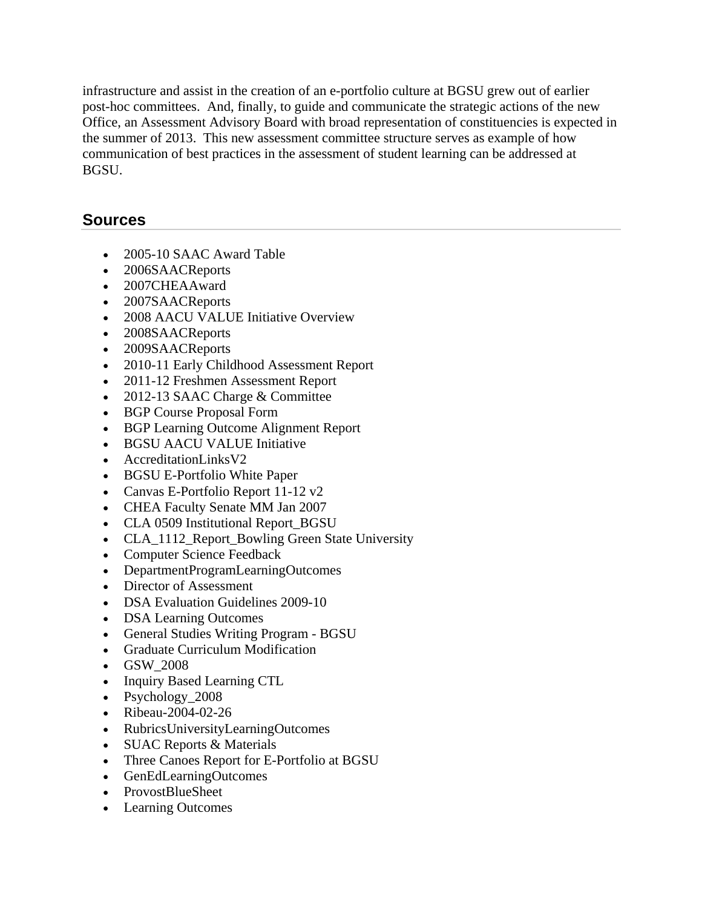infrastructure and assist in the creation of an e-portfolio culture at BGSU grew out of earlier post-hoc committees. And, finally, to guide and communicate the strategic actions of the new Office, an Assessment Advisory Board with broad representation of constituencies is expected in the summer of 2013. This new assessment committee structure serves as example of how communication of best practices in the assessment of student learning can be addressed at BGSU.

## Sources

- 2005-10 SAAC Award Table
- 2006SAACReports
- 2007CHEAAward
- 2007SAACReports
- 2008 AACU VALUE Initiative Overview
- 2008SAACReports
- 2009SAACReports
- 2010-11 Early Childhood Assessment Report
- 2011-12 Freshmen Assessment Report
- 2012-13 SAAC Charge & Committee
- BGP Course Proposal Form
- BGP Learning Outcome Alignment Report
- BGSU AACU VALUE Initiative
- AccreditationLinksV2
- BGSU E-Portfolio White Paper
- Canvas E-Portfolio Report 11-12 v2
- CHEA Faculty Senate MM Jan 2007
- CLA 0509 Institutional Report_BGSU
- CLA_1112_Report_Bowling Green State University
- Computer Science Feedback
- DepartmentProgramLearningOutcomes
- Director of Assessment
- DSA Evaluation Guidelines 2009-10
- DSA Learning Outcomes
- General Studies Writing Program - BGSU
- Graduate Curriculum Modification
- GSW_2008
- Inquiry Based Learning CTL
- Psychology_2008
- Ribeau-2004-02-26
- RubricsUniversityLearningOutcomes
- SUAC Reports & Materials
- Three Canoes Report for E-Portfolio at BGSU
- GenEdLearningOutcomes
- ProvostBlueSheet
- Learning Outcomes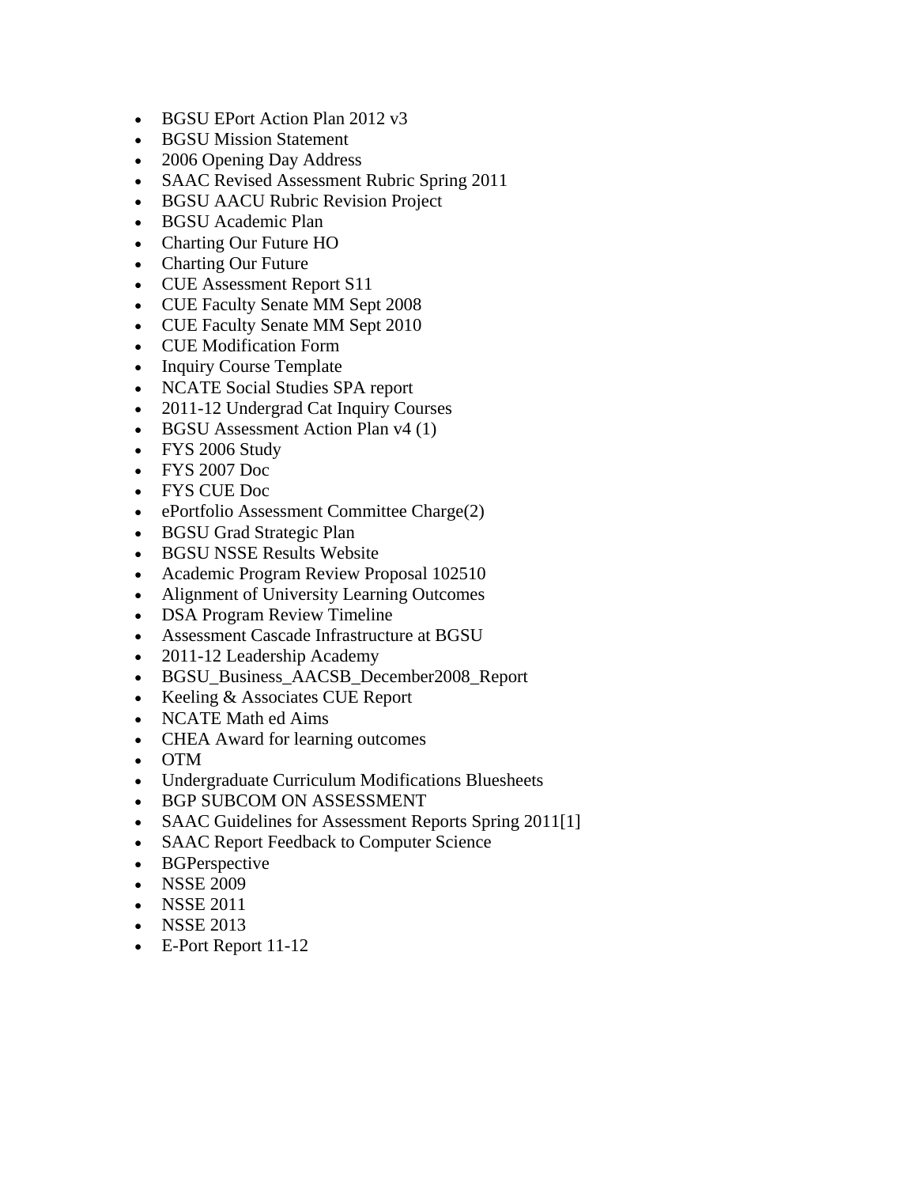- BGSU EPort Action Plan 2012 v3
- BGSU Mission Statement
- 2006 Opening Day Address
- SAAC Revised Assessment Rubric Spring 2011
- BGSU AACU Rubric Revision Project
- BGSU Academic Plan
- Charting Our Future HO
- Charting Our Future
- CUE Assessment Report S11
- CUE Faculty Senate MM Sept 2008
- CUE Faculty Senate MM Sept 2010
- CUE Modification Form
- Inquiry Course Template
- NCATE Social Studies SPA report
- 2011-12 Undergrad Cat Inquiry Courses
- BGSU Assessment Action Plan v4 (1)
- FYS 2006 Study
- FYS 2007 Doc
- FYS CUE Doc
- ePortfolio Assessment Committee Charge(2)
- BGSU Grad Strategic Plan
- BGSU NSSE Results Website
- Academic Program Review Proposal 102510
- Alignment of University Learning Outcomes
- DSA Program Review Timeline
- Assessment Cascade Infrastructure at BGSU
- 2011-12 Leadership Academy
- BGSU_Business_AACSB_December2008_Report
- Keeling & Associates CUE Report
- NCATE Math ed Aims
- CHEA Award for learning outcomes
- OTM
- Undergraduate Curriculum Modifications Bluesheets
- BGP SUBCOM ON ASSESSMENT
- SAAC Guidelines for Assessment Reports Spring 2011[1]
- SAAC Report Feedback to Computer Science
- BGPerspective
- NSSE 2009
- NSSE 2011
- NSSE 2013
- E-Port Report 11-12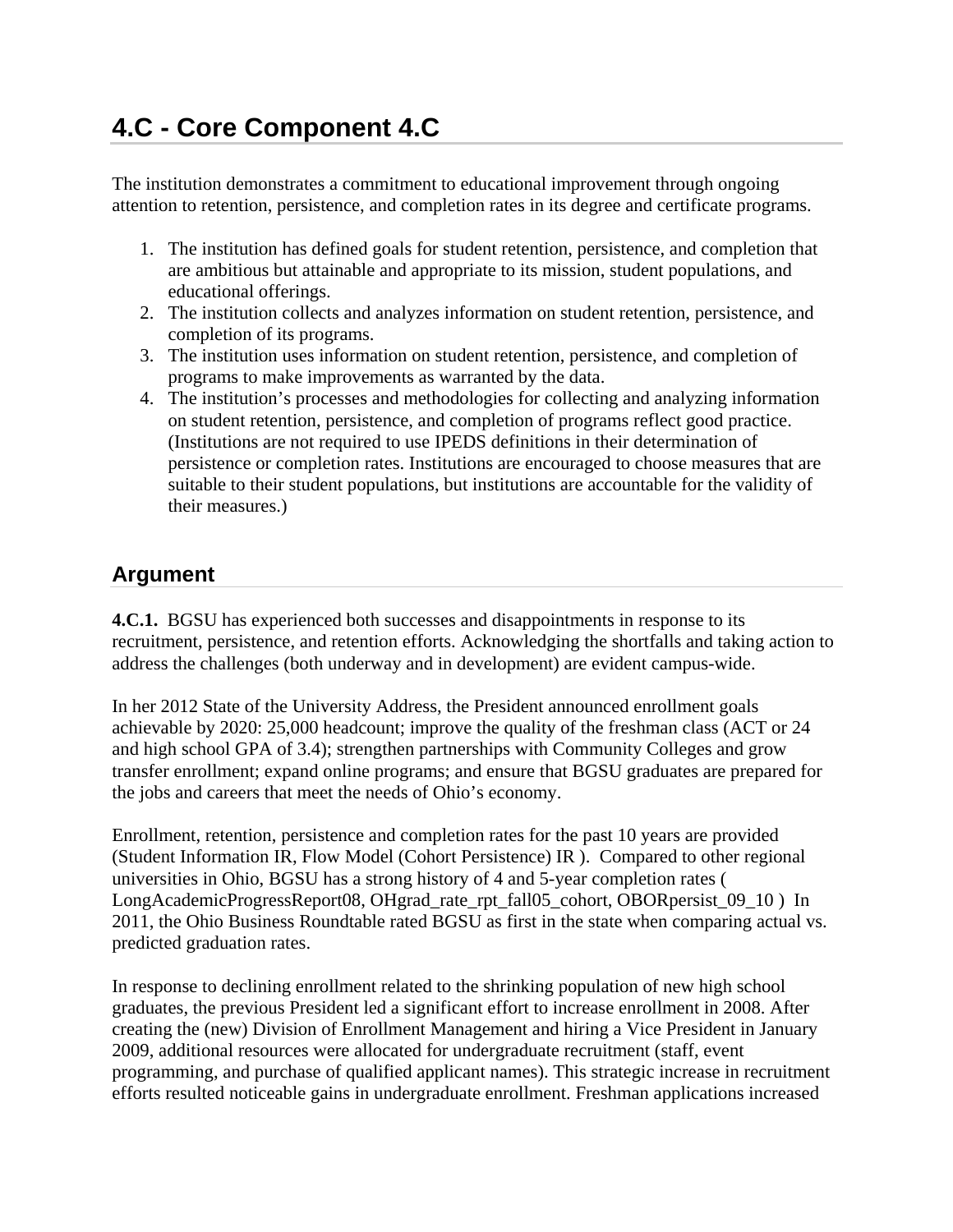# 4.C - Core Component 4.C

The institution demonstrates a commitment to educational improvement through ongoing attention to retention, persistence, and completion rates in its degree and certificate programs.

1. The institution has defined goals for student retention, persistence, and completion that are ambitious but attainable and appropriate to its mission, student populations, and educational offerings.
2. The institution collects and analyzes information on student retention, persistence, and completion of its programs.
3. The institution uses information on student retention, persistence, and completion of programs to make improvements as warranted by the data.
4. The institution's processes and methodologies for collecting and analyzing information on student retention, persistence, and completion of programs reflect good practice. (Institutions are not required to use IPEDS definitions in their determination of persistence or completion rates. Institutions are encouraged to choose measures that are suitable to their student populations, but institutions are accountable for the validity of their measures.)

## Argument

**4.C.1.** BGSU has experienced both successes and disappointments in response to its recruitment, persistence, and retention efforts. Acknowledging the shortfalls and taking action to address the challenges (both underway and in development) are evident campus-wide.

In her 2012 State of the University Address, the President announced enrollment goals achievable by 2020: 25,000 headcount; improve the quality of the freshman class (ACT or 24 and high school GPA of 3.4); strengthen partnerships with Community Colleges and grow transfer enrollment; expand online programs; and ensure that BGSU graduates are prepared for the jobs and careers that meet the needs of Ohio's economy.

Enrollment, retention, persistence and completion rates for the past 10 years are provided (Student Information IR, Flow Model (Cohort Persistence) IR ). Compared to other regional universities in Ohio, BGSU has a strong history of 4 and 5-year completion rates ( LongAcademicProgressReport08, OHgrad_rate_rpt_fall05_cohort, OBORpersist_09_10 ) In 2011, the Ohio Business Roundtable rated BGSU as first in the state when comparing actual vs. predicted graduation rates.

In response to declining enrollment related to the shrinking population of new high school graduates, the previous President led a significant effort to increase enrollment in 2008. After creating the (new) Division of Enrollment Management and hiring a Vice President in January 2009, additional resources were allocated for undergraduate recruitment (staff, event programming, and purchase of qualified applicant names). This strategic increase in recruitment efforts resulted noticeable gains in undergraduate enrollment. Freshman applications increased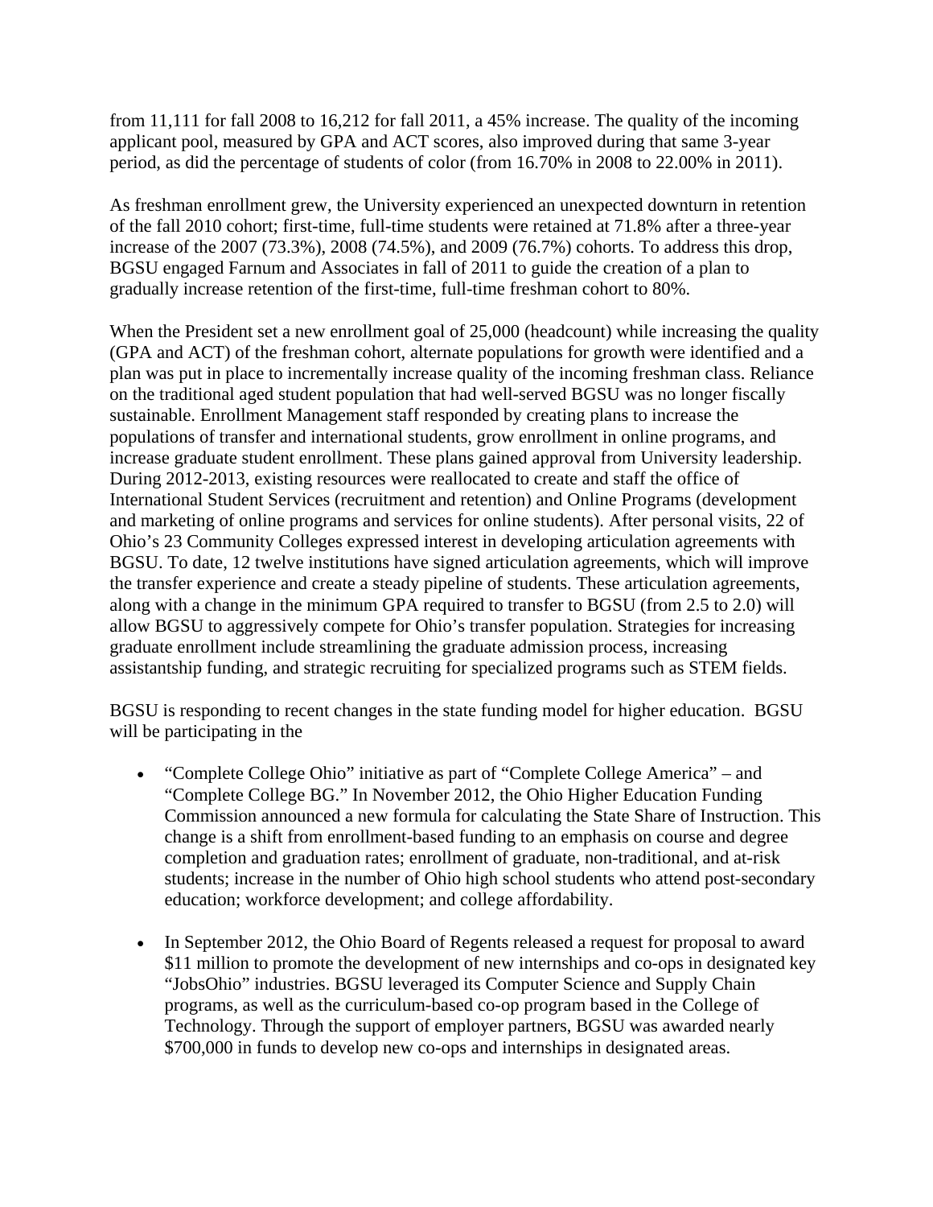from 11,111 for fall 2008 to 16,212 for fall 2011, a 45% increase. The quality of the incoming applicant pool, measured by GPA and ACT scores, also improved during that same 3-year period, as did the percentage of students of color (from 16.70% in 2008 to 22.00% in 2011).

As freshman enrollment grew, the University experienced an unexpected downturn in retention of the fall 2010 cohort; first-time, full-time students were retained at 71.8% after a three-year increase of the 2007 (73.3%), 2008 (74.5%), and 2009 (76.7%) cohorts. To address this drop, BGSU engaged Farnum and Associates in fall of 2011 to guide the creation of a plan to gradually increase retention of the first-time, full-time freshman cohort to 80%.

When the President set a new enrollment goal of 25,000 (headcount) while increasing the quality (GPA and ACT) of the freshman cohort, alternate populations for growth were identified and a plan was put in place to incrementally increase quality of the incoming freshman class. Reliance on the traditional aged student population that had well-served BGSU was no longer fiscally sustainable. Enrollment Management staff responded by creating plans to increase the populations of transfer and international students, grow enrollment in online programs, and increase graduate student enrollment. These plans gained approval from University leadership. During 2012-2013, existing resources were reallocated to create and staff the office of International Student Services (recruitment and retention) and Online Programs (development and marketing of online programs and services for online students). After personal visits, 22 of Ohio's 23 Community Colleges expressed interest in developing articulation agreements with BGSU. To date, 12 twelve institutions have signed articulation agreements, which will improve the transfer experience and create a steady pipeline of students. These articulation agreements, along with a change in the minimum GPA required to transfer to BGSU (from 2.5 to 2.0) will allow BGSU to aggressively compete for Ohio's transfer population. Strategies for increasing graduate enrollment include streamlining the graduate admission process, increasing assistantship funding, and strategic recruiting for specialized programs such as STEM fields.

BGSU is responding to recent changes in the state funding model for higher education. BGSU will be participating in the

- "Complete College Ohio" initiative as part of "Complete College America" – and "Complete College BG." In November 2012, the Ohio Higher Education Funding Commission announced a new formula for calculating the State Share of Instruction. This change is a shift from enrollment-based funding to an emphasis on course and degree completion and graduation rates; enrollment of graduate, non-traditional, and at-risk students; increase in the number of Ohio high school students who attend post-secondary education; workforce development; and college affordability.

- In September 2012, the Ohio Board of Regents released a request for proposal to award $11 million to promote the development of new internships and co-ops in designated key "JobsOhio" industries. BGSU leveraged its Computer Science and Supply Chain programs, as well as the curriculum-based co-op program based in the College of Technology. Through the support of employer partners, BGSU was awarded nearly $700,000 in funds to develop new co-ops and internships in designated areas.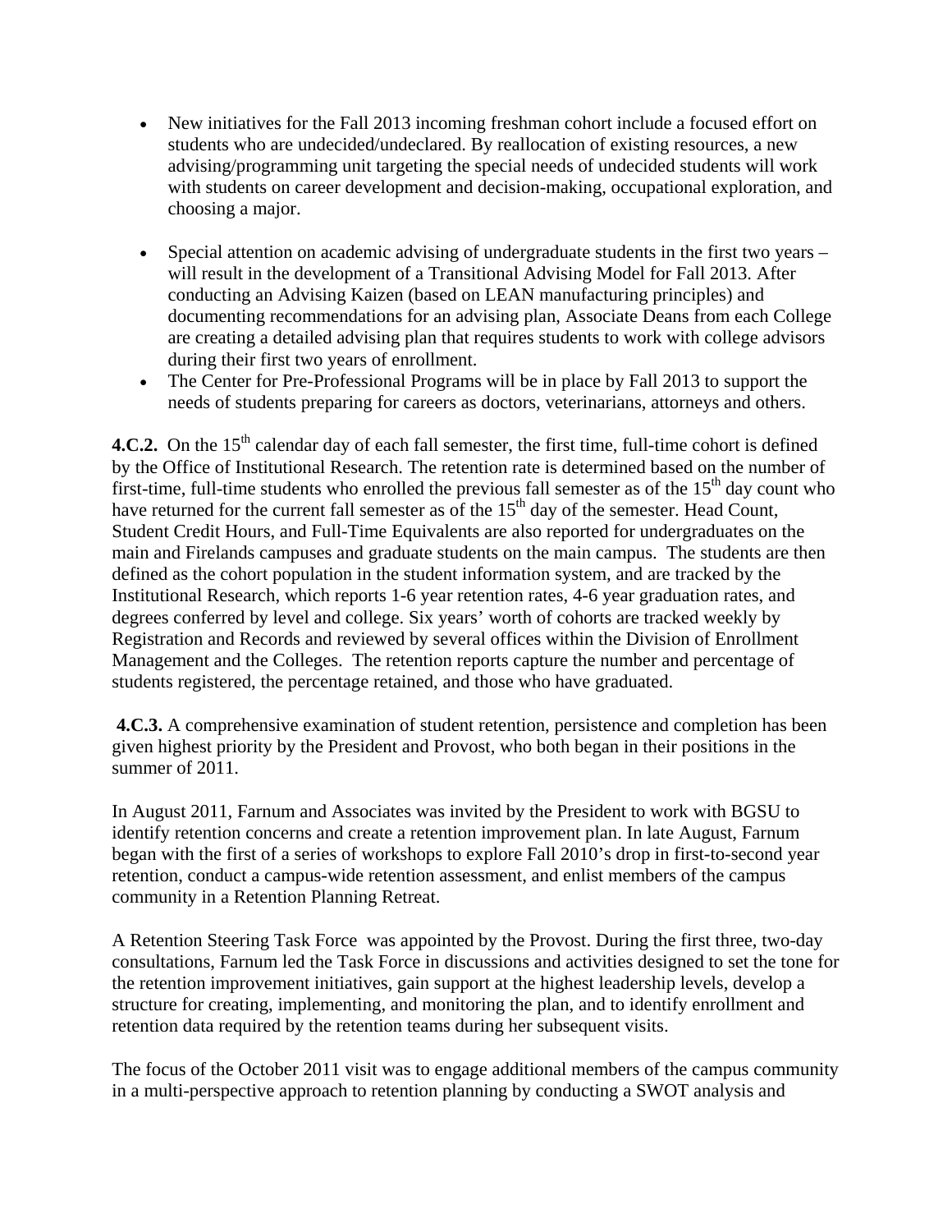- New initiatives for the Fall 2013 incoming freshman cohort include a focused effort on students who are undecided/undeclared. By reallocation of existing resources, a new advising/programming unit targeting the special needs of undecided students will work with students on career development and decision-making, occupational exploration, and choosing a major.

- Special attention on academic advising of undergraduate students in the first two years – will result in the development of a Transitional Advising Model for Fall 2013. After conducting an Advising Kaizen (based on LEAN manufacturing principles) and documenting recommendations for an advising plan, Associate Deans from each College are creating a detailed advising plan that requires students to work with college advisors during their first two years of enrollment.
- The Center for Pre-Professional Programs will be in place by Fall 2013 to support the needs of students preparing for careers as doctors, veterinarians, attorneys and others.

**4.C.2.** On the 15th calendar day of each fall semester, the first time, full-time cohort is defined by the Office of Institutional Research. The retention rate is determined based on the number of first-time, full-time students who enrolled the previous fall semester as of the 15th day count who have returned for the current fall semester as of the 15th day of the semester. Head Count, Student Credit Hours, and Full-Time Equivalents are also reported for undergraduates on the main and Firelands campuses and graduate students on the main campus. The students are then defined as the cohort population in the student information system, and are tracked by the Institutional Research, which reports 1-6 year retention rates, 4-6 year graduation rates, and degrees conferred by level and college. Six years' worth of cohorts are tracked weekly by Registration and Records and reviewed by several offices within the Division of Enrollment Management and the Colleges. The retention reports capture the number and percentage of students registered, the percentage retained, and those who have graduated.

**4.C.3.** A comprehensive examination of student retention, persistence and completion has been given highest priority by the President and Provost, who both began in their positions in the summer of 2011.

In August 2011, Farnum and Associates was invited by the President to work with BGSU to identify retention concerns and create a retention improvement plan. In late August, Farnum began with the first of a series of workshops to explore Fall 2010's drop in first-to-second year retention, conduct a campus-wide retention assessment, and enlist members of the campus community in a Retention Planning Retreat.

A Retention Steering Task Force was appointed by the Provost. During the first three, two-day consultations, Farnum led the Task Force in discussions and activities designed to set the tone for the retention improvement initiatives, gain support at the highest leadership levels, develop a structure for creating, implementing, and monitoring the plan, and to identify enrollment and retention data required by the retention teams during her subsequent visits.

The focus of the October 2011 visit was to engage additional members of the campus community in a multi-perspective approach to retention planning by conducting a SWOT analysis and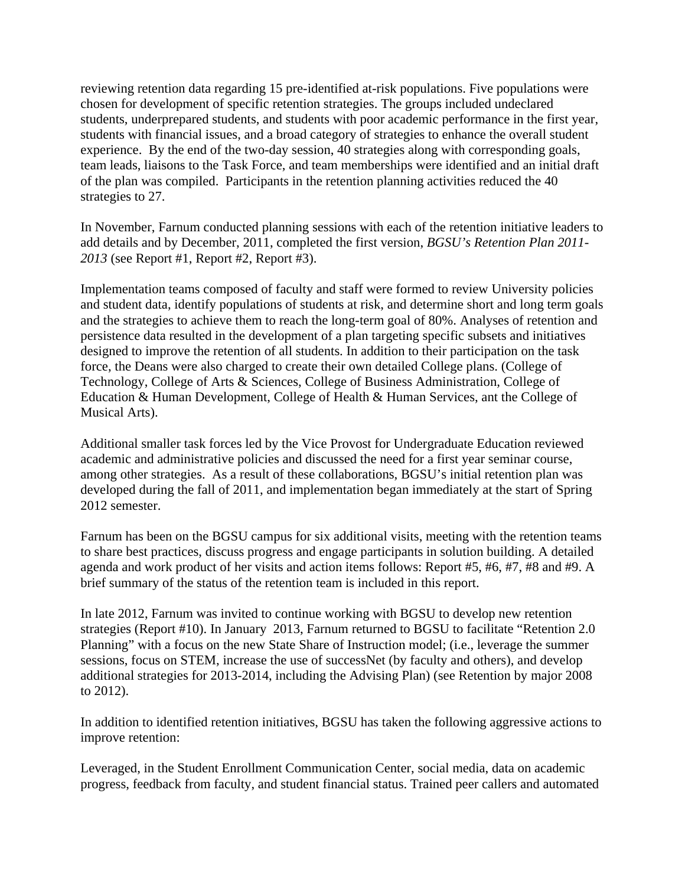reviewing retention data regarding 15 pre-identified at-risk populations. Five populations were chosen for development of specific retention strategies. The groups included undeclared students, underprepared students, and students with poor academic performance in the first year, students with financial issues, and a broad category of strategies to enhance the overall student experience. By the end of the two-day session, 40 strategies along with corresponding goals, team leads, liaisons to the Task Force, and team memberships were identified and an initial draft of the plan was compiled. Participants in the retention planning activities reduced the 40 strategies to 27.

In November, Farnum conducted planning sessions with each of the retention initiative leaders to add details and by December, 2011, completed the first version, *BGSU's Retention Plan 2011-2013* (see Report #1, Report #2, Report #3).

Implementation teams composed of faculty and staff were formed to review University policies and student data, identify populations of students at risk, and determine short and long term goals and the strategies to achieve them to reach the long-term goal of 80%. Analyses of retention and persistence data resulted in the development of a plan targeting specific subsets and initiatives designed to improve the retention of all students. In addition to their participation on the task force, the Deans were also charged to create their own detailed College plans. (College of Technology, College of Arts & Sciences, College of Business Administration, College of Education & Human Development, College of Health & Human Services, ant the College of Musical Arts).

Additional smaller task forces led by the Vice Provost for Undergraduate Education reviewed academic and administrative policies and discussed the need for a first year seminar course, among other strategies. As a result of these collaborations, BGSU's initial retention plan was developed during the fall of 2011, and implementation began immediately at the start of Spring 2012 semester.

Farnum has been on the BGSU campus for six additional visits, meeting with the retention teams to share best practices, discuss progress and engage participants in solution building. A detailed agenda and work product of her visits and action items follows: Report #5, #6, #7, #8 and #9. A brief summary of the status of the retention team is included in this report.

In late 2012, Farnum was invited to continue working with BGSU to develop new retention strategies (Report #10). In January 2013, Farnum returned to BGSU to facilitate "Retention 2.0 Planning" with a focus on the new State Share of Instruction model; (i.e., leverage the summer sessions, focus on STEM, increase the use of successNet (by faculty and others), and develop additional strategies for 2013-2014, including the Advising Plan) (see Retention by major 2008 to 2012).

In addition to identified retention initiatives, BGSU has taken the following aggressive actions to improve retention:

Leveraged, in the Student Enrollment Communication Center, social media, data on academic progress, feedback from faculty, and student financial status. Trained peer callers and automated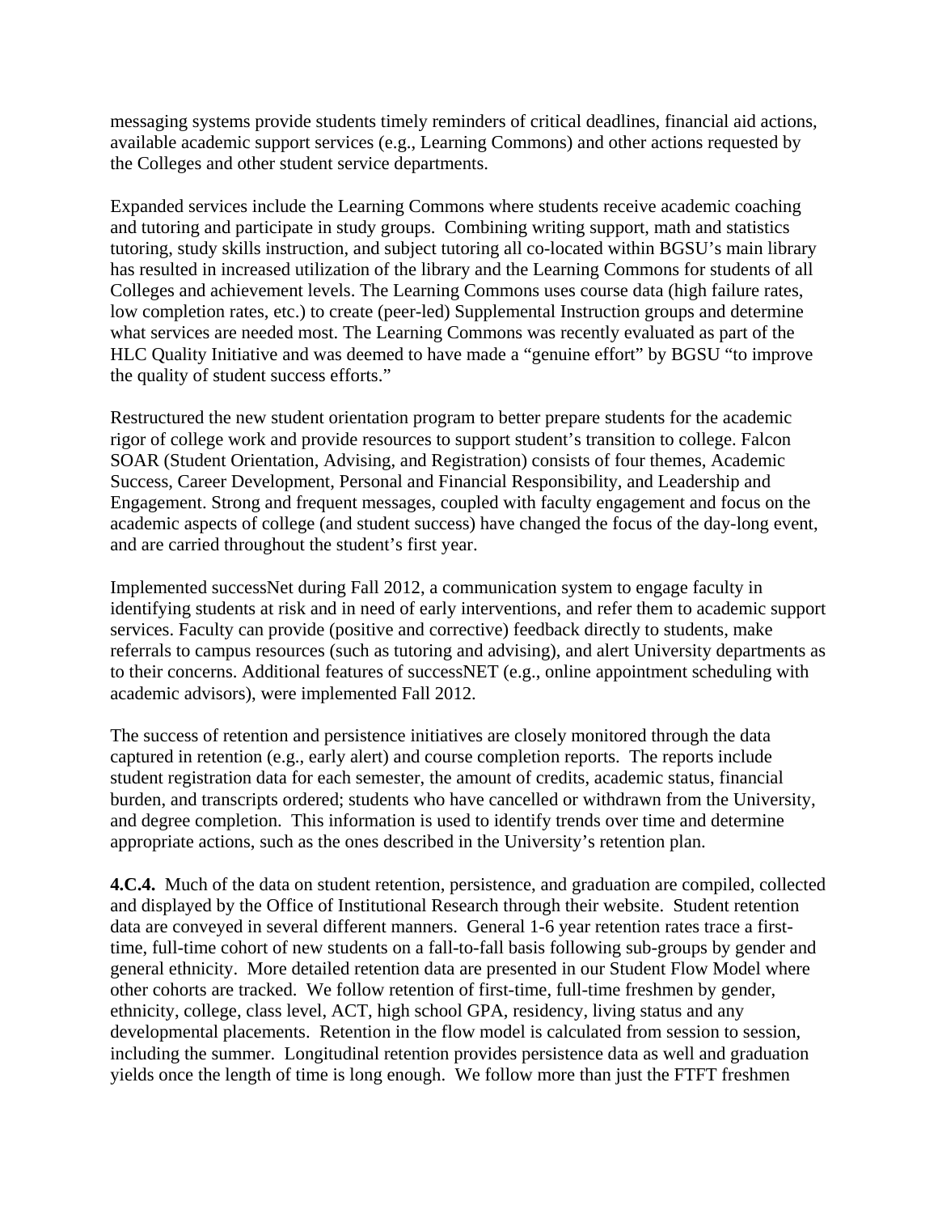messaging systems provide students timely reminders of critical deadlines, financial aid actions, available academic support services (e.g., Learning Commons) and other actions requested by the Colleges and other student service departments.

Expanded services include the Learning Commons where students receive academic coaching and tutoring and participate in study groups. Combining writing support, math and statistics tutoring, study skills instruction, and subject tutoring all co-located within BGSU's main library has resulted in increased utilization of the library and the Learning Commons for students of all Colleges and achievement levels. The Learning Commons uses course data (high failure rates, low completion rates, etc.) to create (peer-led) Supplemental Instruction groups and determine what services are needed most. The Learning Commons was recently evaluated as part of the HLC Quality Initiative and was deemed to have made a "genuine effort" by BGSU "to improve the quality of student success efforts."

Restructured the new student orientation program to better prepare students for the academic rigor of college work and provide resources to support student's transition to college. Falcon SOAR (Student Orientation, Advising, and Registration) consists of four themes, Academic Success, Career Development, Personal and Financial Responsibility, and Leadership and Engagement. Strong and frequent messages, coupled with faculty engagement and focus on the academic aspects of college (and student success) have changed the focus of the day-long event, and are carried throughout the student's first year.

Implemented successNet during Fall 2012, a communication system to engage faculty in identifying students at risk and in need of early interventions, and refer them to academic support services. Faculty can provide (positive and corrective) feedback directly to students, make referrals to campus resources (such as tutoring and advising), and alert University departments as to their concerns. Additional features of successNET (e.g., online appointment scheduling with academic advisors), were implemented Fall 2012.

The success of retention and persistence initiatives are closely monitored through the data captured in retention (e.g., early alert) and course completion reports. The reports include student registration data for each semester, the amount of credits, academic status, financial burden, and transcripts ordered; students who have cancelled or withdrawn from the University, and degree completion. This information is used to identify trends over time and determine appropriate actions, such as the ones described in the University's retention plan.

**4.C.4.** Much of the data on student retention, persistence, and graduation are compiled, collected and displayed by the Office of Institutional Research through their website. Student retention data are conveyed in several different manners. General 1-6 year retention rates trace a first-time, full-time cohort of new students on a fall-to-fall basis following sub-groups by gender and general ethnicity. More detailed retention data are presented in our Student Flow Model where other cohorts are tracked. We follow retention of first-time, full-time freshmen by gender, ethnicity, college, class level, ACT, high school GPA, residency, living status and any developmental placements. Retention in the flow model is calculated from session to session, including the summer. Longitudinal retention provides persistence data as well and graduation yields once the length of time is long enough. We follow more than just the FTFT freshmen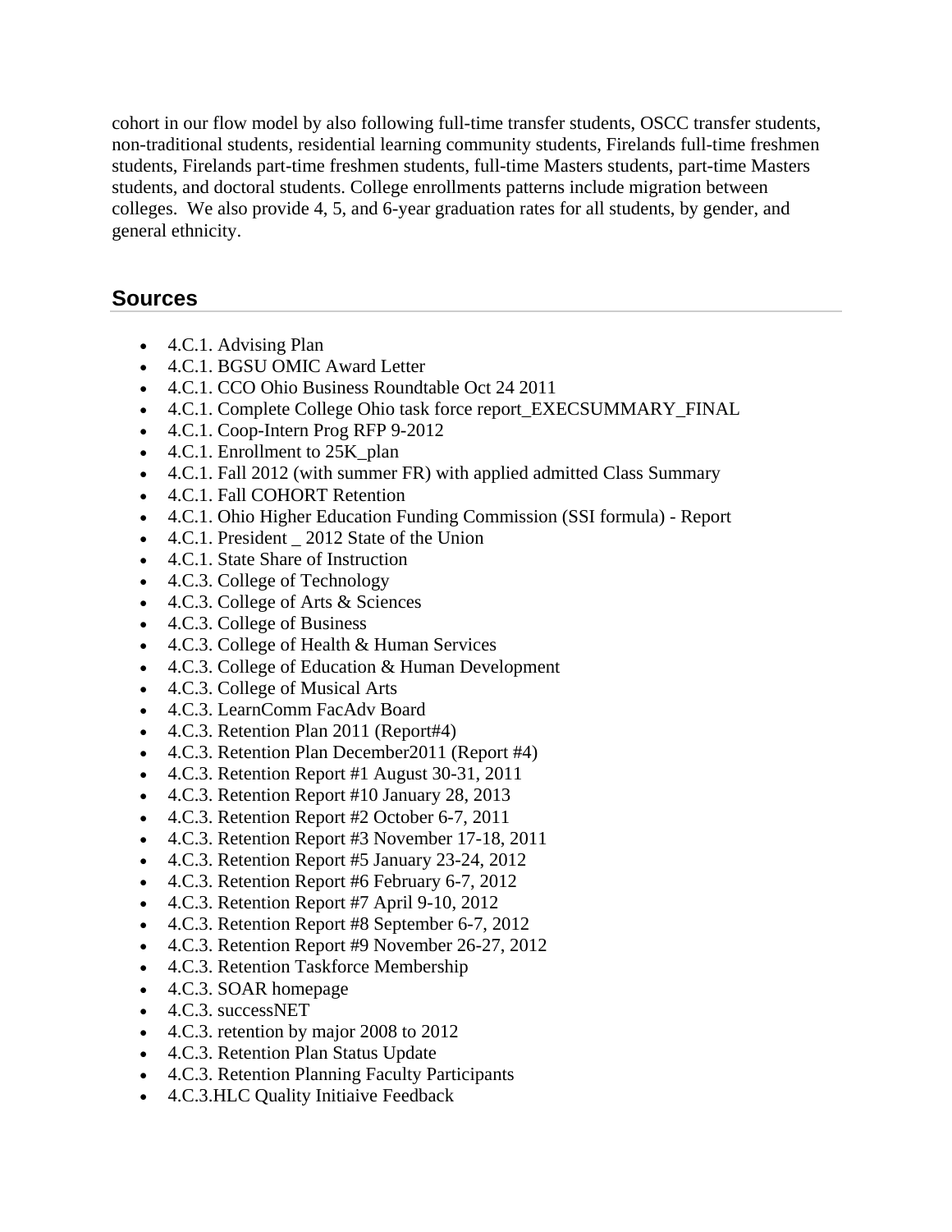cohort in our flow model by also following full-time transfer students, OSCC transfer students, non-traditional students, residential learning community students, Firelands full-time freshmen students, Firelands part-time freshmen students, full-time Masters students, part-time Masters students, and doctoral students. College enrollments patterns include migration between colleges. We also provide 4, 5, and 6-year graduation rates for all students, by gender, and general ethnicity.

## Sources

- 4.C.1. Advising Plan
- 4.C.1. BGSU OMIC Award Letter
- 4.C.1. CCO Ohio Business Roundtable Oct 24 2011
- 4.C.1. Complete College Ohio task force report_EXECSUMMARY_FINAL
- 4.C.1. Coop-Intern Prog RFP 9-2012
- 4.C.1. Enrollment to 25K_plan
- 4.C.1. Fall 2012 (with summer FR) with applied admitted Class Summary
- 4.C.1. Fall COHORT Retention
- 4.C.1. Ohio Higher Education Funding Commission (SSI formula) - Report
- 4.C.1. President _ 2012 State of the Union
- 4.C.1. State Share of Instruction
- 4.C.3. College of Technology
- 4.C.3. College of Arts & Sciences
- 4.C.3. College of Business
- 4.C.3. College of Health & Human Services
- 4.C.3. College of Education & Human Development
- 4.C.3. College of Musical Arts
- 4.C.3. LearnComm FacAdv Board
- 4.C.3. Retention Plan 2011 (Report#4)
- 4.C.3. Retention Plan December2011 (Report #4)
- 4.C.3. Retention Report #1 August 30-31, 2011
- 4.C.3. Retention Report #10 January 28, 2013
- 4.C.3. Retention Report #2 October 6-7, 2011
- 4.C.3. Retention Report #3 November 17-18, 2011
- 4.C.3. Retention Report #5 January 23-24, 2012
- 4.C.3. Retention Report #6 February 6-7, 2012
- 4.C.3. Retention Report #7 April 9-10, 2012
- 4.C.3. Retention Report #8 September 6-7, 2012
- 4.C.3. Retention Report #9 November 26-27, 2012
- 4.C.3. Retention Taskforce Membership
- 4.C.3. SOAR homepage
- 4.C.3. successNET
- 4.C.3. retention by major 2008 to 2012
- 4.C.3. Retention Plan Status Update
- 4.C.3. Retention Planning Faculty Participants
- 4.C.3.HLC Quality Initiaive Feedback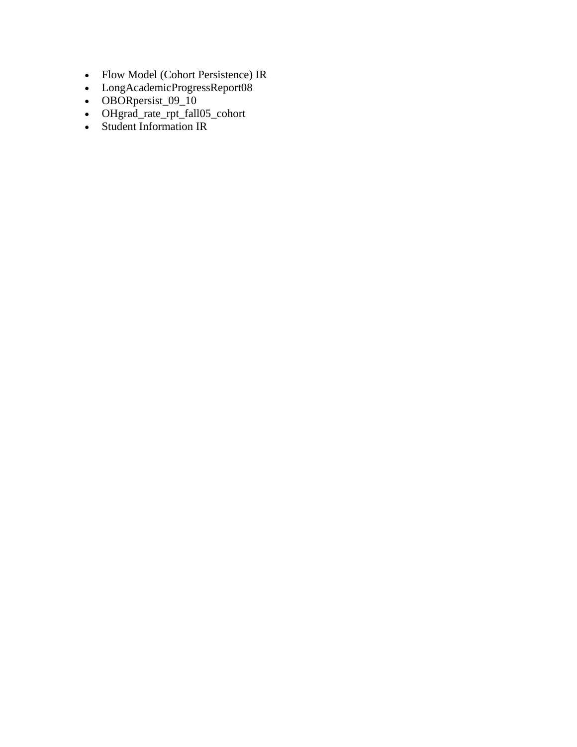- Flow Model (Cohort Persistence) IR
- LongAcademicProgressReport08
- OBORpersist_09_10
- OHgrad_rate_rpt_fall05_cohort
- Student Information IR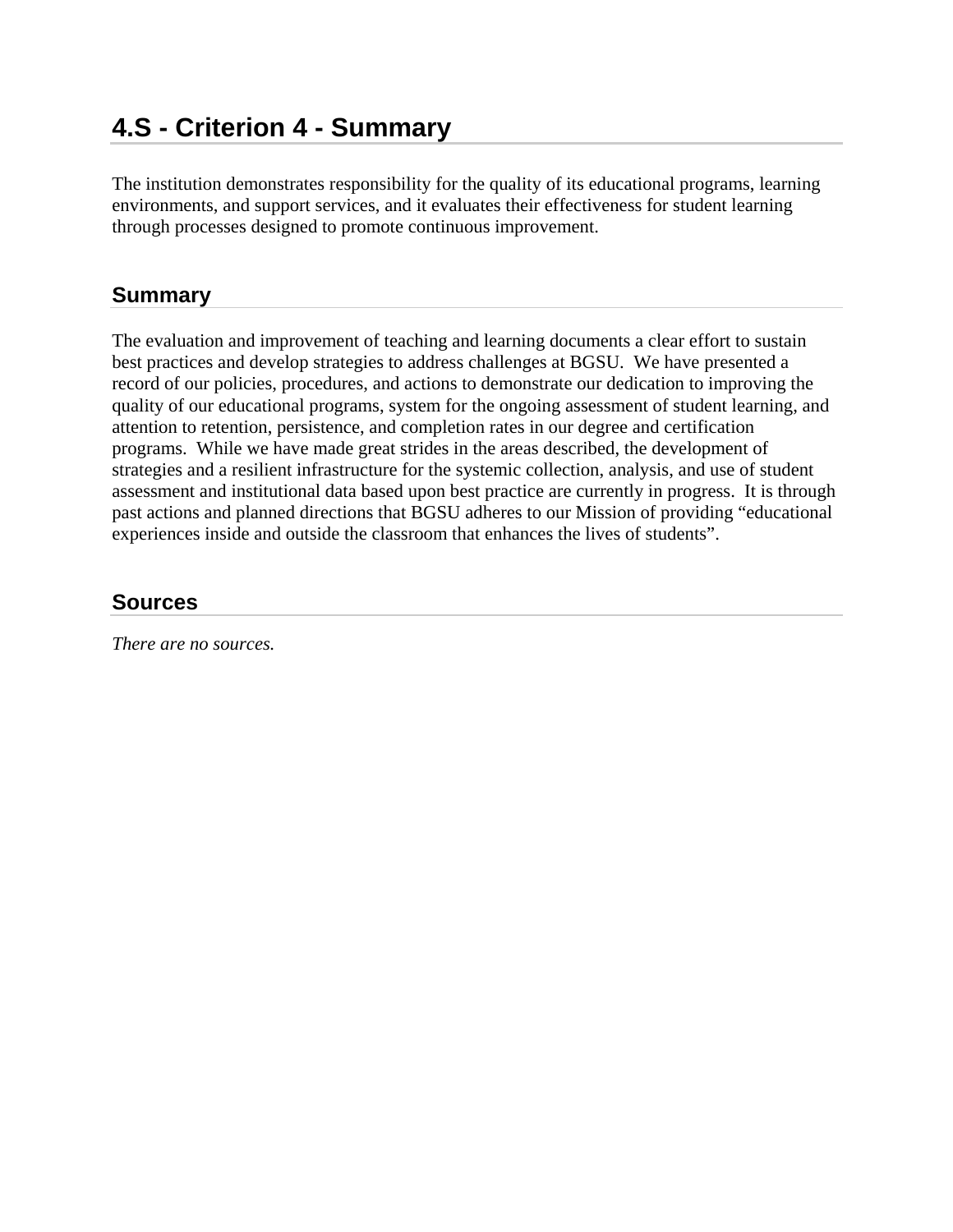# 4.S - Criterion 4 - Summary

The institution demonstrates responsibility for the quality of its educational programs, learning environments, and support services, and it evaluates their effectiveness for student learning through processes designed to promote continuous improvement.

## Summary

The evaluation and improvement of teaching and learning documents a clear effort to sustain best practices and develop strategies to address challenges at BGSU. We have presented a record of our policies, procedures, and actions to demonstrate our dedication to improving the quality of our educational programs, system for the ongoing assessment of student learning, and attention to retention, persistence, and completion rates in our degree and certification programs. While we have made great strides in the areas described, the development of strategies and a resilient infrastructure for the systemic collection, analysis, and use of student assessment and institutional data based upon best practice are currently in progress. It is through past actions and planned directions that BGSU adheres to our Mission of providing "educational experiences inside and outside the classroom that enhances the lives of students".

## Sources

*There are no sources.*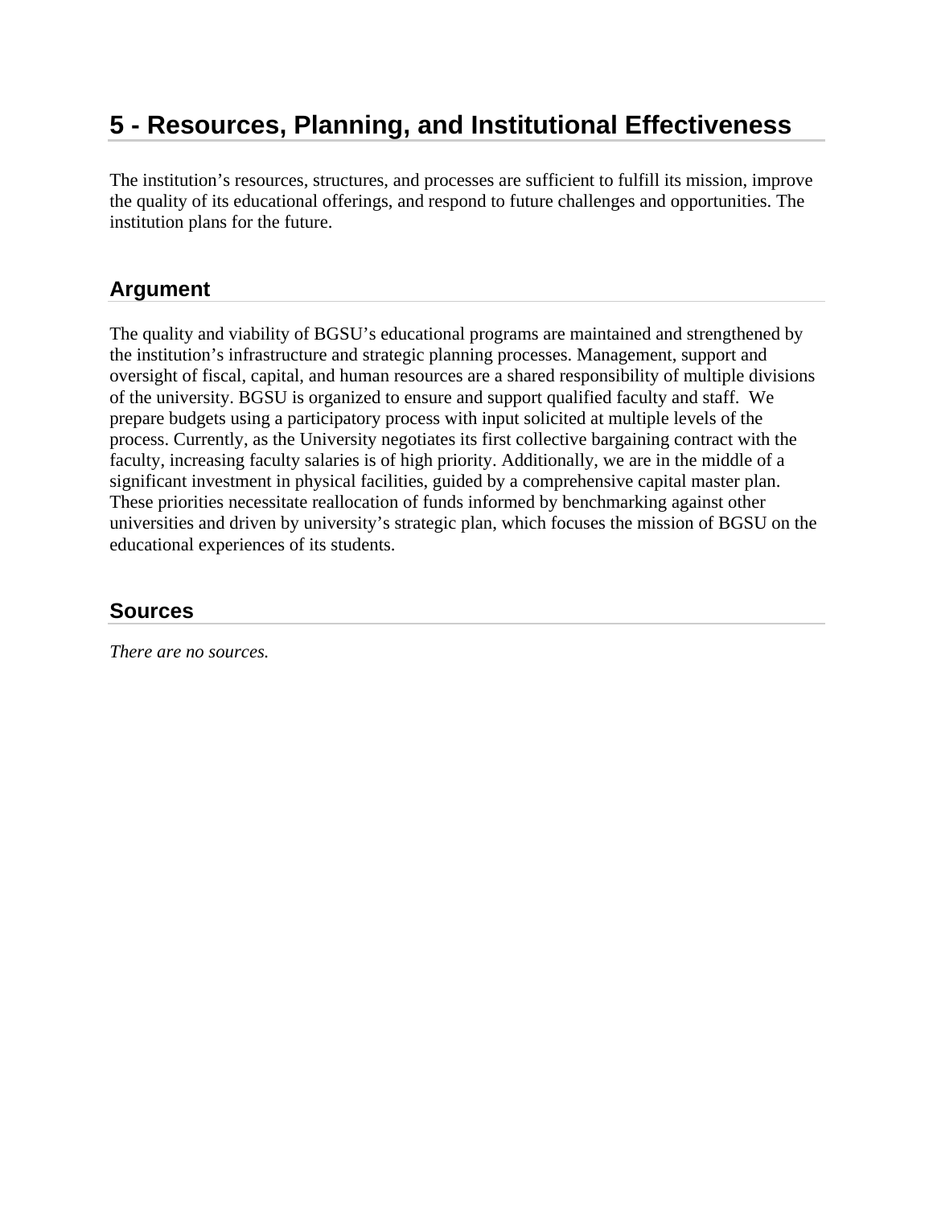# 5 - Resources, Planning, and Institutional Effectiveness

The institution’s resources, structures, and processes are sufficient to fulfill its mission, improve the quality of its educational offerings, and respond to future challenges and opportunities. The institution plans for the future.

## Argument

The quality and viability of BGSU’s educational programs are maintained and strengthened by the institution’s infrastructure and strategic planning processes. Management, support and oversight of fiscal, capital, and human resources are a shared responsibility of multiple divisions of the university. BGSU is organized to ensure and support qualified faculty and staff. We prepare budgets using a participatory process with input solicited at multiple levels of the process. Currently, as the University negotiates its first collective bargaining contract with the faculty, increasing faculty salaries is of high priority. Additionally, we are in the middle of a significant investment in physical facilities, guided by a comprehensive capital master plan. These priorities necessitate reallocation of funds informed by benchmarking against other universities and driven by university’s strategic plan, which focuses the mission of BGSU on the educational experiences of its students.

## Sources

*There are no sources.*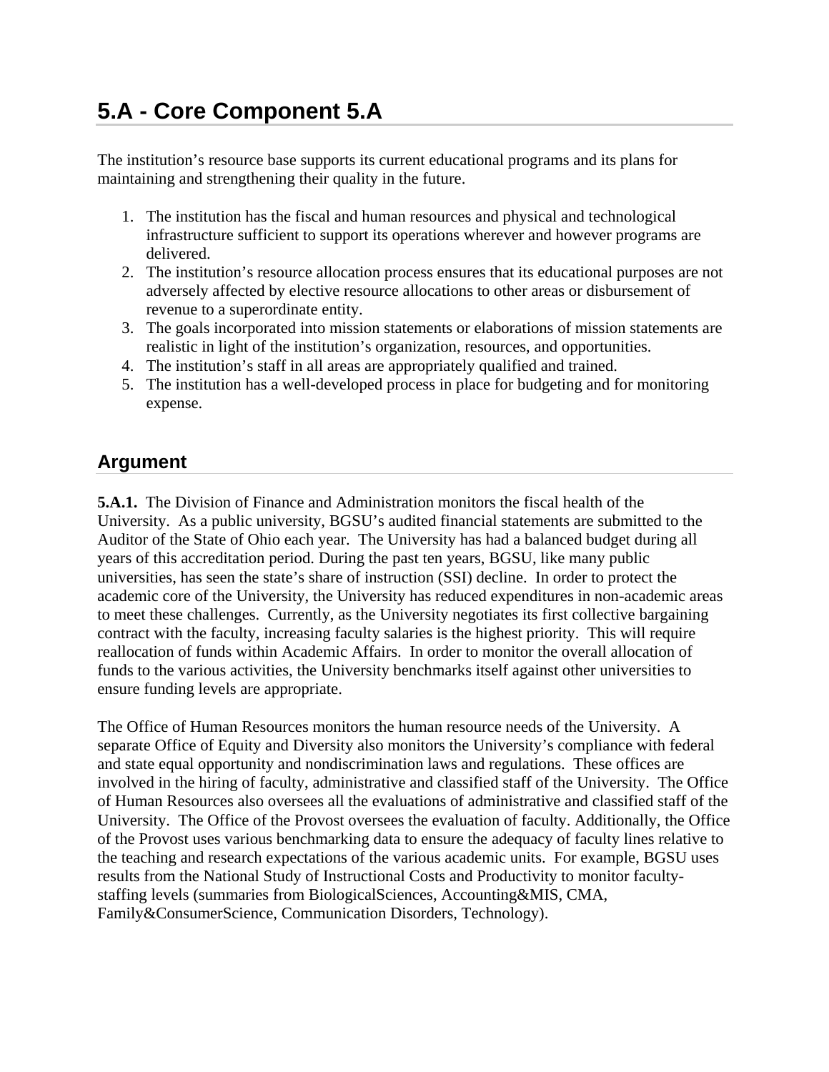# 5.A - Core Component 5.A

The institution's resource base supports its current educational programs and its plans for maintaining and strengthening their quality in the future.

1. The institution has the fiscal and human resources and physical and technological infrastructure sufficient to support its operations wherever and however programs are delivered.
2. The institution's resource allocation process ensures that its educational purposes are not adversely affected by elective resource allocations to other areas or disbursement of revenue to a superordinate entity.
3. The goals incorporated into mission statements or elaborations of mission statements are realistic in light of the institution's organization, resources, and opportunities.
4. The institution's staff in all areas are appropriately qualified and trained.
5. The institution has a well-developed process in place for budgeting and for monitoring expense.

## Argument

**5.A.1.** The Division of Finance and Administration monitors the fiscal health of the University. As a public university, BGSU's audited financial statements are submitted to the Auditor of the State of Ohio each year. The University has had a balanced budget during all years of this accreditation period. During the past ten years, BGSU, like many public universities, has seen the state's share of instruction (SSI) decline. In order to protect the academic core of the University, the University has reduced expenditures in non-academic areas to meet these challenges. Currently, as the University negotiates its first collective bargaining contract with the faculty, increasing faculty salaries is the highest priority. This will require reallocation of funds within Academic Affairs. In order to monitor the overall allocation of funds to the various activities, the University benchmarks itself against other universities to ensure funding levels are appropriate.

The Office of Human Resources monitors the human resource needs of the University. A separate Office of Equity and Diversity also monitors the University's compliance with federal and state equal opportunity and nondiscrimination laws and regulations. These offices are involved in the hiring of faculty, administrative and classified staff of the University. The Office of Human Resources also oversees all the evaluations of administrative and classified staff of the University. The Office of the Provost oversees the evaluation of faculty. Additionally, the Office of the Provost uses various benchmarking data to ensure the adequacy of faculty lines relative to the teaching and research expectations of the various academic units. For example, BGSU uses results from the National Study of Instructional Costs and Productivity to monitor faculty-staffing levels (summaries from BiologicalSciences, Accounting&MIS, CMA, Family&ConsumerScience, Communication Disorders, Technology).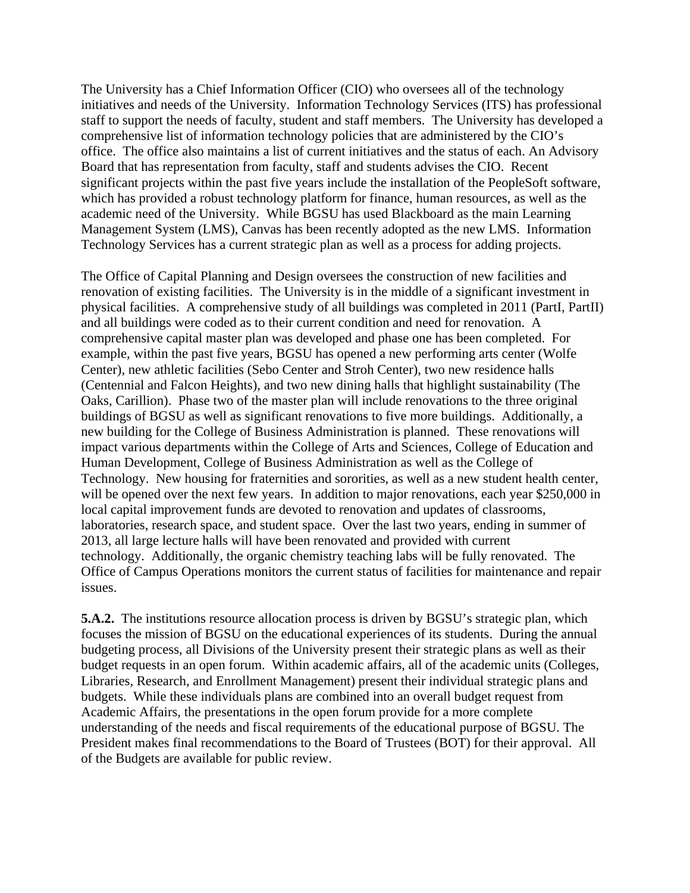The University has a Chief Information Officer (CIO) who oversees all of the technology initiatives and needs of the University. Information Technology Services (ITS) has professional staff to support the needs of faculty, student and staff members. The University has developed a comprehensive list of information technology policies that are administered by the CIO's office. The office also maintains a list of current initiatives and the status of each. An Advisory Board that has representation from faculty, staff and students advises the CIO. Recent significant projects within the past five years include the installation of the PeopleSoft software, which has provided a robust technology platform for finance, human resources, as well as the academic need of the University. While BGSU has used Blackboard as the main Learning Management System (LMS), Canvas has been recently adopted as the new LMS. Information Technology Services has a current strategic plan as well as a process for adding projects.

The Office of Capital Planning and Design oversees the construction of new facilities and renovation of existing facilities. The University is in the middle of a significant investment in physical facilities. A comprehensive study of all buildings was completed in 2011 (PartI, PartII) and all buildings were coded as to their current condition and need for renovation. A comprehensive capital master plan was developed and phase one has been completed. For example, within the past five years, BGSU has opened a new performing arts center (Wolfe Center), new athletic facilities (Sebo Center and Stroh Center), two new residence halls (Centennial and Falcon Heights), and two new dining halls that highlight sustainability (The Oaks, Carillion). Phase two of the master plan will include renovations to the three original buildings of BGSU as well as significant renovations to five more buildings. Additionally, a new building for the College of Business Administration is planned. These renovations will impact various departments within the College of Arts and Sciences, College of Education and Human Development, College of Business Administration as well as the College of Technology. New housing for fraternities and sororities, as well as a new student health center, will be opened over the next few years. In addition to major renovations, each year $250,000 in local capital improvement funds are devoted to renovation and updates of classrooms, laboratories, research space, and student space. Over the last two years, ending in summer of 2013, all large lecture halls will have been renovated and provided with current technology. Additionally, the organic chemistry teaching labs will be fully renovated. The Office of Campus Operations monitors the current status of facilities for maintenance and repair issues.

**5.A.2.** The institutions resource allocation process is driven by BGSU's strategic plan, which focuses the mission of BGSU on the educational experiences of its students. During the annual budgeting process, all Divisions of the University present their strategic plans as well as their budget requests in an open forum. Within academic affairs, all of the academic units (Colleges, Libraries, Research, and Enrollment Management) present their individual strategic plans and budgets. While these individuals plans are combined into an overall budget request from Academic Affairs, the presentations in the open forum provide for a more complete understanding of the needs and fiscal requirements of the educational purpose of BGSU. The President makes final recommendations to the Board of Trustees (BOT) for their approval. All of the Budgets are available for public review.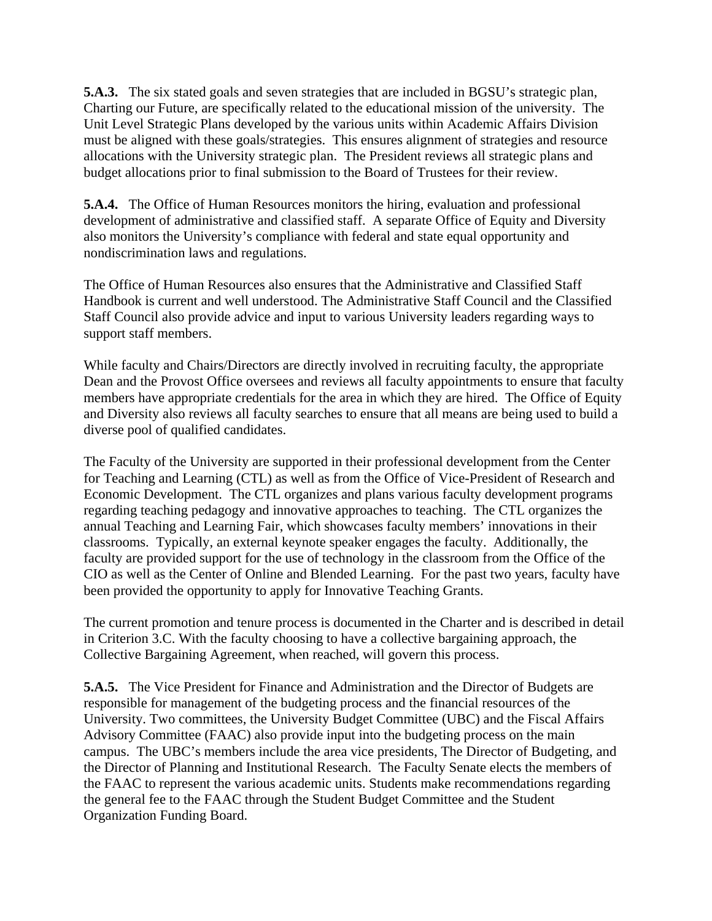**5.A.3.** The six stated goals and seven strategies that are included in BGSU's strategic plan, Charting our Future, are specifically related to the educational mission of the university. The Unit Level Strategic Plans developed by the various units within Academic Affairs Division must be aligned with these goals/strategies. This ensures alignment of strategies and resource allocations with the University strategic plan. The President reviews all strategic plans and budget allocations prior to final submission to the Board of Trustees for their review.

**5.A.4.** The Office of Human Resources monitors the hiring, evaluation and professional development of administrative and classified staff. A separate Office of Equity and Diversity also monitors the University's compliance with federal and state equal opportunity and nondiscrimination laws and regulations.

The Office of Human Resources also ensures that the Administrative and Classified Staff Handbook is current and well understood. The Administrative Staff Council and the Classified Staff Council also provide advice and input to various University leaders regarding ways to support staff members.

While faculty and Chairs/Directors are directly involved in recruiting faculty, the appropriate Dean and the Provost Office oversees and reviews all faculty appointments to ensure that faculty members have appropriate credentials for the area in which they are hired. The Office of Equity and Diversity also reviews all faculty searches to ensure that all means are being used to build a diverse pool of qualified candidates.

The Faculty of the University are supported in their professional development from the Center for Teaching and Learning (CTL) as well as from the Office of Vice-President of Research and Economic Development. The CTL organizes and plans various faculty development programs regarding teaching pedagogy and innovative approaches to teaching. The CTL organizes the annual Teaching and Learning Fair, which showcases faculty members' innovations in their classrooms. Typically, an external keynote speaker engages the faculty. Additionally, the faculty are provided support for the use of technology in the classroom from the Office of the CIO as well as the Center of Online and Blended Learning. For the past two years, faculty have been provided the opportunity to apply for Innovative Teaching Grants.

The current promotion and tenure process is documented in the Charter and is described in detail in Criterion 3.C. With the faculty choosing to have a collective bargaining approach, the Collective Bargaining Agreement, when reached, will govern this process.

**5.A.5.** The Vice President for Finance and Administration and the Director of Budgets are responsible for management of the budgeting process and the financial resources of the University. Two committees, the University Budget Committee (UBC) and the Fiscal Affairs Advisory Committee (FAAC) also provide input into the budgeting process on the main campus. The UBC's members include the area vice presidents, The Director of Budgeting, and the Director of Planning and Institutional Research. The Faculty Senate elects the members of the FAAC to represent the various academic units. Students make recommendations regarding the general fee to the FAAC through the Student Budget Committee and the Student Organization Funding Board.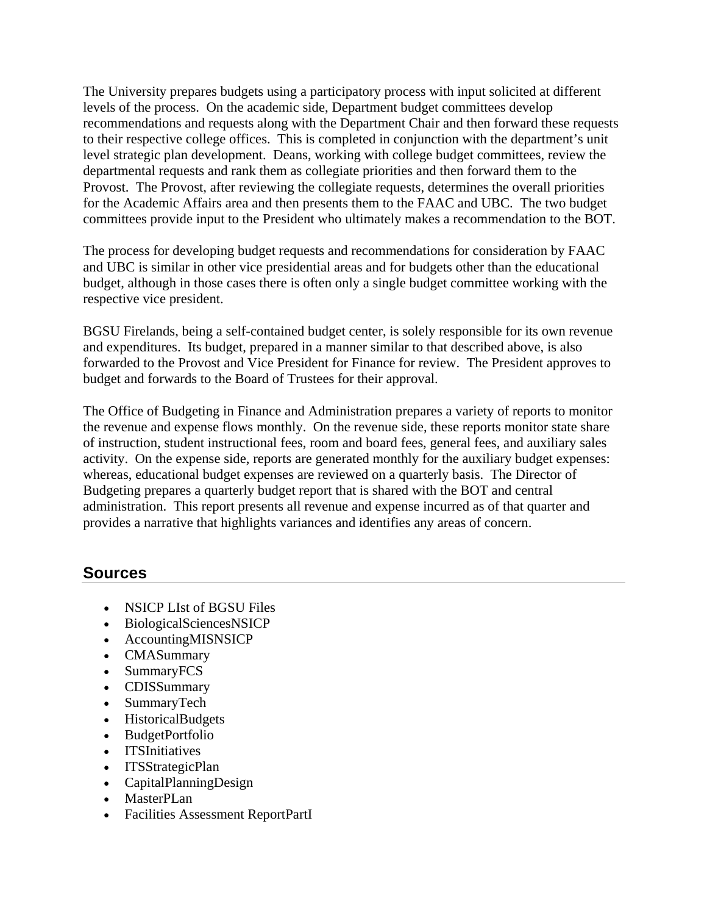The University prepares budgets using a participatory process with input solicited at different levels of the process. On the academic side, Department budget committees develop recommendations and requests along with the Department Chair and then forward these requests to their respective college offices. This is completed in conjunction with the department's unit level strategic plan development. Deans, working with college budget committees, review the departmental requests and rank them as collegiate priorities and then forward them to the Provost. The Provost, after reviewing the collegiate requests, determines the overall priorities for the Academic Affairs area and then presents them to the FAAC and UBC. The two budget committees provide input to the President who ultimately makes a recommendation to the BOT.

The process for developing budget requests and recommendations for consideration by FAAC and UBC is similar in other vice presidential areas and for budgets other than the educational budget, although in those cases there is often only a single budget committee working with the respective vice president.

BGSU Firelands, being a self-contained budget center, is solely responsible for its own revenue and expenditures. Its budget, prepared in a manner similar to that described above, is also forwarded to the Provost and Vice President for Finance for review. The President approves to budget and forwards to the Board of Trustees for their approval.

The Office of Budgeting in Finance and Administration prepares a variety of reports to monitor the revenue and expense flows monthly. On the revenue side, these reports monitor state share of instruction, student instructional fees, room and board fees, general fees, and auxiliary sales activity. On the expense side, reports are generated monthly for the auxiliary budget expenses: whereas, educational budget expenses are reviewed on a quarterly basis. The Director of Budgeting prepares a quarterly budget report that is shared with the BOT and central administration. This report presents all revenue and expense incurred as of that quarter and provides a narrative that highlights variances and identifies any areas of concern.

## Sources

- NSICP LIst of BGSU Files
- BiologicalSciencesNSICP
- AccountingMISNSICP
- CMASummary
- SummaryFCS
- CDISSummary
- SummaryTech
- HistoricalBudgets
- BudgetPortfolio
- ITSInitiatives
- ITSStrategicPlan
- CapitalPlanningDesign
- MasterPLan
- Facilities Assessment ReportPartI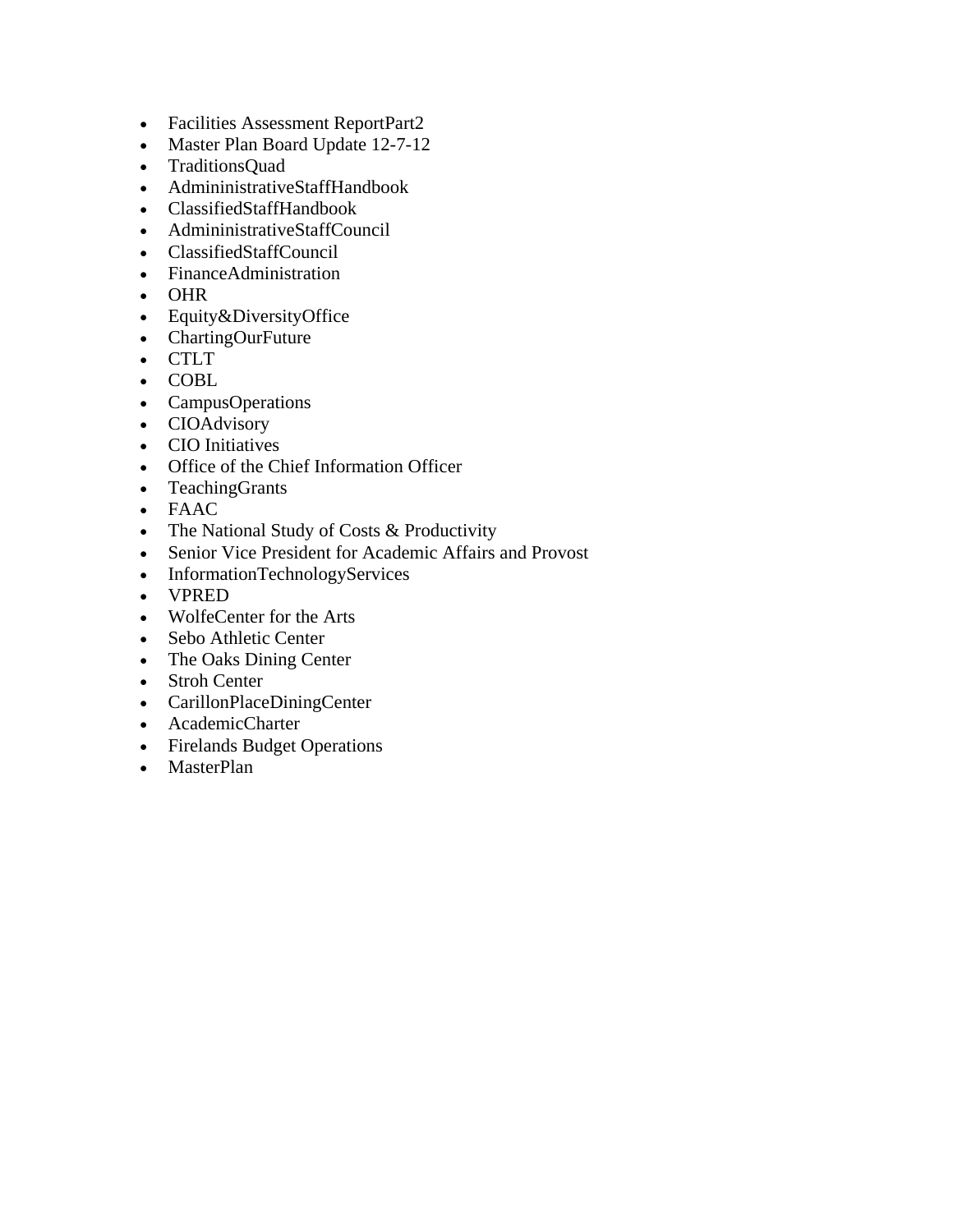- Facilities Assessment ReportPart2
- Master Plan Board Update 12-7-12
- TraditionsQuad
- AdmininistrativeStaffHandbook
- ClassifiedStaffHandbook
- AdmininistrativeStaffCouncil
- ClassifiedStaffCouncil
- FinanceAdministration
- OHR
- Equity&DiversityOffice
- ChartingOurFuture
- CTLT
- COBL
- CampusOperations
- CIOAdvisory
- CIO Initiatives
- Office of the Chief Information Officer
- TeachingGrants
- FAAC
- The National Study of Costs & Productivity
- Senior Vice President for Academic Affairs and Provost
- InformationTechnologyServices
- VPRED
- WolfeCenter for the Arts
- Sebo Athletic Center
- The Oaks Dining Center
- Stroh Center
- CarillonPlaceDiningCenter
- AcademicCharter
- Firelands Budget Operations
- MasterPlan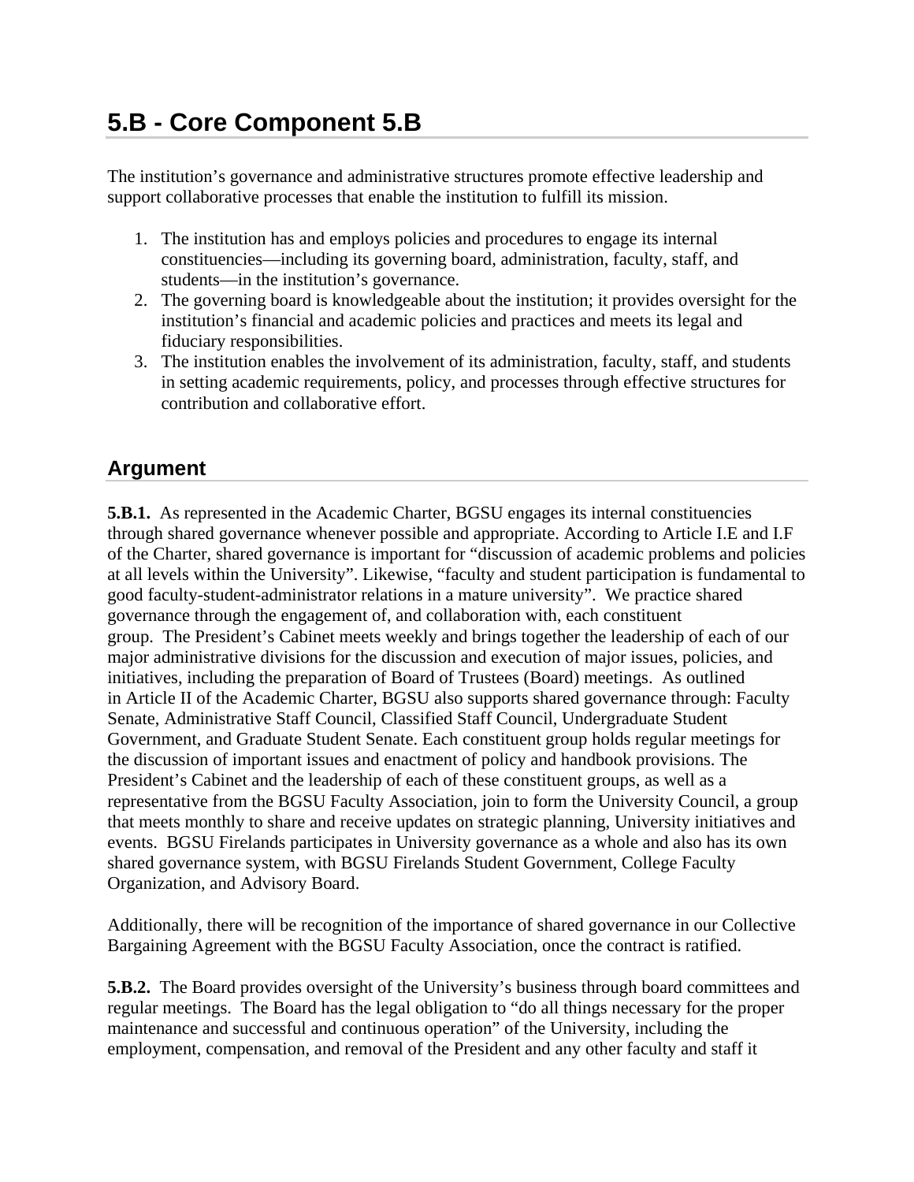# 5.B - Core Component 5.B

The institution's governance and administrative structures promote effective leadership and support collaborative processes that enable the institution to fulfill its mission.

1. The institution has and employs policies and procedures to engage its internal constituencies—including its governing board, administration, faculty, staff, and students—in the institution's governance.
2. The governing board is knowledgeable about the institution; it provides oversight for the institution's financial and academic policies and practices and meets its legal and fiduciary responsibilities.
3. The institution enables the involvement of its administration, faculty, staff, and students in setting academic requirements, policy, and processes through effective structures for contribution and collaborative effort.

## Argument

**5.B.1.** As represented in the Academic Charter, BGSU engages its internal constituencies through shared governance whenever possible and appropriate. According to Article I.E and I.F of the Charter, shared governance is important for "discussion of academic problems and policies at all levels within the University". Likewise, "faculty and student participation is fundamental to good faculty-student-administrator relations in a mature university". We practice shared governance through the engagement of, and collaboration with, each constituent group. The President's Cabinet meets weekly and brings together the leadership of each of our major administrative divisions for the discussion and execution of major issues, policies, and initiatives, including the preparation of Board of Trustees (Board) meetings. As outlined in Article II of the Academic Charter, BGSU also supports shared governance through: Faculty Senate, Administrative Staff Council, Classified Staff Council, Undergraduate Student Government, and Graduate Student Senate. Each constituent group holds regular meetings for the discussion of important issues and enactment of policy and handbook provisions. The President's Cabinet and the leadership of each of these constituent groups, as well as a representative from the BGSU Faculty Association, join to form the University Council, a group that meets monthly to share and receive updates on strategic planning, University initiatives and events. BGSU Firelands participates in University governance as a whole and also has its own shared governance system, with BGSU Firelands Student Government, College Faculty Organization, and Advisory Board.

Additionally, there will be recognition of the importance of shared governance in our Collective Bargaining Agreement with the BGSU Faculty Association, once the contract is ratified.

**5.B.2.** The Board provides oversight of the University's business through board committees and regular meetings. The Board has the legal obligation to "do all things necessary for the proper maintenance and successful and continuous operation" of the University, including the employment, compensation, and removal of the President and any other faculty and staff it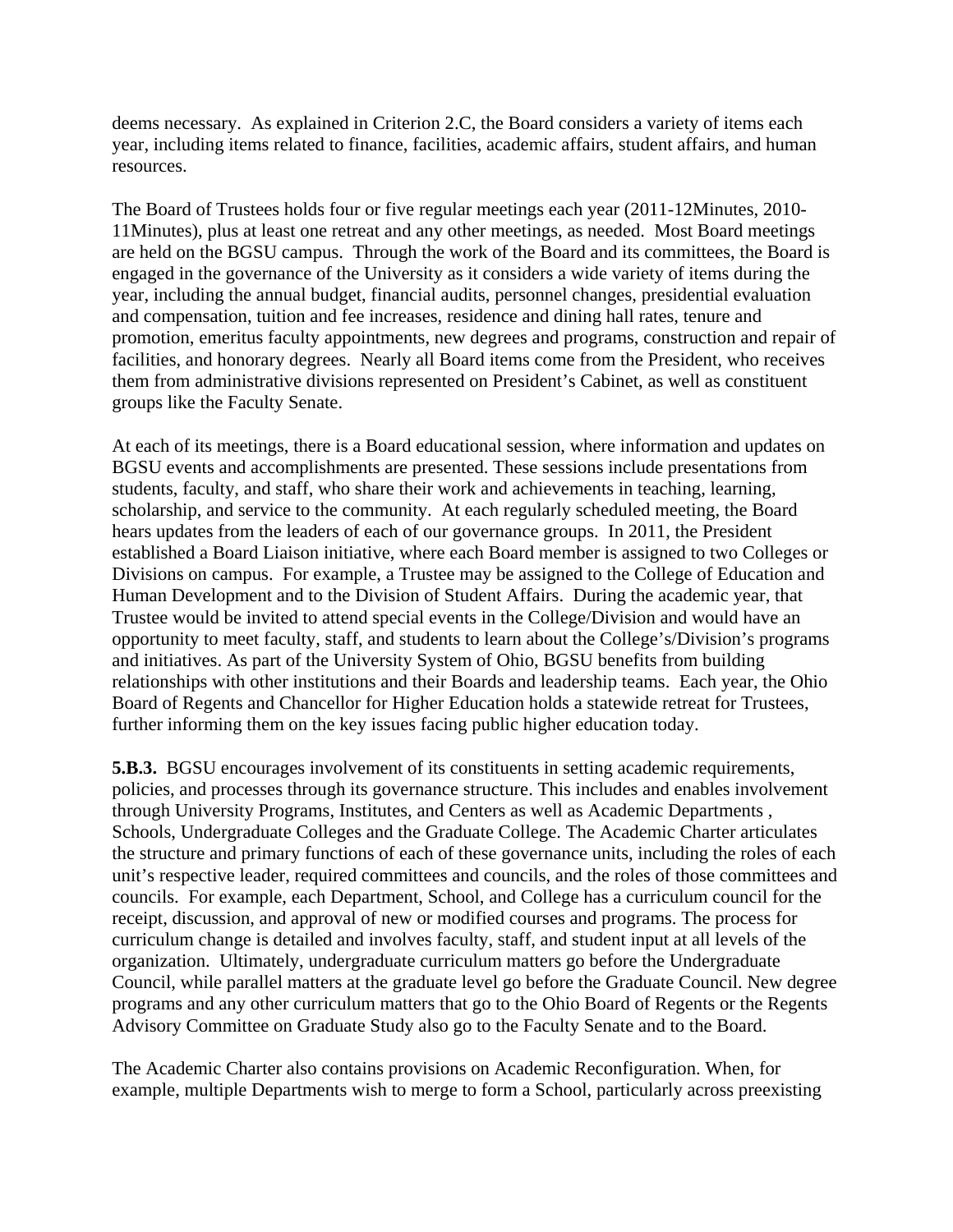deems necessary. As explained in Criterion 2.C, the Board considers a variety of items each year, including items related to finance, facilities, academic affairs, student affairs, and human resources.

The Board of Trustees holds four or five regular meetings each year (2011-12Minutes, 2010-11Minutes), plus at least one retreat and any other meetings, as needed. Most Board meetings are held on the BGSU campus. Through the work of the Board and its committees, the Board is engaged in the governance of the University as it considers a wide variety of items during the year, including the annual budget, financial audits, personnel changes, presidential evaluation and compensation, tuition and fee increases, residence and dining hall rates, tenure and promotion, emeritus faculty appointments, new degrees and programs, construction and repair of facilities, and honorary degrees. Nearly all Board items come from the President, who receives them from administrative divisions represented on President's Cabinet, as well as constituent groups like the Faculty Senate.

At each of its meetings, there is a Board educational session, where information and updates on BGSU events and accomplishments are presented. These sessions include presentations from students, faculty, and staff, who share their work and achievements in teaching, learning, scholarship, and service to the community. At each regularly scheduled meeting, the Board hears updates from the leaders of each of our governance groups. In 2011, the President established a Board Liaison initiative, where each Board member is assigned to two Colleges or Divisions on campus. For example, a Trustee may be assigned to the College of Education and Human Development and to the Division of Student Affairs. During the academic year, that Trustee would be invited to attend special events in the College/Division and would have an opportunity to meet faculty, staff, and students to learn about the College's/Division's programs and initiatives. As part of the University System of Ohio, BGSU benefits from building relationships with other institutions and their Boards and leadership teams. Each year, the Ohio Board of Regents and Chancellor for Higher Education holds a statewide retreat for Trustees, further informing them on the key issues facing public higher education today.

**5.B.3.** BGSU encourages involvement of its constituents in setting academic requirements, policies, and processes through its governance structure. This includes and enables involvement through University Programs, Institutes, and Centers as well as Academic Departments , Schools, Undergraduate Colleges and the Graduate College. The Academic Charter articulates the structure and primary functions of each of these governance units, including the roles of each unit's respective leader, required committees and councils, and the roles of those committees and councils. For example, each Department, School, and College has a curriculum council for the receipt, discussion, and approval of new or modified courses and programs. The process for curriculum change is detailed and involves faculty, staff, and student input at all levels of the organization. Ultimately, undergraduate curriculum matters go before the Undergraduate Council, while parallel matters at the graduate level go before the Graduate Council. New degree programs and any other curriculum matters that go to the Ohio Board of Regents or the Regents Advisory Committee on Graduate Study also go to the Faculty Senate and to the Board.

The Academic Charter also contains provisions on Academic Reconfiguration. When, for example, multiple Departments wish to merge to form a School, particularly across preexisting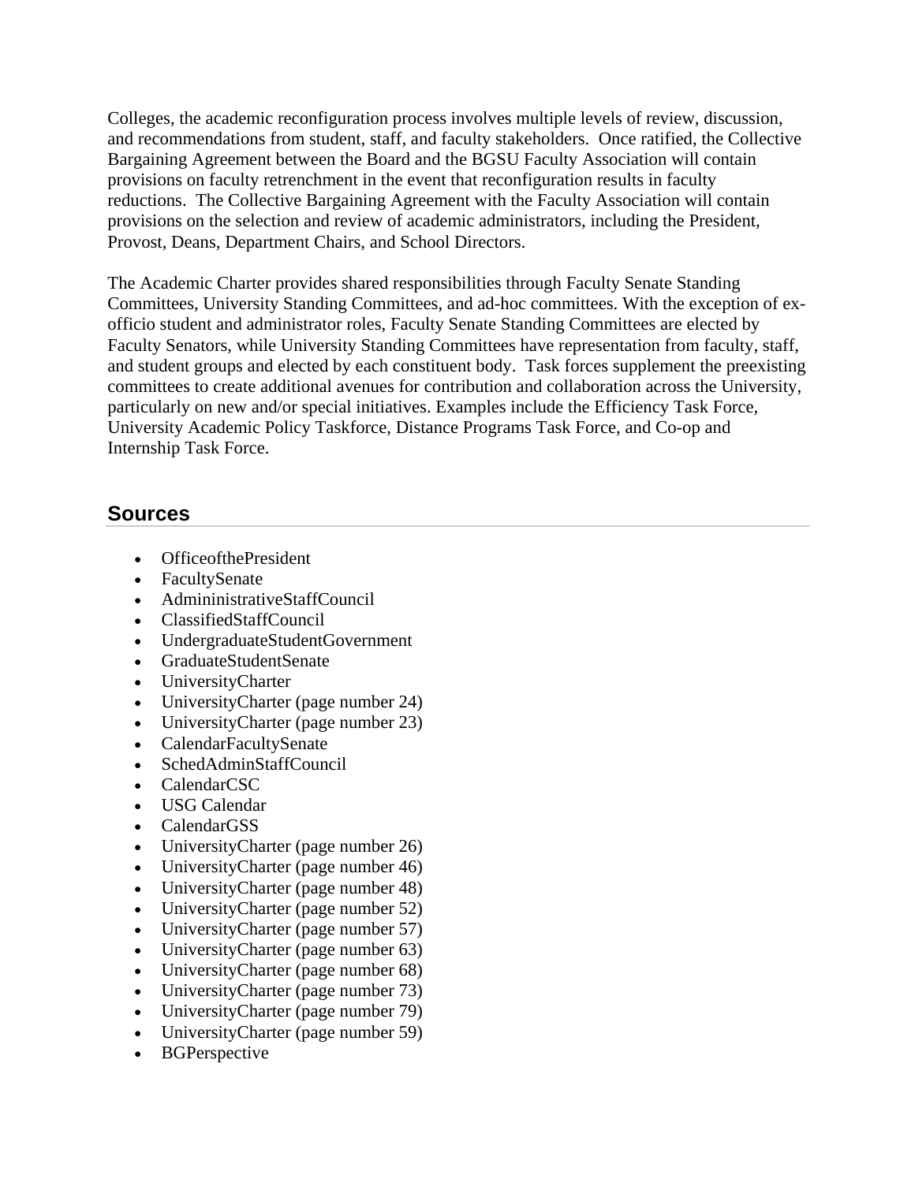Colleges, the academic reconfiguration process involves multiple levels of review, discussion, and recommendations from student, staff, and faculty stakeholders.  Once ratified, the Collective Bargaining Agreement between the Board and the BGSU Faculty Association will contain provisions on faculty retrenchment in the event that reconfiguration results in faculty reductions.  The Collective Bargaining Agreement with the Faculty Association will contain provisions on the selection and review of academic administrators, including the President, Provost, Deans, Department Chairs, and School Directors.

The Academic Charter provides shared responsibilities through Faculty Senate Standing Committees, University Standing Committees, and ad-hoc committees. With the exception of ex-officio student and administrator roles, Faculty Senate Standing Committees are elected by Faculty Senators, while University Standing Committees have representation from faculty, staff, and student groups and elected by each constituent body.  Task forces supplement the preexisting committees to create additional avenues for contribution and collaboration across the University, particularly on new and/or special initiatives. Examples include the Efficiency Task Force, University Academic Policy Taskforce, Distance Programs Task Force, and Co-op and Internship Task Force.

## Sources

- OfficeofthePresident
- FacultySenate
- AdmininistrativeStaffCouncil
- ClassifiedStaffCouncil
- UndergraduateStudentGovernment
- GraduateStudentSenate
- UniversityCharter
- UniversityCharter (page number 24)
- UniversityCharter (page number 23)
- CalendarFacultySenate
- SchedAdminStaffCouncil
- CalendarCSC
- USG Calendar
- CalendarGSS
- UniversityCharter (page number 26)
- UniversityCharter (page number 46)
- UniversityCharter (page number 48)
- UniversityCharter (page number 52)
- UniversityCharter (page number 57)
- UniversityCharter (page number 63)
- UniversityCharter (page number 68)
- UniversityCharter (page number 73)
- UniversityCharter (page number 79)
- UniversityCharter (page number 59)
- BGPerspective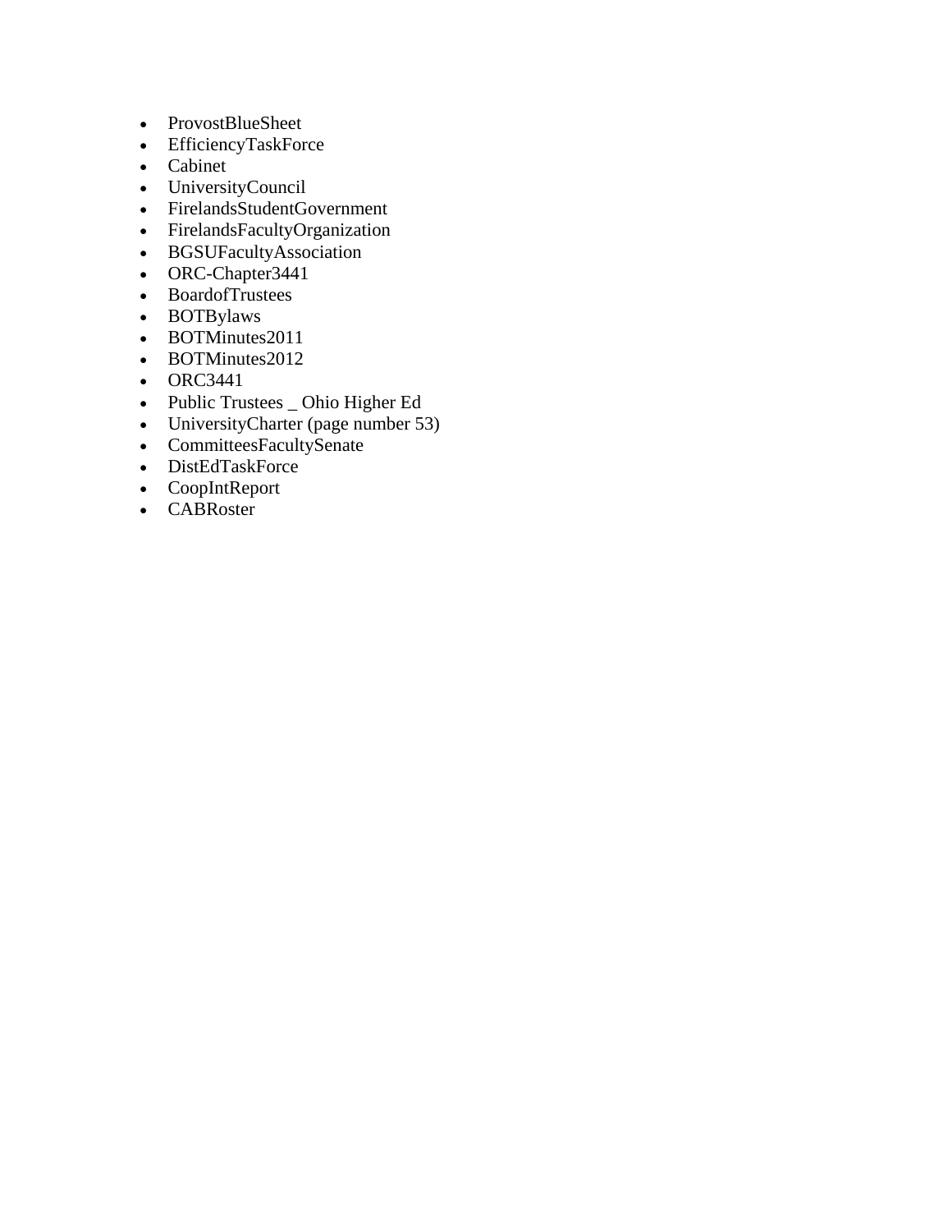- ProvostBlueSheet
- EfficiencyTaskForce
- Cabinet
- UniversityCouncil
- FirelandsStudentGovernment
- FirelandsFacultyOrganization
- BGSUFacultyAssociation
- ORC-Chapter3441
- BoardofTrustees
- BOTBylaws
- BOTMinutes2011
- BOTMinutes2012
- ORC3441
- Public Trustees _ Ohio Higher Ed
- UniversityCharter (page number 53)
- CommitteesFacultySenate
- DistEdTaskForce
- CoopIntReport
- CABRoster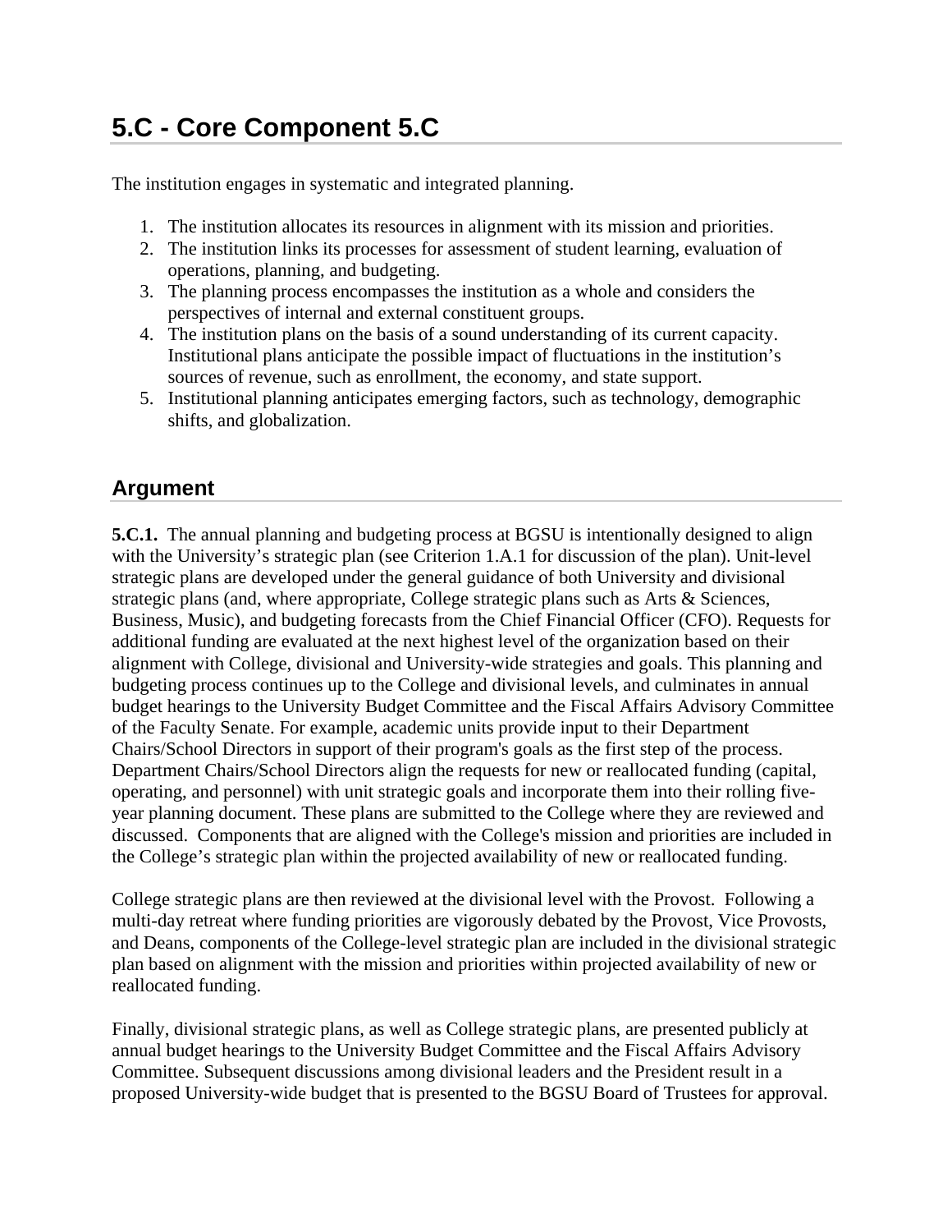# 5.C - Core Component 5.C

The institution engages in systematic and integrated planning.

1. The institution allocates its resources in alignment with its mission and priorities.
2. The institution links its processes for assessment of student learning, evaluation of operations, planning, and budgeting.
3. The planning process encompasses the institution as a whole and considers the perspectives of internal and external constituent groups.
4. The institution plans on the basis of a sound understanding of its current capacity. Institutional plans anticipate the possible impact of fluctuations in the institution's sources of revenue, such as enrollment, the economy, and state support.
5. Institutional planning anticipates emerging factors, such as technology, demographic shifts, and globalization.

## Argument

**5.C.1.** The annual planning and budgeting process at BGSU is intentionally designed to align with the University's strategic plan (see Criterion 1.A.1 for discussion of the plan). Unit-level strategic plans are developed under the general guidance of both University and divisional strategic plans (and, where appropriate, College strategic plans such as Arts & Sciences, Business, Music), and budgeting forecasts from the Chief Financial Officer (CFO). Requests for additional funding are evaluated at the next highest level of the organization based on their alignment with College, divisional and University-wide strategies and goals. This planning and budgeting process continues up to the College and divisional levels, and culminates in annual budget hearings to the University Budget Committee and the Fiscal Affairs Advisory Committee of the Faculty Senate. For example, academic units provide input to their Department Chairs/School Directors in support of their program's goals as the first step of the process. Department Chairs/School Directors align the requests for new or reallocated funding (capital, operating, and personnel) with unit strategic goals and incorporate them into their rolling five-year planning document. These plans are submitted to the College where they are reviewed and discussed. Components that are aligned with the College's mission and priorities are included in the College's strategic plan within the projected availability of new or reallocated funding.

College strategic plans are then reviewed at the divisional level with the Provost. Following a multi-day retreat where funding priorities are vigorously debated by the Provost, Vice Provosts, and Deans, components of the College-level strategic plan are included in the divisional strategic plan based on alignment with the mission and priorities within projected availability of new or reallocated funding.

Finally, divisional strategic plans, as well as College strategic plans, are presented publicly at annual budget hearings to the University Budget Committee and the Fiscal Affairs Advisory Committee. Subsequent discussions among divisional leaders and the President result in a proposed University-wide budget that is presented to the BGSU Board of Trustees for approval.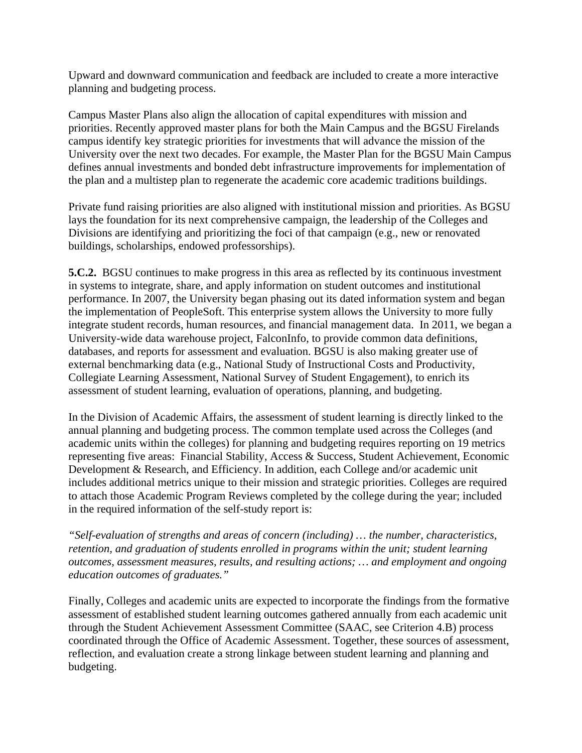Upward and downward communication and feedback are included to create a more interactive planning and budgeting process.

Campus Master Plans also align the allocation of capital expenditures with mission and priorities. Recently approved master plans for both the Main Campus and the BGSU Firelands campus identify key strategic priorities for investments that will advance the mission of the University over the next two decades. For example, the Master Plan for the BGSU Main Campus defines annual investments and bonded debt infrastructure improvements for implementation of the plan and a multistep plan to regenerate the academic core academic traditions buildings.

Private fund raising priorities are also aligned with institutional mission and priorities. As BGSU lays the foundation for its next comprehensive campaign, the leadership of the Colleges and Divisions are identifying and prioritizing the foci of that campaign (e.g., new or renovated buildings, scholarships, endowed professorships).

**5.C.2.** BGSU continues to make progress in this area as reflected by its continuous investment in systems to integrate, share, and apply information on student outcomes and institutional performance. In 2007, the University began phasing out its dated information system and began the implementation of PeopleSoft. This enterprise system allows the University to more fully integrate student records, human resources, and financial management data. In 2011, we began a University-wide data warehouse project, FalconInfo, to provide common data definitions, databases, and reports for assessment and evaluation. BGSU is also making greater use of external benchmarking data (e.g., National Study of Instructional Costs and Productivity, Collegiate Learning Assessment, National Survey of Student Engagement), to enrich its assessment of student learning, evaluation of operations, planning, and budgeting.

In the Division of Academic Affairs, the assessment of student learning is directly linked to the annual planning and budgeting process. The common template used across the Colleges (and academic units within the colleges) for planning and budgeting requires reporting on 19 metrics representing five areas: Financial Stability, Access & Success, Student Achievement, Economic Development & Research, and Efficiency. In addition, each College and/or academic unit includes additional metrics unique to their mission and strategic priorities. Colleges are required to attach those Academic Program Reviews completed by the college during the year; included in the required information of the self-study report is:

*"Self-evaluation of strengths and areas of concern (including) … the number, characteristics, retention, and graduation of students enrolled in programs within the unit; student learning outcomes, assessment measures, results, and resulting actions; … and employment and ongoing education outcomes of graduates."*

Finally, Colleges and academic units are expected to incorporate the findings from the formative assessment of established student learning outcomes gathered annually from each academic unit through the Student Achievement Assessment Committee (SAAC, see Criterion 4.B) process coordinated through the Office of Academic Assessment. Together, these sources of assessment, reflection, and evaluation create a strong linkage between student learning and planning and budgeting.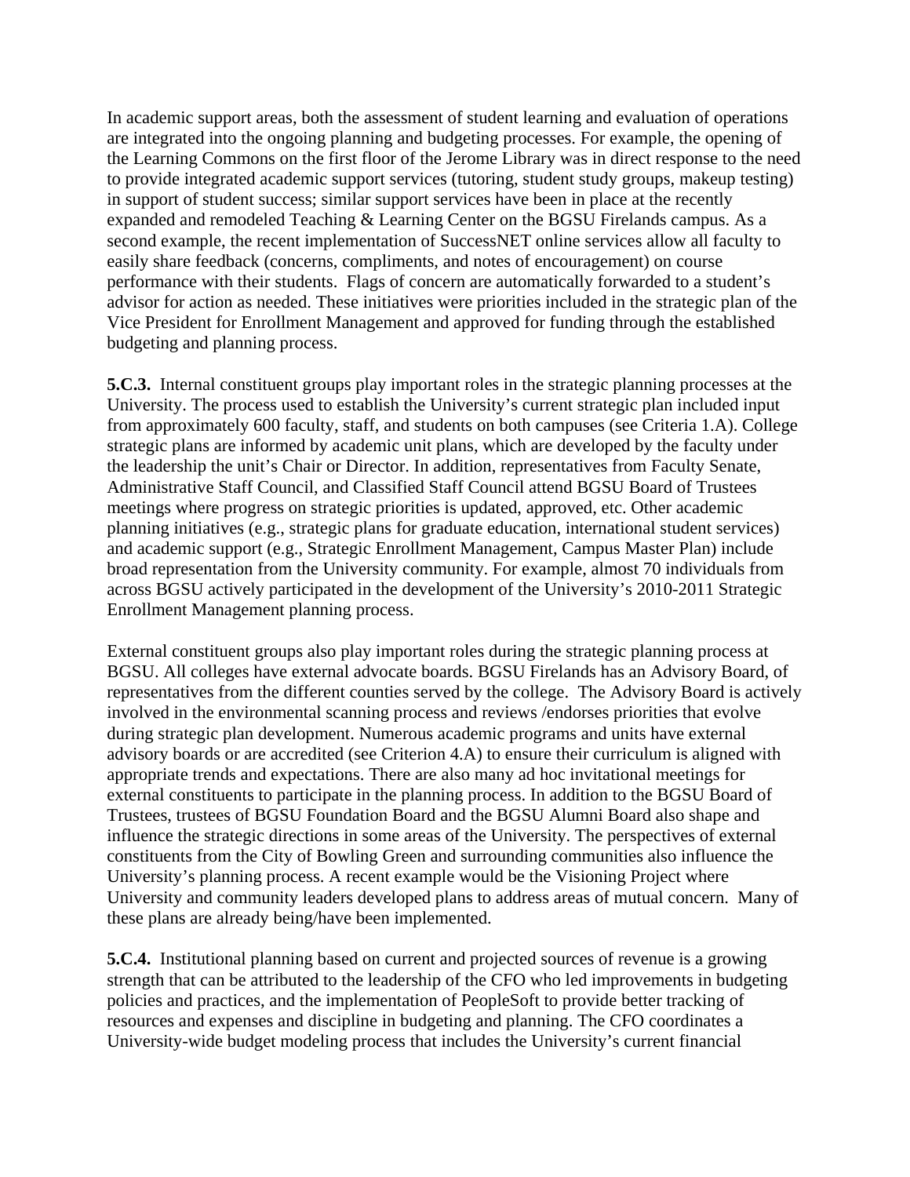In academic support areas, both the assessment of student learning and evaluation of operations are integrated into the ongoing planning and budgeting processes. For example, the opening of the Learning Commons on the first floor of the Jerome Library was in direct response to the need to provide integrated academic support services (tutoring, student study groups, makeup testing) in support of student success; similar support services have been in place at the recently expanded and remodeled Teaching & Learning Center on the BGSU Firelands campus. As a second example, the recent implementation of SuccessNET online services allow all faculty to easily share feedback (concerns, compliments, and notes of encouragement) on course performance with their students. Flags of concern are automatically forwarded to a student's advisor for action as needed. These initiatives were priorities included in the strategic plan of the Vice President for Enrollment Management and approved for funding through the established budgeting and planning process.

**5.C.3.** Internal constituent groups play important roles in the strategic planning processes at the University. The process used to establish the University's current strategic plan included input from approximately 600 faculty, staff, and students on both campuses (see Criteria 1.A). College strategic plans are informed by academic unit plans, which are developed by the faculty under the leadership the unit's Chair or Director. In addition, representatives from Faculty Senate, Administrative Staff Council, and Classified Staff Council attend BGSU Board of Trustees meetings where progress on strategic priorities is updated, approved, etc. Other academic planning initiatives (e.g., strategic plans for graduate education, international student services) and academic support (e.g., Strategic Enrollment Management, Campus Master Plan) include broad representation from the University community. For example, almost 70 individuals from across BGSU actively participated in the development of the University's 2010-2011 Strategic Enrollment Management planning process.

External constituent groups also play important roles during the strategic planning process at BGSU. All colleges have external advocate boards. BGSU Firelands has an Advisory Board, of representatives from the different counties served by the college. The Advisory Board is actively involved in the environmental scanning process and reviews /endorses priorities that evolve during strategic plan development. Numerous academic programs and units have external advisory boards or are accredited (see Criterion 4.A) to ensure their curriculum is aligned with appropriate trends and expectations. There are also many ad hoc invitational meetings for external constituents to participate in the planning process. In addition to the BGSU Board of Trustees, trustees of BGSU Foundation Board and the BGSU Alumni Board also shape and influence the strategic directions in some areas of the University. The perspectives of external constituents from the City of Bowling Green and surrounding communities also influence the University's planning process. A recent example would be the Visioning Project where University and community leaders developed plans to address areas of mutual concern. Many of these plans are already being/have been implemented.

**5.C.4.** Institutional planning based on current and projected sources of revenue is a growing strength that can be attributed to the leadership of the CFO who led improvements in budgeting policies and practices, and the implementation of PeopleSoft to provide better tracking of resources and expenses and discipline in budgeting and planning. The CFO coordinates a University-wide budget modeling process that includes the University's current financial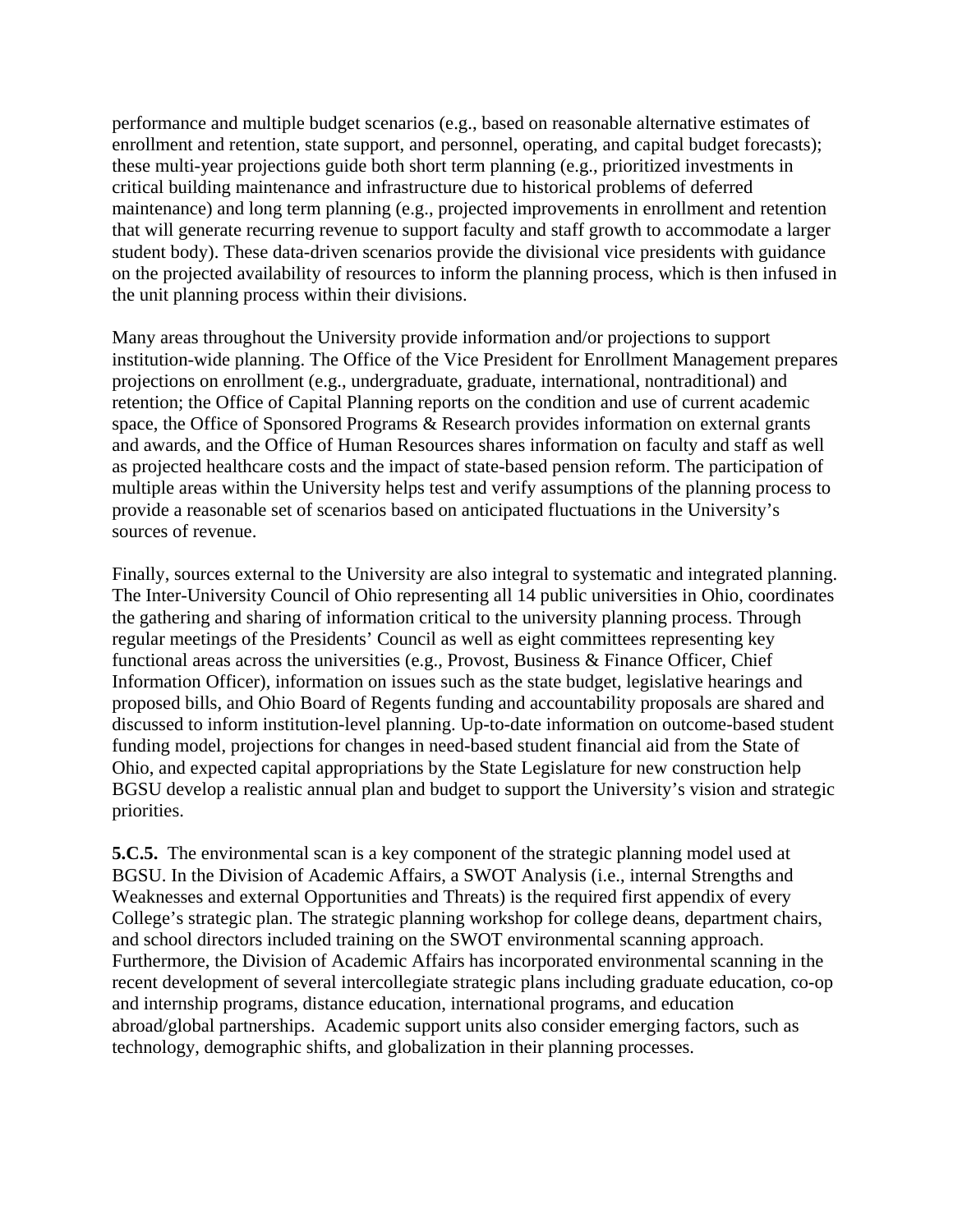performance and multiple budget scenarios (e.g., based on reasonable alternative estimates of enrollment and retention, state support, and personnel, operating, and capital budget forecasts); these multi-year projections guide both short term planning (e.g., prioritized investments in critical building maintenance and infrastructure due to historical problems of deferred maintenance) and long term planning (e.g., projected improvements in enrollment and retention that will generate recurring revenue to support faculty and staff growth to accommodate a larger student body). These data-driven scenarios provide the divisional vice presidents with guidance on the projected availability of resources to inform the planning process, which is then infused in the unit planning process within their divisions.

Many areas throughout the University provide information and/or projections to support institution-wide planning. The Office of the Vice President for Enrollment Management prepares projections on enrollment (e.g., undergraduate, graduate, international, nontraditional) and retention; the Office of Capital Planning reports on the condition and use of current academic space, the Office of Sponsored Programs & Research provides information on external grants and awards, and the Office of Human Resources shares information on faculty and staff as well as projected healthcare costs and the impact of state-based pension reform. The participation of multiple areas within the University helps test and verify assumptions of the planning process to provide a reasonable set of scenarios based on anticipated fluctuations in the University's sources of revenue.

Finally, sources external to the University are also integral to systematic and integrated planning. The Inter-University Council of Ohio representing all 14 public universities in Ohio, coordinates the gathering and sharing of information critical to the university planning process. Through regular meetings of the Presidents' Council as well as eight committees representing key functional areas across the universities (e.g., Provost, Business & Finance Officer, Chief Information Officer), information on issues such as the state budget, legislative hearings and proposed bills, and Ohio Board of Regents funding and accountability proposals are shared and discussed to inform institution-level planning. Up-to-date information on outcome-based student funding model, projections for changes in need-based student financial aid from the State of Ohio, and expected capital appropriations by the State Legislature for new construction help BGSU develop a realistic annual plan and budget to support the University's vision and strategic priorities.

**5.C.5.** The environmental scan is a key component of the strategic planning model used at BGSU. In the Division of Academic Affairs, a SWOT Analysis (i.e., internal Strengths and Weaknesses and external Opportunities and Threats) is the required first appendix of every College's strategic plan. The strategic planning workshop for college deans, department chairs, and school directors included training on the SWOT environmental scanning approach. Furthermore, the Division of Academic Affairs has incorporated environmental scanning in the recent development of several intercollegiate strategic plans including graduate education, co-op and internship programs, distance education, international programs, and education abroad/global partnerships. Academic support units also consider emerging factors, such as technology, demographic shifts, and globalization in their planning processes.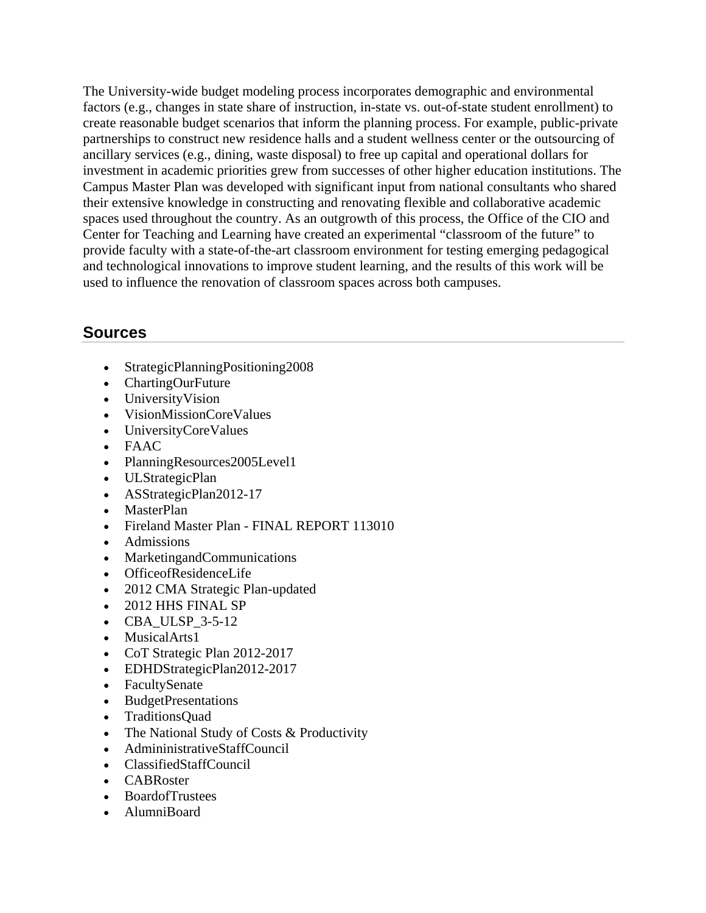The University-wide budget modeling process incorporates demographic and environmental factors (e.g., changes in state share of instruction, in-state vs. out-of-state student enrollment) to create reasonable budget scenarios that inform the planning process. For example, public-private partnerships to construct new residence halls and a student wellness center or the outsourcing of ancillary services (e.g., dining, waste disposal) to free up capital and operational dollars for investment in academic priorities grew from successes of other higher education institutions. The Campus Master Plan was developed with significant input from national consultants who shared their extensive knowledge in constructing and renovating flexible and collaborative academic spaces used throughout the country. As an outgrowth of this process, the Office of the CIO and Center for Teaching and Learning have created an experimental "classroom of the future" to provide faculty with a state-of-the-art classroom environment for testing emerging pedagogical and technological innovations to improve student learning, and the results of this work will be used to influence the renovation of classroom spaces across both campuses.

## Sources

- StrategicPlanningPositioning2008
- ChartingOurFuture
- UniversityVision
- VisionMissionCoreValues
- UniversityCoreValues
- FAAC
- PlanningResources2005Level1
- ULStrategicPlan
- ASStrategicPlan2012-17
- MasterPlan
- Fireland Master Plan - FINAL REPORT 113010
- Admissions
- MarketingandCommunications
- OfficeofResidenceLife
- 2012 CMA Strategic Plan-updated
- 2012 HHS FINAL SP
- CBA_ULSP_3-5-12
- MusicalArts1
- CoT Strategic Plan 2012-2017
- EDHDStrategicPlan2012-2017
- FacultySenate
- BudgetPresentations
- TraditionsQuad
- The National Study of Costs & Productivity
- AdmininistrativeStaffCouncil
- ClassifiedStaffCouncil
- CABRoster
- BoardofTrustees
- AlumniBoard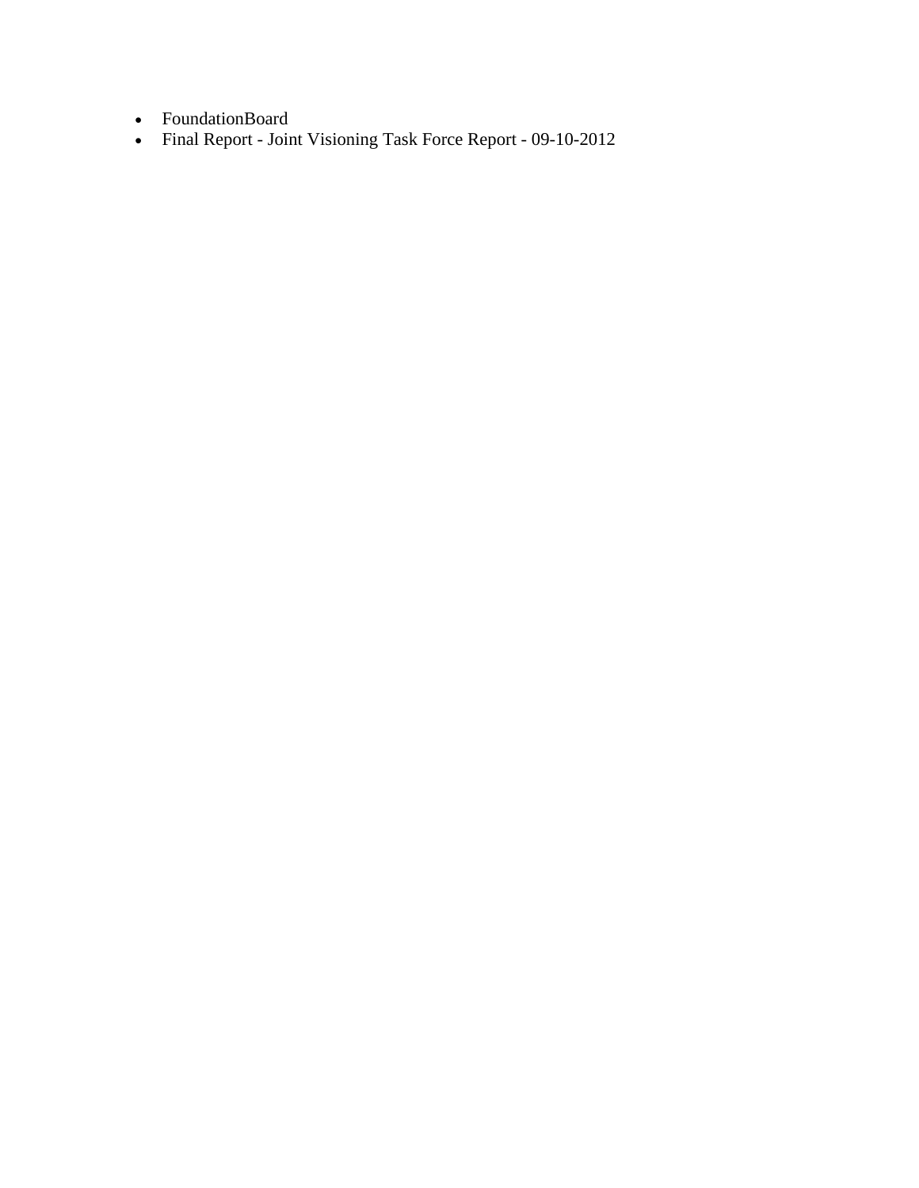- FoundationBoard
- Final Report - Joint Visioning Task Force Report - 09-10-2012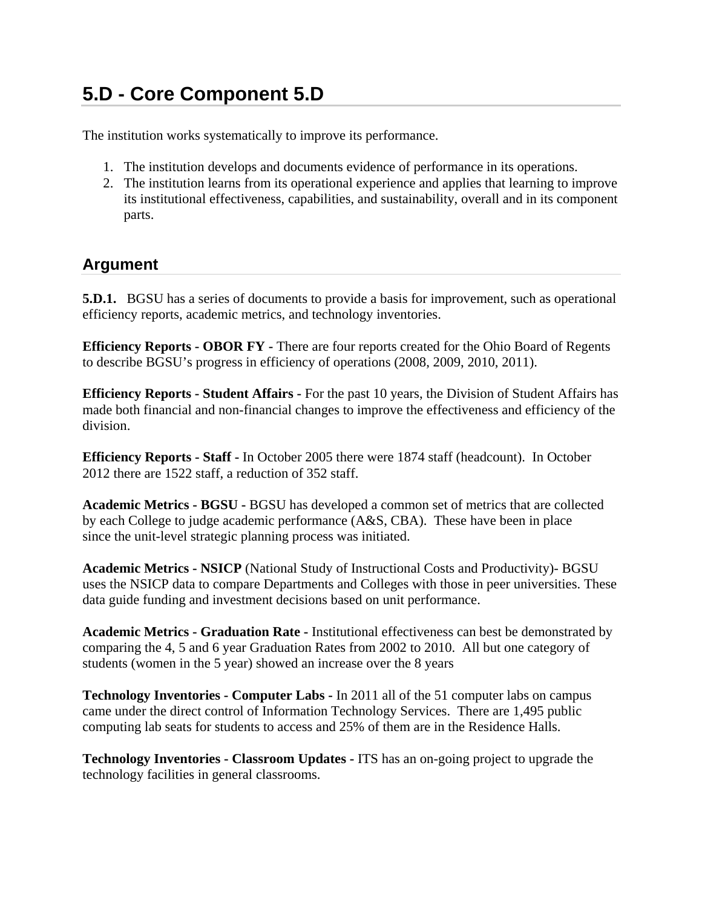# 5.D - Core Component 5.D

The institution works systematically to improve its performance.

1. The institution develops and documents evidence of performance in its operations.
2. The institution learns from its operational experience and applies that learning to improve its institutional effectiveness, capabilities, and sustainability, overall and in its component parts.

## Argument

**5.D.1.** BGSU has a series of documents to provide a basis for improvement, such as operational efficiency reports, academic metrics, and technology inventories.

**Efficiency Reports - OBOR FY -** There are four reports created for the Ohio Board of Regents to describe BGSU's progress in efficiency of operations (2008, 2009, 2010, 2011).

**Efficiency Reports - Student Affairs -** For the past 10 years, the Division of Student Affairs has made both financial and non-financial changes to improve the effectiveness and efficiency of the division.

**Efficiency Reports - Staff -** In October 2005 there were 1874 staff (headcount). In October 2012 there are 1522 staff, a reduction of 352 staff.

**Academic Metrics - BGSU -** BGSU has developed a common set of metrics that are collected by each College to judge academic performance (A&S, CBA). These have been in place since the unit-level strategic planning process was initiated.

**Academic Metrics - NSICP** (National Study of Instructional Costs and Productivity)- BGSU uses the NSICP data to compare Departments and Colleges with those in peer universities. These data guide funding and investment decisions based on unit performance.

**Academic Metrics - Graduation Rate -** Institutional effectiveness can best be demonstrated by comparing the 4, 5 and 6 year Graduation Rates from 2002 to 2010. All but one category of students (women in the 5 year) showed an increase over the 8 years

**Technology Inventories - Computer Labs -** In 2011 all of the 51 computer labs on campus came under the direct control of Information Technology Services. There are 1,495 public computing lab seats for students to access and 25% of them are in the Residence Halls.

**Technology Inventories - Classroom Updates -** ITS has an on-going project to upgrade the technology facilities in general classrooms.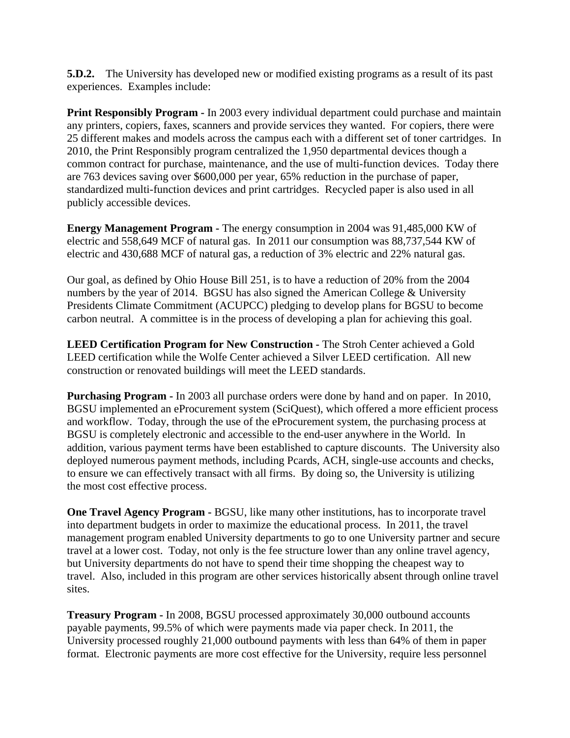**5.D.2.** The University has developed new or modified existing programs as a result of its past experiences. Examples include:

**Print Responsibly Program -** In 2003 every individual department could purchase and maintain any printers, copiers, faxes, scanners and provide services they wanted. For copiers, there were 25 different makes and models across the campus each with a different set of toner cartridges. In 2010, the Print Responsibly program centralized the 1,950 departmental devices though a common contract for purchase, maintenance, and the use of multi-function devices. Today there are 763 devices saving over $600,000 per year, 65% reduction in the purchase of paper, standardized multi-function devices and print cartridges. Recycled paper is also used in all publicly accessible devices.

**Energy Management Program -** The energy consumption in 2004 was 91,485,000 KW of electric and 558,649 MCF of natural gas. In 2011 our consumption was 88,737,544 KW of electric and 430,688 MCF of natural gas, a reduction of 3% electric and 22% natural gas.

Our goal, as defined by Ohio House Bill 251, is to have a reduction of 20% from the 2004 numbers by the year of 2014. BGSU has also signed the American College & University Presidents Climate Commitment (ACUPCC) pledging to develop plans for BGSU to become carbon neutral. A committee is in the process of developing a plan for achieving this goal.

**LEED Certification Program for New Construction -** The Stroh Center achieved a Gold LEED certification while the Wolfe Center achieved a Silver LEED certification. All new construction or renovated buildings will meet the LEED standards.

**Purchasing Program -** In 2003 all purchase orders were done by hand and on paper. In 2010, BGSU implemented an eProcurement system (SciQuest), which offered a more efficient process and workflow. Today, through the use of the eProcurement system, the purchasing process at BGSU is completely electronic and accessible to the end-user anywhere in the World. In addition, various payment terms have been established to capture discounts. The University also deployed numerous payment methods, including Pcards, ACH, single-use accounts and checks, to ensure we can effectively transact with all firms. By doing so, the University is utilizing the most cost effective process.

**One Travel Agency Program -** BGSU, like many other institutions, has to incorporate travel into department budgets in order to maximize the educational process. In 2011, the travel management program enabled University departments to go to one University partner and secure travel at a lower cost. Today, not only is the fee structure lower than any online travel agency, but University departments do not have to spend their time shopping the cheapest way to travel. Also, included in this program are other services historically absent through online travel sites.

**Treasury Program -** In 2008, BGSU processed approximately 30,000 outbound accounts payable payments, 99.5% of which were payments made via paper check. In 2011, the University processed roughly 21,000 outbound payments with less than 64% of them in paper format. Electronic payments are more cost effective for the University, require less personnel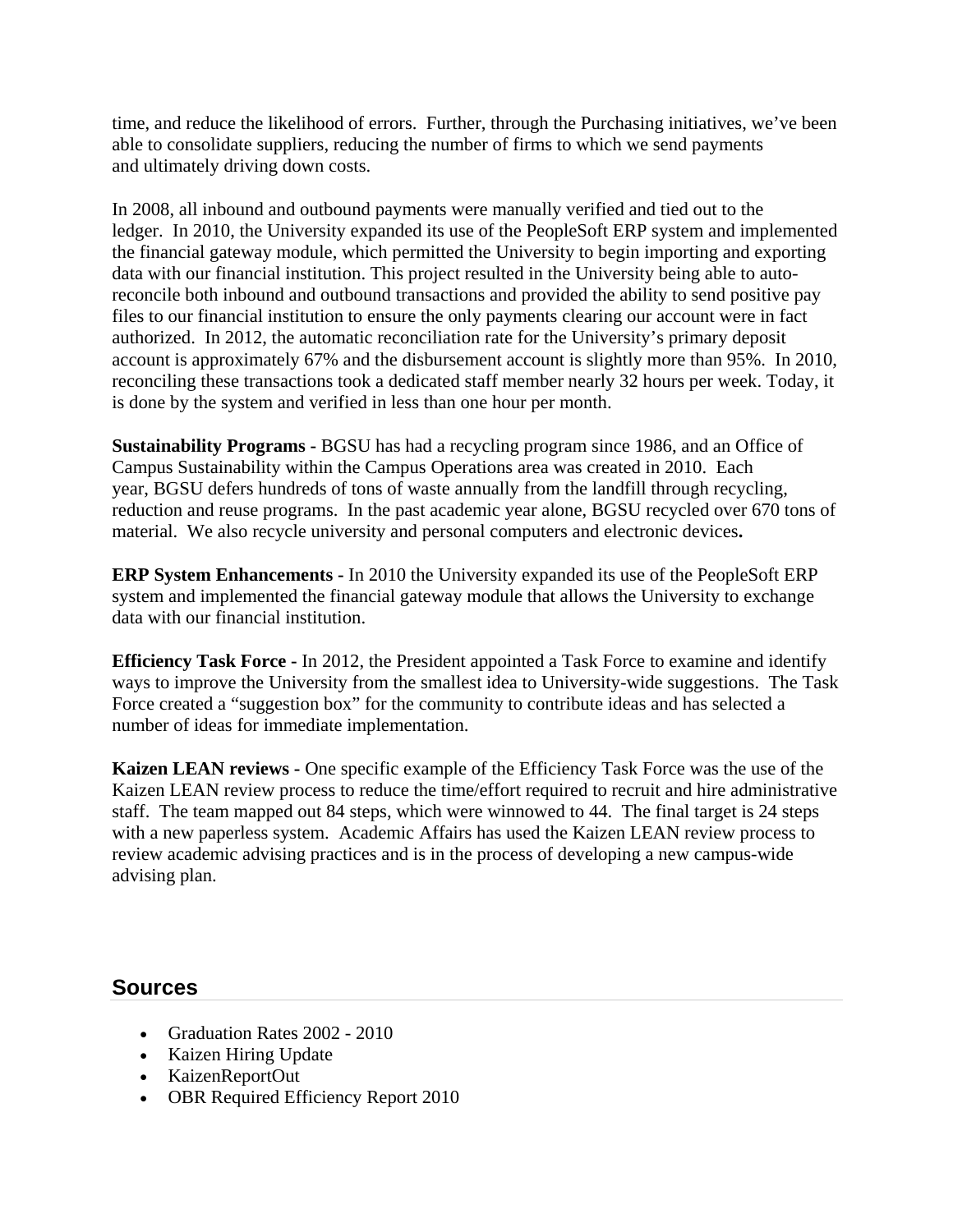time, and reduce the likelihood of errors. Further, through the Purchasing initiatives, we've been able to consolidate suppliers, reducing the number of firms to which we send payments and ultimately driving down costs.

In 2008, all inbound and outbound payments were manually verified and tied out to the ledger. In 2010, the University expanded its use of the PeopleSoft ERP system and implemented the financial gateway module, which permitted the University to begin importing and exporting data with our financial institution. This project resulted in the University being able to auto-reconcile both inbound and outbound transactions and provided the ability to send positive pay files to our financial institution to ensure the only payments clearing our account were in fact authorized. In 2012, the automatic reconciliation rate for the University's primary deposit account is approximately 67% and the disbursement account is slightly more than 95%. In 2010, reconciling these transactions took a dedicated staff member nearly 32 hours per week. Today, it is done by the system and verified in less than one hour per month.

**Sustainability Programs -** BGSU has had a recycling program since 1986, and an Office of Campus Sustainability within the Campus Operations area was created in 2010. Each year, BGSU defers hundreds of tons of waste annually from the landfill through recycling, reduction and reuse programs. In the past academic year alone, BGSU recycled over 670 tons of material. We also recycle university and personal computers and electronic devices**.**

**ERP System Enhancements -** In 2010 the University expanded its use of the PeopleSoft ERP system and implemented the financial gateway module that allows the University to exchange data with our financial institution.

**Efficiency Task Force -** In 2012, the President appointed a Task Force to examine and identify ways to improve the University from the smallest idea to University-wide suggestions. The Task Force created a "suggestion box" for the community to contribute ideas and has selected a number of ideas for immediate implementation.

**Kaizen LEAN reviews -** One specific example of the Efficiency Task Force was the use of the Kaizen LEAN review process to reduce the time/effort required to recruit and hire administrative staff. The team mapped out 84 steps, which were winnowed to 44. The final target is 24 steps with a new paperless system. Academic Affairs has used the Kaizen LEAN review process to review academic advising practices and is in the process of developing a new campus-wide advising plan.

## Sources

- Graduation Rates 2002 - 2010
- Kaizen Hiring Update
- KaizenReportOut
- OBR Required Efficiency Report 2010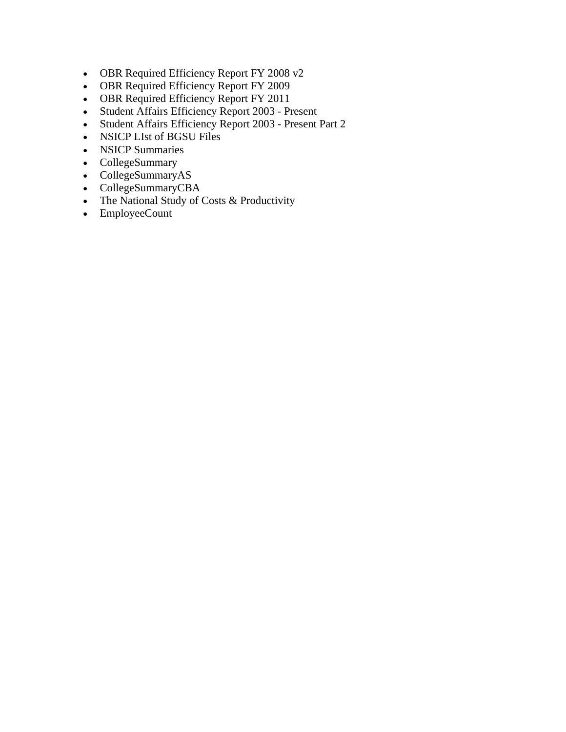- OBR Required Efficiency Report FY 2008 v2
- OBR Required Efficiency Report FY 2009
- OBR Required Efficiency Report FY 2011
- Student Affairs Efficiency Report 2003 - Present
- Student Affairs Efficiency Report 2003 - Present Part 2
- NSICP LIst of BGSU Files
- NSICP Summaries
- CollegeSummary
- CollegeSummaryAS
- CollegeSummaryCBA
- The National Study of Costs & Productivity
- EmployeeCount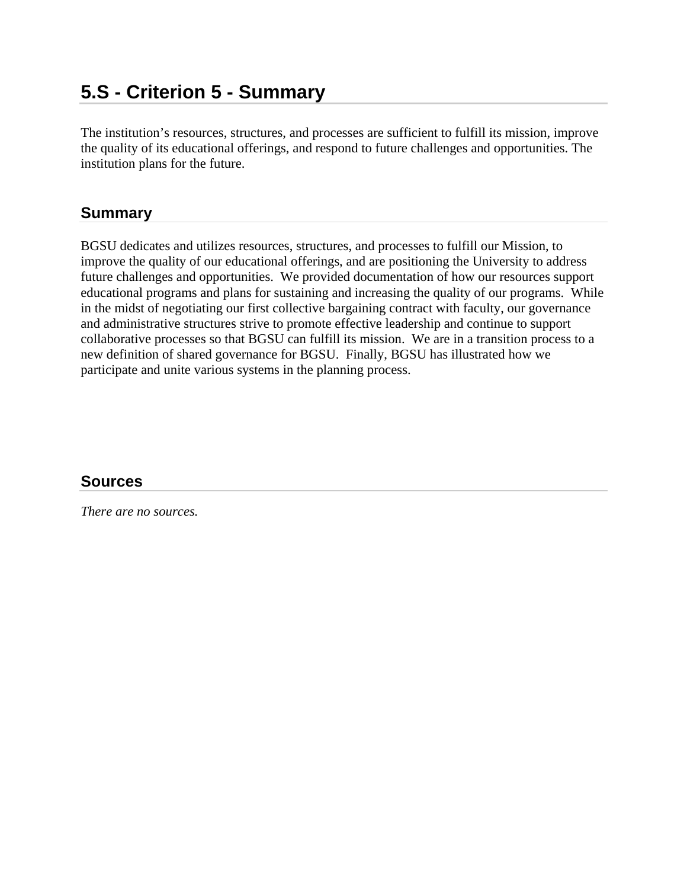# 5.S - Criterion 5 - Summary

The institution's resources, structures, and processes are sufficient to fulfill its mission, improve the quality of its educational offerings, and respond to future challenges and opportunities. The institution plans for the future.

## Summary

BGSU dedicates and utilizes resources, structures, and processes to fulfill our Mission, to improve the quality of our educational offerings, and are positioning the University to address future challenges and opportunities. We provided documentation of how our resources support educational programs and plans for sustaining and increasing the quality of our programs. While in the midst of negotiating our first collective bargaining contract with faculty, our governance and administrative structures strive to promote effective leadership and continue to support collaborative processes so that BGSU can fulfill its mission. We are in a transition process to a new definition of shared governance for BGSU. Finally, BGSU has illustrated how we participate and unite various systems in the planning process.

## Sources

*There are no sources.*